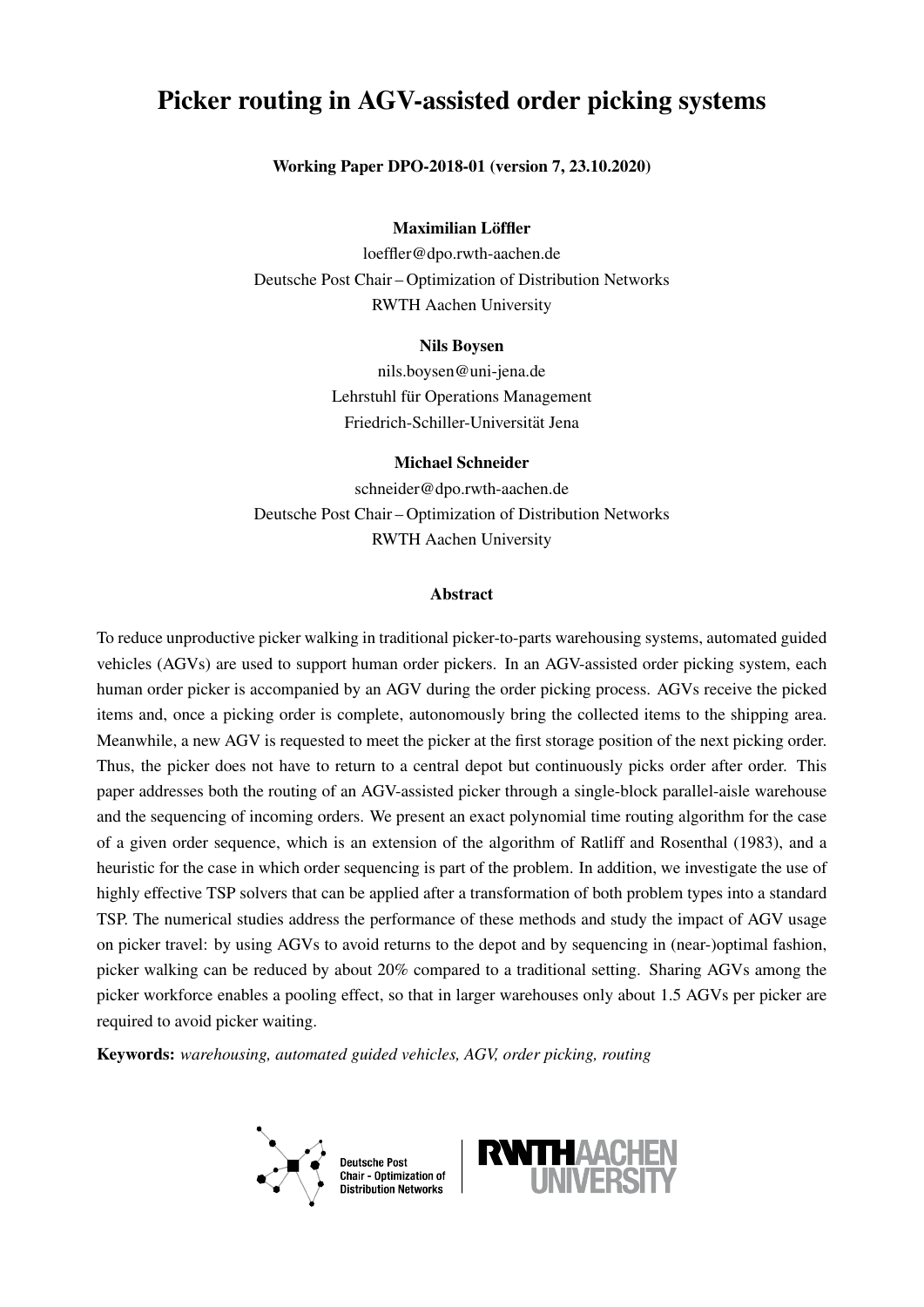# Picker routing in AGV-assisted order picking systems

**Working Paper DPO-2018-01 (version 7, 23.10.2020)**

**Maximilian Löffler**
loeffler@dpo.rwth-aachen.de
Deutsche Post Chair – Optimization of Distribution Networks
RWTH Aachen University

**Nils Boysen**
nils.boysen@uni-jena.de
Lehrstuhl für Operations Management
Friedrich-Schiller-Universität Jena

**Michael Schneider**
schneider@dpo.rwth-aachen.de
Deutsche Post Chair – Optimization of Distribution Networks
RWTH Aachen University

## Abstract

To reduce unproductive picker walking in traditional picker-to-parts warehousing systems, automated guided vehicles (AGVs) are used to support human order pickers. In an AGV-assisted order picking system, each human order picker is accompanied by an AGV during the order picking process. AGVs receive the picked items and, once a picking order is complete, autonomously bring the collected items to the shipping area. Meanwhile, a new AGV is requested to meet the picker at the first storage position of the next picking order. Thus, the picker does not have to return to a central depot but continuously picks order after order. This paper addresses both the routing of an AGV-assisted picker through a single-block parallel-aisle warehouse and the sequencing of incoming orders. We present an exact polynomial time routing algorithm for the case of a given order sequence, which is an extension of the algorithm of Ratliff and Rosenthal (1983), and a heuristic for the case in which order sequencing is part of the problem. In addition, we investigate the use of highly effective TSP solvers that can be applied after a transformation of both problem types into a standard TSP. The numerical studies address the performance of these methods and study the impact of AGV usage on picker travel: by using AGVs to avoid returns to the depot and by sequencing in (near-)optimal fashion, picker walking can be reduced by about 20% compared to a traditional setting. Sharing AGVs among the picker workforce enables a pooling effect, so that in larger warehouses only about 1.5 AGVs per picker are required to avoid picker waiting.

**Keywords:** *warehousing, automated guided vehicles, AGV, order picking, routing*

Deutsche Post Chair - Optimization of Distribution Networks

RWTH AACHEN UNIVERSITY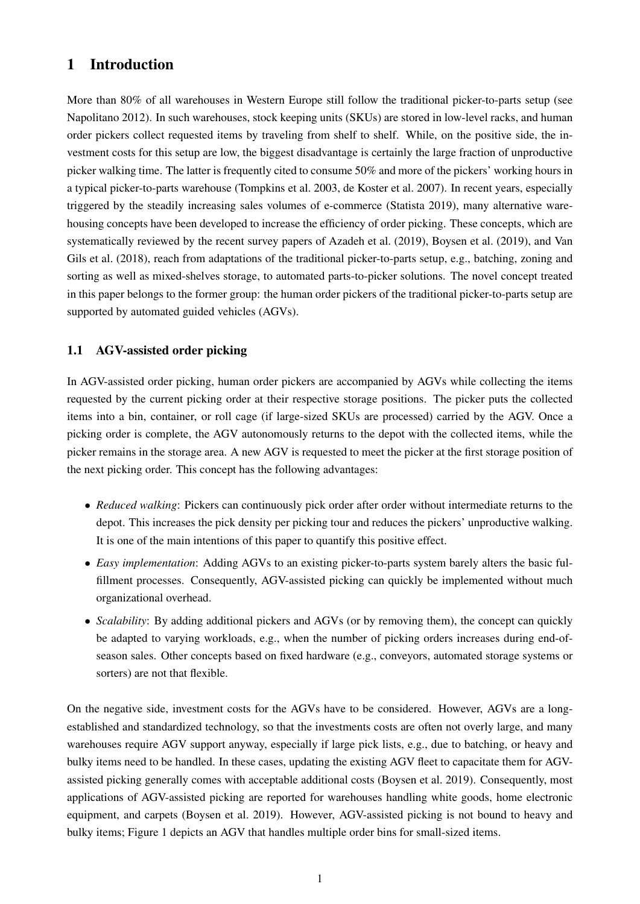# 1 Introduction

More than 80% of all warehouses in Western Europe still follow the traditional picker-to-parts setup (see Napolitano 2012). In such warehouses, stock keeping units (SKUs) are stored in low-level racks, and human order pickers collect requested items by traveling from shelf to shelf. While, on the positive side, the investment costs for this setup are low, the biggest disadvantage is certainly the large fraction of unproductive picker walking time. The latter is frequently cited to consume 50% and more of the pickers' working hours in a typical picker-to-parts warehouse (Tompkins et al. 2003, de Koster et al. 2007). In recent years, especially triggered by the steadily increasing sales volumes of e-commerce (Statista 2019), many alternative warehousing concepts have been developed to increase the efficiency of order picking. These concepts, which are systematically reviewed by the recent survey papers of Azadeh et al. (2019), Boysen et al. (2019), and Van Gils et al. (2018), reach from adaptations of the traditional picker-to-parts setup, e.g., batching, zoning and sorting as well as mixed-shelves storage, to automated parts-to-picker solutions. The novel concept treated in this paper belongs to the former group: the human order pickers of the traditional picker-to-parts setup are supported by automated guided vehicles (AGVs).

## 1.1 AGV-assisted order picking

In AGV-assisted order picking, human order pickers are accompanied by AGVs while collecting the items requested by the current picking order at their respective storage positions. The picker puts the collected items into a bin, container, or roll cage (if large-sized SKUs are processed) carried by the AGV. Once a picking order is complete, the AGV autonomously returns to the depot with the collected items, while the picker remains in the storage area. A new AGV is requested to meet the picker at the first storage position of the next picking order. This concept has the following advantages:

- *Reduced walking*: Pickers can continuously pick order after order without intermediate returns to the depot. This increases the pick density per picking tour and reduces the pickers' unproductive walking. It is one of the main intentions of this paper to quantify this positive effect.
- *Easy implementation*: Adding AGVs to an existing picker-to-parts system barely alters the basic fulfillment processes. Consequently, AGV-assisted picking can quickly be implemented without much organizational overhead.
- *Scalability*: By adding additional pickers and AGVs (or by removing them), the concept can quickly be adapted to varying workloads, e.g., when the number of picking orders increases during end-of-season sales. Other concepts based on fixed hardware (e.g., conveyors, automated storage systems or sorters) are not that flexible.

On the negative side, investment costs for the AGVs have to be considered. However, AGVs are a long-established and standardized technology, so that the investments costs are often not overly large, and many warehouses require AGV support anyway, especially if large pick lists, e.g., due to batching, or heavy and bulky items need to be handled. In these cases, updating the existing AGV fleet to capacitate them for AGV-assisted picking generally comes with acceptable additional costs (Boysen et al. 2019). Consequently, most applications of AGV-assisted picking are reported for warehouses handling white goods, home electronic equipment, and carpets (Boysen et al. 2019). However, AGV-assisted picking is not bound to heavy and bulky items; Figure 1 depicts an AGV that handles multiple order bins for small-sized items.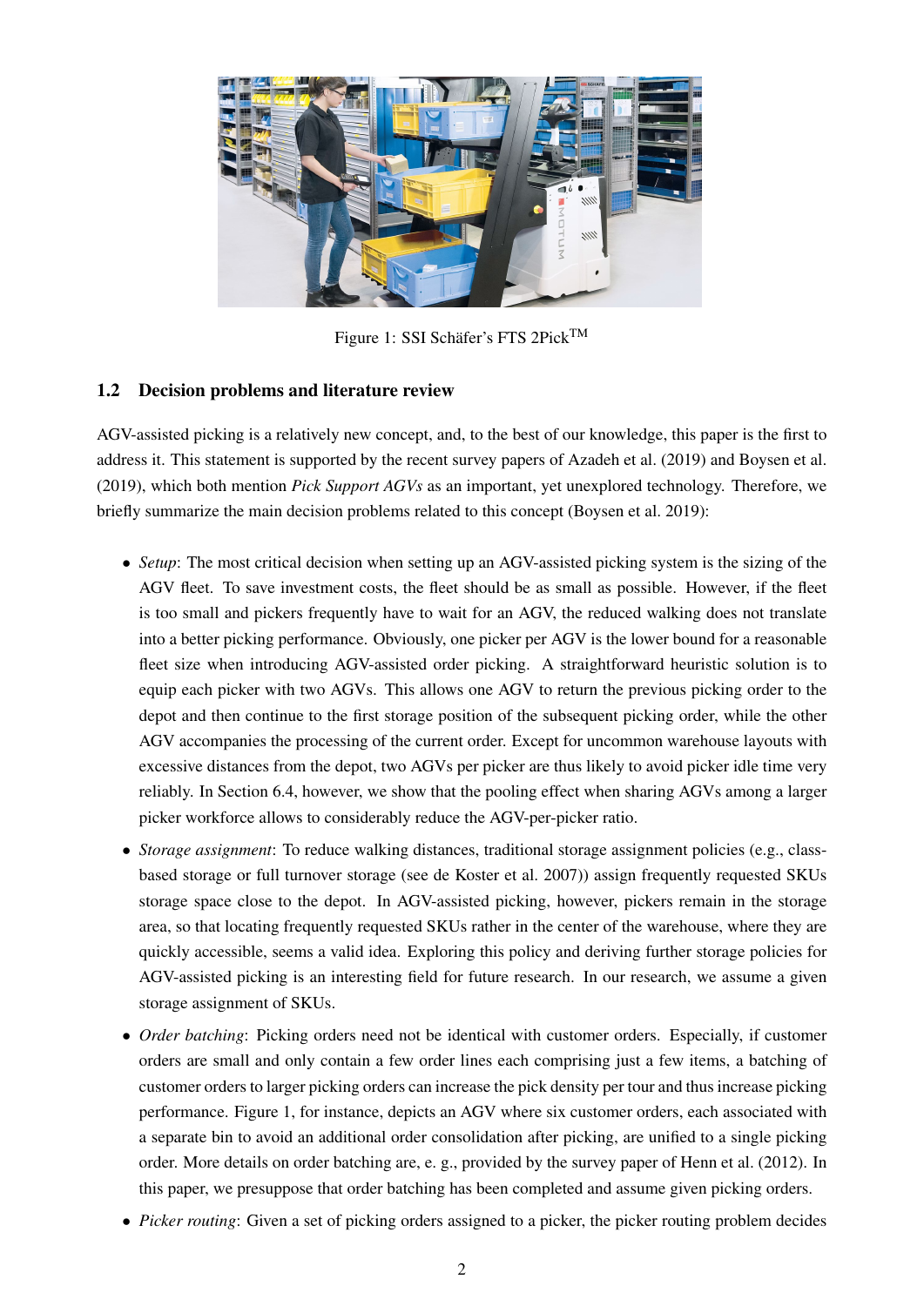Figure 1: SSI Schäfer's FTS 2Pick™

## 1.2 Decision problems and literature review

AGV-assisted picking is a relatively new concept, and, to the best of our knowledge, this paper is the first to address it. This statement is supported by the recent survey papers of Azadeh et al. (2019) and Boysen et al. (2019), which both mention *Pick Support AGVs* as an important, yet unexplored technology. Therefore, we briefly summarize the main decision problems related to this concept (Boysen et al. 2019):

- *Setup*: The most critical decision when setting up an AGV-assisted picking system is the sizing of the AGV fleet. To save investment costs, the fleet should be as small as possible. However, if the fleet is too small and pickers frequently have to wait for an AGV, the reduced walking does not translate into a better picking performance. Obviously, one picker per AGV is the lower bound for a reasonable fleet size when introducing AGV-assisted order picking. A straightforward heuristic solution is to equip each picker with two AGVs. This allows one AGV to return the previous picking order to the depot and then continue to the first storage position of the subsequent picking order, while the other AGV accompanies the processing of the current order. Except for uncommon warehouse layouts with excessive distances from the depot, two AGVs per picker are thus likely to avoid picker idle time very reliably. In Section 6.4, however, we show that the pooling effect when sharing AGVs among a larger picker workforce allows to considerably reduce the AGV-per-picker ratio.
- *Storage assignment*: To reduce walking distances, traditional storage assignment policies (e.g., class-based storage or full turnover storage (see de Koster et al. 2007)) assign frequently requested SKUs storage space close to the depot. In AGV-assisted picking, however, pickers remain in the storage area, so that locating frequently requested SKUs rather in the center of the warehouse, where they are quickly accessible, seems a valid idea. Exploring this policy and deriving further storage policies for AGV-assisted picking is an interesting field for future research. In our research, we assume a given storage assignment of SKUs.
- *Order batching*: Picking orders need not be identical with customer orders. Especially, if customer orders are small and only contain a few order lines each comprising just a few items, a batching of customer orders to larger picking orders can increase the pick density per tour and thus increase picking performance. Figure 1, for instance, depicts an AGV where six customer orders, each associated with a separate bin to avoid an additional order consolidation after picking, are unified to a single picking order. More details on order batching are, e. g., provided by the survey paper of Henn et al. (2012). In this paper, we presuppose that order batching has been completed and assume given picking orders.
- *Picker routing*: Given a set of picking orders assigned to a picker, the picker routing problem decides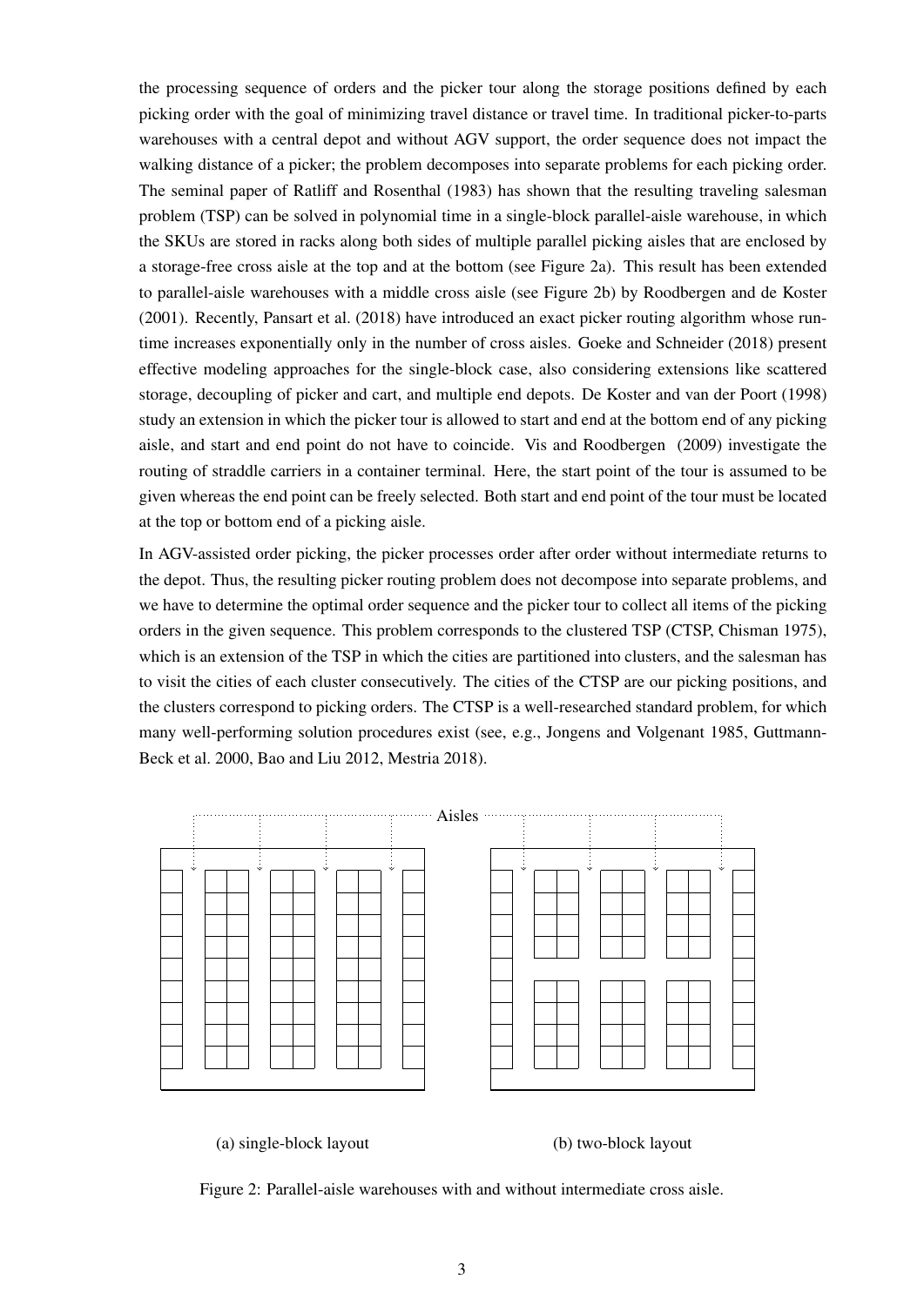the processing sequence of orders and the picker tour along the storage positions defined by each picking order with the goal of minimizing travel distance or travel time. In traditional picker-to-parts warehouses with a central depot and without AGV support, the order sequence does not impact the walking distance of a picker; the problem decomposes into separate problems for each picking order. The seminal paper of Ratliff and Rosenthal (1983) has shown that the resulting traveling salesman problem (TSP) can be solved in polynomial time in a single-block parallel-aisle warehouse, in which the SKUs are stored in racks along both sides of multiple parallel picking aisles that are enclosed by a storage-free cross aisle at the top and at the bottom (see Figure 2a). This result has been extended to parallel-aisle warehouses with a middle cross aisle (see Figure 2b) by Roodbergen and de Koster (2001). Recently, Pansart et al. (2018) have introduced an exact picker routing algorithm whose runtime increases exponentially only in the number of cross aisles. Goeke and Schneider (2018) present effective modeling approaches for the single-block case, also considering extensions like scattered storage, decoupling of picker and cart, and multiple end depots. De Koster and van der Poort (1998) study an extension in which the picker tour is allowed to start and end at the bottom end of any picking aisle, and start and end point do not have to coincide. Vis and Roodbergen (2009) investigate the routing of straddle carriers in a container terminal. Here, the start point of the tour is assumed to be given whereas the end point can be freely selected. Both start and end point of the tour must be located at the top or bottom end of a picking aisle.

In AGV-assisted order picking, the picker processes order after order without intermediate returns to the depot. Thus, the resulting picker routing problem does not decompose into separate problems, and we have to determine the optimal order sequence and the picker tour to collect all items of the picking orders in the given sequence. This problem corresponds to the clustered TSP (CTSP, Chisman 1975), which is an extension of the TSP in which the cities are partitioned into clusters, and the salesman has to visit the cities of each cluster consecutively. The cities of the CTSP are our picking positions, and the clusters correspond to picking orders. The CTSP is a well-researched standard problem, for which many well-performing solution procedures exist (see, e.g., Jongens and Volgenant 1985, Guttmann-Beck et al. 2000, Bao and Liu 2012, Mestria 2018).

Aisles

(a) single-block layout

(b) two-block layout

Figure 2: Parallel-aisle warehouses with and without intermediate cross aisle.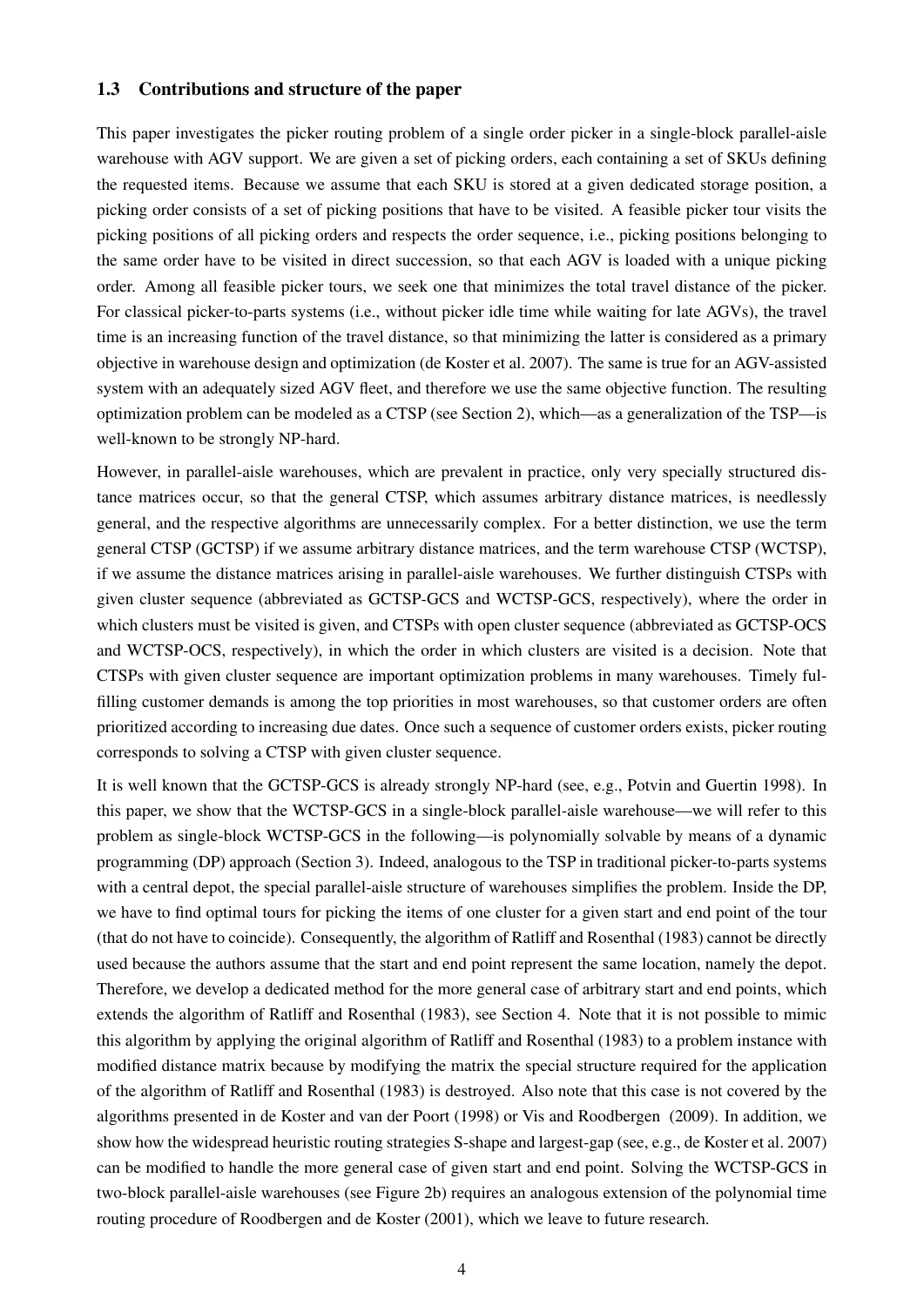### 1.3 Contributions and structure of the paper

This paper investigates the picker routing problem of a single order picker in a single-block parallel-aisle warehouse with AGV support. We are given a set of picking orders, each containing a set of SKUs defining the requested items. Because we assume that each SKU is stored at a given dedicated storage position, a picking order consists of a set of picking positions that have to be visited. A feasible picker tour visits the picking positions of all picking orders and respects the order sequence, i.e., picking positions belonging to the same order have to be visited in direct succession, so that each AGV is loaded with a unique picking order. Among all feasible picker tours, we seek one that minimizes the total travel distance of the picker. For classical picker-to-parts systems (i.e., without picker idle time while waiting for late AGVs), the travel time is an increasing function of the travel distance, so that minimizing the latter is considered as a primary objective in warehouse design and optimization (de Koster et al. 2007). The same is true for an AGV-assisted system with an adequately sized AGV fleet, and therefore we use the same objective function. The resulting optimization problem can be modeled as a CTSP (see Section 2), which—as a generalization of the TSP—is well-known to be strongly NP-hard.

However, in parallel-aisle warehouses, which are prevalent in practice, only very specially structured distance matrices occur, so that the general CTSP, which assumes arbitrary distance matrices, is needlessly general, and the respective algorithms are unnecessarily complex. For a better distinction, we use the term general CTSP (GCTSP) if we assume arbitrary distance matrices, and the term warehouse CTSP (WCTSP), if we assume the distance matrices arising in parallel-aisle warehouses. We further distinguish CTSPs with given cluster sequence (abbreviated as GCTSP-GCS and WCTSP-GCS, respectively), where the order in which clusters must be visited is given, and CTSPs with open cluster sequence (abbreviated as GCTSP-OCS and WCTSP-OCS, respectively), in which the order in which clusters are visited is a decision. Note that CTSPs with given cluster sequence are important optimization problems in many warehouses. Timely fulfilling customer demands is among the top priorities in most warehouses, so that customer orders are often prioritized according to increasing due dates. Once such a sequence of customer orders exists, picker routing corresponds to solving a CTSP with given cluster sequence.

It is well known that the GCTSP-GCS is already strongly NP-hard (see, e.g., Potvin and Guertin 1998). In this paper, we show that the WCTSP-GCS in a single-block parallel-aisle warehouse—we will refer to this problem as single-block WCTSP-GCS in the following—is polynomially solvable by means of a dynamic programming (DP) approach (Section 3). Indeed, analogous to the TSP in traditional picker-to-parts systems with a central depot, the special parallel-aisle structure of warehouses simplifies the problem. Inside the DP, we have to find optimal tours for picking the items of one cluster for a given start and end point of the tour (that do not have to coincide). Consequently, the algorithm of Ratliff and Rosenthal (1983) cannot be directly used because the authors assume that the start and end point represent the same location, namely the depot. Therefore, we develop a dedicated method for the more general case of arbitrary start and end points, which extends the algorithm of Ratliff and Rosenthal (1983), see Section 4. Note that it is not possible to mimic this algorithm by applying the original algorithm of Ratliff and Rosenthal (1983) to a problem instance with modified distance matrix because by modifying the matrix the special structure required for the application of the algorithm of Ratliff and Rosenthal (1983) is destroyed. Also note that this case is not covered by the algorithms presented in de Koster and van der Poort (1998) or Vis and Roodbergen (2009). In addition, we show how the widespread heuristic routing strategies S-shape and largest-gap (see, e.g., de Koster et al. 2007) can be modified to handle the more general case of given start and end point. Solving the WCTSP-GCS in two-block parallel-aisle warehouses (see Figure 2b) requires an analogous extension of the polynomial time routing procedure of Roodbergen and de Koster (2001), which we leave to future research.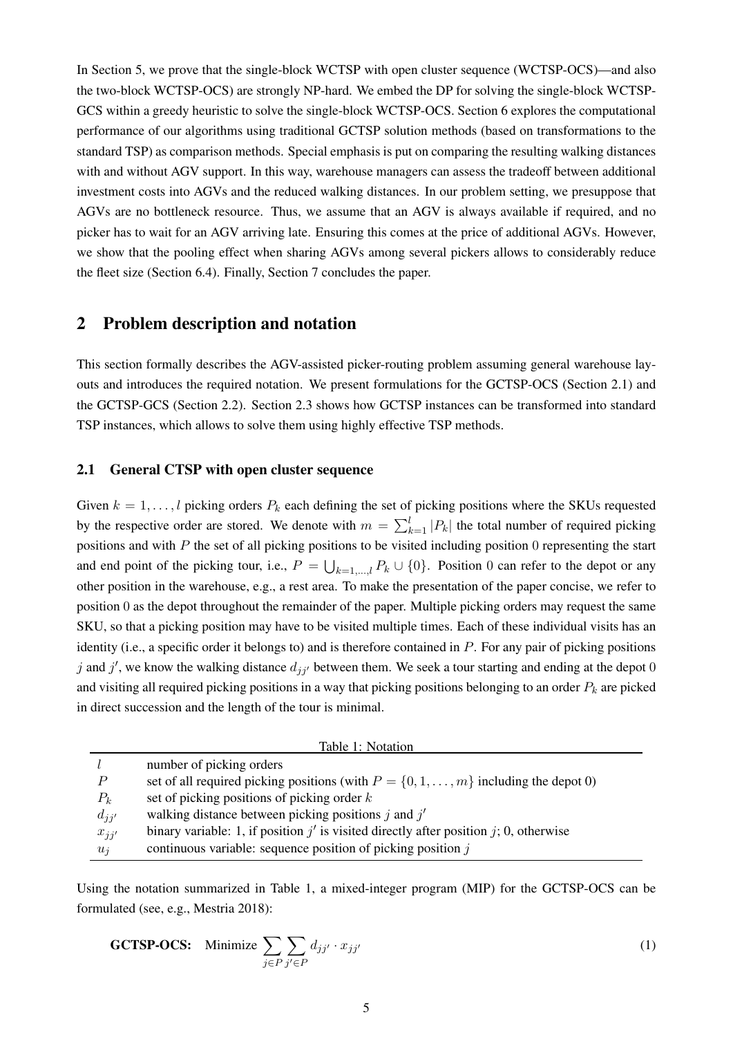In Section 5, we prove that the single-block WCTSP with open cluster sequence (WCTSP-OCS)—and also the two-block WCTSP-OCS) are strongly NP-hard. We embed the DP for solving the single-block WCTSP-GCS within a greedy heuristic to solve the single-block WCTSP-OCS. Section 6 explores the computational performance of our algorithms using traditional GCTSP solution methods (based on transformations to the standard TSP) as comparison methods. Special emphasis is put on comparing the resulting walking distances with and without AGV support. In this way, warehouse managers can assess the tradeoff between additional investment costs into AGVs and the reduced walking distances. In our problem setting, we presuppose that AGVs are no bottleneck resource. Thus, we assume that an AGV is always available if required, and no picker has to wait for an AGV arriving late. Ensuring this comes at the price of additional AGVs. However, we show that the pooling effect when sharing AGVs among several pickers allows to considerably reduce the fleet size (Section 6.4). Finally, Section 7 concludes the paper.

## 2 Problem description and notation

This section formally describes the AGV-assisted picker-routing problem assuming general warehouse layouts and introduces the required notation. We present formulations for the GCTSP-OCS (Section 2.1) and the GCTSP-GCS (Section 2.2). Section 2.3 shows how GCTSP instances can be transformed into standard TSP instances, which allows to solve them using highly effective TSP methods.

### 2.1 General CTSP with open cluster sequence

Given $k = 1, \dots, l$ picking orders $P_k$ each defining the set of picking positions where the SKUs requested by the respective order are stored. We denote with $m = \sum_{k=1}^{l} |P_k|$ the total number of required picking positions and with $P$ the set of all picking positions to be visited including position 0 representing the start and end point of the picking tour, i.e., $P = \bigcup_{k=1,\dots,l} P_k \cup \{0\}$. Position 0 can refer to the depot or any other position in the warehouse, e.g., a rest area. To make the presentation of the paper concise, we refer to position 0 as the depot throughout the remainder of the paper. Multiple picking orders may request the same SKU, so that a picking position may have to be visited multiple times. Each of these individual visits has an identity (i.e., a specific order it belongs to) and is therefore contained in $P$. For any pair of picking positions $j$ and $j'$, we know the walking distance $d_{jj'}$ between them. We seek a tour starting and ending at the depot 0 and visiting all required picking positions in a way that picking positions belonging to an order $P_k$ are picked in direct succession and the length of the tour is minimal.

Table 1: Notation

| | |
|---|---|
| $l$ | number of picking orders |
| $P$ | set of all required picking positions (with $P = \{0, 1, \dots, m\}$ including the depot 0) |
| $P_k$ | set of picking positions of picking order $k$ |
| $d_{jj'}$ | walking distance between picking positions $j$ and $j'$ |
| $x_{jj'}$ | binary variable: 1, if position $j'$ is visited directly after position $j$; 0, otherwise |
| $u_j$ | continuous variable: sequence position of picking position $j$ |

Using the notation summarized in Table 1, a mixed-integer program (MIP) for the GCTSP-OCS can be formulated (see, e.g., Mestria 2018):

$$\textbf{GCTSP-OCS:} \quad \text{Minimize} \sum_{j \in P} \sum_{j' \in P} d_{jj'} \cdot x_{jj'} \tag{1}$$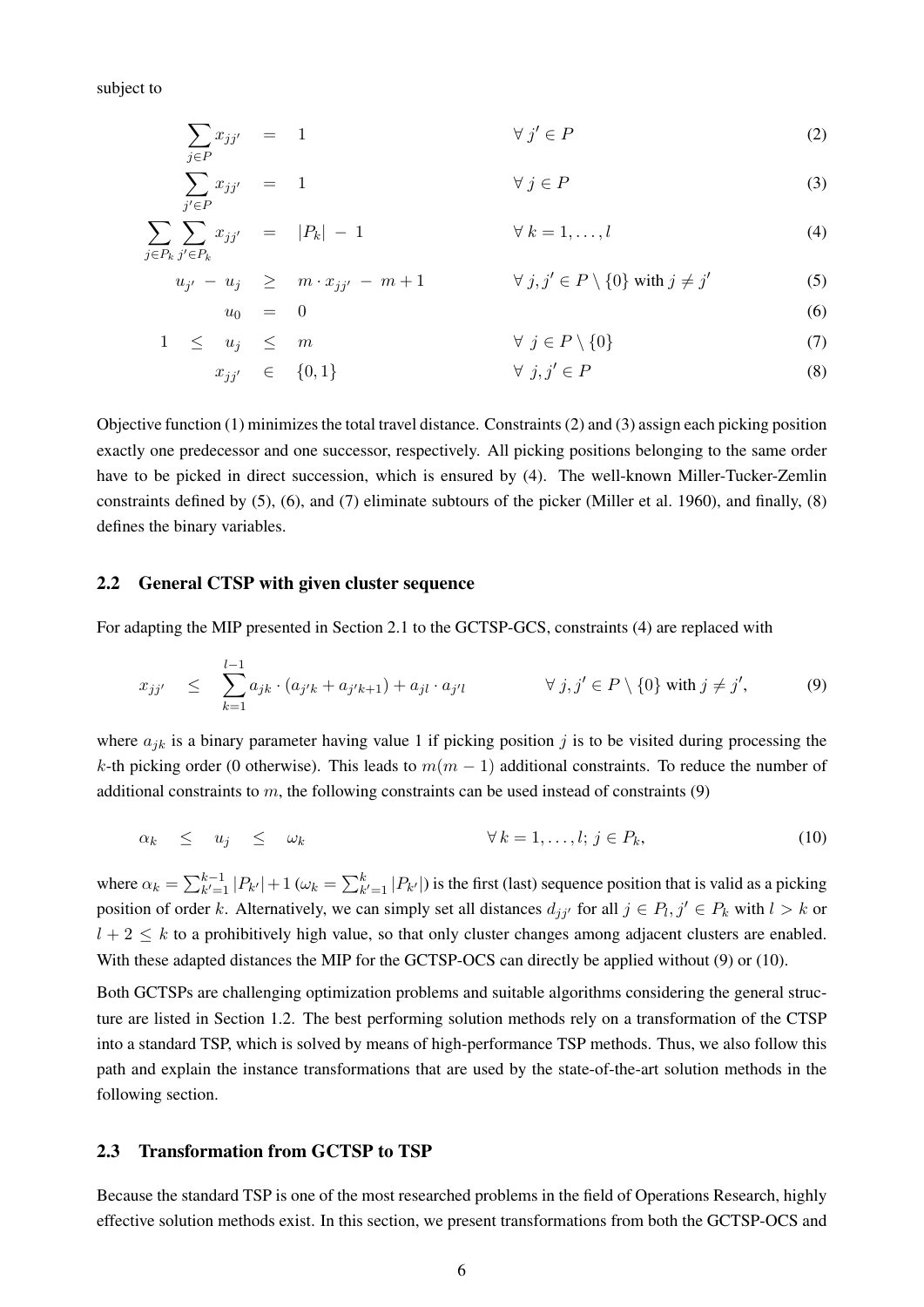subject to

$$\sum_{j \in P} x_{jj'} = 1 \qquad \forall\, j' \in P \tag{2}$$

$$\sum_{j' \in P} x_{jj'} = 1 \qquad \forall\, j \in P \tag{3}$$

$$\sum_{j \in P_k} \sum_{j' \in P_k} x_{jj'} = |P_k| - 1 \qquad \forall\, k = 1, \ldots, l \tag{4}$$

$$u_{j'} - u_j \geq m \cdot x_{jj'} - m + 1 \qquad \forall\, j, j' \in P \setminus \{0\} \text{ with } j \neq j' \tag{5}$$

$$u_0 = 0 \tag{6}$$

$$1 \leq u_j \leq m \qquad \forall\, j \in P \setminus \{0\} \tag{7}$$

$$x_{jj'} \in \{0, 1\} \qquad \forall\, j, j' \in P \tag{8}$$

Objective function (1) minimizes the total travel distance. Constraints (2) and (3) assign each picking position exactly one predecessor and one successor, respectively. All picking positions belonging to the same order have to be picked in direct succession, which is ensured by (4). The well-known Miller-Tucker-Zemlin constraints defined by (5), (6), and (7) eliminate subtours of the picker (Miller et al. 1960), and finally, (8) defines the binary variables.

## 2.2 General CTSP with given cluster sequence

For adapting the MIP presented in Section 2.1 to the GCTSP-GCS, constraints (4) are replaced with

$$x_{jj'} \leq \sum_{k=1}^{l-1} a_{jk} \cdot (a_{j'k} + a_{j'k+1}) + a_{jl} \cdot a_{j'l} \qquad \forall\, j, j' \in P \setminus \{0\} \text{ with } j \neq j', \tag{9}$$

where $a_{jk}$ is a binary parameter having value 1 if picking position $j$ is to be visited during processing the $k$-th picking order (0 otherwise). This leads to $m(m-1)$ additional constraints. To reduce the number of additional constraints to $m$, the following constraints can be used instead of constraints (9)

$$\alpha_k \leq u_j \leq \omega_k \qquad \forall\, k = 1, \ldots, l;\, j \in P_k, \tag{10}$$

where $\alpha_k = \sum_{k'=1}^{k-1} |P_{k'}| + 1$ ($\omega_k = \sum_{k'=1}^{k} |P_{k'}|$) is the first (last) sequence position that is valid as a picking position of order $k$. Alternatively, we can simply set all distances $d_{jj'}$ for all $j \in P_l, j' \in P_k$ with $l > k$ or $l + 2 \leq k$ to a prohibitively high value, so that only cluster changes among adjacent clusters are enabled. With these adapted distances the MIP for the GCTSP-OCS can directly be applied without (9) or (10).

Both GCTSPs are challenging optimization problems and suitable algorithms considering the general structure are listed in Section 1.2. The best performing solution methods rely on a transformation of the CTSP into a standard TSP, which is solved by means of high-performance TSP methods. Thus, we also follow this path and explain the instance transformations that are used by the state-of-the-art solution methods in the following section.

## 2.3 Transformation from GCTSP to TSP

Because the standard TSP is one of the most researched problems in the field of Operations Research, highly effective solution methods exist. In this section, we present transformations from both the GCTSP-OCS and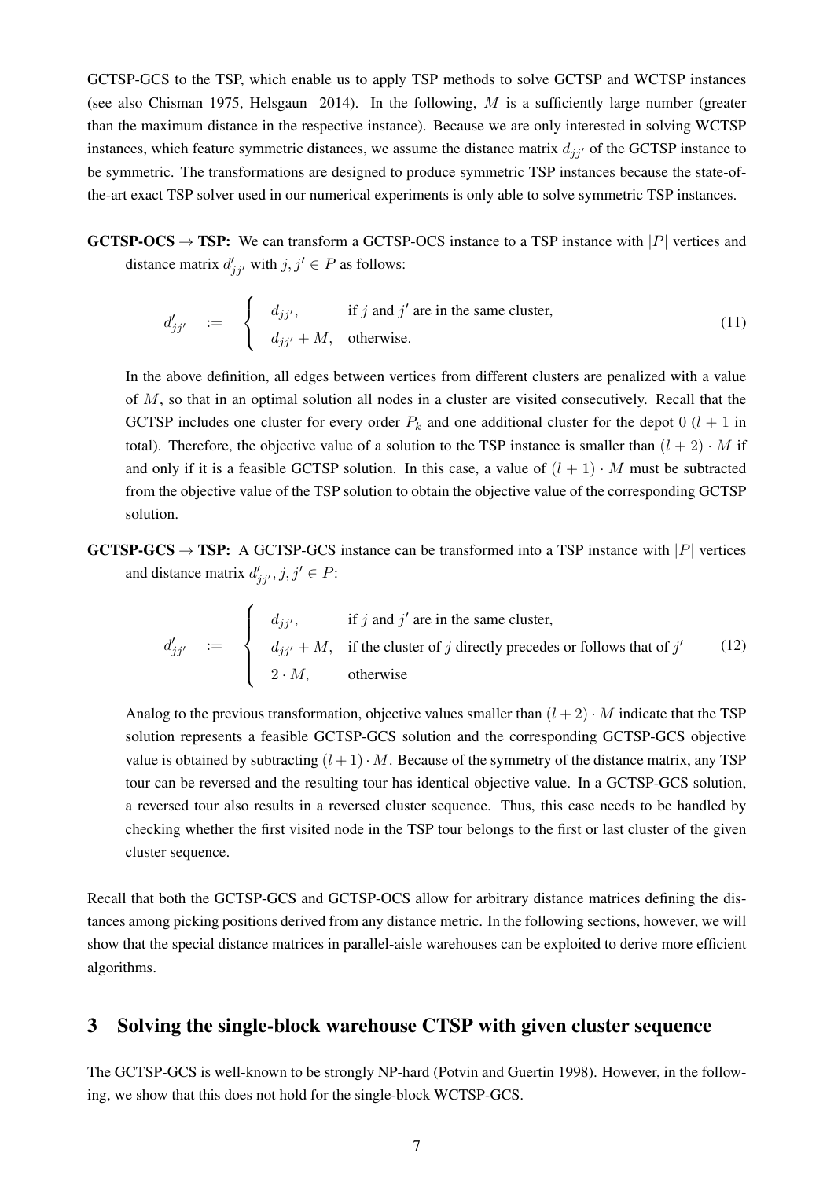GCTSP-GCS to the TSP, which enable us to apply TSP methods to solve GCTSP and WCTSP instances (see also Chisman 1975, Helsgaun 2014). In the following, $M$ is a sufficiently large number (greater than the maximum distance in the respective instance). Because we are only interested in solving WCTSP instances, which feature symmetric distances, we assume the distance matrix $d_{jj'}$ of the GCTSP instance to be symmetric. The transformations are designed to produce symmetric TSP instances because the state-of-the-art exact TSP solver used in our numerical experiments is only able to solve symmetric TSP instances.

**GCTSP-OCS → TSP:** We can transform a GCTSP-OCS instance to a TSP instance with $|P|$ vertices and distance matrix $d'_{jj'}$ with $j, j' \in P$ as follows:

$$d'_{jj'} \quad := \quad \begin{cases} d_{jj'}, & \text{if } j \text{ and } j' \text{ are in the same cluster,} \\ d_{jj'} + M, & \text{otherwise.} \end{cases} \tag{11}$$

In the above definition, all edges between vertices from different clusters are penalized with a value of $M$, so that in an optimal solution all nodes in a cluster are visited consecutively. Recall that the GCTSP includes one cluster for every order $P_k$ and one additional cluster for the depot 0 ($l+1$ in total). Therefore, the objective value of a solution to the TSP instance is smaller than $(l+2) \cdot M$ if and only if it is a feasible GCTSP solution. In this case, a value of $(l+1) \cdot M$ must be subtracted from the objective value of the TSP solution to obtain the objective value of the corresponding GCTSP solution.

**GCTSP-GCS → TSP:** A GCTSP-GCS instance can be transformed into a TSP instance with $|P|$ vertices and distance matrix $d'_{jj'}, j, j' \in P$:

$$d'_{jj'} \quad := \quad \begin{cases} d_{jj'}, & \text{if } j \text{ and } j' \text{ are in the same cluster,} \\ d_{jj'} + M, & \text{if the cluster of } j \text{ directly precedes or follows that of } j' \\ 2 \cdot M, & \text{otherwise} \end{cases} \tag{12}$$

Analog to the previous transformation, objective values smaller than $(l+2) \cdot M$ indicate that the TSP solution represents a feasible GCTSP-GCS solution and the corresponding GCTSP-GCS objective value is obtained by subtracting $(l+1) \cdot M$. Because of the symmetry of the distance matrix, any TSP tour can be reversed and the resulting tour has identical objective value. In a GCTSP-GCS solution, a reversed tour also results in a reversed cluster sequence. Thus, this case needs to be handled by checking whether the first visited node in the TSP tour belongs to the first or last cluster of the given cluster sequence.

Recall that both the GCTSP-GCS and GCTSP-OCS allow for arbitrary distance matrices defining the distances among picking positions derived from any distance metric. In the following sections, however, we will show that the special distance matrices in parallel-aisle warehouses can be exploited to derive more efficient algorithms.

## 3 Solving the single-block warehouse CTSP with given cluster sequence

The GCTSP-GCS is well-known to be strongly NP-hard (Potvin and Guertin 1998). However, in the following, we show that this does not hold for the single-block WCTSP-GCS.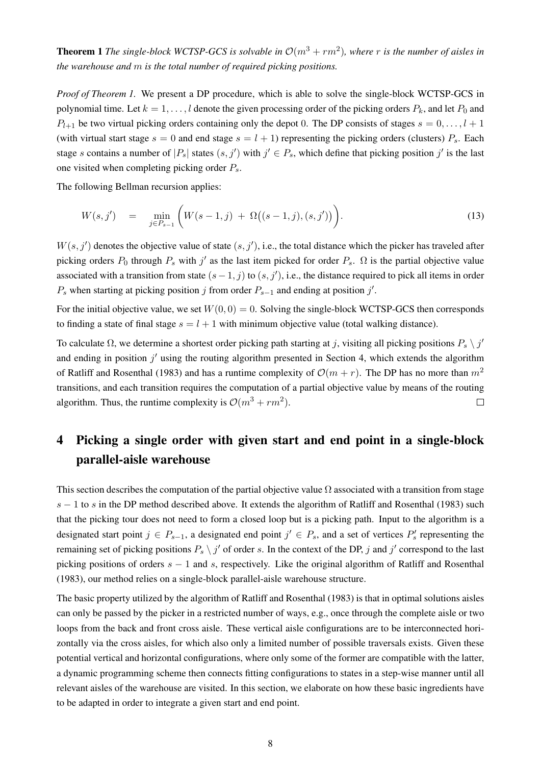**Theorem 1** *The single-block WCTSP-GCS is solvable in $\mathcal{O}(m^3 + rm^2)$, where $r$ is the number of aisles in the warehouse and $m$ is the total number of required picking positions.*

*Proof of Theorem 1.* We present a DP procedure, which is able to solve the single-block WCTSP-GCS in polynomial time. Let $k = 1, \ldots, l$ denote the given processing order of the picking orders $P_k$, and let $P_0$ and $P_{l+1}$ be two virtual picking orders containing only the depot 0. The DP consists of stages $s = 0, \ldots, l+1$ (with virtual start stage $s = 0$ and end stage $s = l+1$) representing the picking orders (clusters) $P_s$. Each stage $s$ contains a number of $|P_s|$ states $(s, j')$ with $j' \in P_s$, which define that picking position $j'$ is the last one visited when completing picking order $P_s$.

The following Bellman recursion applies:

$$W(s, j') \quad = \quad \min_{j \in P_{s-1}} \Big( W(s-1, j) \; + \; \Omega\big((s-1, j), (s, j')\big) \Big). \tag{13}$$

$W(s, j')$ denotes the objective value of state $(s, j')$, i.e., the total distance which the picker has traveled after picking orders $P_0$ through $P_s$ with $j'$ as the last item picked for order $P_s$. $\Omega$ is the partial objective value associated with a transition from state $(s-1, j)$ to $(s, j')$, i.e., the distance required to pick all items in order $P_s$ when starting at picking position $j$ from order $P_{s-1}$ and ending at position $j'$.

For the initial objective value, we set $W(0, 0) = 0$. Solving the single-block WCTSP-GCS then corresponds to finding a state of final stage $s = l+1$ with minimum objective value (total walking distance).

To calculate $\Omega$, we determine a shortest order picking path starting at $j$, visiting all picking positions $P_s \setminus j'$ and ending in position $j'$ using the routing algorithm presented in Section 4, which extends the algorithm of Ratliff and Rosenthal (1983) and has a runtime complexity of $\mathcal{O}(m + r)$. The DP has no more than $m^2$ transitions, and each transition requires the computation of a partial objective value by means of the routing algorithm. Thus, the runtime complexity is $\mathcal{O}(m^3 + rm^2)$. $\square$

# 4 Picking a single order with given start and end point in a single-block parallel-aisle warehouse

This section describes the computation of the partial objective value $\Omega$ associated with a transition from stage $s-1$ to $s$ in the DP method described above. It extends the algorithm of Ratliff and Rosenthal (1983) such that the picking tour does not need to form a closed loop but is a picking path. Input to the algorithm is a designated start point $j \in P_{s-1}$, a designated end point $j' \in P_s$, and a set of vertices $P'_s$ representing the remaining set of picking positions $P_s \setminus j'$ of order $s$. In the context of the DP, $j$ and $j'$ correspond to the last picking positions of orders $s-1$ and $s$, respectively. Like the original algorithm of Ratliff and Rosenthal (1983), our method relies on a single-block parallel-aisle warehouse structure.

The basic property utilized by the algorithm of Ratliff and Rosenthal (1983) is that in optimal solutions aisles can only be passed by the picker in a restricted number of ways, e.g., once through the complete aisle or two loops from the back and front cross aisle. These vertical aisle configurations are to be interconnected horizontally via the cross aisles, for which also only a limited number of possible traversals exists. Given these potential vertical and horizontal configurations, where only some of the former are compatible with the latter, a dynamic programming scheme then connects fitting configurations to states in a step-wise manner until all relevant aisles of the warehouse are visited. In this section, we elaborate on how these basic ingredients have to be adapted in order to integrate a given start and end point.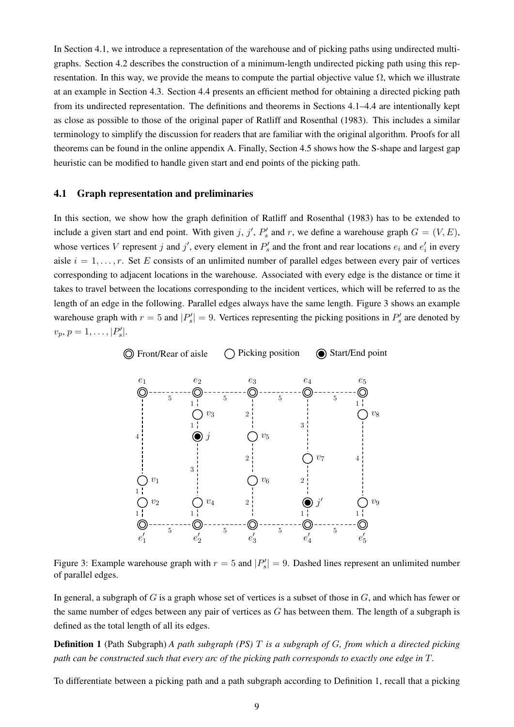In Section 4.1, we introduce a representation of the warehouse and of picking paths using undirected multi-graphs. Section 4.2 describes the construction of a minimum-length undirected picking path using this representation. In this way, we provide the means to compute the partial objective value $\Omega$, which we illustrate at an example in Section 4.3. Section 4.4 presents an efficient method for obtaining a directed picking path from its undirected representation. The definitions and theorems in Sections 4.1–4.4 are intentionally kept as close as possible to those of the original paper of Ratliff and Rosenthal (1983). This includes a similar terminology to simplify the discussion for readers that are familiar with the original algorithm. Proofs for all theorems can be found in the online appendix A. Finally, Section 4.5 shows how the S-shape and largest gap heuristic can be modified to handle given start and end points of the picking path.

## 4.1 Graph representation and preliminaries

In this section, we show how the graph definition of Ratliff and Rosenthal (1983) has to be extended to include a given start and end point. With given $j$, $j'$, $P'_s$ and $r$, we define a warehouse graph $G = (V, E)$, whose vertices $V$ represent $j$ and $j'$, every element in $P'_s$ and the front and rear locations $e_i$ and $e'_i$ in every aisle $i = 1, \ldots, r$. Set $E$ consists of an unlimited number of parallel edges between every pair of vertices corresponding to adjacent locations in the warehouse. Associated with every edge is the distance or time it takes to travel between the locations corresponding to the incident vertices, which will be referred to as the length of an edge in the following. Parallel edges always have the same length. Figure 3 shows an example warehouse graph with $r = 5$ and $|P'_s| = 9$. Vertices representing the picking positions in $P'_s$ are denoted by $v_p$, $p = 1, \ldots, |P'_s|$.

Figure 3: Example warehouse graph with $r = 5$ and $|P'_s| = 9$. Dashed lines represent an unlimited number of parallel edges.

In general, a subgraph of $G$ is a graph whose set of vertices is a subset of those in $G$, and which has fewer or the same number of edges between any pair of vertices as $G$ has between them. The length of a subgraph is defined as the total length of all its edges.

**Definition 1** (Path Subgraph) *A path subgraph (PS) $T$ is a subgraph of $G$, from which a directed picking path can be constructed such that every arc of the picking path corresponds to exactly one edge in $T$.*

To differentiate between a picking path and a path subgraph according to Definition 1, recall that a picking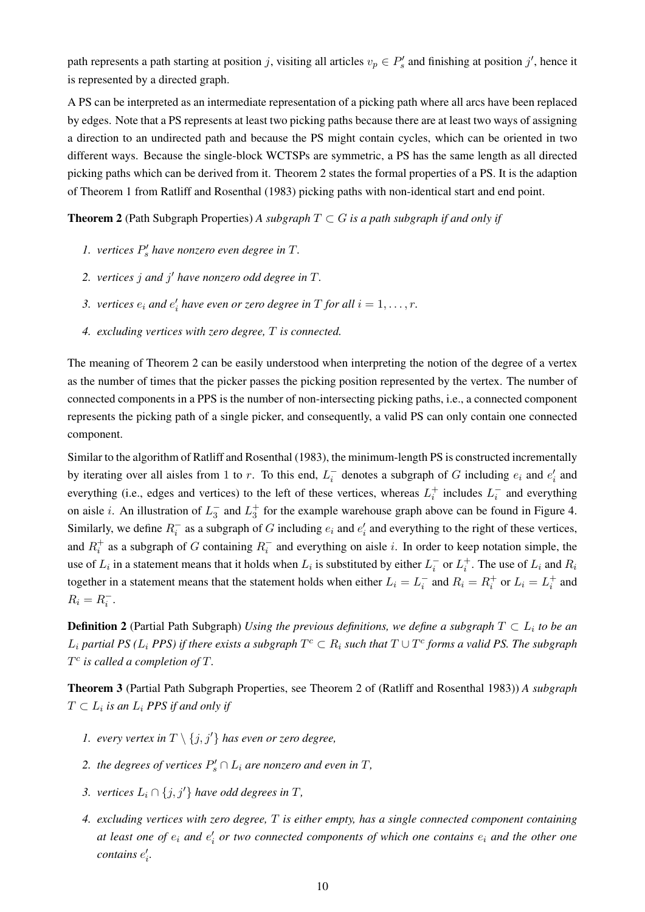path represents a path starting at position $j$, visiting all articles $v_p \in P'_s$ and finishing at position $j'$, hence it is represented by a directed graph.

A PS can be interpreted as an intermediate representation of a picking path where all arcs have been replaced by edges. Note that a PS represents at least two picking paths because there are at least two ways of assigning a direction to an undirected path and because the PS might contain cycles, which can be oriented in two different ways. Because the single-block WCTSPs are symmetric, a PS has the same length as all directed picking paths which can be derived from it. Theorem 2 states the formal properties of a PS. It is the adaption of Theorem 1 from Ratliff and Rosenthal (1983) picking paths with non-identical start and end point.

**Theorem 2** (Path Subgraph Properties) *A subgraph $T \subset G$ is a path subgraph if and only if*

1. *vertices $P'_s$ have nonzero even degree in $T$.*
2. *vertices $j$ and $j'$ have nonzero odd degree in $T$.*
3. *vertices $e_i$ and $e'_i$ have even or zero degree in $T$ for all $i = 1, \ldots, r$.*
4. *excluding vertices with zero degree, $T$ is connected.*

The meaning of Theorem 2 can be easily understood when interpreting the notion of the degree of a vertex as the number of times that the picker passes the picking position represented by the vertex. The number of connected components in a PPS is the number of non-intersecting picking paths, i.e., a connected component represents the picking path of a single picker, and consequently, a valid PS can only contain one connected component.

Similar to the algorithm of Ratliff and Rosenthal (1983), the minimum-length PS is constructed incrementally by iterating over all aisles from 1 to $r$. To this end, $L_i^-$ denotes a subgraph of $G$ including $e_i$ and $e'_i$ and everything (i.e., edges and vertices) to the left of these vertices, whereas $L_i^+$ includes $L_i^-$ and everything on aisle $i$. An illustration of $L_3^-$ and $L_3^+$ for the example warehouse graph above can be found in Figure 4. Similarly, we define $R_i^-$ as a subgraph of $G$ including $e_i$ and $e'_i$ and everything to the right of these vertices, and $R_i^+$ as a subgraph of $G$ containing $R_i^-$ and everything on aisle $i$. In order to keep notation simple, the use of $L_i$ in a statement means that it holds when $L_i$ is substituted by either $L_i^-$ or $L_i^+$. The use of $L_i$ and $R_i$ together in a statement means that the statement holds when either $L_i = L_i^-$ and $R_i = R_i^+$ or $L_i = L_i^+$ and $R_i = R_i^-$.

**Definition 2** (Partial Path Subgraph) *Using the previous definitions, we define a subgraph $T \subset L_i$ to be an $L_i$ partial PS ($L_i$ PPS) if there exists a subgraph $T^c \subset R_i$ such that $T \cup T^c$ forms a valid PS. The subgraph $T^c$ is called a completion of $T$.*

**Theorem 3** (Partial Path Subgraph Properties, see Theorem 2 of (Ratliff and Rosenthal 1983)) *A subgraph $T \subset L_i$ is an $L_i$ PPS if and only if*

1. *every vertex in $T \setminus \{j, j'\}$ has even or zero degree,*
2. *the degrees of vertices $P'_s \cap L_i$ are nonzero and even in $T$,*
3. *vertices $L_i \cap \{j, j'\}$ have odd degrees in $T$,*
4. *excluding vertices with zero degree, $T$ is either empty, has a single connected component containing at least one of $e_i$ and $e'_i$ or two connected components of which one contains $e_i$ and the other one contains $e'_i$.*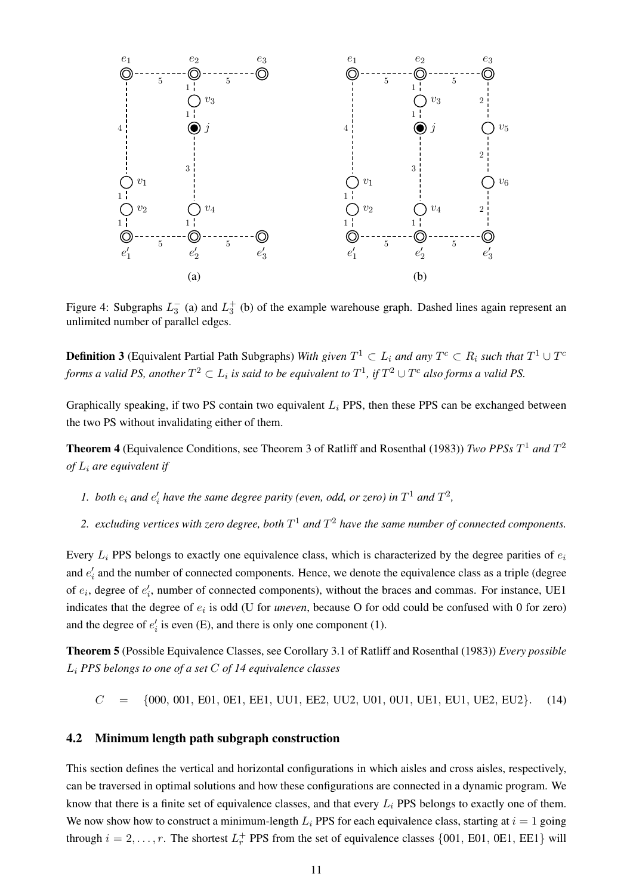Figure 4: Subgraphs $L_3^-$ (a) and $L_3^+$ (b) of the example warehouse graph. Dashed lines again represent an unlimited number of parallel edges.

**Definition 3** (Equivalent Partial Path Subgraphs) *With given $T^1 \subset L_i$ and any $T^c \subset R_i$ such that $T^1 \cup T^c$ forms a valid PS, another $T^2 \subset L_i$ is said to be equivalent to $T^1$, if $T^2 \cup T^c$ also forms a valid PS.*

Graphically speaking, if two PS contain two equivalent $L_i$ PPS, then these PPS can be exchanged between the two PS without invalidating either of them.

**Theorem 4** (Equivalence Conditions, see Theorem 3 of Ratliff and Rosenthal (1983)) *Two PPSs $T^1$ and $T^2$ of $L_i$ are equivalent if*

1. *both $e_i$ and $e'_i$ have the same degree parity (even, odd, or zero) in $T^1$ and $T^2$,*
2. *excluding vertices with zero degree, both $T^1$ and $T^2$ have the same number of connected components.*

Every $L_i$ PPS belongs to exactly one equivalence class, which is characterized by the degree parities of $e_i$ and $e'_i$ and the number of connected components. Hence, we denote the equivalence class as a triple (degree of $e_i$, degree of $e'_i$, number of connected components), without the braces and commas. For instance, UE1 indicates that the degree of $e_i$ is odd (U for *uneven*, because O for odd could be confused with 0 for zero) and the degree of $e'_i$ is even (E), and there is only one component (1).

**Theorem 5** (Possible Equivalence Classes, see Corollary 3.1 of Ratliff and Rosenthal (1983)) *Every possible $L_i$ PPS belongs to one of a set $C$ of 14 equivalence classes*

$$C = \{000,\ 001,\ \text{E01},\ \text{0E1},\ \text{EE1},\ \text{UU1},\ \text{EE2},\ \text{UU2},\ \text{U01},\ \text{0U1},\ \text{UE1},\ \text{EU1},\ \text{UE2},\ \text{EU2}\}. \quad (14)$$

### 4.2 Minimum length path subgraph construction

This section defines the vertical and horizontal configurations in which aisles and cross aisles, respectively, can be traversed in optimal solutions and how these configurations are connected in a dynamic program. We know that there is a finite set of equivalence classes, and that every $L_i$ PPS belongs to exactly one of them. We now show how to construct a minimum-length $L_i$ PPS for each equivalence class, starting at $i = 1$ going through $i = 2, \ldots, r$. The shortest $L_r^+$ PPS from the set of equivalence classes {001, E01, 0E1, EE1} will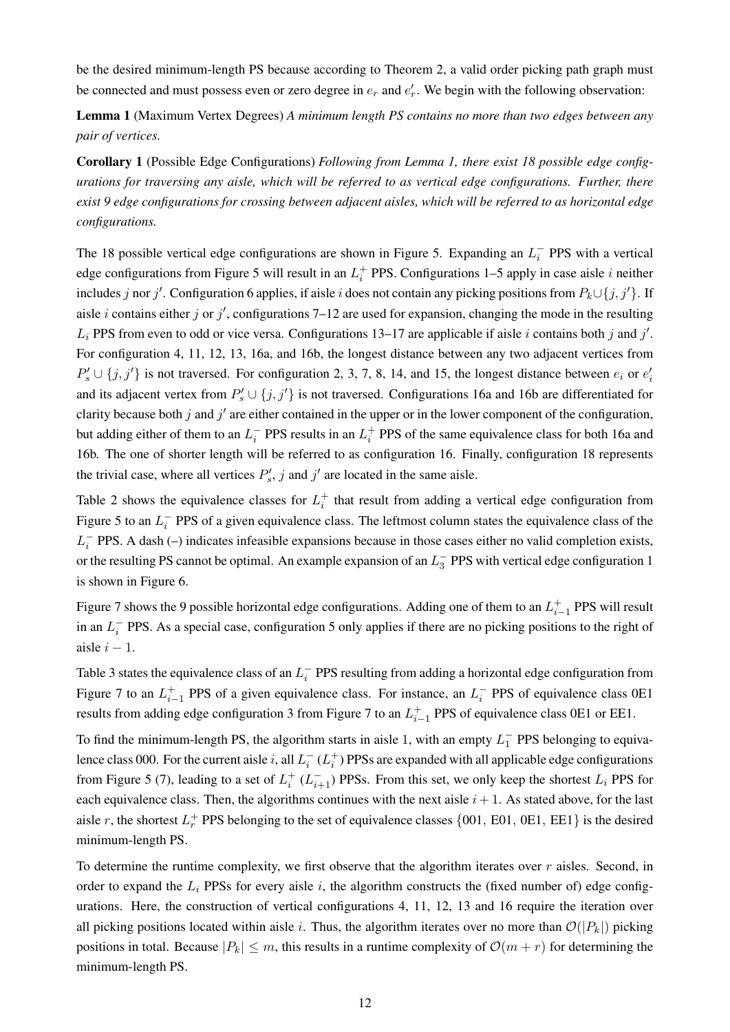be the desired minimum-length PS because according to Theorem 2, a valid order picking path graph must be connected and must possess even or zero degree in $e_r$ and $e'_r$. We begin with the following observation:

**Lemma 1** (Maximum Vertex Degrees) *A minimum length PS contains no more than two edges between any pair of vertices.*

**Corollary 1** (Possible Edge Configurations) *Following from Lemma 1, there exist 18 possible edge configurations for traversing any aisle, which will be referred to as vertical edge configurations. Further, there exist 9 edge configurations for crossing between adjacent aisles, which will be referred to as horizontal edge configurations.*

The 18 possible vertical edge configurations are shown in Figure 5. Expanding an $L_i^-$ PPS with a vertical edge configurations from Figure 5 will result in an $L_i^+$ PPS. Configurations 1–5 apply in case aisle $i$ neither includes $j$ nor $j'$. Configuration 6 applies, if aisle $i$ does not contain any picking positions from $P_k \cup \{j, j'\}$. If aisle $i$ contains either $j$ or $j'$, configurations 7–12 are used for expansion, changing the mode in the resulting $L_i$ PPS from even to odd or vice versa. Configurations 13–17 are applicable if aisle $i$ contains both $j$ and $j'$. For configuration 4, 11, 12, 13, 16a, and 16b, the longest distance between any two adjacent vertices from $P'_s \cup \{j, j'\}$ is not traversed. For configuration 2, 3, 7, 8, 14, and 15, the longest distance between $e_i$ or $e'_i$ and its adjacent vertex from $P'_s \cup \{j, j'\}$ is not traversed. Configurations 16a and 16b are differentiated for clarity because both $j$ and $j'$ are either contained in the upper or in the lower component of the configuration, but adding either of them to an $L_i^-$ PPS results in an $L_i^+$ PPS of the same equivalence class for both 16a and 16b. The one of shorter length will be referred to as configuration 16. Finally, configuration 18 represents the trivial case, where all vertices $P'_s$, $j$ and $j'$ are located in the same aisle.

Table 2 shows the equivalence classes for $L_i^+$ that result from adding a vertical edge configuration from Figure 5 to an $L_i^-$ PPS of a given equivalence class. The leftmost column states the equivalence class of the $L_i^-$ PPS. A dash (–) indicates infeasible expansions because in those cases either no valid completion exists, or the resulting PS cannot be optimal. An example expansion of an $L_3^-$ PPS with vertical edge configuration 1 is shown in Figure 6.

Figure 7 shows the 9 possible horizontal edge configurations. Adding one of them to an $L_{i-1}^+$ PPS will result in an $L_i^-$ PPS. As a special case, configuration 5 only applies if there are no picking positions to the right of aisle $i - 1$.

Table 3 states the equivalence class of an $L_i^-$ PPS resulting from adding a horizontal edge configuration from Figure 7 to an $L_{i-1}^+$ PPS of a given equivalence class. For instance, an $L_i^-$ PPS of equivalence class 0E1 results from adding edge configuration 3 from Figure 7 to an $L_{i-1}^+$ PPS of equivalence class 0E1 or EE1.

To find the minimum-length PS, the algorithm starts in aisle 1, with an empty $L_1^-$ PPS belonging to equivalence class 000. For the current aisle $i$, all $L_i^-$ ($L_i^+$) PPSs are expanded with all applicable edge configurations from Figure 5 (7), leading to a set of $L_i^+$ ($L_{i+1}^-$) PPSs. From this set, we only keep the shortest $L_i$ PPS for each equivalence class. Then, the algorithms continues with the next aisle $i + 1$. As stated above, for the last aisle $r$, the shortest $L_r^+$ PPS belonging to the set of equivalence classes {001, E01, 0E1, EE1} is the desired minimum-length PS.

To determine the runtime complexity, we first observe that the algorithm iterates over $r$ aisles. Second, in order to expand the $L_i$ PPSs for every aisle $i$, the algorithm constructs the (fixed number of) edge configurations. Here, the construction of vertical configurations 4, 11, 12, 13 and 16 require the iteration over all picking positions located within aisle $i$. Thus, the algorithm iterates over no more than $\mathcal{O}(|P_k|)$ picking positions in total. Because $|P_k| \leq m$, this results in a runtime complexity of $\mathcal{O}(m + r)$ for determining the minimum-length PS.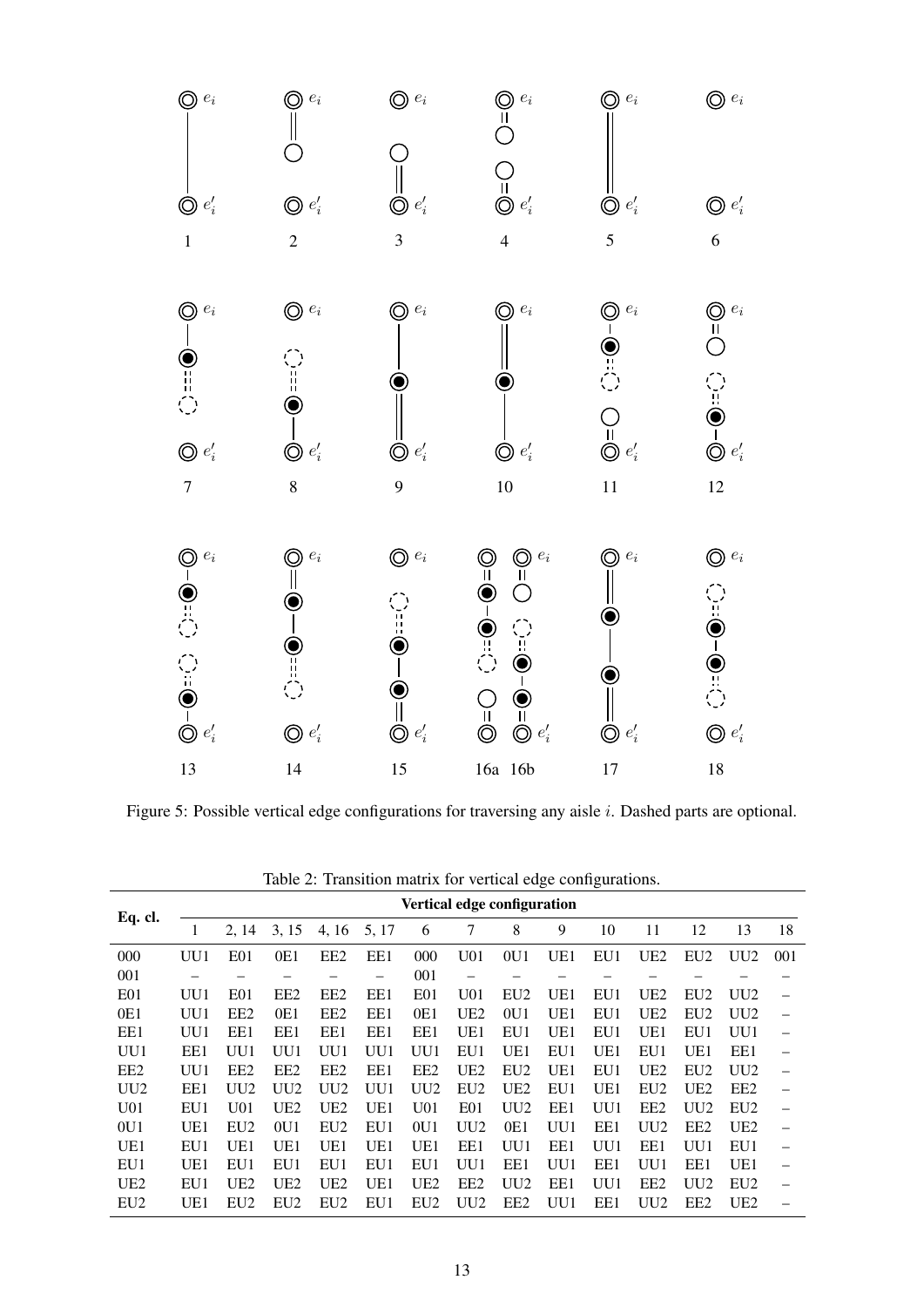Figure 5: Possible vertical edge configurations for traversing any aisle $i$. Dashed parts are optional.

Table 2: Transition matrix for vertical edge configurations.

| Eq. cl. | Vertical edge configuration | | | | | | | | | | | | | |
|---|---|---|---|---|---|---|---|---|---|---|---|---|---|---|
| | 1 | 2, 14 | 3, 15 | 4, 16 | 5, 17 | 6 | 7 | 8 | 9 | 10 | 11 | 12 | 13 | 18 |
| 000 | UU1 | E01 | 0E1 | EE2 | EE1 | 000 | U01 | 0U1 | UE1 | EU1 | UE2 | EU2 | UU2 | 001 |
| 001 | – | – | – | – | – | 001 | – | – | – | – | – | – | – | – |
| E01 | UU1 | E01 | EE2 | EE2 | EE1 | E01 | U01 | EU2 | UE1 | EU1 | UE2 | EU2 | UU2 | – |
| 0E1 | UU1 | EE2 | 0E1 | EE2 | EE1 | 0E1 | UE2 | 0U1 | UE1 | EU1 | UE2 | EU2 | UU2 | – |
| EE1 | UU1 | EE1 | EE1 | EE1 | EE1 | EE1 | UE1 | EU1 | UE1 | EU1 | UE1 | EU1 | UU1 | – |
| UU1 | EE1 | UU1 | UU1 | UU1 | UU1 | UU1 | EU1 | UE1 | EU1 | UE1 | EU1 | UE1 | EE1 | – |
| EE2 | UU1 | EE2 | EE2 | EE2 | EE1 | EE2 | UE2 | EU2 | UE1 | EU1 | UE2 | EU2 | UU2 | – |
| UU2 | EE1 | UU2 | UU2 | UU2 | UU1 | UU2 | EU2 | UE2 | EU1 | UE1 | EU2 | UE2 | EE2 | – |
| U01 | EU1 | U01 | UE2 | UE2 | UE1 | U01 | E01 | UU2 | EE1 | UU1 | EE2 | UU2 | EU2 | – |
| 0U1 | UE1 | EU2 | 0U1 | EU2 | EU1 | 0U1 | UU2 | 0E1 | UU1 | EE1 | UU2 | EE2 | UE2 | – |
| UE1 | EU1 | UE1 | UE1 | UE1 | UE1 | UE1 | EE1 | UU1 | EE1 | UU1 | EE1 | UU1 | EU1 | – |
| EU1 | UE1 | EU1 | EU1 | EU1 | EU1 | EU1 | UU1 | EE1 | UU1 | EE1 | UU1 | EE1 | UE1 | – |
| UE2 | EU1 | UE2 | UE2 | UE2 | UE1 | UE2 | EE2 | UU2 | EE1 | UU1 | EE2 | UU2 | EU2 | – |
| EU2 | UE1 | EU2 | EU2 | EU2 | EU1 | EU2 | UU2 | EE2 | UU1 | EE1 | UU2 | EE2 | UE2 | – |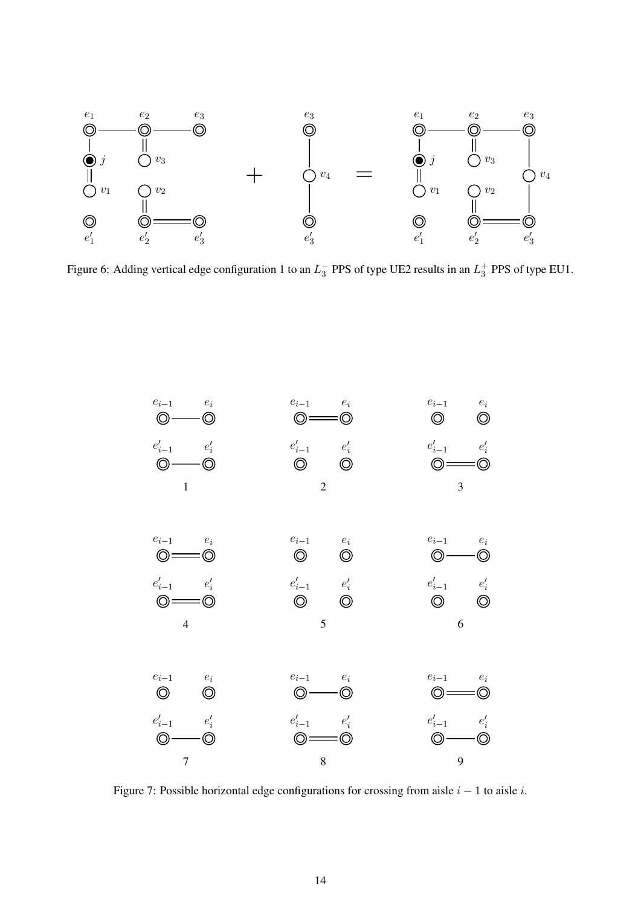Figure 6: Adding vertical edge configuration 1 to an $L_3^-$ PPS of type UE2 results in an $L_3^+$ PPS of type EU1.

Figure 7: Possible horizontal edge configurations for crossing from aisle $i-1$ to aisle $i$.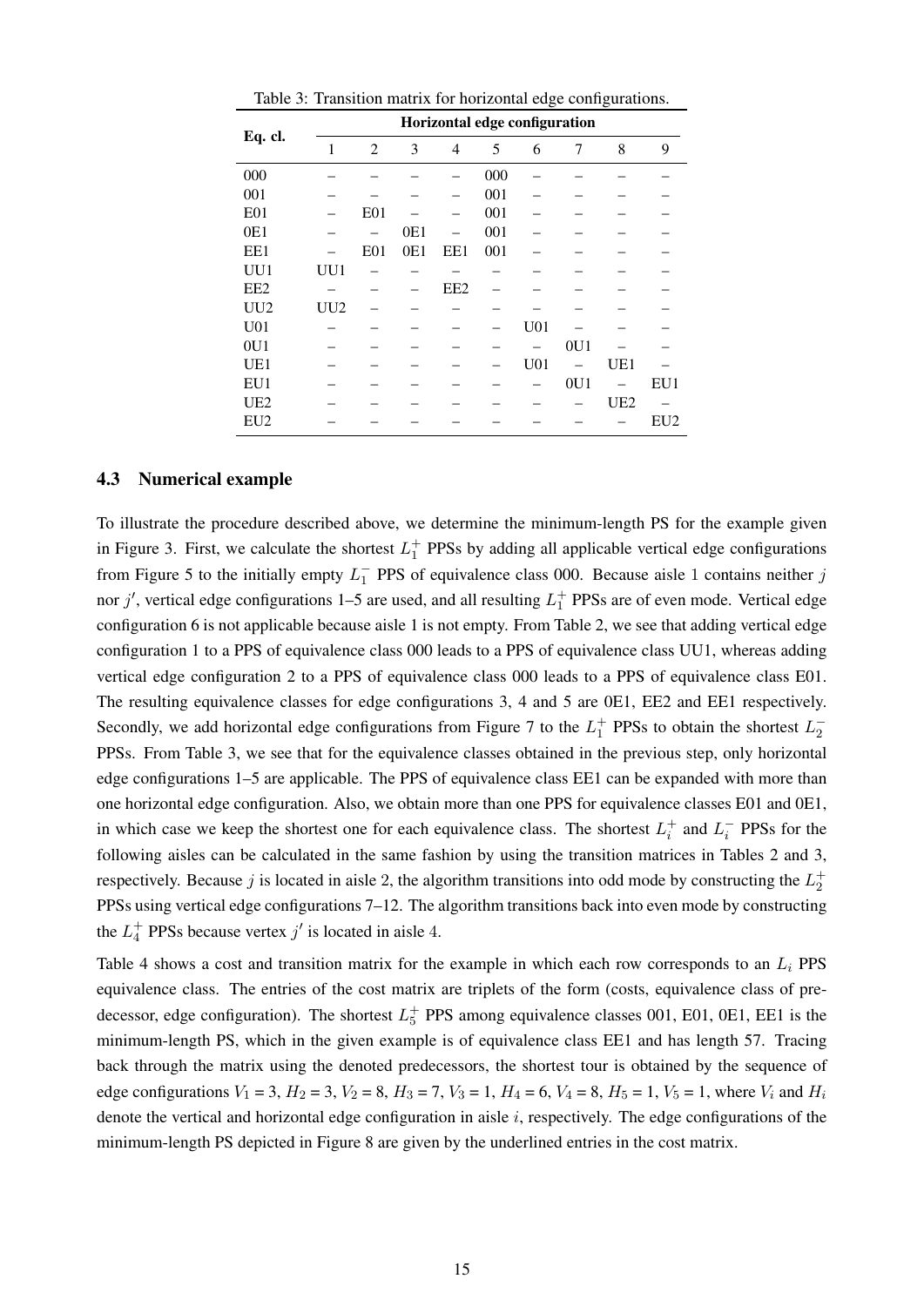Table 3: Transition matrix for horizontal edge configurations.

| Eq. cl. | Horizontal edge configuration | | | | | | | | |
|---|---|---|---|---|---|---|---|---|---|
| | 1 | 2 | 3 | 4 | 5 | 6 | 7 | 8 | 9 |
| 000 | – | – | – | – | 000 | – | – | – | – |
| 001 | – | – | – | – | 001 | – | – | – | – |
| E01 | – | E01 | – | – | 001 | – | – | – | – |
| 0E1 | – | – | 0E1 | – | 001 | – | – | – | – |
| EE1 | – | E01 | 0E1 | EE1 | 001 | – | – | – | – |
| UU1 | UU1 | – | – | – | – | – | – | – | – |
| EE2 | – | – | – | EE2 | – | – | – | – | – |
| UU2 | UU2 | – | – | – | – | – | – | – | – |
| U01 | – | – | – | – | – | U01 | – | – | – |
| 0U1 | – | – | – | – | – | – | 0U1 | – | – |
| UE1 | – | – | – | – | – | U01 | – | UE1 | – |
| EU1 | – | – | – | – | – | – | 0U1 | – | EU1 |
| UE2 | – | – | – | – | – | – | – | UE2 | – |
| EU2 | – | – | – | – | – | – | – | – | EU2 |

### 4.3 Numerical example

To illustrate the procedure described above, we determine the minimum-length PS for the example given in Figure 3. First, we calculate the shortest $L_1^+$ PPSs by adding all applicable vertical edge configurations from Figure 5 to the initially empty $L_1^-$ PPS of equivalence class 000. Because aisle 1 contains neither $j$ nor $j'$, vertical edge configurations 1–5 are used, and all resulting $L_1^+$ PPSs are of even mode. Vertical edge configuration 6 is not applicable because aisle 1 is not empty. From Table 2, we see that adding vertical edge configuration 1 to a PPS of equivalence class 000 leads to a PPS of equivalence class UU1, whereas adding vertical edge configuration 2 to a PPS of equivalence class 000 leads to a PPS of equivalence class E01. The resulting equivalence classes for edge configurations 3, 4 and 5 are 0E1, EE2 and EE1 respectively. Secondly, we add horizontal edge configurations from Figure 7 to the $L_1^+$ PPSs to obtain the shortest $L_2^-$ PPSs. From Table 3, we see that for the equivalence classes obtained in the previous step, only horizontal edge configurations 1–5 are applicable. The PPS of equivalence class EE1 can be expanded with more than one horizontal edge configuration. Also, we obtain more than one PPS for equivalence classes E01 and 0E1, in which case we keep the shortest one for each equivalence class. The shortest $L_i^+$ and $L_i^-$ PPSs for the following aisles can be calculated in the same fashion by using the transition matrices in Tables 2 and 3, respectively. Because $j$ is located in aisle 2, the algorithm transitions into odd mode by constructing the $L_2^+$ PPSs using vertical edge configurations 7–12. The algorithm transitions back into even mode by constructing the $L_4^+$ PPSs because vertex $j'$ is located in aisle 4.

Table 4 shows a cost and transition matrix for the example in which each row corresponds to an $L_i$ PPS equivalence class. The entries of the cost matrix are triplets of the form (costs, equivalence class of predecessor, edge configuration). The shortest $L_5^+$ PPS among equivalence classes 001, E01, 0E1, EE1 is the minimum-length PS, which in the given example is of equivalence class EE1 and has length 57. Tracing back through the matrix using the denoted predecessors, the shortest tour is obtained by the sequence of edge configurations $V_1 = 3$, $H_2 = 3$, $V_2 = 8$, $H_3 = 7$, $V_3 = 1$, $H_4 = 6$, $V_4 = 8$, $H_5 = 1$, $V_5 = 1$, where $V_i$ and $H_i$ denote the vertical and horizontal edge configuration in aisle $i$, respectively. The edge configurations of the minimum-length PS depicted in Figure 8 are given by the underlined entries in the cost matrix.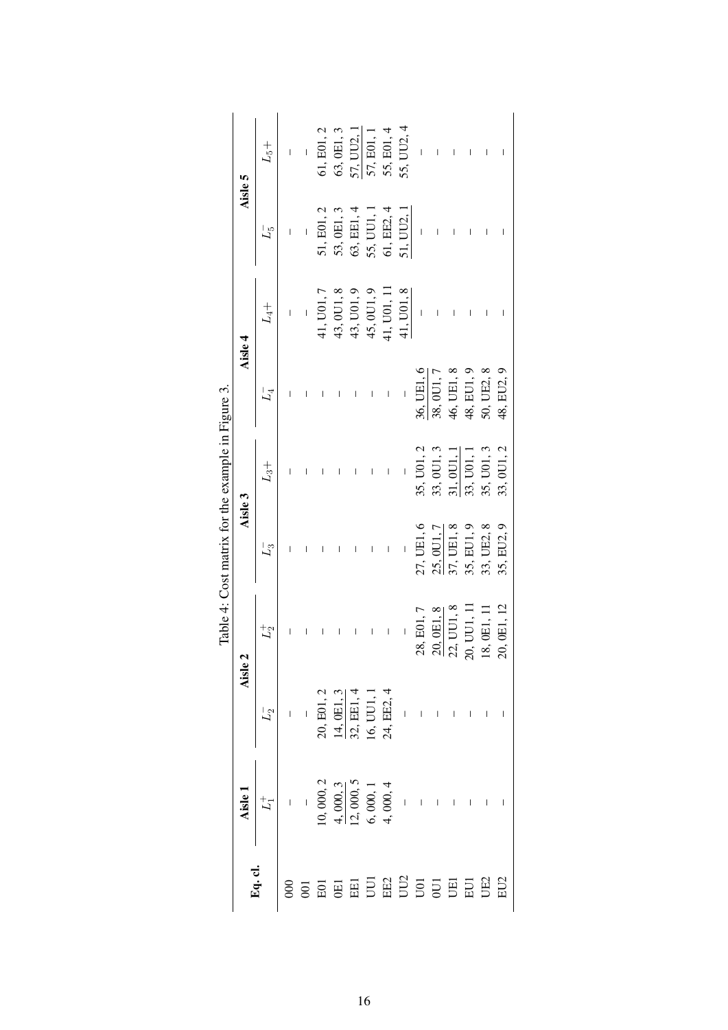Table 4: Cost matrix for the example in Figure 3.

| Eq. cl. | Aisle 1 | Aisle 2 | | Aisle 3 | | Aisle 4 | | Aisle 5 | |
|---|---|---|---|---|---|---|---|---|---|
| | $L_1^+$ | $L_2^-$ | $L_2^+$ | $L_3^-$ | $L_3+$ | $L_4^-$ | $L_4+$ | $L_5^-$ | $L_5+$ |
| 000 | – | – | – | – | – | – | – | – | – |
| 001 | – | – | – | – | – | – | – | – | – |
| E01 | 10, 000, 2 | 20, E01, 2 | – | – | – | – | 41, U01, 7 | 51, E01, 2 | 61, E01, 2 |
| 0E1 | 4, 000, 3 | 14, 0E1, 3 | – | – | – | – | 43, 0U1, 8 | 53, 0E1, 3 | 63, 0E1, 3 |
| EE1 | 12, 000, 5 | 32, EE1, 4 | – | – | – | – | 43, U01, 9 | 63, EE1, 4 | 57, UU2, 1 |
| UU1 | 6, 000, 1 | 16, UU1, 1 | – | – | – | – | 45, 0U1, 9 | 55, UU1, 1 | 57, E01, 1 |
| EE2 | 4, 000, 4 | 24, EE2, 4 | – | – | – | – | 41, U01, 11 | 61, EE2, 4 | 55, E01, 4 |
| UU2 | – | – | – | – | – | – | 41, U01, 8 | 51, UU2, 1 | 55, UU2, 4 |
| U01 | – | – | 28, E01, 7 | 27, UE1, 6 | 35, U01, 2 | 36, UE1, 6 | – | – | – |
| 0U1 | – | – | 20, 0E1, 8 | 25, 0U1, 7 | 33, 0U1, 3 | 38, 0U1, 7 | – | – | – |
| UE1 | – | – | 22, UU1, 8 | 37, UE1, 8 | 31, 0U1, 1 | 46, UE1, 8 | – | – | – |
| EU1 | – | – | 20, UU1, 11 | 35, EU1, 9 | 33, U01, 1 | 48, EU1, 9 | – | – | – |
| UE2 | – | – | 18, 0E1, 11 | 33, UE2, 8 | 35, U01, 3 | 50, UE2, 8 | – | – | – |
| EU2 | – | – | 20, 0E1, 12 | 35, EU2, 9 | 33, 0U1, 2 | 48, EU2, 9 | – | – | – |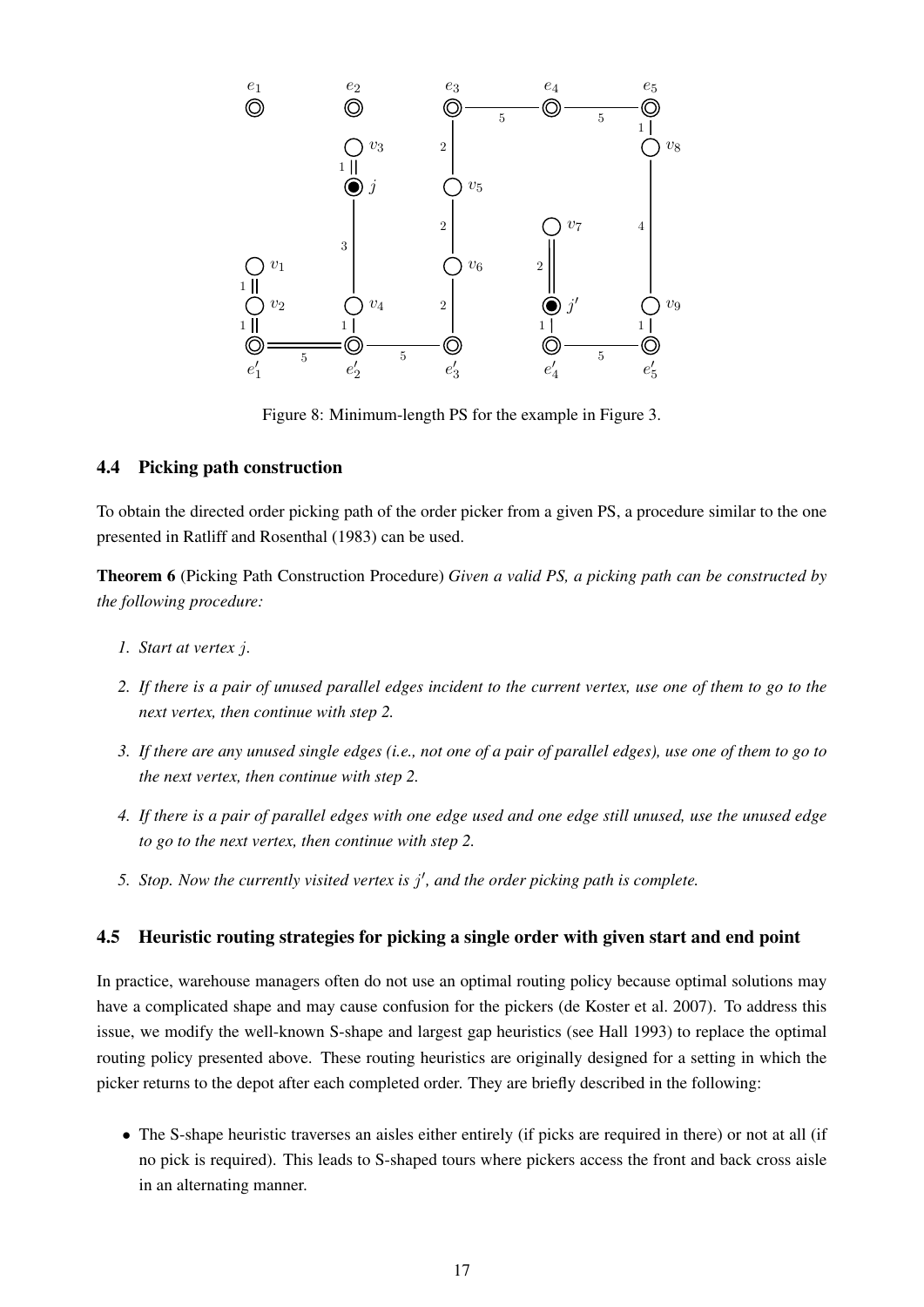Figure 8: Minimum-length PS for the example in Figure 3.

### 4.4 Picking path construction

To obtain the directed order picking path of the order picker from a given PS, a procedure similar to the one presented in Ratliff and Rosenthal (1983) can be used.

**Theorem 6** (Picking Path Construction Procedure) *Given a valid PS, a picking path can be constructed by the following procedure:*

1. *Start at vertex $j$.*
2. *If there is a pair of unused parallel edges incident to the current vertex, use one of them to go to the next vertex, then continue with step 2.*
3. *If there are any unused single edges (i.e., not one of a pair of parallel edges), use one of them to go to the next vertex, then continue with step 2.*
4. *If there is a pair of parallel edges with one edge used and one edge still unused, use the unused edge to go to the next vertex, then continue with step 2.*
5. *Stop. Now the currently visited vertex is $j'$, and the order picking path is complete.*

### 4.5 Heuristic routing strategies for picking a single order with given start and end point

In practice, warehouse managers often do not use an optimal routing policy because optimal solutions may have a complicated shape and may cause confusion for the pickers (de Koster et al. 2007). To address this issue, we modify the well-known S-shape and largest gap heuristics (see Hall 1993) to replace the optimal routing policy presented above. These routing heuristics are originally designed for a setting in which the picker returns to the depot after each completed order. They are briefly described in the following:

- The S-shape heuristic traverses an aisles either entirely (if picks are required in there) or not at all (if no pick is required). This leads to S-shaped tours where pickers access the front and back cross aisle in an alternating manner.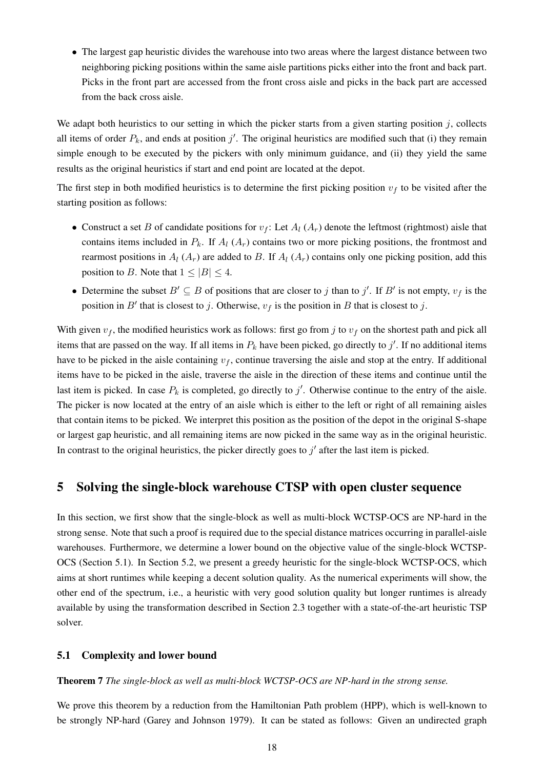- The largest gap heuristic divides the warehouse into two areas where the largest distance between two neighboring picking positions within the same aisle partitions picks either into the front and back part. Picks in the front part are accessed from the front cross aisle and picks in the back part are accessed from the back cross aisle.

We adapt both heuristics to our setting in which the picker starts from a given starting position $j$, collects all items of order $P_k$, and ends at position $j'$. The original heuristics are modified such that (i) they remain simple enough to be executed by the pickers with only minimum guidance, and (ii) they yield the same results as the original heuristics if start and end point are located at the depot.

The first step in both modified heuristics is to determine the first picking position $v_f$ to be visited after the starting position as follows:

- Construct a set $B$ of candidate positions for $v_f$: Let $A_l$ ($A_r$) denote the leftmost (rightmost) aisle that contains items included in $P_k$. If $A_l$ ($A_r$) contains two or more picking positions, the frontmost and rearmost positions in $A_l$ ($A_r$) are added to $B$. If $A_l$ ($A_r$) contains only one picking position, add this position to $B$. Note that $1 \leq |B| \leq 4$.
- Determine the subset $B' \subseteq B$ of positions that are closer to $j$ than to $j'$. If $B'$ is not empty, $v_f$ is the position in $B'$ that is closest to $j$. Otherwise, $v_f$ is the position in $B$ that is closest to $j$.

With given $v_f$, the modified heuristics work as follows: first go from $j$ to $v_f$ on the shortest path and pick all items that are passed on the way. If all items in $P_k$ have been picked, go directly to $j'$. If no additional items have to be picked in the aisle containing $v_f$, continue traversing the aisle and stop at the entry. If additional items have to be picked in the aisle, traverse the aisle in the direction of these items and continue until the last item is picked. In case $P_k$ is completed, go directly to $j'$. Otherwise continue to the entry of the aisle. The picker is now located at the entry of an aisle which is either to the left or right of all remaining aisles that contain items to be picked. We interpret this position as the position of the depot in the original S-shape or largest gap heuristic, and all remaining items are now picked in the same way as in the original heuristic. In contrast to the original heuristics, the picker directly goes to $j'$ after the last item is picked.

## 5 Solving the single-block warehouse CTSP with open cluster sequence

In this section, we first show that the single-block as well as multi-block WCTSP-OCS are NP-hard in the strong sense. Note that such a proof is required due to the special distance matrices occurring in parallel-aisle warehouses. Furthermore, we determine a lower bound on the objective value of the single-block WCTSP-OCS (Section 5.1). In Section 5.2, we present a greedy heuristic for the single-block WCTSP-OCS, which aims at short runtimes while keeping a decent solution quality. As the numerical experiments will show, the other end of the spectrum, i.e., a heuristic with very good solution quality but longer runtimes is already available by using the transformation described in Section 2.3 together with a state-of-the-art heuristic TSP solver.

### 5.1 Complexity and lower bound

**Theorem 7** *The single-block as well as multi-block WCTSP-OCS are NP-hard in the strong sense.*

We prove this theorem by a reduction from the Hamiltonian Path problem (HPP), which is well-known to be strongly NP-hard (Garey and Johnson 1979). It can be stated as follows: Given an undirected graph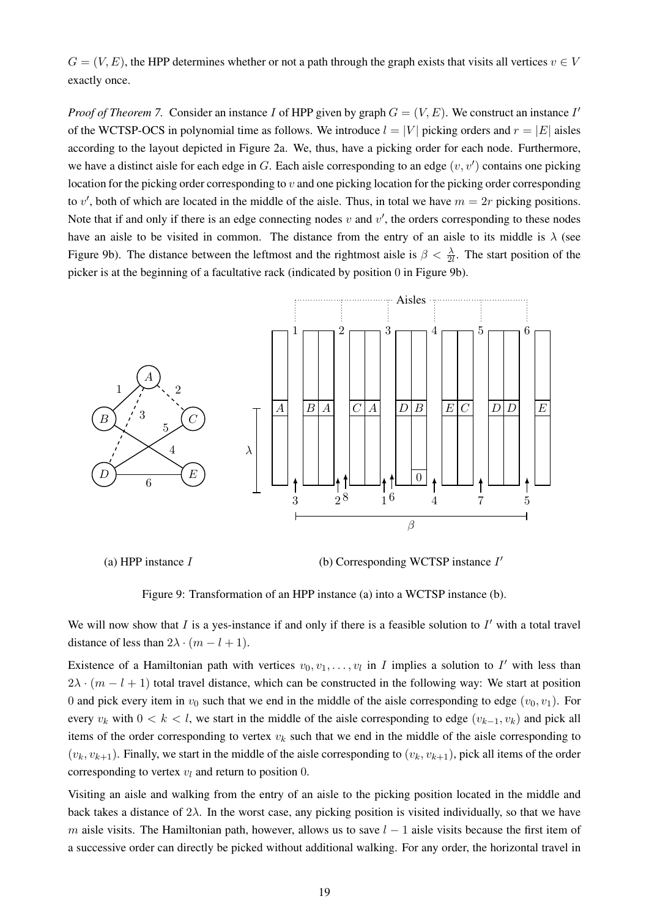$G = (V, E)$, the HPP determines whether or not a path through the graph exists that visits all vertices $v \in V$ exactly once.

*Proof of Theorem 7.* Consider an instance $I$ of HPP given by graph $G = (V, E)$. We construct an instance $I'$ of the WCTSP-OCS in polynomial time as follows. We introduce $l = |V|$ picking orders and $r = |E|$ aisles according to the layout depicted in Figure 2a. We, thus, have a picking order for each node. Furthermore, we have a distinct aisle for each edge in $G$. Each aisle corresponding to an edge $(v, v')$ contains one picking location for the picking order corresponding to $v$ and one picking location for the picking order corresponding to $v'$, both of which are located in the middle of the aisle. Thus, in total we have $m = 2r$ picking positions. Note that if and only if there is an edge connecting nodes $v$ and $v'$, the orders corresponding to these nodes have an aisle to be visited in common. The distance from the entry of an aisle to its middle is $\lambda$ (see Figure 9b). The distance between the leftmost and the rightmost aisle is $\beta < \frac{\lambda}{2l}$. The start position of the picker is at the beginning of a facultative rack (indicated by position 0 in Figure 9b).

(a) HPP instance $I$

(b) Corresponding WCTSP instance $I'$

Figure 9: Transformation of an HPP instance (a) into a WCTSP instance (b).

We will now show that $I$ is a yes-instance if and only if there is a feasible solution to $I'$ with a total travel distance of less than $2\lambda \cdot (m - l + 1)$.

Existence of a Hamiltonian path with vertices $v_0, v_1, \ldots, v_l$ in $I$ implies a solution to $I'$ with less than $2\lambda \cdot (m - l + 1)$ total travel distance, which can be constructed in the following way: We start at position 0 and pick every item in $v_0$ such that we end in the middle of the aisle corresponding to edge $(v_0, v_1)$. For every $v_k$ with $0 < k < l$, we start in the middle of the aisle corresponding to edge $(v_{k-1}, v_k)$ and pick all items of the order corresponding to vertex $v_k$ such that we end in the middle of the aisle corresponding to $(v_k, v_{k+1})$. Finally, we start in the middle of the aisle corresponding to $(v_k, v_{k+1})$, pick all items of the order corresponding to vertex $v_l$ and return to position 0.

Visiting an aisle and walking from the entry of an aisle to the picking position located in the middle and back takes a distance of $2\lambda$. In the worst case, any picking position is visited individually, so that we have $m$ aisle visits. The Hamiltonian path, however, allows us to save $l - 1$ aisle visits because the first item of a successive order can directly be picked without additional walking. For any order, the horizontal travel in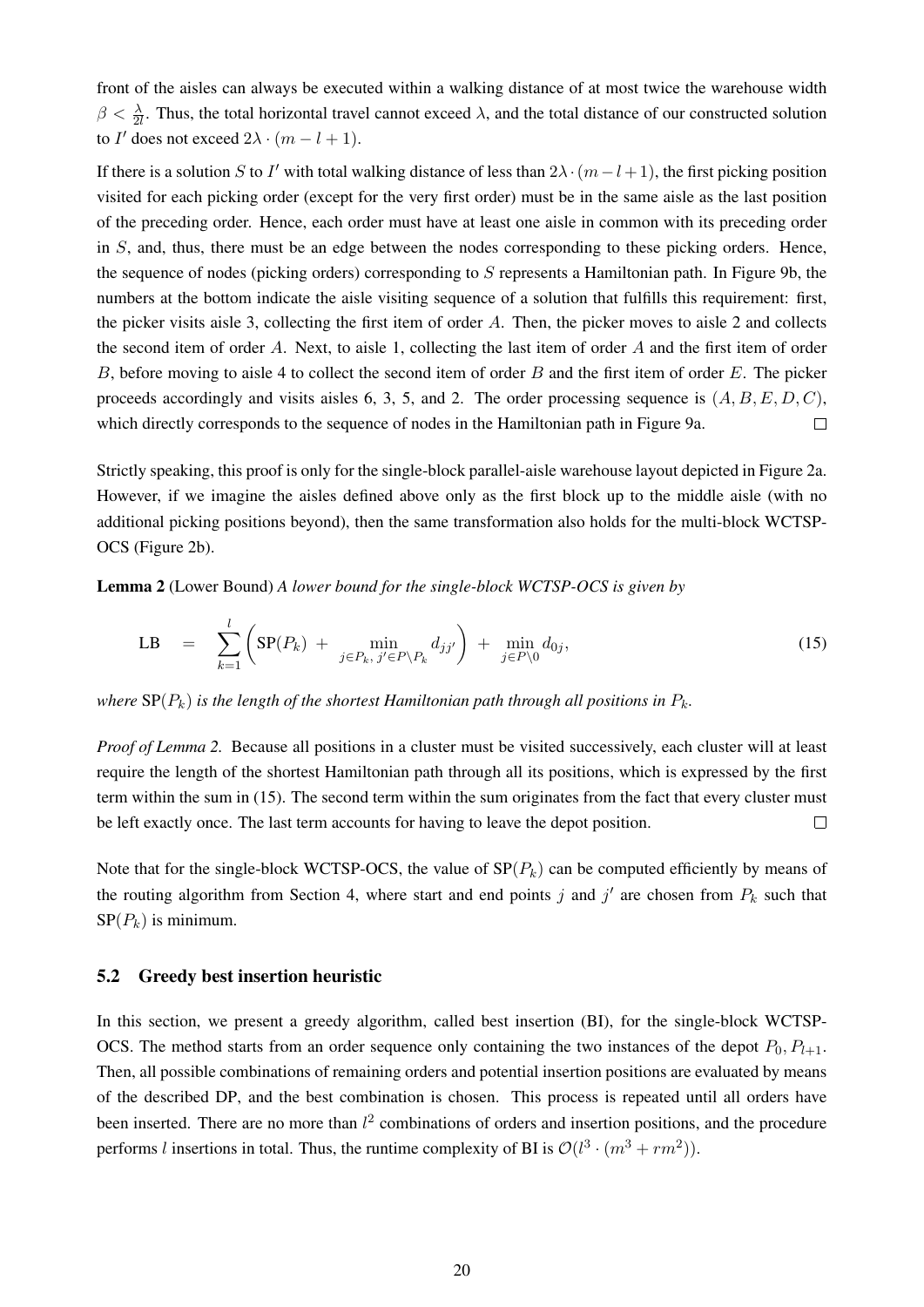front of the aisles can always be executed within a walking distance of at most twice the warehouse width $\beta < \frac{\lambda}{2l}$. Thus, the total horizontal travel cannot exceed $\lambda$, and the total distance of our constructed solution to $I'$ does not exceed $2\lambda \cdot (m - l + 1)$.

If there is a solution $S$ to $I'$ with total walking distance of less than $2\lambda \cdot (m - l + 1)$, the first picking position visited for each picking order (except for the very first order) must be in the same aisle as the last position of the preceding order. Hence, each order must have at least one aisle in common with its preceding order in $S$, and, thus, there must be an edge between the nodes corresponding to these picking orders. Hence, the sequence of nodes (picking orders) corresponding to $S$ represents a Hamiltonian path. In Figure 9b, the numbers at the bottom indicate the aisle visiting sequence of a solution that fulfills this requirement: first, the picker visits aisle 3, collecting the first item of order $A$. Then, the picker moves to aisle 2 and collects the second item of order $A$. Next, to aisle 1, collecting the last item of order $A$ and the first item of order $B$, before moving to aisle 4 to collect the second item of order $B$ and the first item of order $E$. The picker proceeds accordingly and visits aisles 6, 3, 5, and 2. The order processing sequence is $(A, B, E, D, C)$, which directly corresponds to the sequence of nodes in the Hamiltonian path in Figure 9a. □

Strictly speaking, this proof is only for the single-block parallel-aisle warehouse layout depicted in Figure 2a. However, if we imagine the aisles defined above only as the first block up to the middle aisle (with no additional picking positions beyond), then the same transformation also holds for the multi-block WCTSP-OCS (Figure 2b).

**Lemma 2** (Lower Bound) *A lower bound for the single-block WCTSP-OCS is given by*

$$\text{LB} \quad = \quad \sum_{k=1}^{l} \left( \text{SP}(P_k) \; + \min_{j \in P_k,\, j' \in P \setminus P_k} d_{jj'} \right) \; + \; \min_{j \in P \setminus 0} d_{0j}, \tag{15}$$

*where* $\text{SP}(P_k)$ *is the length of the shortest Hamiltonian path through all positions in* $P_k$*.*

*Proof of Lemma 2.* Because all positions in a cluster must be visited successively, each cluster will at least require the length of the shortest Hamiltonian path through all its positions, which is expressed by the first term within the sum in (15). The second term within the sum originates from the fact that every cluster must be left exactly once. The last term accounts for having to leave the depot position. □

Note that for the single-block WCTSP-OCS, the value of $\text{SP}(P_k)$ can be computed efficiently by means of the routing algorithm from Section 4, where start and end points $j$ and $j'$ are chosen from $P_k$ such that $\text{SP}(P_k)$ is minimum.

### 5.2 Greedy best insertion heuristic

In this section, we present a greedy algorithm, called best insertion (BI), for the single-block WCTSP-OCS. The method starts from an order sequence only containing the two instances of the depot $P_0, P_{l+1}$. Then, all possible combinations of remaining orders and potential insertion positions are evaluated by means of the described DP, and the best combination is chosen. This process is repeated until all orders have been inserted. There are no more than $l^2$ combinations of orders and insertion positions, and the procedure performs $l$ insertions in total. Thus, the runtime complexity of BI is $\mathcal{O}(l^3 \cdot (m^3 + rm^2))$.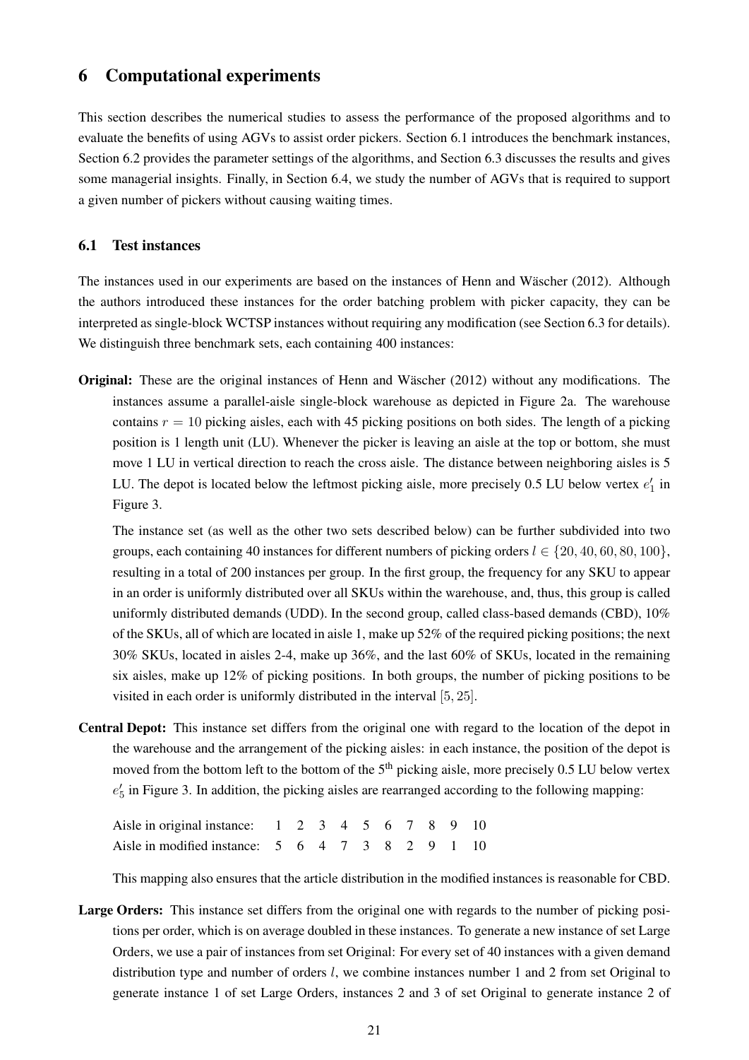## 6 Computational experiments

This section describes the numerical studies to assess the performance of the proposed algorithms and to evaluate the benefits of using AGVs to assist order pickers. Section 6.1 introduces the benchmark instances, Section 6.2 provides the parameter settings of the algorithms, and Section 6.3 discusses the results and gives some managerial insights. Finally, in Section 6.4, we study the number of AGVs that is required to support a given number of pickers without causing waiting times.

### 6.1 Test instances

The instances used in our experiments are based on the instances of Henn and Wäscher (2012). Although the authors introduced these instances for the order batching problem with picker capacity, they can be interpreted as single-block WCTSP instances without requiring any modification (see Section 6.3 for details). We distinguish three benchmark sets, each containing 400 instances:

**Original:** These are the original instances of Henn and Wäscher (2012) without any modifications. The instances assume a parallel-aisle single-block warehouse as depicted in Figure 2a. The warehouse contains $r = 10$ picking aisles, each with 45 picking positions on both sides. The length of a picking position is 1 length unit (LU). Whenever the picker is leaving an aisle at the top or bottom, she must move 1 LU in vertical direction to reach the cross aisle. The distance between neighboring aisles is 5 LU. The depot is located below the leftmost picking aisle, more precisely 0.5 LU below vertex $e'_1$ in Figure 3.

The instance set (as well as the other two sets described below) can be further subdivided into two groups, each containing 40 instances for different numbers of picking orders $l \in \{20, 40, 60, 80, 100\}$, resulting in a total of 200 instances per group. In the first group, the frequency for any SKU to appear in an order is uniformly distributed over all SKUs within the warehouse, and, thus, this group is called uniformly distributed demands (UDD). In the second group, called class-based demands (CBD), 10% of the SKUs, all of which are located in aisle 1, make up 52% of the required picking positions; the next 30% SKUs, located in aisles 2-4, make up 36%, and the last 60% of SKUs, located in the remaining six aisles, make up 12% of picking positions. In both groups, the number of picking positions to be visited in each order is uniformly distributed in the interval $[5, 25]$.

**Central Depot:** This instance set differs from the original one with regard to the location of the depot in the warehouse and the arrangement of the picking aisles: in each instance, the position of the depot is moved from the bottom left to the bottom of the 5th picking aisle, more precisely 0.5 LU below vertex $e'_5$ in Figure 3. In addition, the picking aisles are rearranged according to the following mapping:

| Aisle in original instance: | 1 | 2 | 3 | 4 | 5 | 6 | 7 | 8 | 9 | 10 |
|---|---|---|---|---|---|---|---|---|---|---|
| Aisle in modified instance: | 5 | 6 | 4 | 7 | 3 | 8 | 2 | 9 | 1 | 10 |

This mapping also ensures that the article distribution in the modified instances is reasonable for CBD.

**Large Orders:** This instance set differs from the original one with regards to the number of picking positions per order, which is on average doubled in these instances. To generate a new instance of set Large Orders, we use a pair of instances from set Original: For every set of 40 instances with a given demand distribution type and number of orders $l$, we combine instances number 1 and 2 from set Original to generate instance 1 of set Large Orders, instances 2 and 3 of set Original to generate instance 2 of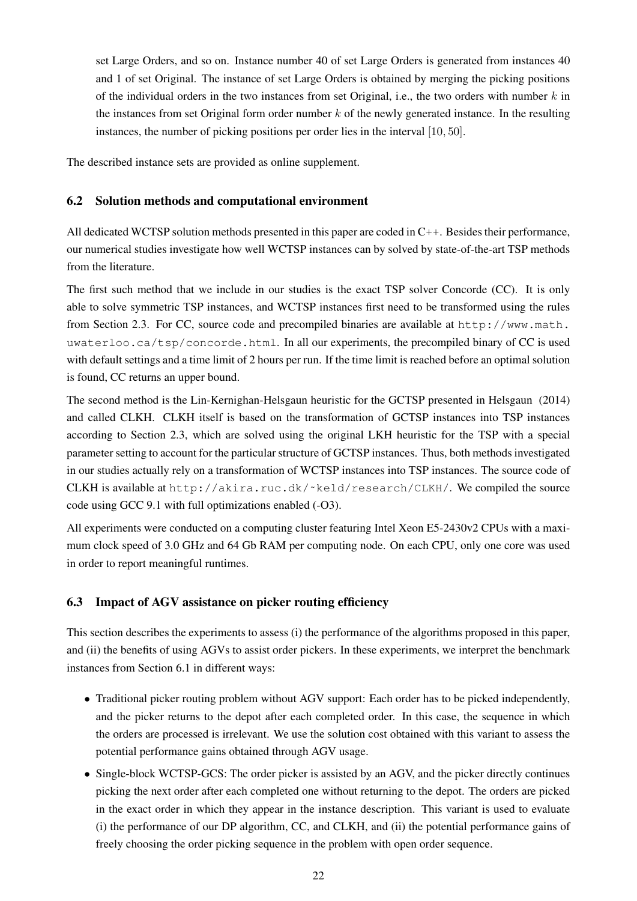set Large Orders, and so on. Instance number 40 of set Large Orders is generated from instances 40 and 1 of set Original. The instance of set Large Orders is obtained by merging the picking positions of the individual orders in the two instances from set Original, i.e., the two orders with number $k$ in the instances from set Original form order number $k$ of the newly generated instance. In the resulting instances, the number of picking positions per order lies in the interval $[10, 50]$.

The described instance sets are provided as online supplement.

### 6.2 Solution methods and computational environment

All dedicated WCTSP solution methods presented in this paper are coded in C++. Besides their performance, our numerical studies investigate how well WCTSP instances can by solved by state-of-the-art TSP methods from the literature.

The first such method that we include in our studies is the exact TSP solver Concorde (CC). It is only able to solve symmetric TSP instances, and WCTSP instances first need to be transformed using the rules from Section 2.3. For CC, source code and precompiled binaries are available at `http://www.math.uwaterloo.ca/tsp/concorde.html`. In all our experiments, the precompiled binary of CC is used with default settings and a time limit of 2 hours per run. If the time limit is reached before an optimal solution is found, CC returns an upper bound.

The second method is the Lin-Kernighan-Helsgaun heuristic for the GCTSP presented in Helsgaun (2014) and called CLKH. CLKH itself is based on the transformation of GCTSP instances into TSP instances according to Section 2.3, which are solved using the original LKH heuristic for the TSP with a special parameter setting to account for the particular structure of GCTSP instances. Thus, both methods investigated in our studies actually rely on a transformation of WCTSP instances into TSP instances. The source code of CLKH is available at `http://akira.ruc.dk/~keld/research/CLKH/`. We compiled the source code using GCC 9.1 with full optimizations enabled (-O3).

All experiments were conducted on a computing cluster featuring Intel Xeon E5-2430v2 CPUs with a maximum clock speed of 3.0 GHz and 64 Gb RAM per computing node. On each CPU, only one core was used in order to report meaningful runtimes.

### 6.3 Impact of AGV assistance on picker routing efficiency

This section describes the experiments to assess (i) the performance of the algorithms proposed in this paper, and (ii) the benefits of using AGVs to assist order pickers. In these experiments, we interpret the benchmark instances from Section 6.1 in different ways:

- Traditional picker routing problem without AGV support: Each order has to be picked independently, and the picker returns to the depot after each completed order. In this case, the sequence in which the orders are processed is irrelevant. We use the solution cost obtained with this variant to assess the potential performance gains obtained through AGV usage.
- Single-block WCTSP-GCS: The order picker is assisted by an AGV, and the picker directly continues picking the next order after each completed one without returning to the depot. The orders are picked in the exact order in which they appear in the instance description. This variant is used to evaluate (i) the performance of our DP algorithm, CC, and CLKH, and (ii) the potential performance gains of freely choosing the order picking sequence in the problem with open order sequence.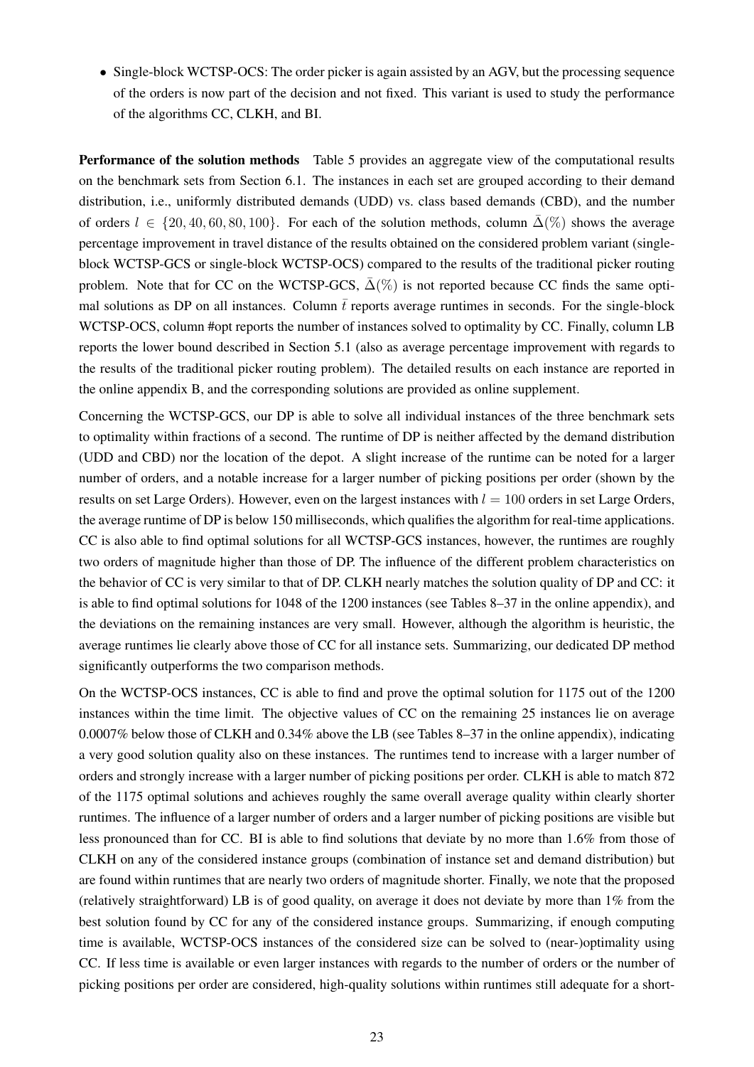- Single-block WCTSP-OCS: The order picker is again assisted by an AGV, but the processing sequence of the orders is now part of the decision and not fixed. This variant is used to study the performance of the algorithms CC, CLKH, and BI.

**Performance of the solution methods** Table 5 provides an aggregate view of the computational results on the benchmark sets from Section 6.1. The instances in each set are grouped according to their demand distribution, i.e., uniformly distributed demands (UDD) vs. class based demands (CBD), and the number of orders $l \in \{20, 40, 60, 80, 100\}$. For each of the solution methods, column $\bar{\Delta}(\%)$ shows the average percentage improvement in travel distance of the results obtained on the considered problem variant (single-block WCTSP-GCS or single-block WCTSP-OCS) compared to the results of the traditional picker routing problem. Note that for CC on the WCTSP-GCS, $\bar{\Delta}(\%)$ is not reported because CC finds the same optimal solutions as DP on all instances. Column $\bar{t}$ reports average runtimes in seconds. For the single-block WCTSP-OCS, column #opt reports the number of instances solved to optimality by CC. Finally, column LB reports the lower bound described in Section 5.1 (also as average percentage improvement with regards to the results of the traditional picker routing problem). The detailed results on each instance are reported in the online appendix B, and the corresponding solutions are provided as online supplement.

Concerning the WCTSP-GCS, our DP is able to solve all individual instances of the three benchmark sets to optimality within fractions of a second. The runtime of DP is neither affected by the demand distribution (UDD and CBD) nor the location of the depot. A slight increase of the runtime can be noted for a larger number of orders, and a notable increase for a larger number of picking positions per order (shown by the results on set Large Orders). However, even on the largest instances with $l = 100$ orders in set Large Orders, the average runtime of DP is below 150 milliseconds, which qualifies the algorithm for real-time applications. CC is also able to find optimal solutions for all WCTSP-GCS instances, however, the runtimes are roughly two orders of magnitude higher than those of DP. The influence of the different problem characteristics on the behavior of CC is very similar to that of DP. CLKH nearly matches the solution quality of DP and CC: it is able to find optimal solutions for 1048 of the 1200 instances (see Tables 8–37 in the online appendix), and the deviations on the remaining instances are very small. However, although the algorithm is heuristic, the average runtimes lie clearly above those of CC for all instance sets. Summarizing, our dedicated DP method significantly outperforms the two comparison methods.

On the WCTSP-OCS instances, CC is able to find and prove the optimal solution for 1175 out of the 1200 instances within the time limit. The objective values of CC on the remaining 25 instances lie on average 0.0007% below those of CLKH and 0.34% above the LB (see Tables 8–37 in the online appendix), indicating a very good solution quality also on these instances. The runtimes tend to increase with a larger number of orders and strongly increase with a larger number of picking positions per order. CLKH is able to match 872 of the 1175 optimal solutions and achieves roughly the same overall average quality within clearly shorter runtimes. The influence of a larger number of orders and a larger number of picking positions are visible but less pronounced than for CC. BI is able to find solutions that deviate by no more than 1.6% from those of CLKH on any of the considered instance groups (combination of instance set and demand distribution) but are found within runtimes that are nearly two orders of magnitude shorter. Finally, we note that the proposed (relatively straightforward) LB is of good quality, on average it does not deviate by more than 1% from the best solution found by CC for any of the considered instance groups. Summarizing, if enough computing time is available, WCTSP-OCS instances of the considered size can be solved to (near-)optimality using CC. If less time is available or even larger instances with regards to the number of orders or the number of picking positions per order are considered, high-quality solutions within runtimes still adequate for a short-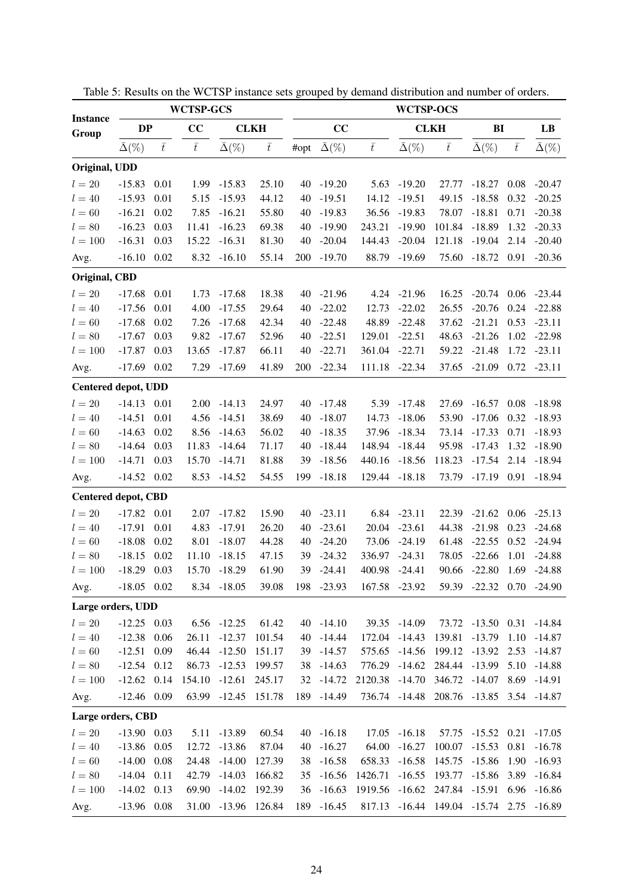Table 5: Results on the WCTSP instance sets grouped by demand distribution and number of orders.

| Instance Group | WCTSP-GCS | | | | | WCTSP-OCS | | | | | | | |
|---|---|---|---|---|---|---|---|---|---|---|---|---|---|
| | DP | | CC | CLKH | | CC | | | CLKH | | BI | | LB |
| | $\bar{\Delta}(\%)$ | $\bar{t}$ | $\bar{t}$ | $\bar{\Delta}(\%)$ | $\bar{t}$ | #opt | $\bar{\Delta}(\%)$ | $\bar{t}$ | $\bar{\Delta}(\%)$ | $\bar{t}$ | $\bar{\Delta}(\%)$ | $\bar{t}$ | $\bar{\Delta}(\%)$ |
| **Original, UDD** | | | | | | | | | | | | | |
| $l = 20$ | -15.83 | 0.01 | 1.99 | -15.83 | 25.10 | 40 | -19.20 | 5.63 | -19.20 | 27.77 | -18.27 | 0.08 | -20.47 |
| $l = 40$ | -15.93 | 0.01 | 5.15 | -15.93 | 44.12 | 40 | -19.51 | 14.12 | -19.51 | 49.15 | -18.58 | 0.32 | -20.25 |
| $l = 60$ | -16.21 | 0.02 | 7.85 | -16.21 | 55.80 | 40 | -19.83 | 36.56 | -19.83 | 78.07 | -18.81 | 0.71 | -20.38 |
| $l = 80$ | -16.23 | 0.03 | 11.41 | -16.23 | 69.38 | 40 | -19.90 | 243.21 | -19.90 | 101.84 | -18.89 | 1.32 | -20.33 |
| $l = 100$ | -16.31 | 0.03 | 15.22 | -16.31 | 81.30 | 40 | -20.04 | 144.43 | -20.04 | 121.18 | -19.04 | 2.14 | -20.40 |
| Avg. | -16.10 | 0.02 | 8.32 | -16.10 | 55.14 | 200 | -19.70 | 88.79 | -19.69 | 75.60 | -18.72 | 0.91 | -20.36 |
| **Original, CBD** | | | | | | | | | | | | | |
| $l = 20$ | -17.68 | 0.01 | 1.73 | -17.68 | 18.38 | 40 | -21.96 | 4.24 | -21.96 | 16.25 | -20.74 | 0.06 | -23.44 |
| $l = 40$ | -17.56 | 0.01 | 4.00 | -17.55 | 29.64 | 40 | -22.02 | 12.73 | -22.02 | 26.55 | -20.76 | 0.24 | -22.88 |
| $l = 60$ | -17.68 | 0.02 | 7.26 | -17.68 | 42.34 | 40 | -22.48 | 48.89 | -22.48 | 37.62 | -21.21 | 0.53 | -23.11 |
| $l = 80$ | -17.67 | 0.03 | 9.82 | -17.67 | 52.96 | 40 | -22.51 | 129.01 | -22.51 | 48.63 | -21.26 | 1.02 | -22.98 |
| $l = 100$ | -17.87 | 0.03 | 13.65 | -17.87 | 66.11 | 40 | -22.71 | 361.04 | -22.71 | 59.22 | -21.48 | 1.72 | -23.11 |
| Avg. | -17.69 | 0.02 | 7.29 | -17.69 | 41.89 | 200 | -22.34 | 111.18 | -22.34 | 37.65 | -21.09 | 0.72 | -23.11 |
| **Centered depot, UDD** | | | | | | | | | | | | | |
| $l = 20$ | -14.13 | 0.01 | 2.00 | -14.13 | 24.97 | 40 | -17.48 | 5.39 | -17.48 | 27.69 | -16.57 | 0.08 | -18.98 |
| $l = 40$ | -14.51 | 0.01 | 4.56 | -14.51 | 38.69 | 40 | -18.07 | 14.73 | -18.06 | 53.90 | -17.06 | 0.32 | -18.93 |
| $l = 60$ | -14.63 | 0.02 | 8.56 | -14.63 | 56.02 | 40 | -18.35 | 37.96 | -18.34 | 73.14 | -17.33 | 0.71 | -18.93 |
| $l = 80$ | -14.64 | 0.03 | 11.83 | -14.64 | 71.17 | 40 | -18.44 | 148.94 | -18.44 | 95.98 | -17.43 | 1.32 | -18.90 |
| $l = 100$ | -14.71 | 0.03 | 15.70 | -14.71 | 81.88 | 39 | -18.56 | 440.16 | -18.56 | 118.23 | -17.54 | 2.14 | -18.94 |
| Avg. | -14.52 | 0.02 | 8.53 | -14.52 | 54.55 | 199 | -18.18 | 129.44 | -18.18 | 73.79 | -17.19 | 0.91 | -18.94 |
| **Centered depot, CBD** | | | | | | | | | | | | | |
| $l = 20$ | -17.82 | 0.01 | 2.07 | -17.82 | 15.90 | 40 | -23.11 | 6.84 | -23.11 | 22.39 | -21.62 | 0.06 | -25.13 |
| $l = 40$ | -17.91 | 0.01 | 4.83 | -17.91 | 26.20 | 40 | -23.61 | 20.04 | -23.61 | 44.38 | -21.98 | 0.23 | -24.68 |
| $l = 60$ | -18.08 | 0.02 | 8.01 | -18.07 | 44.28 | 40 | -24.20 | 73.06 | -24.19 | 61.48 | -22.55 | 0.52 | -24.94 |
| $l = 80$ | -18.15 | 0.02 | 11.10 | -18.15 | 47.15 | 39 | -24.32 | 336.97 | -24.31 | 78.05 | -22.66 | 1.01 | -24.88 |
| $l = 100$ | -18.29 | 0.03 | 15.70 | -18.29 | 61.90 | 39 | -24.41 | 400.98 | -24.41 | 90.66 | -22.80 | 1.69 | -24.88 |
| Avg. | -18.05 | 0.02 | 8.34 | -18.05 | 39.08 | 198 | -23.93 | 167.58 | -23.92 | 59.39 | -22.32 | 0.70 | -24.90 |
| **Large orders, UDD** | | | | | | | | | | | | | |
| $l = 20$ | -12.25 | 0.03 | 6.56 | -12.25 | 61.42 | 40 | -14.10 | 39.35 | -14.09 | 73.72 | -13.50 | 0.31 | -14.84 |
| $l = 40$ | -12.38 | 0.06 | 26.11 | -12.37 | 101.54 | 40 | -14.44 | 172.04 | -14.43 | 139.81 | -13.79 | 1.10 | -14.87 |
| $l = 60$ | -12.51 | 0.09 | 46.44 | -12.50 | 151.17 | 39 | -14.57 | 575.65 | -14.56 | 199.12 | -13.92 | 2.53 | -14.87 |
| $l = 80$ | -12.54 | 0.12 | 86.73 | -12.53 | 199.57 | 38 | -14.63 | 776.29 | -14.62 | 284.44 | -13.99 | 5.10 | -14.88 |
| $l = 100$ | -12.62 | 0.14 | 154.10 | -12.61 | 245.17 | 32 | -14.72 | 2120.38 | -14.70 | 346.72 | -14.07 | 8.69 | -14.91 |
| Avg. | -12.46 | 0.09 | 63.99 | -12.45 | 151.78 | 189 | -14.49 | 736.74 | -14.48 | 208.76 | -13.85 | 3.54 | -14.87 |
| **Large orders, CBD** | | | | | | | | | | | | | |
| $l = 20$ | -13.90 | 0.03 | 5.11 | -13.89 | 60.54 | 40 | -16.18 | 17.05 | -16.18 | 57.75 | -15.52 | 0.21 | -17.05 |
| $l = 40$ | -13.86 | 0.05 | 12.72 | -13.86 | 87.04 | 40 | -16.27 | 64.00 | -16.27 | 100.07 | -15.53 | 0.81 | -16.78 |
| $l = 60$ | -14.00 | 0.08 | 24.48 | -14.00 | 127.39 | 38 | -16.58 | 658.33 | -16.58 | 145.75 | -15.86 | 1.90 | -16.93 |
| $l = 80$ | -14.04 | 0.11 | 42.79 | -14.03 | 166.82 | 35 | -16.56 | 1426.71 | -16.55 | 193.77 | -15.86 | 3.89 | -16.84 |
| $l = 100$ | -14.02 | 0.13 | 69.90 | -14.02 | 192.39 | 36 | -16.63 | 1919.56 | -16.62 | 247.84 | -15.91 | 6.96 | -16.86 |
| Avg. | -13.96 | 0.08 | 31.00 | -13.96 | 126.84 | 189 | -16.45 | 817.13 | -16.44 | 149.04 | -15.74 | 2.75 | -16.89 |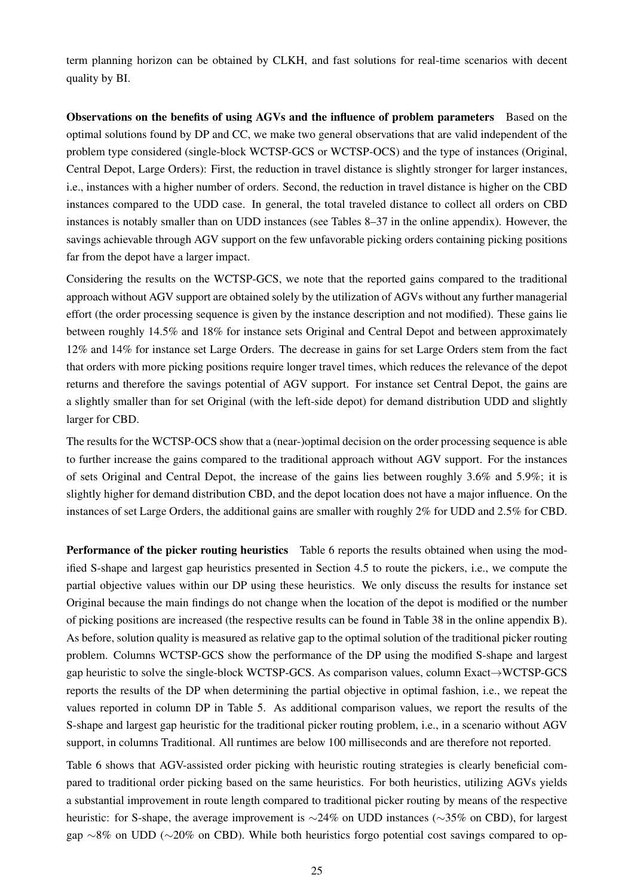term planning horizon can be obtained by CLKH, and fast solutions for real-time scenarios with decent quality by BI.

**Observations on the benefits of using AGVs and the influence of problem parameters** Based on the optimal solutions found by DP and CC, we make two general observations that are valid independent of the problem type considered (single-block WCTSP-GCS or WCTSP-OCS) and the type of instances (Original, Central Depot, Large Orders): First, the reduction in travel distance is slightly stronger for larger instances, i.e., instances with a higher number of orders. Second, the reduction in travel distance is higher on the CBD instances compared to the UDD case. In general, the total traveled distance to collect all orders on CBD instances is notably smaller than on UDD instances (see Tables 8–37 in the online appendix). However, the savings achievable through AGV support on the few unfavorable picking orders containing picking positions far from the depot have a larger impact.

Considering the results on the WCTSP-GCS, we note that the reported gains compared to the traditional approach without AGV support are obtained solely by the utilization of AGVs without any further managerial effort (the order processing sequence is given by the instance description and not modified). These gains lie between roughly 14.5% and 18% for instance sets Original and Central Depot and between approximately 12% and 14% for instance set Large Orders. The decrease in gains for set Large Orders stem from the fact that orders with more picking positions require longer travel times, which reduces the relevance of the depot returns and therefore the savings potential of AGV support. For instance set Central Depot, the gains are a slightly smaller than for set Original (with the left-side depot) for demand distribution UDD and slightly larger for CBD.

The results for the WCTSP-OCS show that a (near-)optimal decision on the order processing sequence is able to further increase the gains compared to the traditional approach without AGV support. For the instances of sets Original and Central Depot, the increase of the gains lies between roughly 3.6% and 5.9%; it is slightly higher for demand distribution CBD, and the depot location does not have a major influence. On the instances of set Large Orders, the additional gains are smaller with roughly 2% for UDD and 2.5% for CBD.

**Performance of the picker routing heuristics** Table 6 reports the results obtained when using the modified S-shape and largest gap heuristics presented in Section 4.5 to route the pickers, i.e., we compute the partial objective values within our DP using these heuristics. We only discuss the results for instance set Original because the main findings do not change when the location of the depot is modified or the number of picking positions are increased (the respective results can be found in Table 38 in the online appendix B). As before, solution quality is measured as relative gap to the optimal solution of the traditional picker routing problem. Columns WCTSP-GCS show the performance of the DP using the modified S-shape and largest gap heuristic to solve the single-block WCTSP-GCS. As comparison values, column Exact→WCTSP-GCS reports the results of the DP when determining the partial objective in optimal fashion, i.e., we repeat the values reported in column DP in Table 5. As additional comparison values, we report the results of the S-shape and largest gap heuristic for the traditional picker routing problem, i.e., in a scenario without AGV support, in columns Traditional. All runtimes are below 100 milliseconds and are therefore not reported.

Table 6 shows that AGV-assisted order picking with heuristic routing strategies is clearly beneficial compared to traditional order picking based on the same heuristics. For both heuristics, utilizing AGVs yields a substantial improvement in route length compared to traditional picker routing by means of the respective heuristic: for S-shape, the average improvement is ∼24% on UDD instances (∼35% on CBD), for largest gap ∼8% on UDD (∼20% on CBD). While both heuristics forgo potential cost savings compared to op-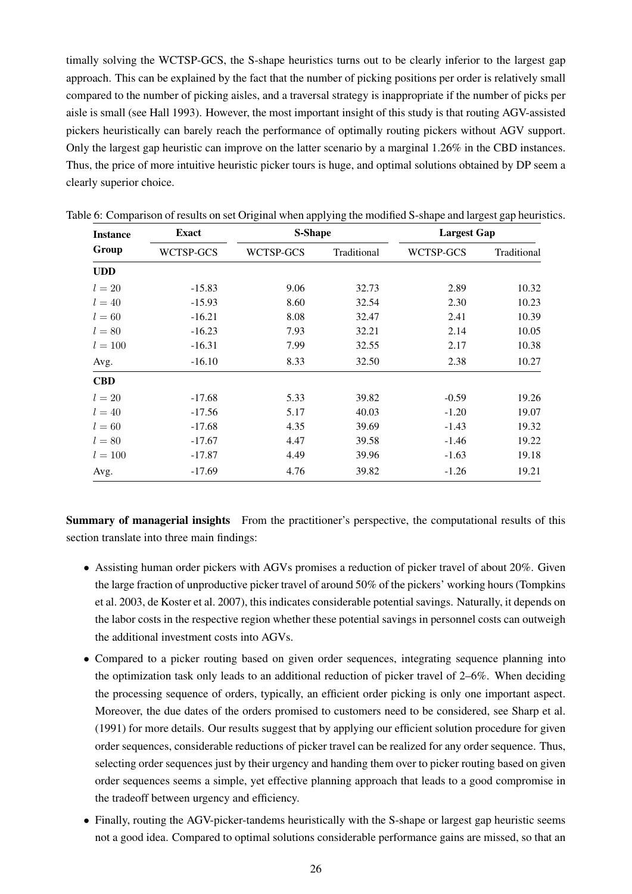timally solving the WCTSP-GCS, the S-shape heuristics turns out to be clearly inferior to the largest gap approach. This can be explained by the fact that the number of picking positions per order is relatively small compared to the number of picking aisles, and a traversal strategy is inappropriate if the number of picks per aisle is small (see Hall 1993). However, the most important insight of this study is that routing AGV-assisted pickers heuristically can barely reach the performance of optimally routing pickers without AGV support. Only the largest gap heuristic can improve on the latter scenario by a marginal 1.26% in the CBD instances. Thus, the price of more intuitive heuristic picker tours is huge, and optimal solutions obtained by DP seem a clearly superior choice.

Table 6: Comparison of results on set Original when applying the modified S-shape and largest gap heuristics.

| **Instance Group** | **Exact** | **S-Shape** | | **Largest Gap** | |
|---|---|---|---|---|---|
| | WCTSP-GCS | WCTSP-GCS | Traditional | WCTSP-GCS | Traditional |
| **UDD** | | | | | |
| $l = 20$ | -15.83 | 9.06 | 32.73 | 2.89 | 10.32 |
| $l = 40$ | -15.93 | 8.60 | 32.54 | 2.30 | 10.23 |
| $l = 60$ | -16.21 | 8.08 | 32.47 | 2.41 | 10.39 |
| $l = 80$ | -16.23 | 7.93 | 32.21 | 2.14 | 10.05 |
| $l = 100$ | -16.31 | 7.99 | 32.55 | 2.17 | 10.38 |
| Avg. | -16.10 | 8.33 | 32.50 | 2.38 | 10.27 |
| **CBD** | | | | | |
| $l = 20$ | -17.68 | 5.33 | 39.82 | -0.59 | 19.26 |
| $l = 40$ | -17.56 | 5.17 | 40.03 | -1.20 | 19.07 |
| $l = 60$ | -17.68 | 4.35 | 39.69 | -1.43 | 19.32 |
| $l = 80$ | -17.67 | 4.47 | 39.58 | -1.46 | 19.22 |
| $l = 100$ | -17.87 | 4.49 | 39.96 | -1.63 | 19.18 |
| Avg. | -17.69 | 4.76 | 39.82 | -1.26 | 19.21 |

**Summary of managerial insights** From the practitioner's perspective, the computational results of this section translate into three main findings:

- Assisting human order pickers with AGVs promises a reduction of picker travel of about 20%. Given the large fraction of unproductive picker travel of around 50% of the pickers' working hours (Tompkins et al. 2003, de Koster et al. 2007), this indicates considerable potential savings. Naturally, it depends on the labor costs in the respective region whether these potential savings in personnel costs can outweigh the additional investment costs into AGVs.
- Compared to a picker routing based on given order sequences, integrating sequence planning into the optimization task only leads to an additional reduction of picker travel of 2–6%. When deciding the processing sequence of orders, typically, an efficient order picking is only one important aspect. Moreover, the due dates of the orders promised to customers need to be considered, see Sharp et al. (1991) for more details. Our results suggest that by applying our efficient solution procedure for given order sequences, considerable reductions of picker travel can be realized for any order sequence. Thus, selecting order sequences just by their urgency and handing them over to picker routing based on given order sequences seems a simple, yet effective planning approach that leads to a good compromise in the tradeoff between urgency and efficiency.
- Finally, routing the AGV-picker-tandems heuristically with the S-shape or largest gap heuristic seems not a good idea. Compared to optimal solutions considerable performance gains are missed, so that an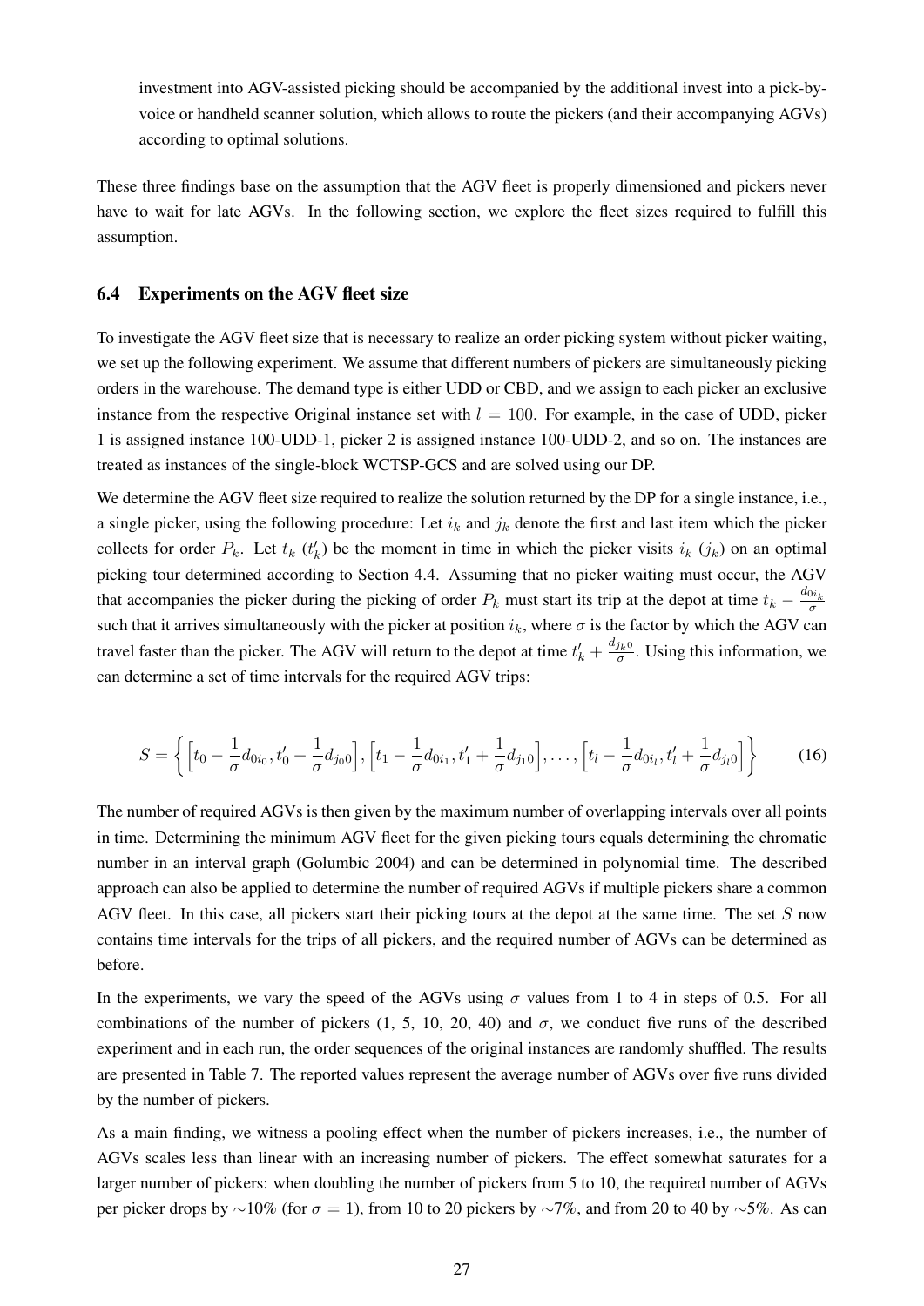investment into AGV-assisted picking should be accompanied by the additional invest into a pick-by-voice or handheld scanner solution, which allows to route the pickers (and their accompanying AGVs) according to optimal solutions.

These three findings base on the assumption that the AGV fleet is properly dimensioned and pickers never have to wait for late AGVs. In the following section, we explore the fleet sizes required to fulfill this assumption.

### 6.4 Experiments on the AGV fleet size

To investigate the AGV fleet size that is necessary to realize an order picking system without picker waiting, we set up the following experiment. We assume that different numbers of pickers are simultaneously picking orders in the warehouse. The demand type is either UDD or CBD, and we assign to each picker an exclusive instance from the respective Original instance set with $l = 100$. For example, in the case of UDD, picker 1 is assigned instance 100-UDD-1, picker 2 is assigned instance 100-UDD-2, and so on. The instances are treated as instances of the single-block WCTSP-GCS and are solved using our DP.

We determine the AGV fleet size required to realize the solution returned by the DP for a single instance, i.e., a single picker, using the following procedure: Let $i_k$ and $j_k$ denote the first and last item which the picker collects for order $P_k$. Let $t_k$ ($t'_k$) be the moment in time in which the picker visits $i_k$ ($j_k$) on an optimal picking tour determined according to Section 4.4. Assuming that no picker waiting must occur, the AGV that accompanies the picker during the picking of order $P_k$ must start its trip at the depot at time $t_k - \frac{d_{0i_k}}{\sigma}$ such that it arrives simultaneously with the picker at position $i_k$, where $\sigma$ is the factor by which the AGV can travel faster than the picker. The AGV will return to the depot at time $t'_k + \frac{d_{j_k0}}{\sigma}$. Using this information, we can determine a set of time intervals for the required AGV trips:

$$S = \left\{ \left[t_0 - \frac{1}{\sigma}d_{0i_0}, t'_0 + \frac{1}{\sigma}d_{j_00}\right], \left[t_1 - \frac{1}{\sigma}d_{0i_1}, t'_1 + \frac{1}{\sigma}d_{j_10}\right], \dots, \left[t_l - \frac{1}{\sigma}d_{0i_l}, t'_l + \frac{1}{\sigma}d_{j_l0}\right] \right\} \tag{16}$$

The number of required AGVs is then given by the maximum number of overlapping intervals over all points in time. Determining the minimum AGV fleet for the given picking tours equals determining the chromatic number in an interval graph (Golumbic 2004) and can be determined in polynomial time. The described approach can also be applied to determine the number of required AGVs if multiple pickers share a common AGV fleet. In this case, all pickers start their picking tours at the depot at the same time. The set $S$ now contains time intervals for the trips of all pickers, and the required number of AGVs can be determined as before.

In the experiments, we vary the speed of the AGVs using $\sigma$ values from 1 to 4 in steps of 0.5. For all combinations of the number of pickers (1, 5, 10, 20, 40) and $\sigma$, we conduct five runs of the described experiment and in each run, the order sequences of the original instances are randomly shuffled. The results are presented in Table 7. The reported values represent the average number of AGVs over five runs divided by the number of pickers.

As a main finding, we witness a pooling effect when the number of pickers increases, i.e., the number of AGVs scales less than linear with an increasing number of pickers. The effect somewhat saturates for a larger number of pickers: when doubling the number of pickers from 5 to 10, the required number of AGVs per picker drops by ∼10% (for $\sigma = 1$), from 10 to 20 pickers by ∼7%, and from 20 to 40 by ∼5%. As can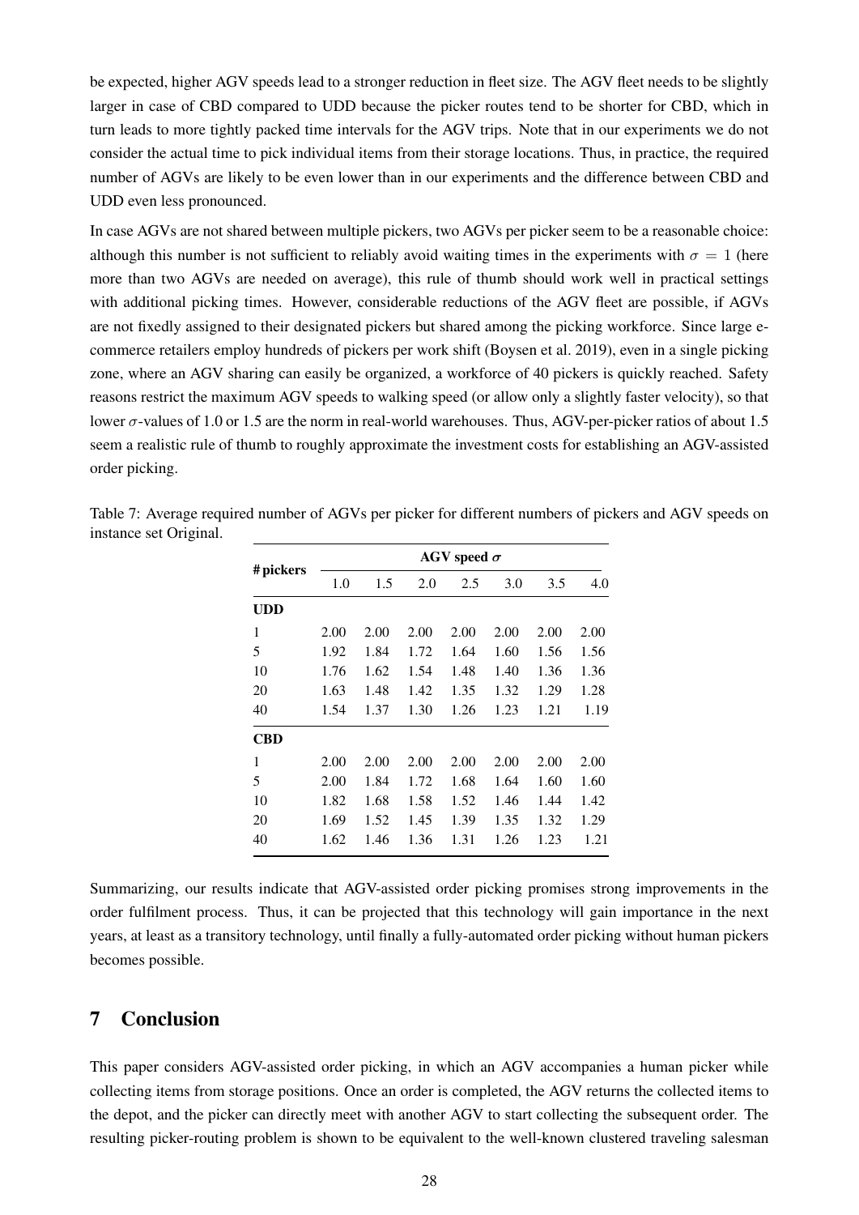be expected, higher AGV speeds lead to a stronger reduction in fleet size. The AGV fleet needs to be slightly larger in case of CBD compared to UDD because the picker routes tend to be shorter for CBD, which in turn leads to more tightly packed time intervals for the AGV trips. Note that in our experiments we do not consider the actual time to pick individual items from their storage locations. Thus, in practice, the required number of AGVs are likely to be even lower than in our experiments and the difference between CBD and UDD even less pronounced.

In case AGVs are not shared between multiple pickers, two AGVs per picker seem to be a reasonable choice: although this number is not sufficient to reliably avoid waiting times in the experiments with $\sigma = 1$ (here more than two AGVs are needed on average), this rule of thumb should work well in practical settings with additional picking times. However, considerable reductions of the AGV fleet are possible, if AGVs are not fixedly assigned to their designated pickers but shared among the picking workforce. Since large e-commerce retailers employ hundreds of pickers per work shift (Boysen et al. 2019), even in a single picking zone, where an AGV sharing can easily be organized, a workforce of 40 pickers is quickly reached. Safety reasons restrict the maximum AGV speeds to walking speed (or allow only a slightly faster velocity), so that lower $\sigma$-values of 1.0 or 1.5 are the norm in real-world warehouses. Thus, AGV-per-picker ratios of about 1.5 seem a realistic rule of thumb to roughly approximate the investment costs for establishing an AGV-assisted order picking.

Table 7: Average required number of AGVs per picker for different numbers of pickers and AGV speeds on instance set Original.

| # pickers | AGV speed $\sigma$ | | | | | | |
|---|---|---|---|---|---|---|---|
| | 1.0 | 1.5 | 2.0 | 2.5 | 3.0 | 3.5 | 4.0 |
| **UDD** | | | | | | | |
| 1 | 2.00 | 2.00 | 2.00 | 2.00 | 2.00 | 2.00 | 2.00 |
| 5 | 1.92 | 1.84 | 1.72 | 1.64 | 1.60 | 1.56 | 1.56 |
| 10 | 1.76 | 1.62 | 1.54 | 1.48 | 1.40 | 1.36 | 1.36 |
| 20 | 1.63 | 1.48 | 1.42 | 1.35 | 1.32 | 1.29 | 1.28 |
| 40 | 1.54 | 1.37 | 1.30 | 1.26 | 1.23 | 1.21 | 1.19 |
| **CBD** | | | | | | | |
| 1 | 2.00 | 2.00 | 2.00 | 2.00 | 2.00 | 2.00 | 2.00 |
| 5 | 2.00 | 1.84 | 1.72 | 1.68 | 1.64 | 1.60 | 1.60 |
| 10 | 1.82 | 1.68 | 1.58 | 1.52 | 1.46 | 1.44 | 1.42 |
| 20 | 1.69 | 1.52 | 1.45 | 1.39 | 1.35 | 1.32 | 1.29 |
| 40 | 1.62 | 1.46 | 1.36 | 1.31 | 1.26 | 1.23 | 1.21 |

Summarizing, our results indicate that AGV-assisted order picking promises strong improvements in the order fulfilment process. Thus, it can be projected that this technology will gain importance in the next years, at least as a transitory technology, until finally a fully-automated order picking without human pickers becomes possible.

## 7 Conclusion

This paper considers AGV-assisted order picking, in which an AGV accompanies a human picker while collecting items from storage positions. Once an order is completed, the AGV returns the collected items to the depot, and the picker can directly meet with another AGV to start collecting the subsequent order. The resulting picker-routing problem is shown to be equivalent to the well-known clustered traveling salesman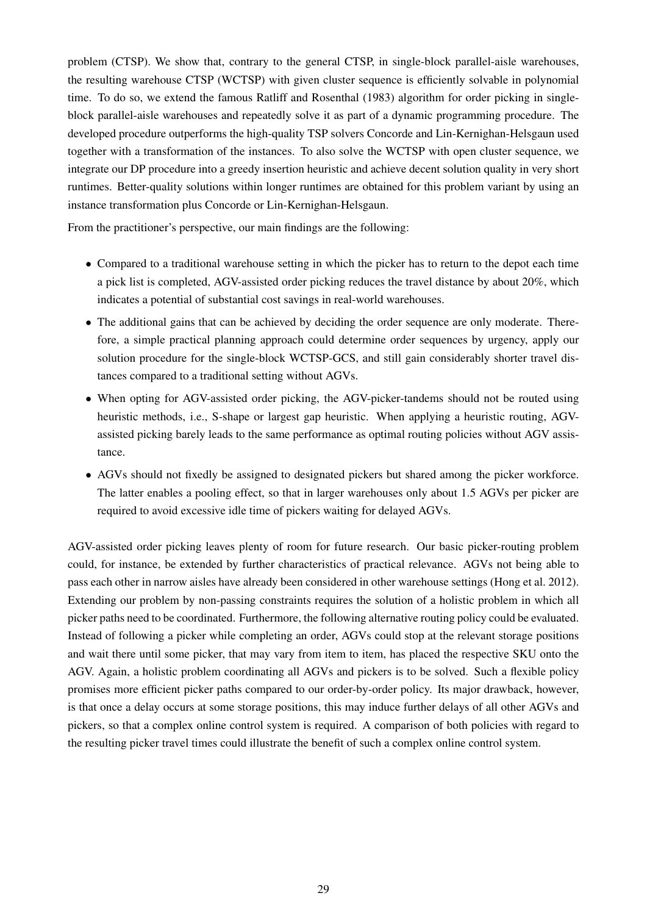problem (CTSP). We show that, contrary to the general CTSP, in single-block parallel-aisle warehouses, the resulting warehouse CTSP (WCTSP) with given cluster sequence is efficiently solvable in polynomial time. To do so, we extend the famous Ratliff and Rosenthal (1983) algorithm for order picking in single-block parallel-aisle warehouses and repeatedly solve it as part of a dynamic programming procedure. The developed procedure outperforms the high-quality TSP solvers Concorde and Lin-Kernighan-Helsgaun used together with a transformation of the instances. To also solve the WCTSP with open cluster sequence, we integrate our DP procedure into a greedy insertion heuristic and achieve decent solution quality in very short runtimes. Better-quality solutions within longer runtimes are obtained for this problem variant by using an instance transformation plus Concorde or Lin-Kernighan-Helsgaun.

From the practitioner's perspective, our main findings are the following:

- Compared to a traditional warehouse setting in which the picker has to return to the depot each time a pick list is completed, AGV-assisted order picking reduces the travel distance by about 20%, which indicates a potential of substantial cost savings in real-world warehouses.
- The additional gains that can be achieved by deciding the order sequence are only moderate. Therefore, a simple practical planning approach could determine order sequences by urgency, apply our solution procedure for the single-block WCTSP-GCS, and still gain considerably shorter travel distances compared to a traditional setting without AGVs.
- When opting for AGV-assisted order picking, the AGV-picker-tandems should not be routed using heuristic methods, i.e., S-shape or largest gap heuristic. When applying a heuristic routing, AGV-assisted picking barely leads to the same performance as optimal routing policies without AGV assistance.
- AGVs should not fixedly be assigned to designated pickers but shared among the picker workforce. The latter enables a pooling effect, so that in larger warehouses only about 1.5 AGVs per picker are required to avoid excessive idle time of pickers waiting for delayed AGVs.

AGV-assisted order picking leaves plenty of room for future research. Our basic picker-routing problem could, for instance, be extended by further characteristics of practical relevance. AGVs not being able to pass each other in narrow aisles have already been considered in other warehouse settings (Hong et al. 2012). Extending our problem by non-passing constraints requires the solution of a holistic problem in which all picker paths need to be coordinated. Furthermore, the following alternative routing policy could be evaluated. Instead of following a picker while completing an order, AGVs could stop at the relevant storage positions and wait there until some picker, that may vary from item to item, has placed the respective SKU onto the AGV. Again, a holistic problem coordinating all AGVs and pickers is to be solved. Such a flexible policy promises more efficient picker paths compared to our order-by-order policy. Its major drawback, however, is that once a delay occurs at some storage positions, this may induce further delays of all other AGVs and pickers, so that a complex online control system is required. A comparison of both policies with regard to the resulting picker travel times could illustrate the benefit of such a complex online control system.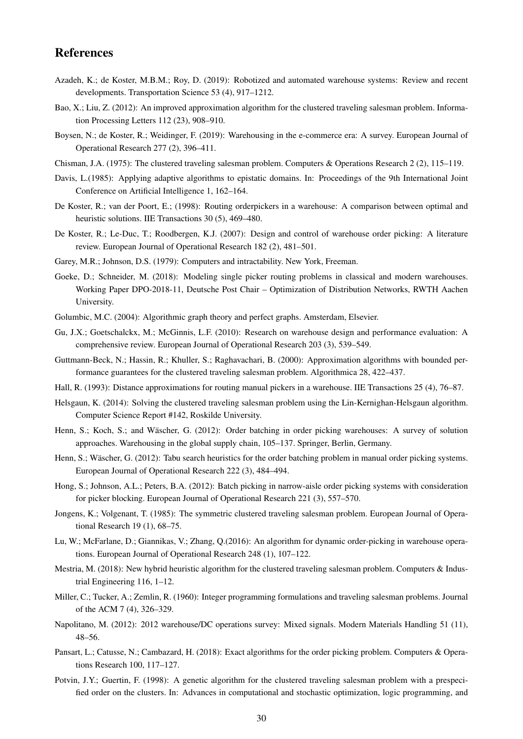# References

Azadeh, K.; de Koster, M.B.M.; Roy, D. (2019): Robotized and automated warehouse systems: Review and recent developments. Transportation Science 53 (4), 917–1212.

Bao, X.; Liu, Z. (2012): An improved approximation algorithm for the clustered traveling salesman problem. Information Processing Letters 112 (23), 908–910.

Boysen, N.; de Koster, R.; Weidinger, F. (2019): Warehousing in the e-commerce era: A survey. European Journal of Operational Research 277 (2), 396–411.

Chisman, J.A. (1975): The clustered traveling salesman problem. Computers & Operations Research 2 (2), 115–119.

Davis, L.(1985): Applying adaptive algorithms to epistatic domains. In: Proceedings of the 9th International Joint Conference on Artificial Intelligence 1, 162–164.

De Koster, R.; van der Poort, E.; (1998): Routing orderpickers in a warehouse: A comparison between optimal and heuristic solutions. IIE Transactions 30 (5), 469–480.

De Koster, R.; Le-Duc, T.; Roodbergen, K.J. (2007): Design and control of warehouse order picking: A literature review. European Journal of Operational Research 182 (2), 481–501.

Garey, M.R.; Johnson, D.S. (1979): Computers and intractability. New York, Freeman.

Goeke, D.; Schneider, M. (2018): Modeling single picker routing problems in classical and modern warehouses. Working Paper DPO-2018-11, Deutsche Post Chair – Optimization of Distribution Networks, RWTH Aachen University.

Golumbic, M.C. (2004): Algorithmic graph theory and perfect graphs. Amsterdam, Elsevier.

Gu, J.X.; Goetschalckx, M.; McGinnis, L.F. (2010): Research on warehouse design and performance evaluation: A comprehensive review. European Journal of Operational Research 203 (3), 539–549.

Guttmann-Beck, N.; Hassin, R.; Khuller, S.; Raghavachari, B. (2000): Approximation algorithms with bounded performance guarantees for the clustered traveling salesman problem. Algorithmica 28, 422–437.

Hall, R. (1993): Distance approximations for routing manual pickers in a warehouse. IIE Transactions 25 (4), 76–87.

Helsgaun, K. (2014): Solving the clustered traveling salesman problem using the Lin-Kernighan-Helsgaun algorithm. Computer Science Report #142, Roskilde University.

Henn, S.; Koch, S.; and Wäscher, G. (2012): Order batching in order picking warehouses: A survey of solution approaches. Warehousing in the global supply chain, 105–137. Springer, Berlin, Germany.

Henn, S.; Wäscher, G. (2012): Tabu search heuristics for the order batching problem in manual order picking systems. European Journal of Operational Research 222 (3), 484–494.

Hong, S.; Johnson, A.L.; Peters, B.A. (2012): Batch picking in narrow-aisle order picking systems with consideration for picker blocking. European Journal of Operational Research 221 (3), 557–570.

Jongens, K.; Volgenant, T. (1985): The symmetric clustered traveling salesman problem. European Journal of Operational Research 19 (1), 68–75.

Lu, W.; McFarlane, D.; Giannikas, V.; Zhang, Q.(2016): An algorithm for dynamic order-picking in warehouse operations. European Journal of Operational Research 248 (1), 107–122.

Mestria, M. (2018): New hybrid heuristic algorithm for the clustered traveling salesman problem. Computers & Industrial Engineering 116, 1–12.

Miller, C.; Tucker, A.; Zemlin, R. (1960): Integer programming formulations and traveling salesman problems. Journal of the ACM 7 (4), 326–329.

Napolitano, M. (2012): 2012 warehouse/DC operations survey: Mixed signals. Modern Materials Handling 51 (11), 48–56.

Pansart, L.; Catusse, N.; Cambazard, H. (2018): Exact algorithms for the order picking problem. Computers & Operations Research 100, 117–127.

Potvin, J.Y.; Guertin, F. (1998): A genetic algorithm for the clustered traveling salesman problem with a prespecified order on the clusters. In: Advances in computational and stochastic optimization, logic programming, and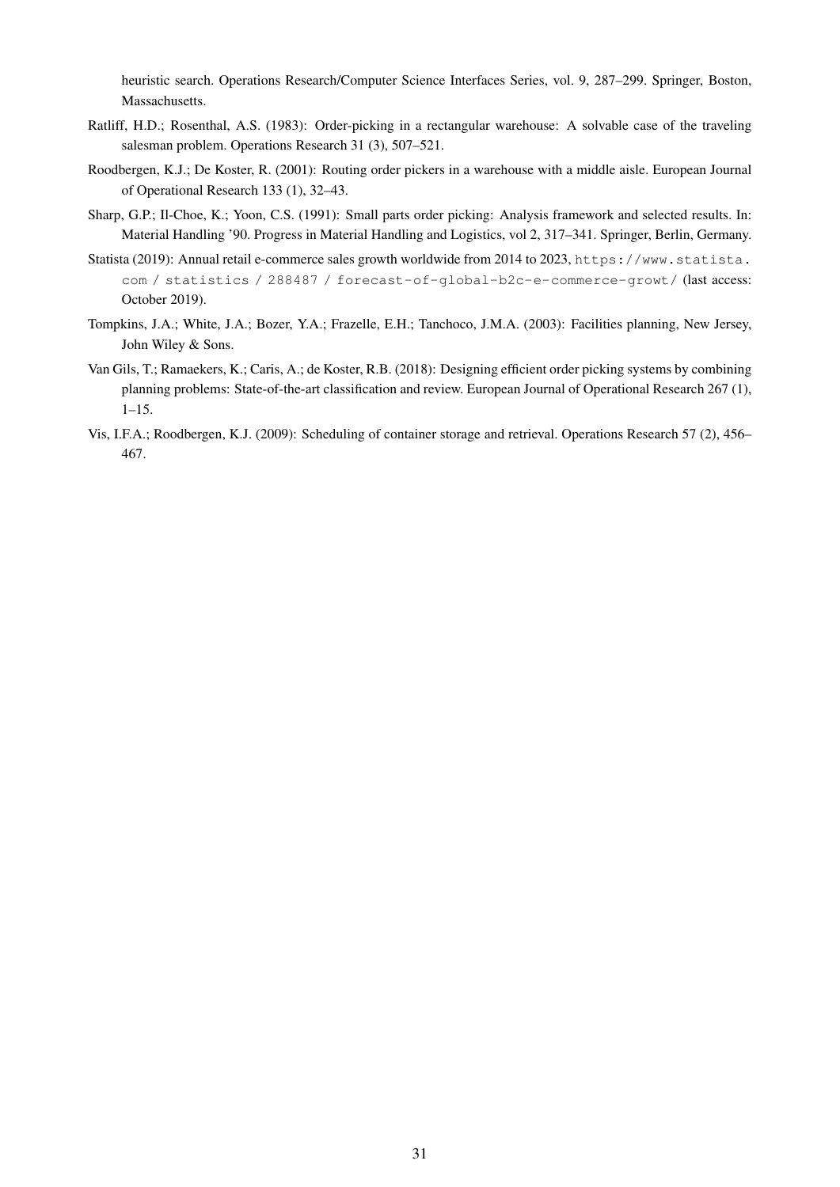heuristic search. Operations Research/Computer Science Interfaces Series, vol. 9, 287–299. Springer, Boston, Massachusetts.

Ratliff, H.D.; Rosenthal, A.S. (1983): Order-picking in a rectangular warehouse: A solvable case of the traveling salesman problem. Operations Research 31 (3), 507–521.

Roodbergen, K.J.; De Koster, R. (2001): Routing order pickers in a warehouse with a middle aisle. European Journal of Operational Research 133 (1), 32–43.

Sharp, G.P.; Il-Choe, K.; Yoon, C.S. (1991): Small parts order picking: Analysis framework and selected results. In: Material Handling '90. Progress in Material Handling and Logistics, vol 2, 317–341. Springer, Berlin, Germany.

Statista (2019): Annual retail e-commerce sales growth worldwide from 2014 to 2023, https://www.statista.com/statistics/288487/forecast-of-global-b2c-e-commerce-growt/ (last access: October 2019).

Tompkins, J.A.; White, J.A.; Bozer, Y.A.; Frazelle, E.H.; Tanchoco, J.M.A. (2003): Facilities planning, New Jersey, John Wiley & Sons.

Van Gils, T.; Ramaekers, K.; Caris, A.; de Koster, R.B. (2018): Designing efficient order picking systems by combining planning problems: State-of-the-art classification and review. European Journal of Operational Research 267 (1), 1–15.

Vis, I.F.A.; Roodbergen, K.J. (2009): Scheduling of container storage and retrieval. Operations Research 57 (2), 456–467.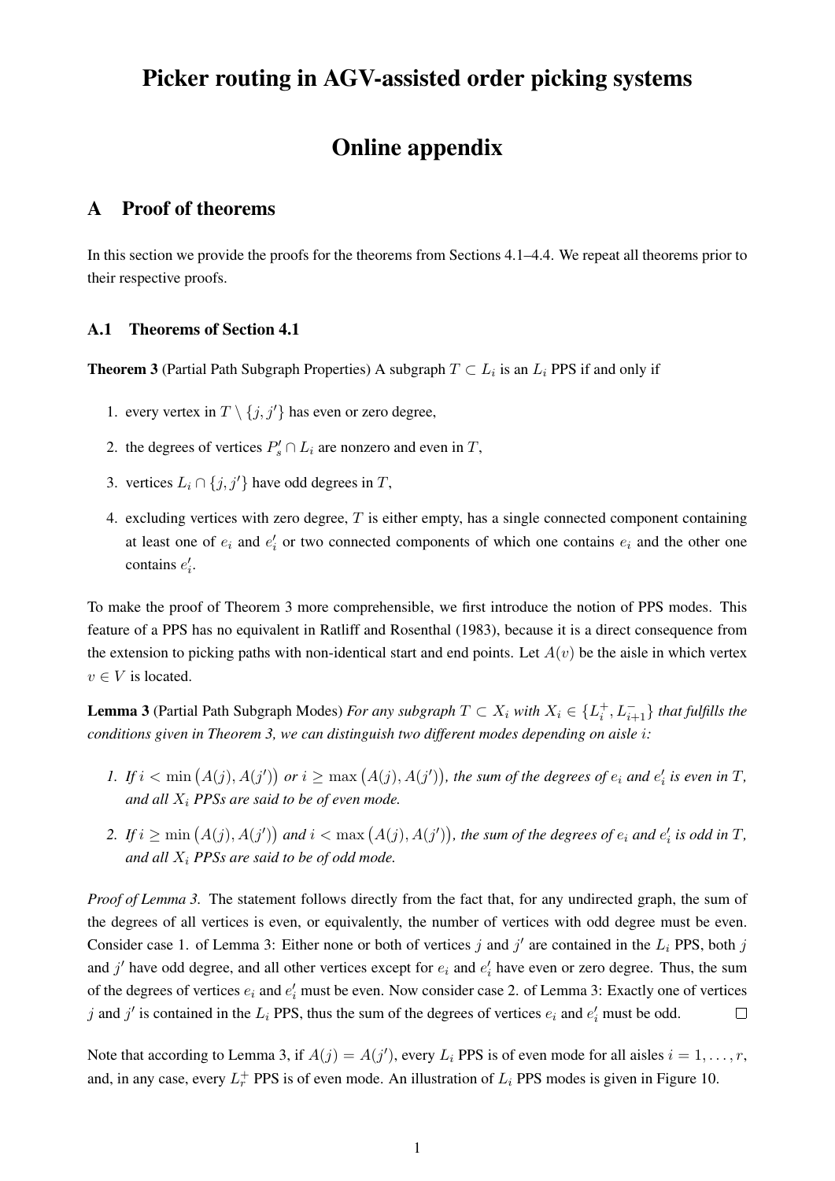# Picker routing in AGV-assisted order picking systems

# Online appendix

## A Proof of theorems

In this section we provide the proofs for the theorems from Sections 4.1–4.4. We repeat all theorems prior to their respective proofs.

### A.1 Theorems of Section 4.1

**Theorem 3** (Partial Path Subgraph Properties) A subgraph $T \subset L_i$ is an $L_i$ PPS if and only if

1. every vertex in $T \setminus \{j, j'\}$ has even or zero degree,
2. the degrees of vertices $P'_s \cap L_i$ are nonzero and even in $T$,
3. vertices $L_i \cap \{j, j'\}$ have odd degrees in $T$,
4. excluding vertices with zero degree, $T$ is either empty, has a single connected component containing at least one of $e_i$ and $e'_i$ or two connected components of which one contains $e_i$ and the other one contains $e'_i$.

To make the proof of Theorem 3 more comprehensible, we first introduce the notion of PPS modes. This feature of a PPS has no equivalent in Ratliff and Rosenthal (1983), because it is a direct consequence from the extension to picking paths with non-identical start and end points. Let $A(v)$ be the aisle in which vertex $v \in V$ is located.

**Lemma 3** (Partial Path Subgraph Modes) *For any subgraph $T \subset X_i$ with $X_i \in \{L_i^+, L_{i+1}^-\}$ that fulfills the conditions given in Theorem 3, we can distinguish two different modes depending on aisle $i$:*

1. *If $i < \min\big(A(j), A(j')\big)$ or $i \geq \max\big(A(j), A(j')\big)$, the sum of the degrees of $e_i$ and $e'_i$ is even in $T$, and all $X_i$ PPSs are said to be of even mode.*
2. *If $i \geq \min\big(A(j), A(j')\big)$ and $i < \max\big(A(j), A(j')\big)$, the sum of the degrees of $e_i$ and $e'_i$ is odd in $T$, and all $X_i$ PPSs are said to be of odd mode.*

*Proof of Lemma 3.* The statement follows directly from the fact that, for any undirected graph, the sum of the degrees of all vertices is even, or equivalently, the number of vertices with odd degree must be even. Consider case 1. of Lemma 3: Either none or both of vertices $j$ and $j'$ are contained in the $L_i$ PPS, both $j$ and $j'$ have odd degree, and all other vertices except for $e_i$ and $e'_i$ have even or zero degree. Thus, the sum of the degrees of vertices $e_i$ and $e'_i$ must be even. Now consider case 2. of Lemma 3: Exactly one of vertices $j$ and $j'$ is contained in the $L_i$ PPS, thus the sum of the degrees of vertices $e_i$ and $e'_i$ must be odd. $\square$

Note that according to Lemma 3, if $A(j) = A(j')$, every $L_i$ PPS is of even mode for all aisles $i = 1, \ldots, r$, and, in any case, every $L_r^+$ PPS is of even mode. An illustration of $L_i$ PPS modes is given in Figure 10.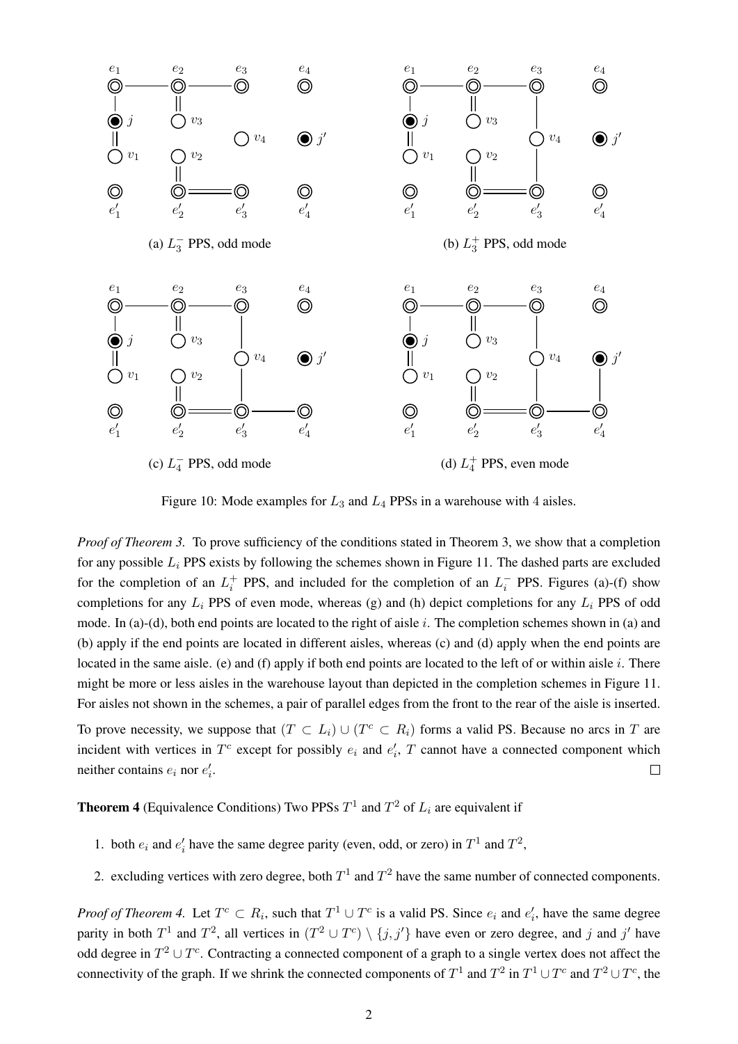(a) $L_3^-$ PPS, odd mode

(b) $L_3^+$ PPS, odd mode

(c) $L_4^-$ PPS, odd mode

(d) $L_4^+$ PPS, even mode

Figure 10: Mode examples for $L_3$ and $L_4$ PPSs in a warehouse with 4 aisles.

*Proof of Theorem 3.* To prove sufficiency of the conditions stated in Theorem 3, we show that a completion for any possible $L_i$ PPS exists by following the schemes shown in Figure 11. The dashed parts are excluded for the completion of an $L_i^+$ PPS, and included for the completion of an $L_i^-$ PPS. Figures (a)-(f) show completions for any $L_i$ PPS of even mode, whereas (g) and (h) depict completions for any $L_i$ PPS of odd mode. In (a)-(d), both end points are located to the right of aisle $i$. The completion schemes shown in (a) and (b) apply if the end points are located in different aisles, whereas (c) and (d) apply when the end points are located in the same aisle. (e) and (f) apply if both end points are located to the left of or within aisle $i$. There might be more or less aisles in the warehouse layout than depicted in the completion schemes in Figure 11. For aisles not shown in the schemes, a pair of parallel edges from the front to the rear of the aisle is inserted.

To prove necessity, we suppose that $(T \subset L_i) \cup (T^c \subset R_i)$ forms a valid PS. Because no arcs in $T$ are incident with vertices in $T^c$ except for possibly $e_i$ and $e_i'$, $T$ cannot have a connected component which neither contains $e_i$ nor $e_i'$. □

**Theorem 4** (Equivalence Conditions) Two PPSs $T^1$ and $T^2$ of $L_i$ are equivalent if

1. both $e_i$ and $e_i'$ have the same degree parity (even, odd, or zero) in $T^1$ and $T^2$,
2. excluding vertices with zero degree, both $T^1$ and $T^2$ have the same number of connected components.

*Proof of Theorem 4.* Let $T^c \subset R_i$, such that $T^1 \cup T^c$ is a valid PS. Since $e_i$ and $e_i'$, have the same degree parity in both $T^1$ and $T^2$, all vertices in $(T^2 \cup T^c) \setminus \{j, j'\}$ have even or zero degree, and $j$ and $j'$ have odd degree in $T^2 \cup T^c$. Contracting a connected component of a graph to a single vertex does not affect the connectivity of the graph. If we shrink the connected components of $T^1$ and $T^2$ in $T^1 \cup T^c$ and $T^2 \cup T^c$, the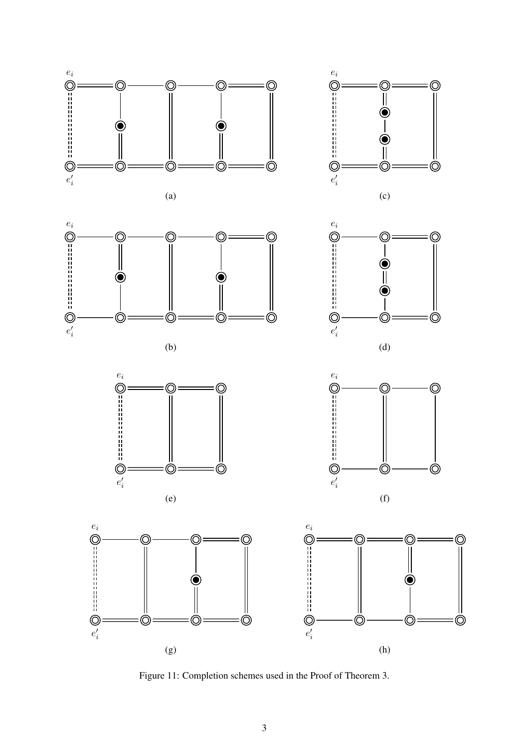Figure 11: Completion schemes used in the Proof of Theorem 3.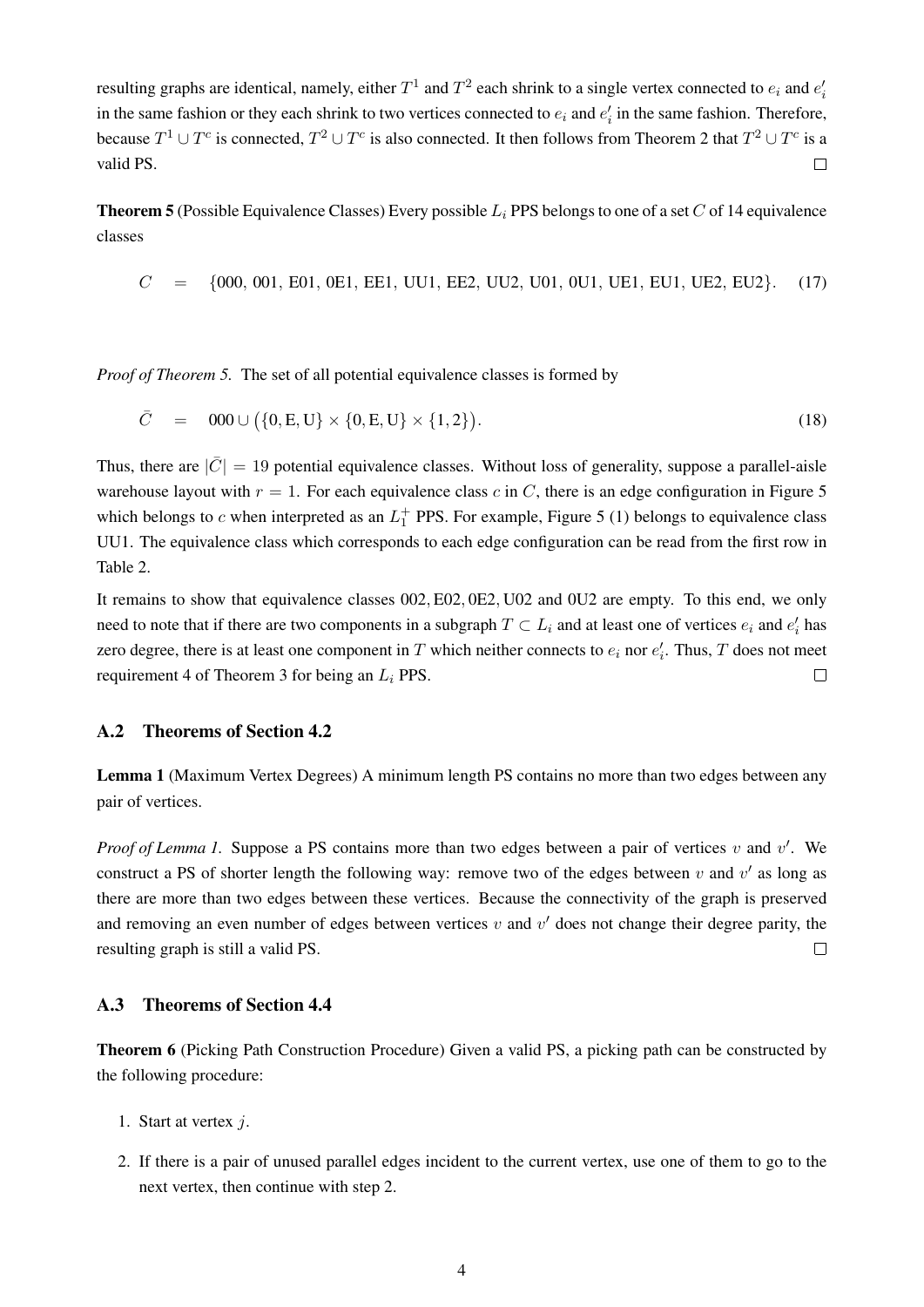resulting graphs are identical, namely, either $T^1$ and $T^2$ each shrink to a single vertex connected to $e_i$ and $e_i'$ in the same fashion or they each shrink to two vertices connected to $e_i$ and $e_i'$ in the same fashion. Therefore, because $T^1 \cup T^c$ is connected, $T^2 \cup T^c$ is also connected. It then follows from Theorem 2 that $T^2 \cup T^c$ is a valid PS. $\square$

**Theorem 5** (Possible Equivalence Classes) Every possible $L_i$ PPS belongs to one of a set $C$ of 14 equivalence classes

$$C \quad = \quad \{000,\ 001,\ \text{E01},\ \text{0E1},\ \text{EE1},\ \text{UU1},\ \text{EE2},\ \text{UU2},\ \text{U01},\ \text{0U1},\ \text{UE1},\ \text{EU1},\ \text{UE2},\ \text{EU2}\}. \quad (17)$$

*Proof of Theorem 5.* The set of all potential equivalence classes is formed by

$$\bar{C} \quad = \quad 000 \cup \big(\{0, \text{E}, \text{U}\} \times \{0, \text{E}, \text{U}\} \times \{1, 2\}\big). \quad (18)$$

Thus, there are $|\bar{C}| = 19$ potential equivalence classes. Without loss of generality, suppose a parallel-aisle warehouse layout with $r = 1$. For each equivalence class $c$ in $C$, there is an edge configuration in Figure 5 which belongs to $c$ when interpreted as an $L_1^+$ PPS. For example, Figure 5 (1) belongs to equivalence class UU1. The equivalence class which corresponds to each edge configuration can be read from the first row in Table 2.

It remains to show that equivalence classes $002, \text{E02}, \text{0E2}, \text{U02}$ and $\text{0U2}$ are empty. To this end, we only need to note that if there are two components in a subgraph $T \subset L_i$ and at least one of vertices $e_i$ and $e_i'$ has zero degree, there is at least one component in $T$ which neither connects to $e_i$ nor $e_i'$. Thus, $T$ does not meet requirement 4 of Theorem 3 for being an $L_i$ PPS. $\square$

## A.2 Theorems of Section 4.2

**Lemma 1** (Maximum Vertex Degrees) A minimum length PS contains no more than two edges between any pair of vertices.

*Proof of Lemma 1.* Suppose a PS contains more than two edges between a pair of vertices $v$ and $v'$. We construct a PS of shorter length the following way: remove two of the edges between $v$ and $v'$ as long as there are more than two edges between these vertices. Because the connectivity of the graph is preserved and removing an even number of edges between vertices $v$ and $v'$ does not change their degree parity, the resulting graph is still a valid PS. $\square$

## A.3 Theorems of Section 4.4

**Theorem 6** (Picking Path Construction Procedure) Given a valid PS, a picking path can be constructed by the following procedure:

1. Start at vertex $j$.
2. If there is a pair of unused parallel edges incident to the current vertex, use one of them to go to the next vertex, then continue with step 2.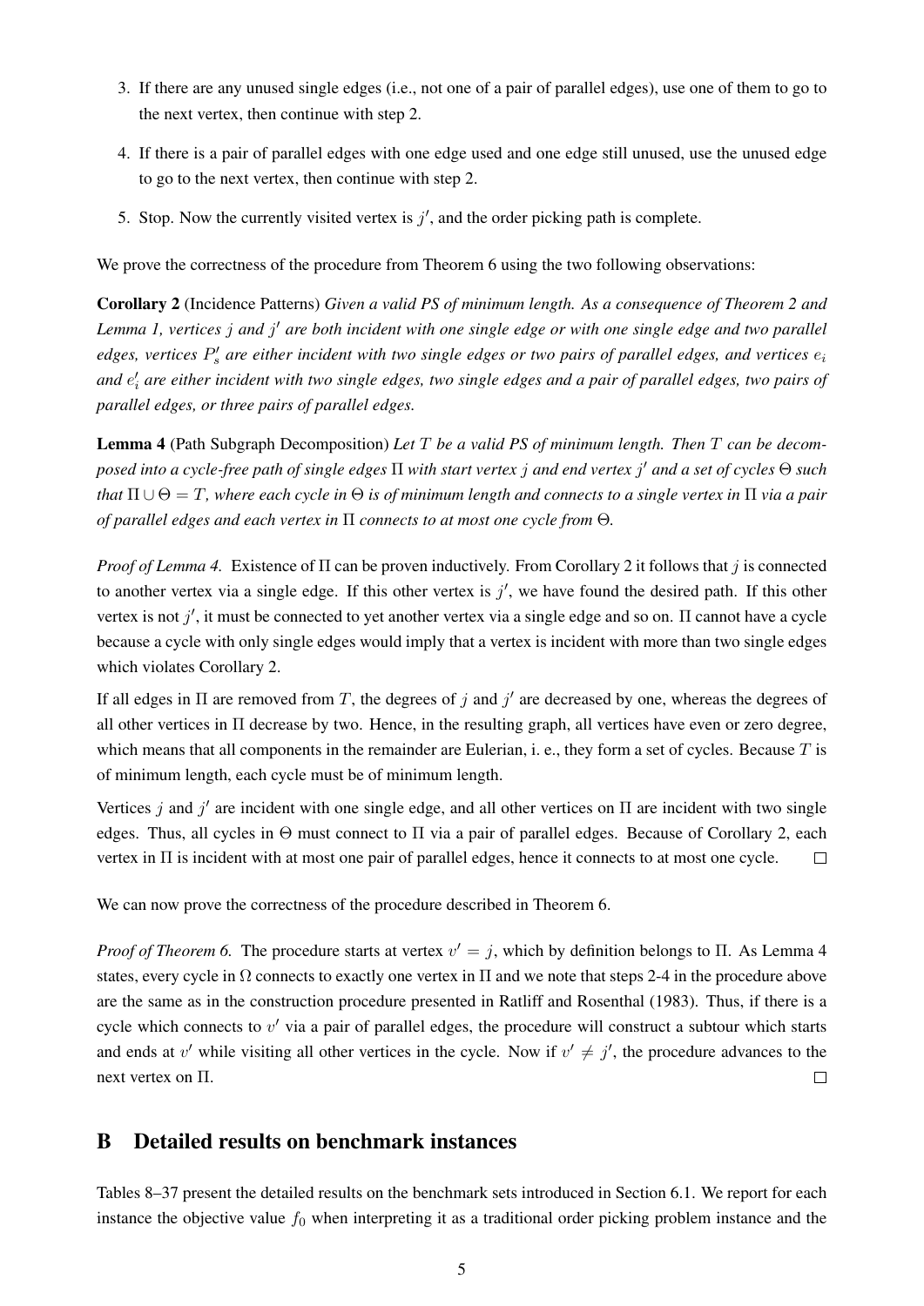3. If there are any unused single edges (i.e., not one of a pair of parallel edges), use one of them to go to the next vertex, then continue with step 2.

4. If there is a pair of parallel edges with one edge used and one edge still unused, use the unused edge to go to the next vertex, then continue with step 2.

5. Stop. Now the currently visited vertex is $j'$, and the order picking path is complete.

We prove the correctness of the procedure from Theorem 6 using the two following observations:

**Corollary 2** (Incidence Patterns) *Given a valid PS of minimum length. As a consequence of Theorem 2 and Lemma 1, vertices $j$ and $j'$ are both incident with one single edge or with one single edge and two parallel edges, vertices $P'_s$ are either incident with two single edges or two pairs of parallel edges, and vertices $e_i$ and $e'_i$ are either incident with two single edges, two single edges and a pair of parallel edges, two pairs of parallel edges, or three pairs of parallel edges.*

**Lemma 4** (Path Subgraph Decomposition) *Let $T$ be a valid PS of minimum length. Then $T$ can be decomposed into a cycle-free path of single edges $\Pi$ with start vertex $j$ and end vertex $j'$ and a set of cycles $\Theta$ such that $\Pi \cup \Theta = T$, where each cycle in $\Theta$ is of minimum length and connects to a single vertex in $\Pi$ via a pair of parallel edges and each vertex in $\Pi$ connects to at most one cycle from $\Theta$.*

*Proof of Lemma 4.* Existence of $\Pi$ can be proven inductively. From Corollary 2 it follows that $j$ is connected to another vertex via a single edge. If this other vertex is $j'$, we have found the desired path. If this other vertex is not $j'$, it must be connected to yet another vertex via a single edge and so on. $\Pi$ cannot have a cycle because a cycle with only single edges would imply that a vertex is incident with more than two single edges which violates Corollary 2.

If all edges in $\Pi$ are removed from $T$, the degrees of $j$ and $j'$ are decreased by one, whereas the degrees of all other vertices in $\Pi$ decrease by two. Hence, in the resulting graph, all vertices have even or zero degree, which means that all components in the remainder are Eulerian, i. e., they form a set of cycles. Because $T$ is of minimum length, each cycle must be of minimum length.

Vertices $j$ and $j'$ are incident with one single edge, and all other vertices on $\Pi$ are incident with two single edges. Thus, all cycles in $\Theta$ must connect to $\Pi$ via a pair of parallel edges. Because of Corollary 2, each vertex in $\Pi$ is incident with at most one pair of parallel edges, hence it connects to at most one cycle. □

We can now prove the correctness of the procedure described in Theorem 6.

*Proof of Theorem 6.* The procedure starts at vertex $v' = j$, which by definition belongs to $\Pi$. As Lemma 4 states, every cycle in $\Omega$ connects to exactly one vertex in $\Pi$ and we note that steps 2-4 in the procedure above are the same as in the construction procedure presented in Ratliff and Rosenthal (1983). Thus, if there is a cycle which connects to $v'$ via a pair of parallel edges, the procedure will construct a subtour which starts and ends at $v'$ while visiting all other vertices in the cycle. Now if $v' \neq j'$, the procedure advances to the next vertex on $\Pi$. □

## B Detailed results on benchmark instances

Tables 8–37 present the detailed results on the benchmark sets introduced in Section 6.1. We report for each instance the objective value $f_0$ when interpreting it as a traditional order picking problem instance and the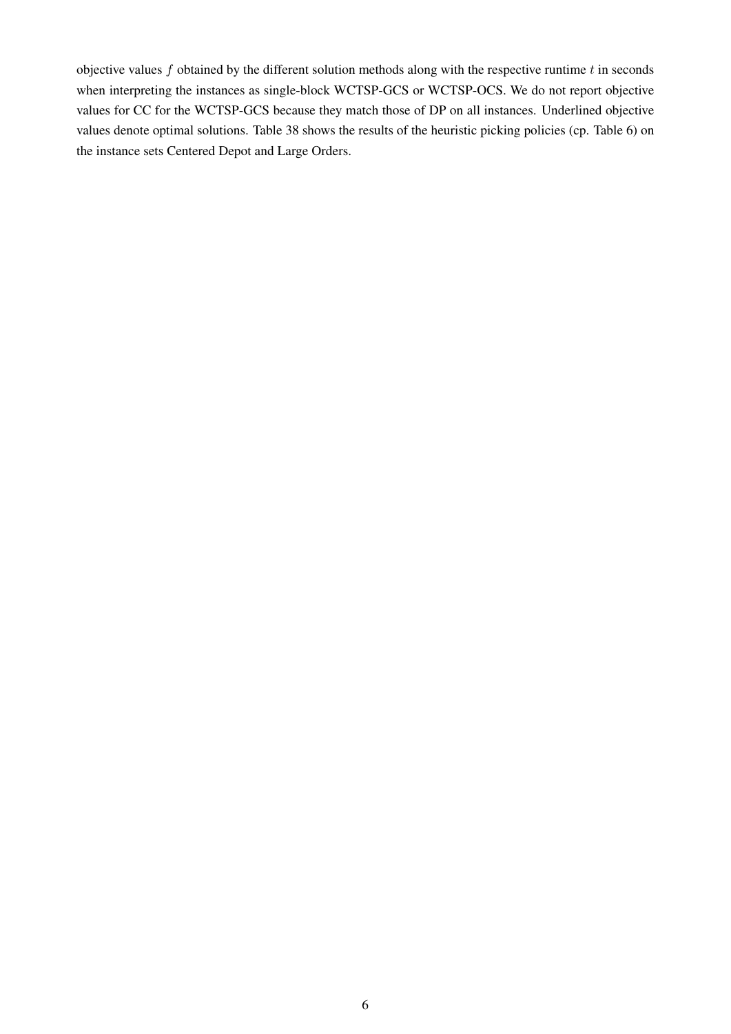objective values $f$ obtained by the different solution methods along with the respective runtime $t$ in seconds when interpreting the instances as single-block WCTSP-GCS or WCTSP-OCS. We do not report objective values for CC for the WCTSP-GCS because they match those of DP on all instances. Underlined objective values denote optimal solutions. Table 38 shows the results of the heuristic picking policies (cp. Table 6) on the instance sets Centered Depot and Large Orders.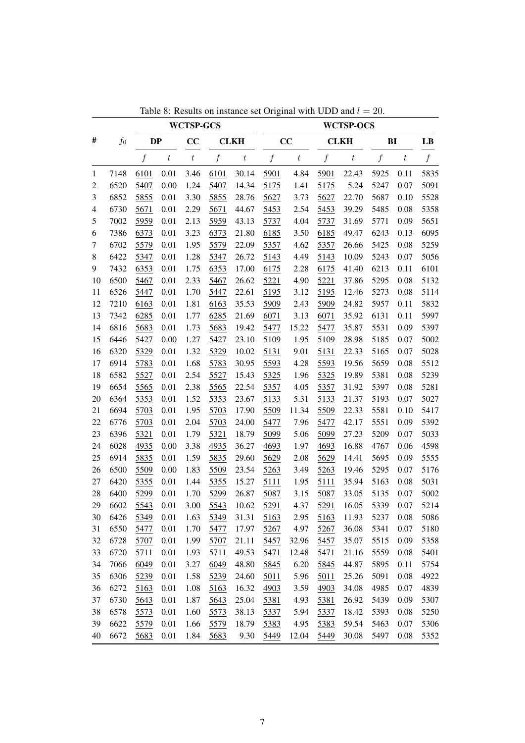Table 8: Results on instance set Original with UDD and $l = 20$.

| # | $f_0$ | WCTSP-GCS | | | | | WCTSP-OCS | | | | | | |
|---|---|---|---|---|---|---|---|---|---|---|---|---|---|
| | | DP | | CC | CLKH | | CC | | CLKH | | BI | | LB |
| | | $f$ | $t$ | $t$ | $f$ | $t$ | $f$ | $t$ | $f$ | $t$ | $f$ | $t$ | $f$ |
| 1 | 7148 | 6101 | 0.01 | 3.46 | 6101 | 30.14 | 5901 | 4.84 | 5901 | 22.43 | 5925 | 0.11 | 5835 |
| 2 | 6520 | 5407 | 0.00 | 1.24 | 5407 | 14.34 | 5175 | 1.41 | 5175 | 5.24 | 5247 | 0.07 | 5091 |
| 3 | 6852 | 5855 | 0.01 | 3.30 | 5855 | 28.76 | 5627 | 3.73 | 5627 | 22.70 | 5687 | 0.10 | 5528 |
| 4 | 6730 | 5671 | 0.01 | 2.29 | 5671 | 44.67 | 5453 | 2.54 | 5453 | 39.29 | 5485 | 0.08 | 5358 |
| 5 | 7002 | 5959 | 0.01 | 2.13 | 5959 | 43.13 | 5737 | 4.04 | 5737 | 31.69 | 5771 | 0.09 | 5651 |
| 6 | 7386 | 6373 | 0.01 | 3.23 | 6373 | 21.80 | 6185 | 3.50 | 6185 | 49.47 | 6243 | 0.13 | 6095 |
| 7 | 6702 | 5579 | 0.01 | 1.95 | 5579 | 22.09 | 5357 | 4.62 | 5357 | 26.66 | 5425 | 0.08 | 5259 |
| 8 | 6422 | 5347 | 0.01 | 1.28 | 5347 | 26.72 | 5143 | 4.49 | 5143 | 10.09 | 5243 | 0.07 | 5056 |
| 9 | 7432 | 6353 | 0.01 | 1.75 | 6353 | 17.00 | 6175 | 2.28 | 6175 | 41.40 | 6213 | 0.11 | 6101 |
| 10 | 6500 | 5467 | 0.01 | 2.33 | 5467 | 26.62 | 5221 | 4.90 | 5221 | 37.86 | 5295 | 0.08 | 5132 |
| 11 | 6526 | 5447 | 0.01 | 1.70 | 5447 | 22.61 | 5195 | 3.12 | 5195 | 12.46 | 5273 | 0.08 | 5114 |
| 12 | 7210 | 6163 | 0.01 | 1.81 | 6163 | 35.53 | 5909 | 2.43 | 5909 | 24.82 | 5957 | 0.11 | 5832 |
| 13 | 7342 | 6285 | 0.01 | 1.77 | 6285 | 21.69 | 6071 | 3.13 | 6071 | 35.92 | 6131 | 0.11 | 5997 |
| 14 | 6816 | 5683 | 0.01 | 1.73 | 5683 | 19.42 | 5477 | 15.22 | 5477 | 35.87 | 5531 | 0.09 | 5397 |
| 15 | 6446 | 5427 | 0.00 | 1.27 | 5427 | 23.10 | 5109 | 1.95 | 5109 | 28.98 | 5185 | 0.07 | 5002 |
| 16 | 6320 | 5329 | 0.01 | 1.32 | 5329 | 10.02 | 5131 | 9.01 | 5131 | 22.33 | 5165 | 0.07 | 5028 |
| 17 | 6914 | 5783 | 0.01 | 1.68 | 5783 | 30.95 | 5593 | 4.28 | 5593 | 19.56 | 5659 | 0.08 | 5512 |
| 18 | 6582 | 5527 | 0.01 | 2.54 | 5527 | 15.43 | 5325 | 1.96 | 5325 | 19.89 | 5381 | 0.08 | 5239 |
| 19 | 6654 | 5565 | 0.01 | 2.38 | 5565 | 22.54 | 5357 | 4.05 | 5357 | 31.92 | 5397 | 0.08 | 5281 |
| 20 | 6364 | 5353 | 0.01 | 1.52 | 5353 | 23.67 | 5133 | 5.31 | 5133 | 21.37 | 5193 | 0.07 | 5027 |
| 21 | 6694 | 5703 | 0.01 | 1.95 | 5703 | 17.90 | 5509 | 11.34 | 5509 | 22.33 | 5581 | 0.10 | 5417 |
| 22 | 6776 | 5703 | 0.01 | 2.04 | 5703 | 24.00 | 5477 | 7.96 | 5477 | 42.17 | 5551 | 0.09 | 5392 |
| 23 | 6396 | 5321 | 0.01 | 1.79 | 5321 | 18.79 | 5099 | 5.06 | 5099 | 27.23 | 5209 | 0.07 | 5033 |
| 24 | 6028 | 4935 | 0.00 | 3.38 | 4935 | 36.27 | 4693 | 1.97 | 4693 | 16.88 | 4767 | 0.06 | 4598 |
| 25 | 6914 | 5835 | 0.01 | 1.59 | 5835 | 29.60 | 5629 | 2.08 | 5629 | 14.41 | 5695 | 0.09 | 5555 |
| 26 | 6500 | 5509 | 0.00 | 1.83 | 5509 | 23.54 | 5263 | 3.49 | 5263 | 19.46 | 5295 | 0.07 | 5176 |
| 27 | 6420 | 5355 | 0.01 | 1.44 | 5355 | 15.27 | 5111 | 1.95 | 5111 | 35.94 | 5163 | 0.08 | 5031 |
| 28 | 6400 | 5299 | 0.01 | 1.70 | 5299 | 26.87 | 5087 | 3.15 | 5087 | 33.05 | 5135 | 0.07 | 5002 |
| 29 | 6602 | 5543 | 0.01 | 3.00 | 5543 | 10.62 | 5291 | 4.37 | 5291 | 16.05 | 5339 | 0.07 | 5214 |
| 30 | 6426 | 5349 | 0.01 | 1.63 | 5349 | 31.31 | 5163 | 2.95 | 5163 | 11.93 | 5237 | 0.08 | 5086 |
| 31 | 6550 | 5477 | 0.01 | 1.70 | 5477 | 17.97 | 5267 | 4.97 | 5267 | 36.08 | 5341 | 0.07 | 5180 |
| 32 | 6728 | 5707 | 0.01 | 1.99 | 5707 | 21.11 | 5457 | 32.96 | 5457 | 35.07 | 5515 | 0.09 | 5358 |
| 33 | 6720 | 5711 | 0.01 | 1.93 | 5711 | 49.53 | 5471 | 12.48 | 5471 | 21.16 | 5559 | 0.08 | 5401 |
| 34 | 7066 | 6049 | 0.01 | 3.27 | 6049 | 48.80 | 5845 | 6.20 | 5845 | 44.87 | 5895 | 0.11 | 5754 |
| 35 | 6306 | 5239 | 0.01 | 1.58 | 5239 | 24.60 | 5011 | 5.96 | 5011 | 25.26 | 5091 | 0.08 | 4922 |
| 36 | 6272 | 5163 | 0.01 | 1.08 | 5163 | 16.32 | 4903 | 3.59 | 4903 | 34.08 | 4985 | 0.07 | 4839 |
| 37 | 6730 | 5643 | 0.01 | 1.87 | 5643 | 25.04 | 5381 | 4.93 | 5381 | 26.92 | 5439 | 0.09 | 5307 |
| 38 | 6578 | 5573 | 0.01 | 1.60 | 5573 | 38.13 | 5337 | 5.94 | 5337 | 18.42 | 5393 | 0.08 | 5250 |
| 39 | 6622 | 5579 | 0.01 | 1.66 | 5579 | 18.79 | 5383 | 4.95 | 5383 | 59.54 | 5463 | 0.07 | 5306 |
| 40 | 6672 | 5683 | 0.01 | 1.84 | 5683 | 9.30 | 5449 | 12.04 | 5449 | 30.08 | 5497 | 0.08 | 5352 |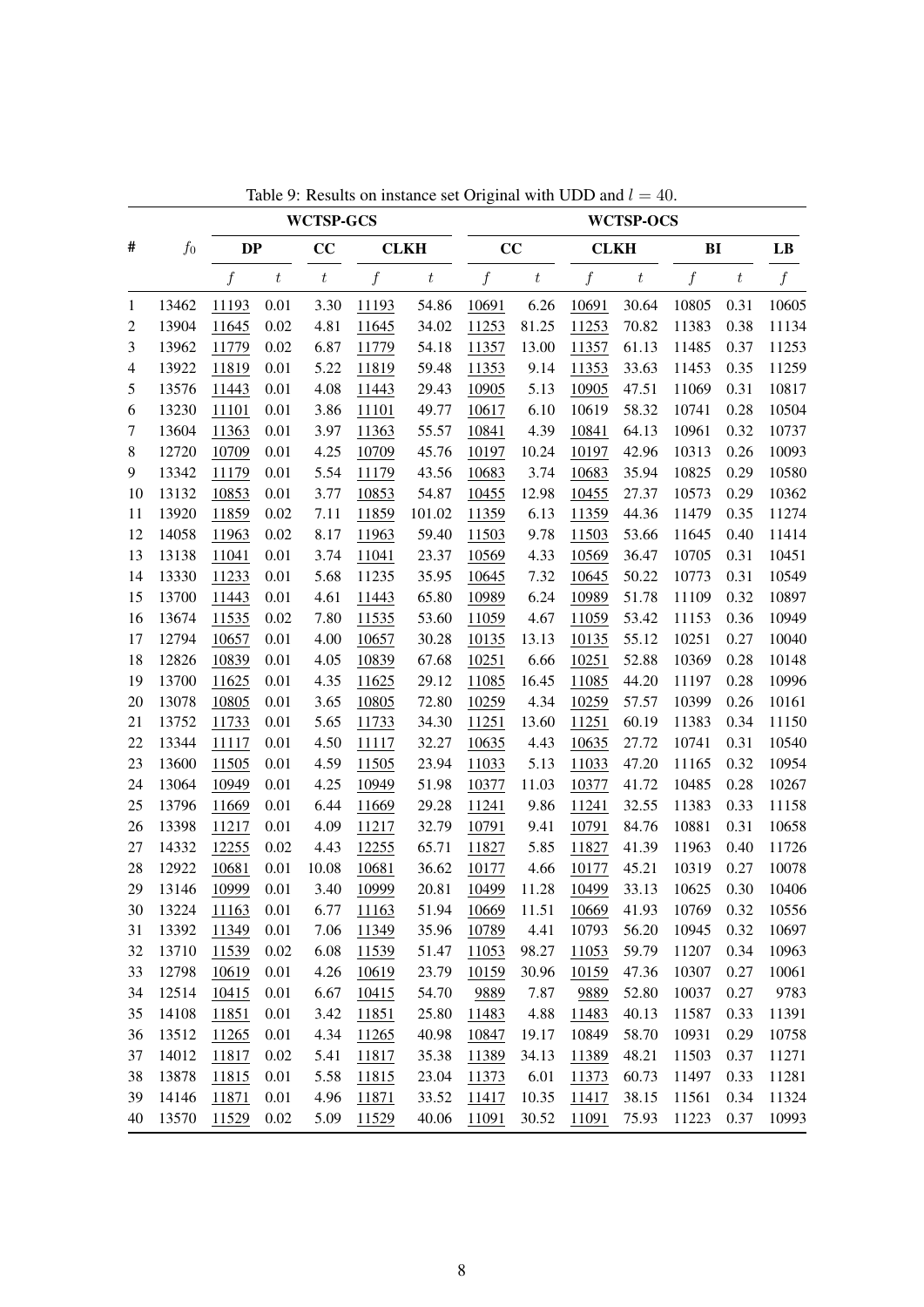Table 9: Results on instance set Original with UDD and $l = 40$.

| # | $f_0$ | WCTSP-GCS | | | | | WCTSP-OCS | | | | | | |
|---|---|---|---|---|---|---|---|---|---|---|---|---|---|
| | | DP | | CC | CLKH | | CC | | CLKH | | BI | | LB |
| | | $f$ | $t$ | $t$ | $f$ | $t$ | $f$ | $t$ | $f$ | $t$ | $f$ | $t$ | $f$ |
| 1 | 13462 | <u>11193</u> | 0.01 | 3.30 | <u>11193</u> | 54.86 | <u>10691</u> | 6.26 | <u>10691</u> | 30.64 | 10805 | 0.31 | 10605 |
| 2 | 13904 | <u>11645</u> | 0.02 | 4.81 | <u>11645</u> | 34.02 | <u>11253</u> | 81.25 | <u>11253</u> | 70.82 | 11383 | 0.38 | 11134 |
| 3 | 13962 | <u>11779</u> | 0.02 | 6.87 | <u>11779</u> | 54.18 | <u>11357</u> | 13.00 | <u>11357</u> | 61.13 | 11485 | 0.37 | 11253 |
| 4 | 13922 | <u>11819</u> | 0.01 | 5.22 | <u>11819</u> | 59.48 | <u>11353</u> | 9.14 | <u>11353</u> | 33.63 | 11453 | 0.35 | 11259 |
| 5 | 13576 | <u>11443</u> | 0.01 | 4.08 | <u>11443</u> | 29.43 | <u>10905</u> | 5.13 | <u>10905</u> | 47.51 | 11069 | 0.31 | 10817 |
| 6 | 13230 | <u>11101</u> | 0.01 | 3.86 | <u>11101</u> | 49.77 | <u>10617</u> | 6.10 | 10619 | 58.32 | 10741 | 0.28 | 10504 |
| 7 | 13604 | <u>11363</u> | 0.01 | 3.97 | <u>11363</u> | 55.57 | <u>10841</u> | 4.39 | <u>10841</u> | 64.13 | 10961 | 0.32 | 10737 |
| 8 | 12720 | <u>10709</u> | 0.01 | 4.25 | <u>10709</u> | 45.76 | <u>10197</u> | 10.24 | <u>10197</u> | 42.96 | 10313 | 0.26 | 10093 |
| 9 | 13342 | <u>11179</u> | 0.01 | 5.54 | <u>11179</u> | 43.56 | <u>10683</u> | 3.74 | <u>10683</u> | 35.94 | 10825 | 0.29 | 10580 |
| 10 | 13132 | <u>10853</u> | 0.01 | 3.77 | <u>10853</u> | 54.87 | <u>10455</u> | 12.98 | <u>10455</u> | 27.37 | 10573 | 0.29 | 10362 |
| 11 | 13920 | <u>11859</u> | 0.02 | 7.11 | <u>11859</u> | 101.02 | <u>11359</u> | 6.13 | <u>11359</u> | 44.36 | 11479 | 0.35 | 11274 |
| 12 | 14058 | <u>11963</u> | 0.02 | 8.17 | <u>11963</u> | 59.40 | <u>11503</u> | 9.78 | <u>11503</u> | 53.66 | 11645 | 0.40 | 11414 |
| 13 | 13138 | <u>11041</u> | 0.01 | 3.74 | <u>11041</u> | 23.37 | <u>10569</u> | 4.33 | <u>10569</u> | 36.47 | 10705 | 0.31 | 10451 |
| 14 | 13330 | <u>11233</u> | 0.01 | 5.68 | 11235 | 35.95 | <u>10645</u> | 7.32 | <u>10645</u> | 50.22 | 10773 | 0.31 | 10549 |
| 15 | 13700 | <u>11443</u> | 0.01 | 4.61 | <u>11443</u> | 65.80 | <u>10989</u> | 6.24 | <u>10989</u> | 51.78 | 11109 | 0.32 | 10897 |
| 16 | 13674 | <u>11535</u> | 0.02 | 7.80 | <u>11535</u> | 53.60 | <u>11059</u> | 4.67 | <u>11059</u> | 53.42 | 11153 | 0.36 | 10949 |
| 17 | 12794 | <u>10657</u> | 0.01 | 4.00 | <u>10657</u> | 30.28 | <u>10135</u> | 13.13 | <u>10135</u> | 55.12 | 10251 | 0.27 | 10040 |
| 18 | 12826 | <u>10839</u> | 0.01 | 4.05 | <u>10839</u> | 67.68 | <u>10251</u> | 6.66 | <u>10251</u> | 52.88 | 10369 | 0.28 | 10148 |
| 19 | 13700 | <u>11625</u> | 0.01 | 4.35 | <u>11625</u> | 29.12 | <u>11085</u> | 16.45 | <u>11085</u> | 44.20 | 11197 | 0.28 | 10996 |
| 20 | 13078 | <u>10805</u> | 0.01 | 3.65 | <u>10805</u> | 72.80 | <u>10259</u> | 4.34 | <u>10259</u> | 57.57 | 10399 | 0.26 | 10161 |
| 21 | 13752 | <u>11733</u> | 0.01 | 5.65 | <u>11733</u> | 34.30 | <u>11251</u> | 13.60 | <u>11251</u> | 60.19 | 11383 | 0.34 | 11150 |
| 22 | 13344 | <u>11117</u> | 0.01 | 4.50 | <u>11117</u> | 32.27 | <u>10635</u> | 4.43 | <u>10635</u> | 27.72 | 10741 | 0.31 | 10540 |
| 23 | 13600 | <u>11505</u> | 0.01 | 4.59 | <u>11505</u> | 23.94 | <u>11033</u> | 5.13 | <u>11033</u> | 47.20 | 11165 | 0.32 | 10954 |
| 24 | 13064 | <u>10949</u> | 0.01 | 4.25 | <u>10949</u> | 51.98 | <u>10377</u> | 11.03 | <u>10377</u> | 41.72 | 10485 | 0.28 | 10267 |
| 25 | 13796 | <u>11669</u> | 0.01 | 6.44 | <u>11669</u> | 29.28 | <u>11241</u> | 9.86 | <u>11241</u> | 32.55 | 11383 | 0.33 | 11158 |
| 26 | 13398 | <u>11217</u> | 0.01 | 4.09 | <u>11217</u> | 32.79 | <u>10791</u> | 9.41 | <u>10791</u> | 84.76 | 10881 | 0.31 | 10658 |
| 27 | 14332 | <u>12255</u> | 0.02 | 4.43 | <u>12255</u> | 65.71 | <u>11827</u> | 5.85 | <u>11827</u> | 41.39 | 11963 | 0.40 | 11726 |
| 28 | 12922 | <u>10681</u> | 0.01 | 10.08 | <u>10681</u> | 36.62 | <u>10177</u> | 4.66 | <u>10177</u> | 45.21 | 10319 | 0.27 | 10078 |
| 29 | 13146 | <u>10999</u> | 0.01 | 3.40 | <u>10999</u> | 20.81 | <u>10499</u> | 11.28 | <u>10499</u> | 33.13 | 10625 | 0.30 | 10406 |
| 30 | 13224 | <u>11163</u> | 0.01 | 6.77 | <u>11163</u> | 51.94 | <u>10669</u> | 11.51 | <u>10669</u> | 41.93 | 10769 | 0.32 | 10556 |
| 31 | 13392 | <u>11349</u> | 0.01 | 7.06 | <u>11349</u> | 35.96 | <u>10789</u> | 4.41 | 10793 | 56.20 | 10945 | 0.32 | 10697 |
| 32 | 13710 | <u>11539</u> | 0.02 | 6.08 | <u>11539</u> | 51.47 | <u>11053</u> | 98.27 | <u>11053</u> | 59.79 | 11207 | 0.34 | 10963 |
| 33 | 12798 | <u>10619</u> | 0.01 | 4.26 | <u>10619</u> | 23.79 | <u>10159</u> | 30.96 | <u>10159</u> | 47.36 | 10307 | 0.27 | 10061 |
| 34 | 12514 | <u>10415</u> | 0.01 | 6.67 | <u>10415</u> | 54.70 | <u>9889</u> | 7.87 | <u>9889</u> | 52.80 | 10037 | 0.27 | 9783 |
| 35 | 14108 | <u>11851</u> | 0.01 | 3.42 | <u>11851</u> | 25.80 | <u>11483</u> | 4.88 | <u>11483</u> | 40.13 | 11587 | 0.33 | 11391 |
| 36 | 13512 | <u>11265</u> | 0.01 | 4.34 | <u>11265</u> | 40.98 | <u>10847</u> | 19.17 | 10849 | 58.70 | 10931 | 0.29 | 10758 |
| 37 | 14012 | <u>11817</u> | 0.02 | 5.41 | <u>11817</u> | 35.38 | <u>11389</u> | 34.13 | <u>11389</u> | 48.21 | 11503 | 0.37 | 11271 |
| 38 | 13878 | <u>11815</u> | 0.01 | 5.58 | <u>11815</u> | 23.04 | <u>11373</u> | 6.01 | <u>11373</u> | 60.73 | 11497 | 0.33 | 11281 |
| 39 | 14146 | <u>11871</u> | 0.01 | 4.96 | <u>11871</u> | 33.52 | <u>11417</u> | 10.35 | <u>11417</u> | 38.15 | 11561 | 0.34 | 11324 |
| 40 | 13570 | <u>11529</u> | 0.02 | 5.09 | <u>11529</u> | 40.06 | <u>11091</u> | 30.52 | <u>11091</u> | 75.93 | 11223 | 0.37 | 10993 |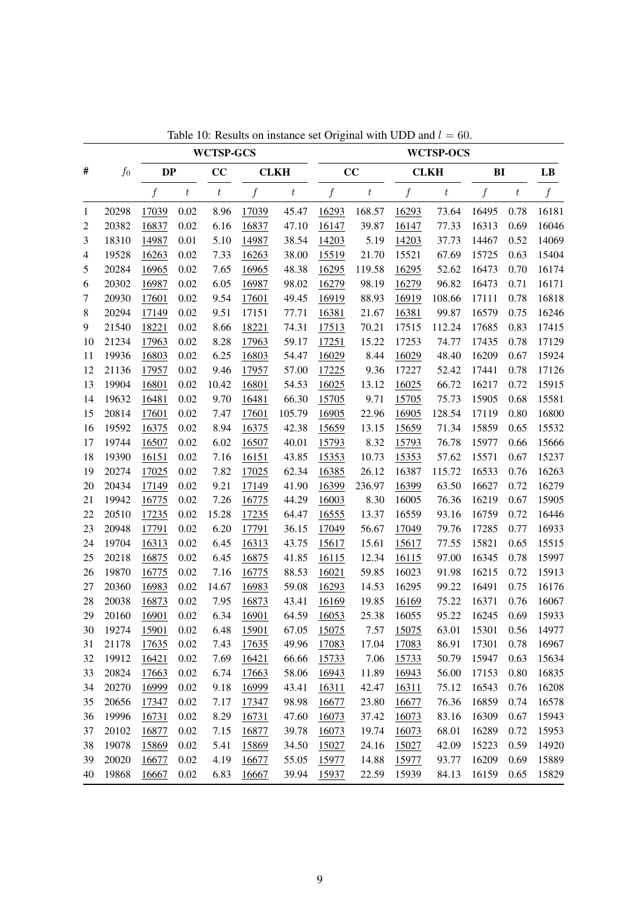Table 10: Results on instance set Original with UDD and $l = 60$.

| # | $f_0$ | WCTSP-GCS | | | | | WCTSP-OCS | | | | | | |
|---|---|---|---|---|---|---|---|---|---|---|---|---|---|
| | | DP | | CC | CLKH | | CC | | CLKH | | BI | | LB |
| | | $f$ | $t$ | $t$ | $f$ | $t$ | $f$ | $t$ | $f$ | $t$ | $f$ | $t$ | $f$ |
| 1 | 20298 | 17039 | 0.02 | 8.96 | 17039 | 45.47 | 16293 | 168.57 | 16293 | 73.64 | 16495 | 0.78 | 16181 |
| 2 | 20382 | 16837 | 0.02 | 6.16 | 16837 | 47.10 | 16147 | 39.87 | 16147 | 77.33 | 16313 | 0.69 | 16046 |
| 3 | 18310 | 14987 | 0.01 | 5.10 | 14987 | 38.54 | 14203 | 5.19 | 14203 | 37.73 | 14467 | 0.52 | 14069 |
| 4 | 19528 | 16263 | 0.02 | 7.33 | 16263 | 38.00 | 15519 | 21.70 | 15521 | 67.69 | 15725 | 0.63 | 15404 |
| 5 | 20284 | 16965 | 0.02 | 7.65 | 16965 | 48.38 | 16295 | 119.58 | 16295 | 52.62 | 16473 | 0.70 | 16174 |
| 6 | 20302 | 16987 | 0.02 | 6.05 | 16987 | 98.02 | 16279 | 98.19 | 16279 | 96.82 | 16473 | 0.71 | 16171 |
| 7 | 20930 | 17601 | 0.02 | 9.54 | 17601 | 49.45 | 16919 | 88.93 | 16919 | 108.66 | 17111 | 0.78 | 16818 |
| 8 | 20294 | 17149 | 0.02 | 9.51 | 17151 | 77.71 | 16381 | 21.67 | 16381 | 99.87 | 16579 | 0.75 | 16246 |
| 9 | 21540 | 18221 | 0.02 | 8.66 | 18221 | 74.31 | 17513 | 70.21 | 17515 | 112.24 | 17685 | 0.83 | 17415 |
| 10 | 21234 | 17963 | 0.02 | 8.28 | 17963 | 59.17 | 17251 | 15.22 | 17253 | 74.77 | 17435 | 0.78 | 17129 |
| 11 | 19936 | 16803 | 0.02 | 6.25 | 16803 | 54.47 | 16029 | 8.44 | 16029 | 48.40 | 16209 | 0.67 | 15924 |
| 12 | 21136 | 17957 | 0.02 | 9.46 | 17957 | 57.00 | 17225 | 9.36 | 17227 | 52.42 | 17441 | 0.78 | 17126 |
| 13 | 19904 | 16801 | 0.02 | 10.42 | 16801 | 54.53 | 16025 | 13.12 | 16025 | 66.72 | 16217 | 0.72 | 15915 |
| 14 | 19632 | 16481 | 0.02 | 9.70 | 16481 | 66.30 | 15705 | 9.71 | 15705 | 75.73 | 15905 | 0.68 | 15581 |
| 15 | 20814 | 17601 | 0.02 | 7.47 | 17601 | 105.79 | 16905 | 22.96 | 16905 | 128.54 | 17119 | 0.80 | 16800 |
| 16 | 19592 | 16375 | 0.02 | 8.94 | 16375 | 42.38 | 15659 | 13.15 | 15659 | 71.34 | 15859 | 0.65 | 15532 |
| 17 | 19744 | 16507 | 0.02 | 6.02 | 16507 | 40.01 | 15793 | 8.32 | 15793 | 76.78 | 15977 | 0.66 | 15666 |
| 18 | 19390 | 16151 | 0.02 | 7.16 | 16151 | 43.85 | 15353 | 10.73 | 15353 | 57.62 | 15571 | 0.67 | 15237 |
| 19 | 20274 | 17025 | 0.02 | 7.82 | 17025 | 62.34 | 16385 | 26.12 | 16387 | 115.72 | 16533 | 0.76 | 16263 |
| 20 | 20434 | 17149 | 0.02 | 9.21 | 17149 | 41.90 | 16399 | 236.97 | 16399 | 63.50 | 16627 | 0.72 | 16279 |
| 21 | 19942 | 16775 | 0.02 | 7.26 | 16775 | 44.29 | 16003 | 8.30 | 16005 | 76.36 | 16219 | 0.67 | 15905 |
| 22 | 20510 | 17235 | 0.02 | 15.28 | 17235 | 64.47 | 16555 | 13.37 | 16559 | 93.16 | 16759 | 0.72 | 16446 |
| 23 | 20948 | 17791 | 0.02 | 6.20 | 17791 | 36.15 | 17049 | 56.67 | 17049 | 79.76 | 17285 | 0.77 | 16933 |
| 24 | 19704 | 16313 | 0.02 | 6.45 | 16313 | 43.75 | 15617 | 15.61 | 15617 | 77.55 | 15821 | 0.65 | 15515 |
| 25 | 20218 | 16875 | 0.02 | 6.45 | 16875 | 41.85 | 16115 | 12.34 | 16115 | 97.00 | 16345 | 0.78 | 15997 |
| 26 | 19870 | 16775 | 0.02 | 7.16 | 16775 | 88.53 | 16021 | 59.85 | 16023 | 91.98 | 16215 | 0.72 | 15913 |
| 27 | 20360 | 16983 | 0.02 | 14.67 | 16983 | 59.08 | 16293 | 14.53 | 16295 | 99.22 | 16491 | 0.75 | 16176 |
| 28 | 20038 | 16873 | 0.02 | 7.95 | 16873 | 43.41 | 16169 | 19.85 | 16169 | 75.22 | 16371 | 0.76 | 16067 |
| 29 | 20160 | 16901 | 0.02 | 6.34 | 16901 | 64.59 | 16053 | 25.38 | 16055 | 95.22 | 16245 | 0.69 | 15933 |
| 30 | 19274 | 15901 | 0.02 | 6.48 | 15901 | 67.05 | 15075 | 7.57 | 15075 | 63.01 | 15301 | 0.56 | 14977 |
| 31 | 21178 | 17635 | 0.02 | 7.43 | 17635 | 49.96 | 17083 | 17.04 | 17083 | 86.91 | 17301 | 0.78 | 16967 |
| 32 | 19912 | 16421 | 0.02 | 7.69 | 16421 | 66.66 | 15733 | 7.06 | 15733 | 50.79 | 15947 | 0.63 | 15634 |
| 33 | 20824 | 17663 | 0.02 | 6.74 | 17663 | 58.06 | 16943 | 11.89 | 16943 | 56.00 | 17153 | 0.80 | 16835 |
| 34 | 20270 | 16999 | 0.02 | 9.18 | 16999 | 43.41 | 16311 | 42.47 | 16311 | 75.12 | 16543 | 0.76 | 16208 |
| 35 | 20656 | 17347 | 0.02 | 7.17 | 17347 | 98.98 | 16677 | 23.80 | 16677 | 76.36 | 16859 | 0.74 | 16578 |
| 36 | 19996 | 16731 | 0.02 | 8.29 | 16731 | 47.60 | 16073 | 37.42 | 16073 | 83.16 | 16309 | 0.67 | 15943 |
| 37 | 20102 | 16877 | 0.02 | 7.15 | 16877 | 39.78 | 16073 | 19.74 | 16073 | 68.01 | 16289 | 0.72 | 15953 |
| 38 | 19078 | 15869 | 0.02 | 5.41 | 15869 | 34.50 | 15027 | 24.16 | 15027 | 42.09 | 15223 | 0.59 | 14920 |
| 39 | 20020 | 16677 | 0.02 | 4.19 | 16677 | 55.05 | 15977 | 14.88 | 15977 | 93.77 | 16209 | 0.69 | 15889 |
| 40 | 19868 | 16667 | 0.02 | 6.83 | 16667 | 39.94 | 15937 | 22.59 | 15939 | 84.13 | 16159 | 0.65 | 15829 |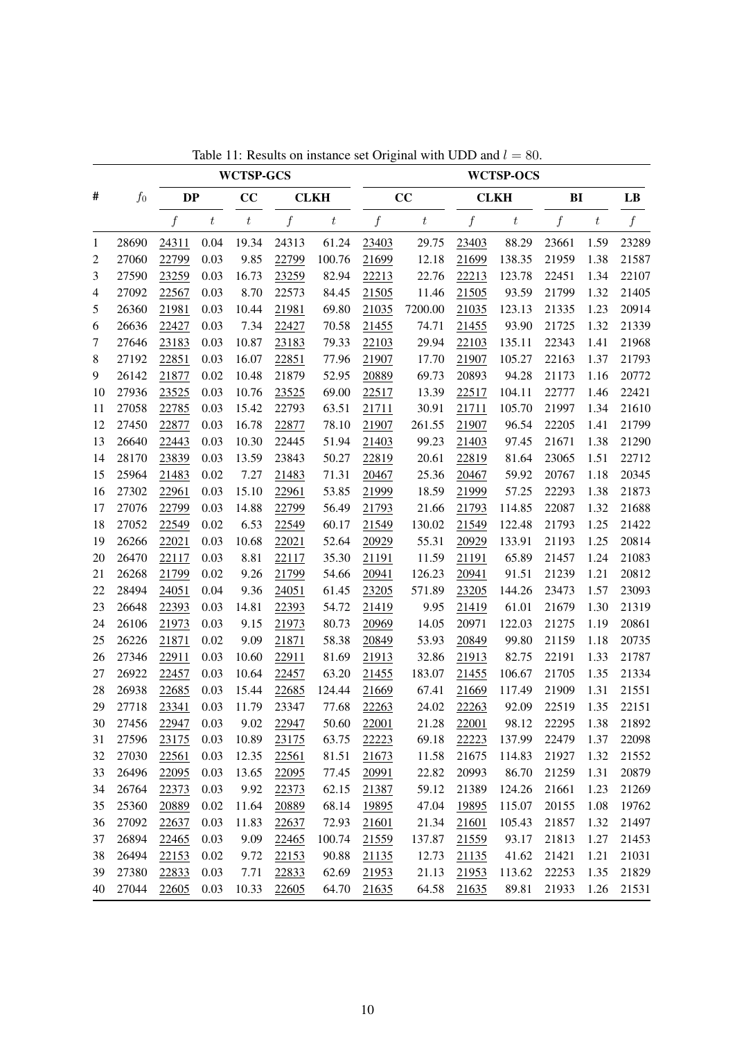Table 11: Results on instance set Original with UDD and $l = 80$.

| # | $f_0$ | WCTSP-GCS | | | | | WCTSP-OCS | | | | | | |
|---|---|---|---|---|---|---|---|---|---|---|---|---|---|
| | | DP | | CC | CLKH | | CC | | CLKH | | BI | | LB |
| | | $f$ | $t$ | $t$ | $f$ | $t$ | $f$ | $t$ | $f$ | $t$ | $f$ | $t$ | $f$ |
| 1 | 28690 | 24311 | 0.04 | 19.34 | 24313 | 61.24 | 23403 | 29.75 | 23403 | 88.29 | 23661 | 1.59 | 23289 |
| 2 | 27060 | 22799 | 0.03 | 9.85 | 22799 | 100.76 | 21699 | 12.18 | 21699 | 138.35 | 21959 | 1.38 | 21587 |
| 3 | 27590 | 23259 | 0.03 | 16.73 | 23259 | 82.94 | 22213 | 22.76 | 22213 | 123.78 | 22451 | 1.34 | 22107 |
| 4 | 27092 | 22567 | 0.03 | 8.70 | 22573 | 84.45 | 21505 | 11.46 | 21505 | 93.59 | 21799 | 1.32 | 21405 |
| 5 | 26360 | 21981 | 0.03 | 10.44 | 21981 | 69.80 | 21035 | 7200.00 | 21035 | 123.13 | 21335 | 1.23 | 20914 |
| 6 | 26636 | 22427 | 0.03 | 7.34 | 22427 | 70.58 | 21455 | 74.71 | 21455 | 93.90 | 21725 | 1.32 | 21339 |
| 7 | 27646 | 23183 | 0.03 | 10.87 | 23183 | 79.33 | 22103 | 29.94 | 22103 | 135.11 | 22343 | 1.41 | 21968 |
| 8 | 27192 | 22851 | 0.03 | 16.07 | 22851 | 77.96 | 21907 | 17.70 | 21907 | 105.27 | 22163 | 1.37 | 21793 |
| 9 | 26142 | 21877 | 0.02 | 10.48 | 21879 | 52.95 | 20889 | 69.73 | 20893 | 94.28 | 21173 | 1.16 | 20772 |
| 10 | 27936 | 23525 | 0.03 | 10.76 | 23525 | 69.00 | 22517 | 13.39 | 22517 | 104.11 | 22777 | 1.46 | 22421 |
| 11 | 27058 | 22785 | 0.03 | 15.42 | 22793 | 63.51 | 21711 | 30.91 | 21711 | 105.70 | 21997 | 1.34 | 21610 |
| 12 | 27450 | 22877 | 0.03 | 16.78 | 22877 | 78.10 | 21907 | 261.55 | 21907 | 96.54 | 22205 | 1.41 | 21799 |
| 13 | 26640 | 22443 | 0.03 | 10.30 | 22445 | 51.94 | 21403 | 99.23 | 21403 | 97.45 | 21671 | 1.38 | 21290 |
| 14 | 28170 | 23839 | 0.03 | 13.59 | 23843 | 50.27 | 22819 | 20.61 | 22819 | 81.64 | 23065 | 1.51 | 22712 |
| 15 | 25964 | 21483 | 0.02 | 7.27 | 21483 | 71.31 | 20467 | 25.36 | 20467 | 59.92 | 20767 | 1.18 | 20345 |
| 16 | 27302 | 22961 | 0.03 | 15.10 | 22961 | 53.85 | 21999 | 18.59 | 21999 | 57.25 | 22293 | 1.38 | 21873 |
| 17 | 27076 | 22799 | 0.03 | 14.88 | 22799 | 56.49 | 21793 | 21.66 | 21793 | 114.85 | 22087 | 1.32 | 21688 |
| 18 | 27052 | 22549 | 0.02 | 6.53 | 22549 | 60.17 | 21549 | 130.02 | 21549 | 122.48 | 21793 | 1.25 | 21422 |
| 19 | 26266 | 22021 | 0.03 | 10.68 | 22021 | 52.64 | 20929 | 55.31 | 20929 | 133.91 | 21193 | 1.25 | 20814 |
| 20 | 26470 | 22117 | 0.03 | 8.81 | 22117 | 35.30 | 21191 | 11.59 | 21191 | 65.89 | 21457 | 1.24 | 21083 |
| 21 | 26268 | 21799 | 0.02 | 9.26 | 21799 | 54.66 | 20941 | 126.23 | 20941 | 91.51 | 21239 | 1.21 | 20812 |
| 22 | 28494 | 24051 | 0.04 | 9.36 | 24051 | 61.45 | 23205 | 571.89 | 23205 | 144.26 | 23473 | 1.57 | 23093 |
| 23 | 26648 | 22393 | 0.03 | 14.81 | 22393 | 54.72 | 21419 | 9.95 | 21419 | 61.01 | 21679 | 1.30 | 21319 |
| 24 | 26106 | 21973 | 0.03 | 9.15 | 21973 | 80.73 | 20969 | 14.05 | 20971 | 122.03 | 21275 | 1.19 | 20861 |
| 25 | 26226 | 21871 | 0.02 | 9.09 | 21871 | 58.38 | 20849 | 53.93 | 20849 | 99.80 | 21159 | 1.18 | 20735 |
| 26 | 27346 | 22911 | 0.03 | 10.60 | 22911 | 81.69 | 21913 | 32.86 | 21913 | 82.75 | 22191 | 1.33 | 21787 |
| 27 | 26922 | 22457 | 0.03 | 10.64 | 22457 | 63.20 | 21455 | 183.07 | 21455 | 106.67 | 21705 | 1.35 | 21334 |
| 28 | 26938 | 22685 | 0.03 | 15.44 | 22685 | 124.44 | 21669 | 67.41 | 21669 | 117.49 | 21909 | 1.31 | 21551 |
| 29 | 27718 | 23341 | 0.03 | 11.79 | 23347 | 77.68 | 22263 | 24.02 | 22263 | 92.09 | 22519 | 1.35 | 22151 |
| 30 | 27456 | 22947 | 0.03 | 9.02 | 22947 | 50.60 | 22001 | 21.28 | 22001 | 98.12 | 22295 | 1.38 | 21892 |
| 31 | 27596 | 23175 | 0.03 | 10.89 | 23175 | 63.75 | 22223 | 69.18 | 22223 | 137.99 | 22479 | 1.37 | 22098 |
| 32 | 27030 | 22561 | 0.03 | 12.35 | 22561 | 81.51 | 21673 | 11.58 | 21675 | 114.83 | 21927 | 1.32 | 21552 |
| 33 | 26496 | 22095 | 0.03 | 13.65 | 22095 | 77.45 | 20991 | 22.82 | 20993 | 86.70 | 21259 | 1.31 | 20879 |
| 34 | 26764 | 22373 | 0.03 | 9.92 | 22373 | 62.15 | 21387 | 59.12 | 21389 | 124.26 | 21661 | 1.23 | 21269 |
| 35 | 25360 | 20889 | 0.02 | 11.64 | 20889 | 68.14 | 19895 | 47.04 | 19895 | 115.07 | 20155 | 1.08 | 19762 |
| 36 | 27092 | 22637 | 0.03 | 11.83 | 22637 | 72.93 | 21601 | 21.34 | 21601 | 105.43 | 21857 | 1.32 | 21497 |
| 37 | 26894 | 22465 | 0.03 | 9.09 | 22465 | 100.74 | 21559 | 137.87 | 21559 | 93.17 | 21813 | 1.27 | 21453 |
| 38 | 26494 | 22153 | 0.02 | 9.72 | 22153 | 90.88 | 21135 | 12.73 | 21135 | 41.62 | 21421 | 1.21 | 21031 |
| 39 | 27380 | 22833 | 0.03 | 7.71 | 22833 | 62.69 | 21953 | 21.13 | 21953 | 113.62 | 22253 | 1.35 | 21829 |
| 40 | 27044 | 22605 | 0.03 | 10.33 | 22605 | 64.70 | 21635 | 64.58 | 21635 | 89.81 | 21933 | 1.26 | 21531 |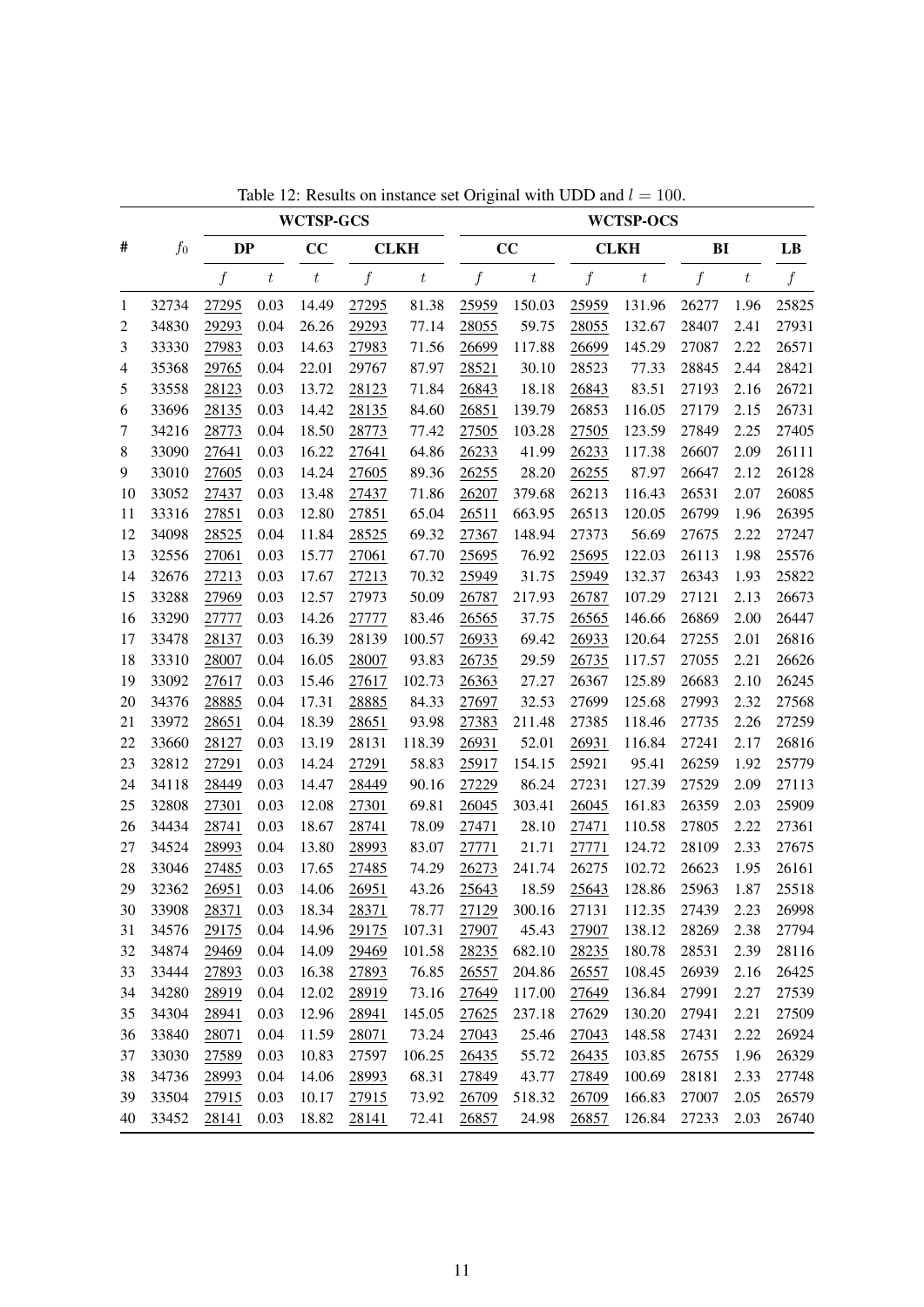Table 12: Results on instance set Original with UDD and $l = 100$.

| # | $f_0$ | WCTSP-GCS | | | | | WCTSP-OCS | | | | | | |
|---|---|---|---|---|---|---|---|---|---|---|---|---|---|
| | | DP | | CC | CLKH | | CC | | CLKH | | BI | | LB |
| | | $f$ | $t$ | $t$ | $f$ | $t$ | $f$ | $t$ | $f$ | $t$ | $f$ | $t$ | $f$ |
| 1 | 32734 | 27295 | 0.03 | 14.49 | 27295 | 81.38 | 25959 | 150.03 | 25959 | 131.96 | 26277 | 1.96 | 25825 |
| 2 | 34830 | 29293 | 0.04 | 26.26 | 29293 | 77.14 | 28055 | 59.75 | 28055 | 132.67 | 28407 | 2.41 | 27931 |
| 3 | 33330 | 27983 | 0.03 | 14.63 | 27983 | 71.56 | 26699 | 117.88 | 26699 | 145.29 | 27087 | 2.22 | 26571 |
| 4 | 35368 | 29765 | 0.04 | 22.01 | 29767 | 87.97 | 28521 | 30.10 | 28523 | 77.33 | 28845 | 2.44 | 28421 |
| 5 | 33558 | 28123 | 0.03 | 13.72 | 28123 | 71.84 | 26843 | 18.18 | 26843 | 83.51 | 27193 | 2.16 | 26721 |
| 6 | 33696 | 28135 | 0.03 | 14.42 | 28135 | 84.60 | 26851 | 139.79 | 26853 | 116.05 | 27179 | 2.15 | 26731 |
| 7 | 34216 | 28773 | 0.04 | 18.50 | 28773 | 77.42 | 27505 | 103.28 | 27505 | 123.59 | 27849 | 2.25 | 27405 |
| 8 | 33090 | 27641 | 0.03 | 16.22 | 27641 | 64.86 | 26233 | 41.99 | 26233 | 117.38 | 26607 | 2.09 | 26111 |
| 9 | 33010 | 27605 | 0.03 | 14.24 | 27605 | 89.36 | 26255 | 28.20 | 26255 | 87.97 | 26647 | 2.12 | 26128 |
| 10 | 33052 | 27437 | 0.03 | 13.48 | 27437 | 71.86 | 26207 | 379.68 | 26213 | 116.43 | 26531 | 2.07 | 26085 |
| 11 | 33316 | 27851 | 0.03 | 12.80 | 27851 | 65.04 | 26511 | 663.95 | 26513 | 120.05 | 26799 | 1.96 | 26395 |
| 12 | 34098 | 28525 | 0.04 | 11.84 | 28525 | 69.32 | 27367 | 148.94 | 27373 | 56.69 | 27675 | 2.22 | 27247 |
| 13 | 32556 | 27061 | 0.03 | 15.77 | 27061 | 67.70 | 25695 | 76.92 | 25695 | 122.03 | 26113 | 1.98 | 25576 |
| 14 | 32676 | 27213 | 0.03 | 17.67 | 27213 | 70.32 | 25949 | 31.75 | 25949 | 132.37 | 26343 | 1.93 | 25822 |
| 15 | 33288 | 27969 | 0.03 | 12.57 | 27973 | 50.09 | 26787 | 217.93 | 26787 | 107.29 | 27121 | 2.13 | 26673 |
| 16 | 33290 | 27777 | 0.03 | 14.26 | 27777 | 83.46 | 26565 | 37.75 | 26565 | 146.66 | 26869 | 2.00 | 26447 |
| 17 | 33478 | 28137 | 0.03 | 16.39 | 28139 | 100.57 | 26933 | 69.42 | 26933 | 120.64 | 27255 | 2.01 | 26816 |
| 18 | 33310 | 28007 | 0.04 | 16.05 | 28007 | 93.83 | 26735 | 29.59 | 26735 | 117.57 | 27055 | 2.21 | 26626 |
| 19 | 33092 | 27617 | 0.03 | 15.46 | 27617 | 102.73 | 26363 | 27.27 | 26367 | 125.89 | 26683 | 2.10 | 26245 |
| 20 | 34376 | 28885 | 0.04 | 17.31 | 28885 | 84.33 | 27697 | 32.53 | 27699 | 125.68 | 27993 | 2.32 | 27568 |
| 21 | 33972 | 28651 | 0.04 | 18.39 | 28651 | 93.98 | 27383 | 211.48 | 27385 | 118.46 | 27735 | 2.26 | 27259 |
| 22 | 33660 | 28127 | 0.03 | 13.19 | 28131 | 118.39 | 26931 | 52.01 | 26931 | 116.84 | 27241 | 2.17 | 26816 |
| 23 | 32812 | 27291 | 0.03 | 14.24 | 27291 | 58.83 | 25917 | 154.15 | 25921 | 95.41 | 26259 | 1.92 | 25779 |
| 24 | 34118 | 28449 | 0.03 | 14.47 | 28449 | 90.16 | 27229 | 86.24 | 27231 | 127.39 | 27529 | 2.09 | 27113 |
| 25 | 32808 | 27301 | 0.03 | 12.08 | 27301 | 69.81 | 26045 | 303.41 | 26045 | 161.83 | 26359 | 2.03 | 25909 |
| 26 | 34434 | 28741 | 0.03 | 18.67 | 28741 | 78.09 | 27471 | 28.10 | 27471 | 110.58 | 27805 | 2.22 | 27361 |
| 27 | 34524 | 28993 | 0.04 | 13.80 | 28993 | 83.07 | 27771 | 21.71 | 27771 | 124.72 | 28109 | 2.33 | 27675 |
| 28 | 33046 | 27485 | 0.03 | 17.65 | 27485 | 74.29 | 26273 | 241.74 | 26275 | 102.72 | 26623 | 1.95 | 26161 |
| 29 | 32362 | 26951 | 0.03 | 14.06 | 26951 | 43.26 | 25643 | 18.59 | 25643 | 128.86 | 25963 | 1.87 | 25518 |
| 30 | 33908 | 28371 | 0.03 | 18.34 | 28371 | 78.77 | 27129 | 300.16 | 27131 | 112.35 | 27439 | 2.23 | 26998 |
| 31 | 34576 | 29175 | 0.04 | 14.96 | 29175 | 107.31 | 27907 | 45.43 | 27907 | 138.12 | 28269 | 2.38 | 27794 |
| 32 | 34874 | 29469 | 0.04 | 14.09 | 29469 | 101.58 | 28235 | 682.10 | 28235 | 180.78 | 28531 | 2.39 | 28116 |
| 33 | 33444 | 27893 | 0.03 | 16.38 | 27893 | 76.85 | 26557 | 204.86 | 26557 | 108.45 | 26939 | 2.16 | 26425 |
| 34 | 34280 | 28919 | 0.04 | 12.02 | 28919 | 73.16 | 27649 | 117.00 | 27649 | 136.84 | 27991 | 2.27 | 27539 |
| 35 | 34304 | 28941 | 0.03 | 12.96 | 28941 | 145.05 | 27625 | 237.18 | 27629 | 130.20 | 27941 | 2.21 | 27509 |
| 36 | 33840 | 28071 | 0.04 | 11.59 | 28071 | 73.24 | 27043 | 25.46 | 27043 | 148.58 | 27431 | 2.22 | 26924 |
| 37 | 33030 | 27589 | 0.03 | 10.83 | 27597 | 106.25 | 26435 | 55.72 | 26435 | 103.85 | 26755 | 1.96 | 26329 |
| 38 | 34736 | 28993 | 0.04 | 14.06 | 28993 | 68.31 | 27849 | 43.77 | 27849 | 100.69 | 28181 | 2.33 | 27748 |
| 39 | 33504 | 27915 | 0.03 | 10.17 | 27915 | 73.92 | 26709 | 518.32 | 26709 | 166.83 | 27007 | 2.05 | 26579 |
| 40 | 33452 | 28141 | 0.03 | 18.82 | 28141 | 72.41 | 26857 | 24.98 | 26857 | 126.84 | 27233 | 2.03 | 26740 |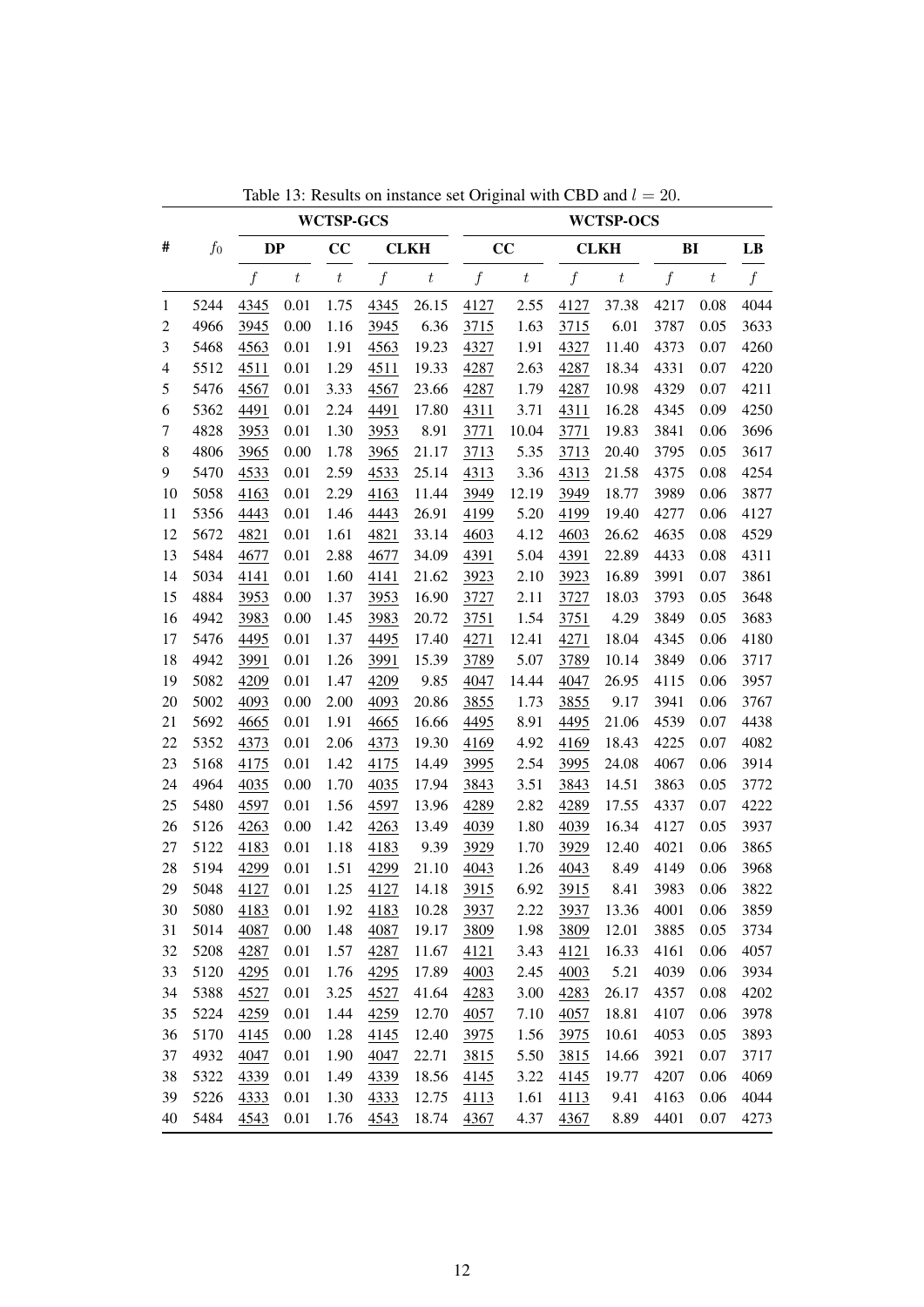Table 13: Results on instance set Original with CBD and $l = 20$.

| # | $f_0$ | WCTSP-GCS | | | | | WCTSP-OCS | | | | | | |
|---|---|---|---|---|---|---|---|---|---|---|---|---|---|
| | | DP | | CC | CLKH | | CC | | CLKH | | BI | | LB |
| | | $f$ | $t$ | $t$ | $f$ | $t$ | $f$ | $t$ | $f$ | $t$ | $f$ | $t$ | $f$ |
| 1 | 5244 | 4345 | 0.01 | 1.75 | 4345 | 26.15 | 4127 | 2.55 | 4127 | 37.38 | 4217 | 0.08 | 4044 |
| 2 | 4966 | 3945 | 0.00 | 1.16 | 3945 | 6.36 | 3715 | 1.63 | 3715 | 6.01 | 3787 | 0.05 | 3633 |
| 3 | 5468 | 4563 | 0.01 | 1.91 | 4563 | 19.23 | 4327 | 1.91 | 4327 | 11.40 | 4373 | 0.07 | 4260 |
| 4 | 5512 | 4511 | 0.01 | 1.29 | 4511 | 19.33 | 4287 | 2.63 | 4287 | 18.34 | 4331 | 0.07 | 4220 |
| 5 | 5476 | 4567 | 0.01 | 3.33 | 4567 | 23.66 | 4287 | 1.79 | 4287 | 10.98 | 4329 | 0.07 | 4211 |
| 6 | 5362 | 4491 | 0.01 | 2.24 | 4491 | 17.80 | 4311 | 3.71 | 4311 | 16.28 | 4345 | 0.09 | 4250 |
| 7 | 4828 | 3953 | 0.01 | 1.30 | 3953 | 8.91 | 3771 | 10.04 | 3771 | 19.83 | 3841 | 0.06 | 3696 |
| 8 | 4806 | 3965 | 0.00 | 1.78 | 3965 | 21.17 | 3713 | 5.35 | 3713 | 20.40 | 3795 | 0.05 | 3617 |
| 9 | 5470 | 4533 | 0.01 | 2.59 | 4533 | 25.14 | 4313 | 3.36 | 4313 | 21.58 | 4375 | 0.08 | 4254 |
| 10 | 5058 | 4163 | 0.01 | 2.29 | 4163 | 11.44 | 3949 | 12.19 | 3949 | 18.77 | 3989 | 0.06 | 3877 |
| 11 | 5356 | 4443 | 0.01 | 1.46 | 4443 | 26.91 | 4199 | 5.20 | 4199 | 19.40 | 4277 | 0.06 | 4127 |
| 12 | 5672 | 4821 | 0.01 | 1.61 | 4821 | 33.14 | 4603 | 4.12 | 4603 | 26.62 | 4635 | 0.08 | 4529 |
| 13 | 5484 | 4677 | 0.01 | 2.88 | 4677 | 34.09 | 4391 | 5.04 | 4391 | 22.89 | 4433 | 0.08 | 4311 |
| 14 | 5034 | 4141 | 0.01 | 1.60 | 4141 | 21.62 | 3923 | 2.10 | 3923 | 16.89 | 3991 | 0.07 | 3861 |
| 15 | 4884 | 3953 | 0.00 | 1.37 | 3953 | 16.90 | 3727 | 2.11 | 3727 | 18.03 | 3793 | 0.05 | 3648 |
| 16 | 4942 | 3983 | 0.00 | 1.45 | 3983 | 20.72 | 3751 | 1.54 | 3751 | 4.29 | 3849 | 0.05 | 3683 |
| 17 | 5476 | 4495 | 0.01 | 1.37 | 4495 | 17.40 | 4271 | 12.41 | 4271 | 18.04 | 4345 | 0.06 | 4180 |
| 18 | 4942 | 3991 | 0.01 | 1.26 | 3991 | 15.39 | 3789 | 5.07 | 3789 | 10.14 | 3849 | 0.06 | 3717 |
| 19 | 5082 | 4209 | 0.01 | 1.47 | 4209 | 9.85 | 4047 | 14.44 | 4047 | 26.95 | 4115 | 0.06 | 3957 |
| 20 | 5002 | 4093 | 0.00 | 2.00 | 4093 | 20.86 | 3855 | 1.73 | 3855 | 9.17 | 3941 | 0.06 | 3767 |
| 21 | 5692 | 4665 | 0.01 | 1.91 | 4665 | 16.66 | 4495 | 8.91 | 4495 | 21.06 | 4539 | 0.07 | 4438 |
| 22 | 5352 | 4373 | 0.01 | 2.06 | 4373 | 19.30 | 4169 | 4.92 | 4169 | 18.43 | 4225 | 0.07 | 4082 |
| 23 | 5168 | 4175 | 0.01 | 1.42 | 4175 | 14.49 | 3995 | 2.54 | 3995 | 24.08 | 4067 | 0.06 | 3914 |
| 24 | 4964 | 4035 | 0.00 | 1.70 | 4035 | 17.94 | 3843 | 3.51 | 3843 | 14.51 | 3863 | 0.05 | 3772 |
| 25 | 5480 | 4597 | 0.01 | 1.56 | 4597 | 13.96 | 4289 | 2.82 | 4289 | 17.55 | 4337 | 0.07 | 4222 |
| 26 | 5126 | 4263 | 0.00 | 1.42 | 4263 | 13.49 | 4039 | 1.80 | 4039 | 16.34 | 4127 | 0.05 | 3937 |
| 27 | 5122 | 4183 | 0.01 | 1.18 | 4183 | 9.39 | 3929 | 1.70 | 3929 | 12.40 | 4021 | 0.06 | 3865 |
| 28 | 5194 | 4299 | 0.01 | 1.51 | 4299 | 21.10 | 4043 | 1.26 | 4043 | 8.49 | 4149 | 0.06 | 3968 |
| 29 | 5048 | 4127 | 0.01 | 1.25 | 4127 | 14.18 | 3915 | 6.92 | 3915 | 8.41 | 3983 | 0.06 | 3822 |
| 30 | 5080 | 4183 | 0.01 | 1.92 | 4183 | 10.28 | 3937 | 2.22 | 3937 | 13.36 | 4001 | 0.06 | 3859 |
| 31 | 5014 | 4087 | 0.00 | 1.48 | 4087 | 19.17 | 3809 | 1.98 | 3809 | 12.01 | 3885 | 0.05 | 3734 |
| 32 | 5208 | 4287 | 0.01 | 1.57 | 4287 | 11.67 | 4121 | 3.43 | 4121 | 16.33 | 4161 | 0.06 | 4057 |
| 33 | 5120 | 4295 | 0.01 | 1.76 | 4295 | 17.89 | 4003 | 2.45 | 4003 | 5.21 | 4039 | 0.06 | 3934 |
| 34 | 5388 | 4527 | 0.01 | 3.25 | 4527 | 41.64 | 4283 | 3.00 | 4283 | 26.17 | 4357 | 0.08 | 4202 |
| 35 | 5224 | 4259 | 0.01 | 1.44 | 4259 | 12.70 | 4057 | 7.10 | 4057 | 18.81 | 4107 | 0.06 | 3978 |
| 36 | 5170 | 4145 | 0.00 | 1.28 | 4145 | 12.40 | 3975 | 1.56 | 3975 | 10.61 | 4053 | 0.05 | 3893 |
| 37 | 4932 | 4047 | 0.01 | 1.90 | 4047 | 22.71 | 3815 | 5.50 | 3815 | 14.66 | 3921 | 0.07 | 3717 |
| 38 | 5322 | 4339 | 0.01 | 1.49 | 4339 | 18.56 | 4145 | 3.22 | 4145 | 19.77 | 4207 | 0.06 | 4069 |
| 39 | 5226 | 4333 | 0.01 | 1.30 | 4333 | 12.75 | 4113 | 1.61 | 4113 | 9.41 | 4163 | 0.06 | 4044 |
| 40 | 5484 | 4543 | 0.01 | 1.76 | 4543 | 18.74 | 4367 | 4.37 | 4367 | 8.89 | 4401 | 0.07 | 4273 |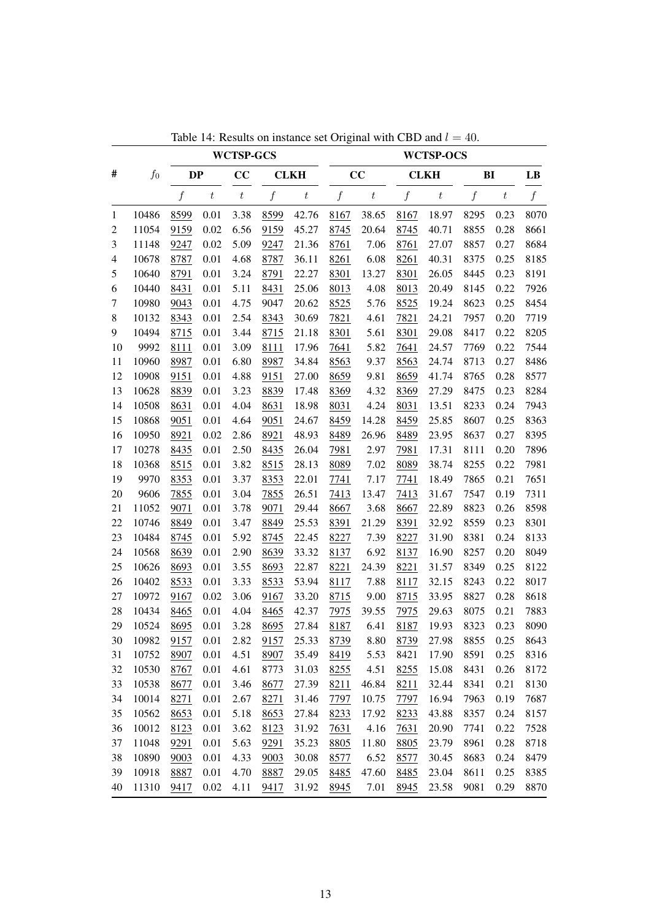Table 14: Results on instance set Original with CBD and $l = 40$.

| # | $f_0$ | WCTSP-GCS | | | | | WCTSP-OCS | | | | | | |
|---|---|---|---|---|---|---|---|---|---|---|---|---|---|
| | | DP | | CC | CLKH | | CC | | CLKH | | BI | | LB |
| | | $f$ | $t$ | $t$ | $f$ | $t$ | $f$ | $t$ | $f$ | $t$ | $f$ | $t$ | $f$ |
| 1 | 10486 | 8599 | 0.01 | 3.38 | 8599 | 42.76 | 8167 | 38.65 | 8167 | 18.97 | 8295 | 0.23 | 8070 |
| 2 | 11054 | 9159 | 0.02 | 6.56 | 9159 | 45.27 | 8745 | 20.64 | 8745 | 40.71 | 8855 | 0.28 | 8661 |
| 3 | 11148 | 9247 | 0.02 | 5.09 | 9247 | 21.36 | 8761 | 7.06 | 8761 | 27.07 | 8857 | 0.27 | 8684 |
| 4 | 10678 | 8787 | 0.01 | 4.68 | 8787 | 36.11 | 8261 | 6.08 | 8261 | 40.31 | 8375 | 0.25 | 8185 |
| 5 | 10640 | 8791 | 0.01 | 3.24 | 8791 | 22.27 | 8301 | 13.27 | 8301 | 26.05 | 8445 | 0.23 | 8191 |
| 6 | 10440 | 8431 | 0.01 | 5.11 | 8431 | 25.06 | 8013 | 4.08 | 8013 | 20.49 | 8145 | 0.22 | 7926 |
| 7 | 10980 | 9043 | 0.01 | 4.75 | 9047 | 20.62 | 8525 | 5.76 | 8525 | 19.24 | 8623 | 0.25 | 8454 |
| 8 | 10132 | 8343 | 0.01 | 2.54 | 8343 | 30.69 | 7821 | 4.61 | 7821 | 24.21 | 7957 | 0.20 | 7719 |
| 9 | 10494 | 8715 | 0.01 | 3.44 | 8715 | 21.18 | 8301 | 5.61 | 8301 | 29.08 | 8417 | 0.22 | 8205 |
| 10 | 9992 | 8111 | 0.01 | 3.09 | 8111 | 17.96 | 7641 | 5.82 | 7641 | 24.57 | 7769 | 0.22 | 7544 |
| 11 | 10960 | 8987 | 0.01 | 6.80 | 8987 | 34.84 | 8563 | 9.37 | 8563 | 24.74 | 8713 | 0.27 | 8486 |
| 12 | 10908 | 9151 | 0.01 | 4.88 | 9151 | 27.00 | 8659 | 9.81 | 8659 | 41.74 | 8765 | 0.28 | 8577 |
| 13 | 10628 | 8839 | 0.01 | 3.23 | 8839 | 17.48 | 8369 | 4.32 | 8369 | 27.29 | 8475 | 0.23 | 8284 |
| 14 | 10508 | 8631 | 0.01 | 4.04 | 8631 | 18.98 | 8031 | 4.24 | 8031 | 13.51 | 8233 | 0.24 | 7943 |
| 15 | 10868 | 9051 | 0.01 | 4.64 | 9051 | 24.67 | 8459 | 14.28 | 8459 | 25.85 | 8607 | 0.25 | 8363 |
| 16 | 10950 | 8921 | 0.02 | 2.86 | 8921 | 48.93 | 8489 | 26.96 | 8489 | 23.95 | 8637 | 0.27 | 8395 |
| 17 | 10278 | 8435 | 0.01 | 2.50 | 8435 | 26.04 | 7981 | 2.97 | 7981 | 17.31 | 8111 | 0.20 | 7896 |
| 18 | 10368 | 8515 | 0.01 | 3.82 | 8515 | 28.13 | 8089 | 7.02 | 8089 | 38.74 | 8255 | 0.22 | 7981 |
| 19 | 9970 | 8353 | 0.01 | 3.37 | 8353 | 22.01 | 7741 | 7.17 | 7741 | 18.49 | 7865 | 0.21 | 7651 |
| 20 | 9606 | 7855 | 0.01 | 3.04 | 7855 | 26.51 | 7413 | 13.47 | 7413 | 31.67 | 7547 | 0.19 | 7311 |
| 21 | 11052 | 9071 | 0.01 | 3.78 | 9071 | 29.44 | 8667 | 3.68 | 8667 | 22.89 | 8823 | 0.26 | 8598 |
| 22 | 10746 | 8849 | 0.01 | 3.47 | 8849 | 25.53 | 8391 | 21.29 | 8391 | 32.92 | 8559 | 0.23 | 8301 |
| 23 | 10484 | 8745 | 0.01 | 5.92 | 8745 | 22.45 | 8227 | 7.39 | 8227 | 31.90 | 8381 | 0.24 | 8133 |
| 24 | 10568 | 8639 | 0.01 | 2.90 | 8639 | 33.32 | 8137 | 6.92 | 8137 | 16.90 | 8257 | 0.20 | 8049 |
| 25 | 10626 | 8693 | 0.01 | 3.55 | 8693 | 22.87 | 8221 | 24.39 | 8221 | 31.57 | 8349 | 0.25 | 8122 |
| 26 | 10402 | 8533 | 0.01 | 3.33 | 8533 | 53.94 | 8117 | 7.88 | 8117 | 32.15 | 8243 | 0.22 | 8017 |
| 27 | 10972 | 9167 | 0.02 | 3.06 | 9167 | 33.20 | 8715 | 9.00 | 8715 | 33.95 | 8827 | 0.28 | 8618 |
| 28 | 10434 | 8465 | 0.01 | 4.04 | 8465 | 42.37 | 7975 | 39.55 | 7975 | 29.63 | 8075 | 0.21 | 7883 |
| 29 | 10524 | 8695 | 0.01 | 3.28 | 8695 | 27.84 | 8187 | 6.41 | 8187 | 19.93 | 8323 | 0.23 | 8090 |
| 30 | 10982 | 9157 | 0.01 | 2.82 | 9157 | 25.33 | 8739 | 8.80 | 8739 | 27.98 | 8855 | 0.25 | 8643 |
| 31 | 10752 | 8907 | 0.01 | 4.51 | 8907 | 35.49 | 8419 | 5.53 | 8421 | 17.90 | 8591 | 0.25 | 8316 |
| 32 | 10530 | 8767 | 0.01 | 4.61 | 8773 | 31.03 | 8255 | 4.51 | 8255 | 15.08 | 8431 | 0.26 | 8172 |
| 33 | 10538 | 8677 | 0.01 | 3.46 | 8677 | 27.39 | 8211 | 46.84 | 8211 | 32.44 | 8341 | 0.21 | 8130 |
| 34 | 10014 | 8271 | 0.01 | 2.67 | 8271 | 31.46 | 7797 | 10.75 | 7797 | 16.94 | 7963 | 0.19 | 7687 |
| 35 | 10562 | 8653 | 0.01 | 5.18 | 8653 | 27.84 | 8233 | 17.92 | 8233 | 43.88 | 8357 | 0.24 | 8157 |
| 36 | 10012 | 8123 | 0.01 | 3.62 | 8123 | 31.92 | 7631 | 4.16 | 7631 | 20.90 | 7741 | 0.22 | 7528 |
| 37 | 11048 | 9291 | 0.01 | 5.63 | 9291 | 35.23 | 8805 | 11.80 | 8805 | 23.79 | 8961 | 0.28 | 8718 |
| 38 | 10890 | 9003 | 0.01 | 4.33 | 9003 | 30.08 | 8577 | 6.52 | 8577 | 30.45 | 8683 | 0.24 | 8479 |
| 39 | 10918 | 8887 | 0.01 | 4.70 | 8887 | 29.05 | 8485 | 47.60 | 8485 | 23.04 | 8611 | 0.25 | 8385 |
| 40 | 11310 | 9417 | 0.02 | 4.11 | 9417 | 31.92 | 8945 | 7.01 | 8945 | 23.58 | 9081 | 0.29 | 8870 |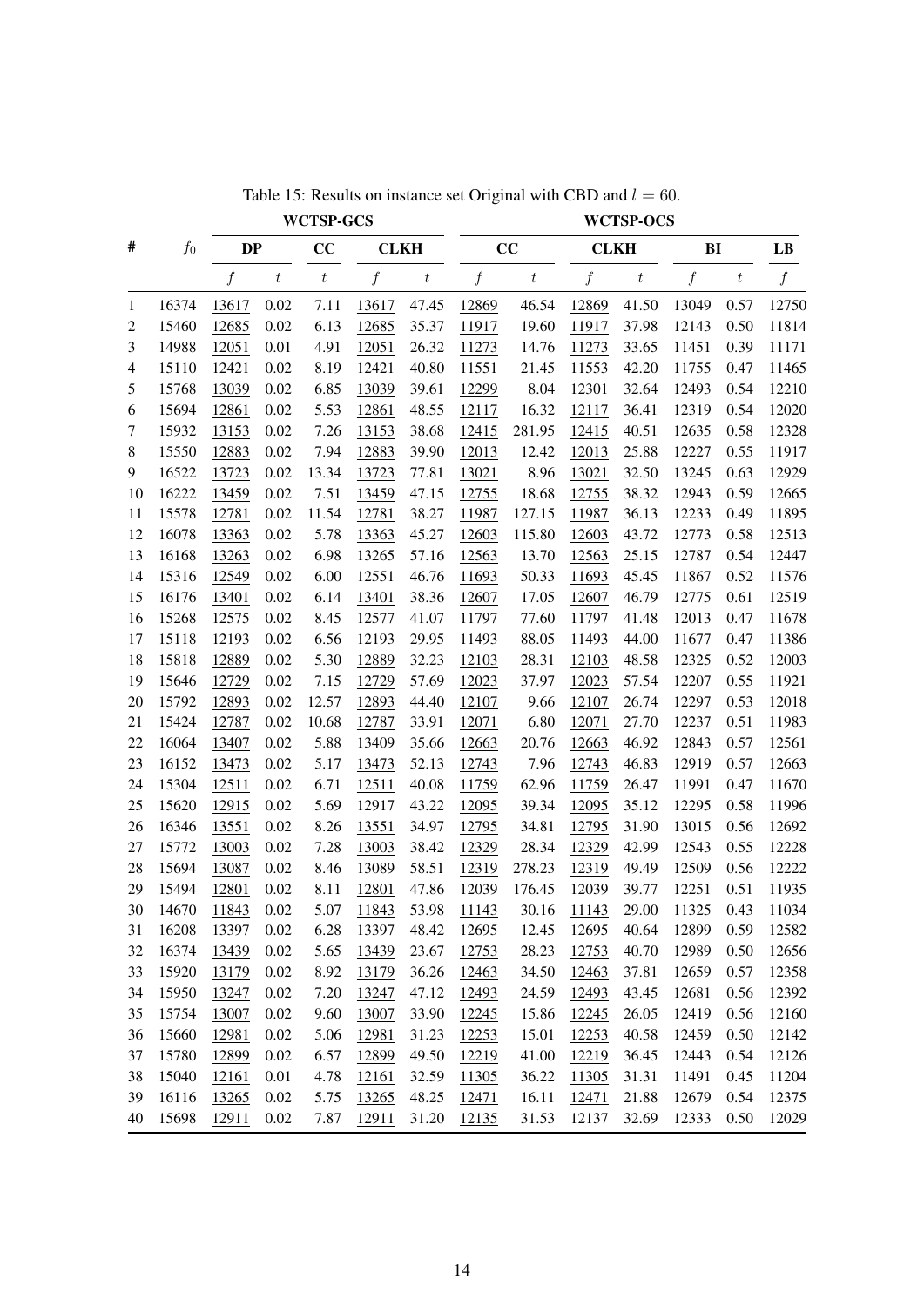Table 15: Results on instance set Original with CBD and $l = 60$.

| # | $f_0$ | WCTSP-GCS | | | | | WCTSP-OCS | | | | | | LB |
|---|---|---|---|---|---|---|---|---|---|---|---|---|---|
| | | DP | | CC | CLKH | | CC | | CLKH | | BI | | LB |
| | | $f$ | $t$ | $t$ | $f$ | $t$ | $f$ | $t$ | $f$ | $t$ | $f$ | $t$ | $f$ |
| 1 | 16374 | 13617 | 0.02 | 7.11 | 13617 | 47.45 | 12869 | 46.54 | 12869 | 41.50 | 13049 | 0.57 | 12750 |
| 2 | 15460 | 12685 | 0.02 | 6.13 | 12685 | 35.37 | 11917 | 19.60 | 11917 | 37.98 | 12143 | 0.50 | 11814 |
| 3 | 14988 | 12051 | 0.01 | 4.91 | 12051 | 26.32 | 11273 | 14.76 | 11273 | 33.65 | 11451 | 0.39 | 11171 |
| 4 | 15110 | 12421 | 0.02 | 8.19 | 12421 | 40.80 | 11551 | 21.45 | 11553 | 42.20 | 11755 | 0.47 | 11465 |
| 5 | 15768 | 13039 | 0.02 | 6.85 | 13039 | 39.61 | 12299 | 8.04 | 12301 | 32.64 | 12493 | 0.54 | 12210 |
| 6 | 15694 | 12861 | 0.02 | 5.53 | 12861 | 48.55 | 12117 | 16.32 | 12117 | 36.41 | 12319 | 0.54 | 12020 |
| 7 | 15932 | 13153 | 0.02 | 7.26 | 13153 | 38.68 | 12415 | 281.95 | 12415 | 40.51 | 12635 | 0.58 | 12328 |
| 8 | 15550 | 12883 | 0.02 | 7.94 | 12883 | 39.90 | 12013 | 12.42 | 12013 | 25.88 | 12227 | 0.55 | 11917 |
| 9 | 16522 | 13723 | 0.02 | 13.34 | 13723 | 77.81 | 13021 | 8.96 | 13021 | 32.50 | 13245 | 0.63 | 12929 |
| 10 | 16222 | 13459 | 0.02 | 7.51 | 13459 | 47.15 | 12755 | 18.68 | 12755 | 38.32 | 12943 | 0.59 | 12665 |
| 11 | 15578 | 12781 | 0.02 | 11.54 | 12781 | 38.27 | 11987 | 127.15 | 11987 | 36.13 | 12233 | 0.49 | 11895 |
| 12 | 16078 | 13363 | 0.02 | 5.78 | 13363 | 45.27 | 12603 | 115.80 | 12603 | 43.72 | 12773 | 0.58 | 12513 |
| 13 | 16168 | 13263 | 0.02 | 6.98 | 13265 | 57.16 | 12563 | 13.70 | 12563 | 25.15 | 12787 | 0.54 | 12447 |
| 14 | 15316 | 12549 | 0.02 | 6.00 | 12551 | 46.76 | 11693 | 50.33 | 11693 | 45.45 | 11867 | 0.52 | 11576 |
| 15 | 16176 | 13401 | 0.02 | 6.14 | 13401 | 38.36 | 12607 | 17.05 | 12607 | 46.79 | 12775 | 0.61 | 12519 |
| 16 | 15268 | 12575 | 0.02 | 8.45 | 12577 | 41.07 | 11797 | 77.60 | 11797 | 41.48 | 12013 | 0.47 | 11678 |
| 17 | 15118 | 12193 | 0.02 | 6.56 | 12193 | 29.95 | 11493 | 88.05 | 11493 | 44.00 | 11677 | 0.47 | 11386 |
| 18 | 15818 | 12889 | 0.02 | 5.30 | 12889 | 32.23 | 12103 | 28.31 | 12103 | 48.58 | 12325 | 0.52 | 12003 |
| 19 | 15646 | 12729 | 0.02 | 7.15 | 12729 | 57.69 | 12023 | 37.97 | 12023 | 57.54 | 12207 | 0.55 | 11921 |
| 20 | 15792 | 12893 | 0.02 | 12.57 | 12893 | 44.40 | 12107 | 9.66 | 12107 | 26.74 | 12297 | 0.53 | 12018 |
| 21 | 15424 | 12787 | 0.02 | 10.68 | 12787 | 33.91 | 12071 | 6.80 | 12071 | 27.70 | 12237 | 0.51 | 11983 |
| 22 | 16064 | 13407 | 0.02 | 5.88 | 13409 | 35.66 | 12663 | 20.76 | 12663 | 46.92 | 12843 | 0.57 | 12561 |
| 23 | 16152 | 13473 | 0.02 | 5.17 | 13473 | 52.13 | 12743 | 7.96 | 12743 | 46.83 | 12919 | 0.57 | 12663 |
| 24 | 15304 | 12511 | 0.02 | 6.71 | 12511 | 40.08 | 11759 | 62.96 | 11759 | 26.47 | 11991 | 0.47 | 11670 |
| 25 | 15620 | 12915 | 0.02 | 5.69 | 12917 | 43.22 | 12095 | 39.34 | 12095 | 35.12 | 12295 | 0.58 | 11996 |
| 26 | 16346 | 13551 | 0.02 | 8.26 | 13551 | 34.97 | 12795 | 34.81 | 12795 | 31.90 | 13015 | 0.56 | 12692 |
| 27 | 15772 | 13003 | 0.02 | 7.28 | 13003 | 38.42 | 12329 | 28.34 | 12329 | 42.99 | 12543 | 0.55 | 12228 |
| 28 | 15694 | 13087 | 0.02 | 8.46 | 13089 | 58.51 | 12319 | 278.23 | 12319 | 49.49 | 12509 | 0.56 | 12222 |
| 29 | 15494 | 12801 | 0.02 | 8.11 | 12801 | 47.86 | 12039 | 176.45 | 12039 | 39.77 | 12251 | 0.51 | 11935 |
| 30 | 14670 | 11843 | 0.02 | 5.07 | 11843 | 53.98 | 11143 | 30.16 | 11143 | 29.00 | 11325 | 0.43 | 11034 |
| 31 | 16208 | 13397 | 0.02 | 6.28 | 13397 | 48.42 | 12695 | 12.45 | 12695 | 40.64 | 12899 | 0.59 | 12582 |
| 32 | 16374 | 13439 | 0.02 | 5.65 | 13439 | 23.67 | 12753 | 28.23 | 12753 | 40.70 | 12989 | 0.50 | 12656 |
| 33 | 15920 | 13179 | 0.02 | 8.92 | 13179 | 36.26 | 12463 | 34.50 | 12463 | 37.81 | 12659 | 0.57 | 12358 |
| 34 | 15950 | 13247 | 0.02 | 7.20 | 13247 | 47.12 | 12493 | 24.59 | 12493 | 43.45 | 12681 | 0.56 | 12392 |
| 35 | 15754 | 13007 | 0.02 | 9.60 | 13007 | 33.90 | 12245 | 15.86 | 12245 | 26.05 | 12419 | 0.56 | 12160 |
| 36 | 15660 | 12981 | 0.02 | 5.06 | 12981 | 31.23 | 12253 | 15.01 | 12253 | 40.58 | 12459 | 0.50 | 12142 |
| 37 | 15780 | 12899 | 0.02 | 6.57 | 12899 | 49.50 | 12219 | 41.00 | 12219 | 36.45 | 12443 | 0.54 | 12126 |
| 38 | 15040 | 12161 | 0.01 | 4.78 | 12161 | 32.59 | 11305 | 36.22 | 11305 | 31.31 | 11491 | 0.45 | 11204 |
| 39 | 16116 | 13265 | 0.02 | 5.75 | 13265 | 48.25 | 12471 | 16.11 | 12471 | 21.88 | 12679 | 0.54 | 12375 |
| 40 | 15698 | 12911 | 0.02 | 7.87 | 12911 | 31.20 | 12135 | 31.53 | 12137 | 32.69 | 12333 | 0.50 | 12029 |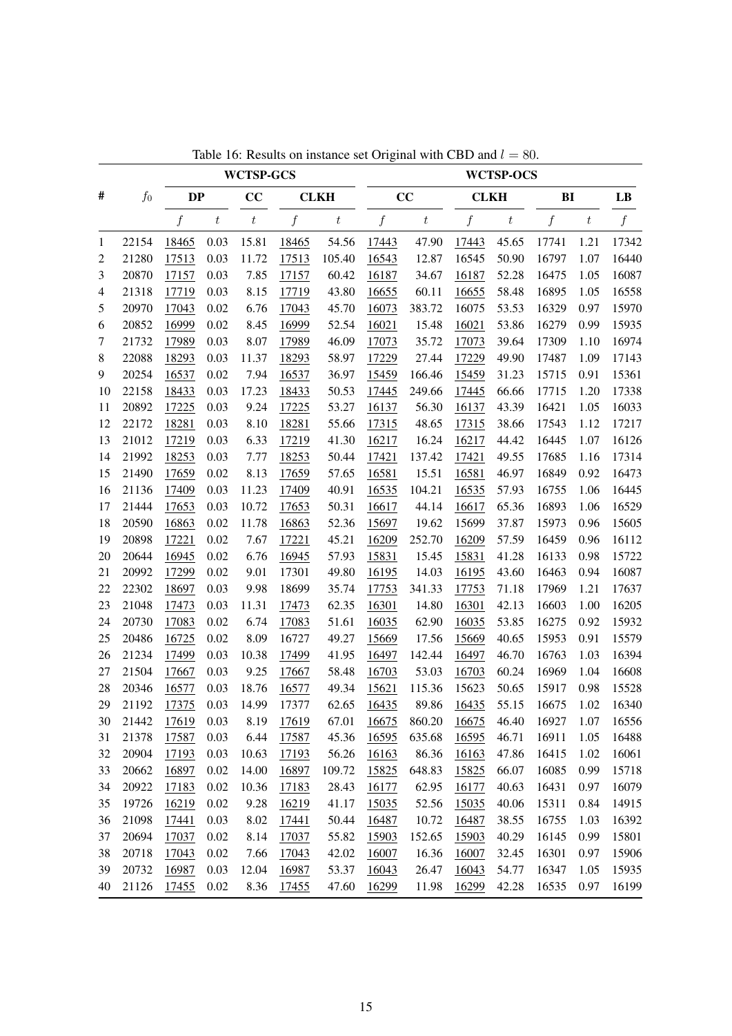Table 16: Results on instance set Original with CBD and $l = 80$.

| # | $f_0$ | WCTSP-GCS | | | | | WCTSP-OCS | | | | | | |
|---|---|---|---|---|---|---|---|---|---|---|---|---|---|
| | | DP | | CC | CLKH | | CC | | CLKH | | BI | | LB |
| | | $f$ | $t$ | $t$ | $f$ | $t$ | $f$ | $t$ | $f$ | $t$ | $f$ | $t$ | $f$ |
| 1 | 22154 | 18465 | 0.03 | 15.81 | 18465 | 54.56 | 17443 | 47.90 | 17443 | 45.65 | 17741 | 1.21 | 17342 |
| 2 | 21280 | 17513 | 0.03 | 11.72 | 17513 | 105.40 | 16543 | 12.87 | 16545 | 50.90 | 16797 | 1.07 | 16440 |
| 3 | 20870 | 17157 | 0.03 | 7.85 | 17157 | 60.42 | 16187 | 34.67 | 16187 | 52.28 | 16475 | 1.05 | 16087 |
| 4 | 21318 | 17719 | 0.03 | 8.15 | 17719 | 43.80 | 16655 | 60.11 | 16655 | 58.48 | 16895 | 1.05 | 16558 |
| 5 | 20970 | 17043 | 0.02 | 6.76 | 17043 | 45.70 | 16073 | 383.72 | 16075 | 53.53 | 16329 | 0.97 | 15970 |
| 6 | 20852 | 16999 | 0.02 | 8.45 | 16999 | 52.54 | 16021 | 15.48 | 16021 | 53.86 | 16279 | 0.99 | 15935 |
| 7 | 21732 | 17989 | 0.03 | 8.07 | 17989 | 46.09 | 17073 | 35.72 | 17073 | 39.64 | 17309 | 1.10 | 16974 |
| 8 | 22088 | 18293 | 0.03 | 11.37 | 18293 | 58.97 | 17229 | 27.44 | 17229 | 49.90 | 17487 | 1.09 | 17143 |
| 9 | 20254 | 16537 | 0.02 | 7.94 | 16537 | 36.97 | 15459 | 166.46 | 15459 | 31.23 | 15715 | 0.91 | 15361 |
| 10 | 22158 | 18433 | 0.03 | 17.23 | 18433 | 50.53 | 17445 | 249.66 | 17445 | 66.66 | 17715 | 1.20 | 17338 |
| 11 | 20892 | 17225 | 0.03 | 9.24 | 17225 | 53.27 | 16137 | 56.30 | 16137 | 43.39 | 16421 | 1.05 | 16033 |
| 12 | 22172 | 18281 | 0.03 | 8.10 | 18281 | 55.66 | 17315 | 48.65 | 17315 | 38.66 | 17543 | 1.12 | 17217 |
| 13 | 21012 | 17219 | 0.03 | 6.33 | 17219 | 41.30 | 16217 | 16.24 | 16217 | 44.42 | 16445 | 1.07 | 16126 |
| 14 | 21992 | 18253 | 0.03 | 7.77 | 18253 | 50.44 | 17421 | 137.42 | 17421 | 49.55 | 17685 | 1.16 | 17314 |
| 15 | 21490 | 17659 | 0.02 | 8.13 | 17659 | 57.65 | 16581 | 15.51 | 16581 | 46.97 | 16849 | 0.92 | 16473 |
| 16 | 21136 | 17409 | 0.03 | 11.23 | 17409 | 40.91 | 16535 | 104.21 | 16535 | 57.93 | 16755 | 1.06 | 16445 |
| 17 | 21444 | 17653 | 0.03 | 10.72 | 17653 | 50.31 | 16617 | 44.14 | 16617 | 65.36 | 16893 | 1.06 | 16529 |
| 18 | 20590 | 16863 | 0.02 | 11.78 | 16863 | 52.36 | 15697 | 19.62 | 15699 | 37.87 | 15973 | 0.96 | 15605 |
| 19 | 20898 | 17221 | 0.02 | 7.67 | 17221 | 45.21 | 16209 | 252.70 | 16209 | 57.59 | 16459 | 0.96 | 16112 |
| 20 | 20644 | 16945 | 0.02 | 6.76 | 16945 | 57.93 | 15831 | 15.45 | 15831 | 41.28 | 16133 | 0.98 | 15722 |
| 21 | 20992 | 17299 | 0.02 | 9.01 | 17301 | 49.80 | 16195 | 14.03 | 16195 | 43.60 | 16463 | 0.94 | 16087 |
| 22 | 22302 | 18697 | 0.03 | 9.98 | 18699 | 35.74 | 17753 | 341.33 | 17753 | 71.18 | 17969 | 1.21 | 17637 |
| 23 | 21048 | 17473 | 0.03 | 11.31 | 17473 | 62.35 | 16301 | 14.80 | 16301 | 42.13 | 16603 | 1.00 | 16205 |
| 24 | 20730 | 17083 | 0.02 | 6.74 | 17083 | 51.61 | 16035 | 62.90 | 16035 | 53.85 | 16275 | 0.92 | 15932 |
| 25 | 20486 | 16725 | 0.02 | 8.09 | 16727 | 49.27 | 15669 | 17.56 | 15669 | 40.65 | 15953 | 0.91 | 15579 |
| 26 | 21234 | 17499 | 0.03 | 10.38 | 17499 | 41.95 | 16497 | 142.44 | 16497 | 46.70 | 16763 | 1.03 | 16394 |
| 27 | 21504 | 17667 | 0.03 | 9.25 | 17667 | 58.48 | 16703 | 53.03 | 16703 | 60.24 | 16969 | 1.04 | 16608 |
| 28 | 20346 | 16577 | 0.03 | 18.76 | 16577 | 49.34 | 15621 | 115.36 | 15623 | 50.65 | 15917 | 0.98 | 15528 |
| 29 | 21192 | 17375 | 0.03 | 14.99 | 17377 | 62.65 | 16435 | 89.86 | 16435 | 55.15 | 16675 | 1.02 | 16340 |
| 30 | 21442 | 17619 | 0.03 | 8.19 | 17619 | 67.01 | 16675 | 860.20 | 16675 | 46.40 | 16927 | 1.07 | 16556 |
| 31 | 21378 | 17587 | 0.03 | 6.44 | 17587 | 45.36 | 16595 | 635.68 | 16595 | 46.71 | 16911 | 1.05 | 16488 |
| 32 | 20904 | 17193 | 0.03 | 10.63 | 17193 | 56.26 | 16163 | 86.36 | 16163 | 47.86 | 16415 | 1.02 | 16061 |
| 33 | 20662 | 16897 | 0.02 | 14.00 | 16897 | 109.72 | 15825 | 648.83 | 15825 | 66.07 | 16085 | 0.99 | 15718 |
| 34 | 20922 | 17183 | 0.02 | 10.36 | 17183 | 28.43 | 16177 | 62.95 | 16177 | 40.63 | 16431 | 0.97 | 16079 |
| 35 | 19726 | 16219 | 0.02 | 9.28 | 16219 | 41.17 | 15035 | 52.56 | 15035 | 40.06 | 15311 | 0.84 | 14915 |
| 36 | 21098 | 17441 | 0.03 | 8.02 | 17441 | 50.44 | 16487 | 10.72 | 16487 | 38.55 | 16755 | 1.03 | 16392 |
| 37 | 20694 | 17037 | 0.02 | 8.14 | 17037 | 55.82 | 15903 | 152.65 | 15903 | 40.29 | 16145 | 0.99 | 15801 |
| 38 | 20718 | 17043 | 0.02 | 7.66 | 17043 | 42.02 | 16007 | 16.36 | 16007 | 32.45 | 16301 | 0.97 | 15906 |
| 39 | 20732 | 16987 | 0.03 | 12.04 | 16987 | 53.37 | 16043 | 26.47 | 16043 | 54.77 | 16347 | 1.05 | 15935 |
| 40 | 21126 | 17455 | 0.02 | 8.36 | 17455 | 47.60 | 16299 | 11.98 | 16299 | 42.28 | 16535 | 0.97 | 16199 |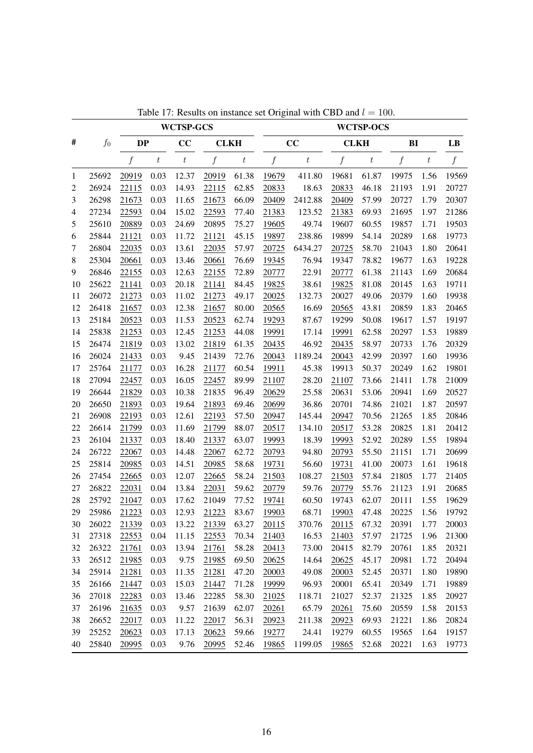Table 17: Results on instance set Original with CBD and $l = 100$.

| # | $f_0$ | WCTSP-GCS | | | | | WCTSP-OCS | | | | | | |
|---|---|---|---|---|---|---|---|---|---|---|---|---|---|
| | | DP | | CC | CLKH | | CC | | CLKH | | BI | | LB |
| | | $f$ | $t$ | $t$ | $f$ | $t$ | $f$ | $t$ | $f$ | $t$ | $f$ | $t$ | $f$ |
| 1 | 25692 | 20919 | 0.03 | 12.37 | 20919 | 61.38 | 19679 | 411.80 | 19681 | 61.87 | 19975 | 1.56 | 19569 |
| 2 | 26924 | 22115 | 0.03 | 14.93 | 22115 | 62.85 | 20833 | 18.63 | 20833 | 46.18 | 21193 | 1.91 | 20727 |
| 3 | 26298 | 21673 | 0.03 | 11.65 | 21673 | 66.09 | 20409 | 2412.88 | 20409 | 57.99 | 20727 | 1.79 | 20307 |
| 4 | 27234 | 22593 | 0.04 | 15.02 | 22593 | 77.40 | 21383 | 123.52 | 21383 | 69.93 | 21695 | 1.97 | 21286 |
| 5 | 25610 | 20889 | 0.03 | 24.69 | 20895 | 75.27 | 19605 | 49.74 | 19607 | 60.55 | 19857 | 1.71 | 19503 |
| 6 | 25844 | 21121 | 0.03 | 11.72 | 21121 | 45.15 | 19897 | 238.86 | 19899 | 54.14 | 20289 | 1.68 | 19773 |
| 7 | 26804 | 22035 | 0.03 | 13.61 | 22035 | 57.97 | 20725 | 6434.27 | 20725 | 58.70 | 21043 | 1.80 | 20641 |
| 8 | 25304 | 20661 | 0.03 | 13.46 | 20661 | 76.69 | 19345 | 76.94 | 19347 | 78.82 | 19677 | 1.63 | 19228 |
| 9 | 26846 | 22155 | 0.03 | 12.63 | 22155 | 72.89 | 20777 | 22.91 | 20777 | 61.38 | 21143 | 1.69 | 20684 |
| 10 | 25622 | 21141 | 0.03 | 20.18 | 21141 | 84.45 | 19825 | 38.61 | 19825 | 81.08 | 20145 | 1.63 | 19711 |
| 11 | 26072 | 21273 | 0.03 | 11.02 | 21273 | 49.17 | 20025 | 132.73 | 20027 | 49.06 | 20379 | 1.60 | 19938 |
| 12 | 26418 | 21657 | 0.03 | 12.38 | 21657 | 80.00 | 20565 | 16.69 | 20565 | 43.81 | 20859 | 1.83 | 20465 |
| 13 | 25184 | 20523 | 0.03 | 11.53 | 20523 | 62.74 | 19293 | 87.67 | 19299 | 50.08 | 19617 | 1.57 | 19197 |
| 14 | 25838 | 21253 | 0.03 | 12.45 | 21253 | 44.08 | 19991 | 17.14 | 19991 | 62.58 | 20297 | 1.53 | 19889 |
| 15 | 26474 | 21819 | 0.03 | 13.02 | 21819 | 61.35 | 20435 | 46.92 | 20435 | 58.97 | 20733 | 1.76 | 20329 |
| 16 | 26024 | 21433 | 0.03 | 9.45 | 21439 | 72.76 | 20043 | 1189.24 | 20043 | 42.99 | 20397 | 1.60 | 19936 |
| 17 | 25764 | 21177 | 0.03 | 16.28 | 21177 | 60.54 | 19911 | 45.38 | 19913 | 50.37 | 20249 | 1.62 | 19801 |
| 18 | 27094 | 22457 | 0.03 | 16.05 | 22457 | 89.99 | 21107 | 28.20 | 21107 | 73.66 | 21411 | 1.78 | 21009 |
| 19 | 26644 | 21829 | 0.03 | 10.38 | 21835 | 96.49 | 20629 | 25.58 | 20631 | 53.06 | 20941 | 1.69 | 20527 |
| 20 | 26650 | 21893 | 0.03 | 19.64 | 21893 | 69.46 | 20699 | 36.86 | 20701 | 74.86 | 21021 | 1.87 | 20597 |
| 21 | 26908 | 22193 | 0.03 | 12.61 | 22193 | 57.50 | 20947 | 145.44 | 20947 | 70.56 | 21265 | 1.85 | 20846 |
| 22 | 26614 | 21799 | 0.03 | 11.69 | 21799 | 88.07 | 20517 | 134.10 | 20517 | 53.28 | 20825 | 1.81 | 20412 |
| 23 | 26104 | 21337 | 0.03 | 18.40 | 21337 | 63.07 | 19993 | 18.39 | 19993 | 52.92 | 20289 | 1.55 | 19894 |
| 24 | 26722 | 22067 | 0.03 | 14.48 | 22067 | 62.72 | 20793 | 94.80 | 20793 | 55.50 | 21151 | 1.71 | 20699 |
| 25 | 25814 | 20985 | 0.03 | 14.51 | 20985 | 58.68 | 19731 | 56.60 | 19731 | 41.00 | 20073 | 1.61 | 19618 |
| 26 | 27454 | 22665 | 0.03 | 12.07 | 22665 | 58.24 | 21503 | 108.27 | 21503 | 57.84 | 21805 | 1.77 | 21405 |
| 27 | 26822 | 22031 | 0.04 | 13.84 | 22031 | 59.62 | 20779 | 59.76 | 20779 | 55.76 | 21123 | 1.91 | 20685 |
| 28 | 25792 | 21047 | 0.03 | 17.62 | 21049 | 77.52 | 19741 | 60.50 | 19743 | 62.07 | 20111 | 1.55 | 19629 |
| 29 | 25986 | 21223 | 0.03 | 12.93 | 21223 | 83.67 | 19903 | 68.71 | 19903 | 47.48 | 20225 | 1.56 | 19792 |
| 30 | 26022 | 21339 | 0.03 | 13.22 | 21339 | 63.27 | 20115 | 370.76 | 20115 | 67.32 | 20391 | 1.77 | 20003 |
| 31 | 27318 | 22553 | 0.04 | 11.15 | 22553 | 70.34 | 21403 | 16.53 | 21403 | 57.97 | 21725 | 1.96 | 21300 |
| 32 | 26322 | 21761 | 0.03 | 13.94 | 21761 | 58.28 | 20413 | 73.00 | 20415 | 82.79 | 20761 | 1.85 | 20321 |
| 33 | 26512 | 21985 | 0.03 | 9.75 | 21985 | 69.50 | 20625 | 14.64 | 20625 | 45.17 | 20981 | 1.72 | 20494 |
| 34 | 25914 | 21281 | 0.03 | 11.35 | 21281 | 47.20 | 20003 | 49.08 | 20003 | 52.45 | 20371 | 1.80 | 19890 |
| 35 | 26166 | 21447 | 0.03 | 15.03 | 21447 | 71.28 | 19999 | 96.93 | 20001 | 65.41 | 20349 | 1.71 | 19889 |
| 36 | 27018 | 22283 | 0.03 | 13.46 | 22285 | 58.30 | 21025 | 118.71 | 21027 | 52.37 | 21325 | 1.85 | 20927 |
| 37 | 26196 | 21635 | 0.03 | 9.57 | 21639 | 62.07 | 20261 | 65.79 | 20261 | 75.60 | 20559 | 1.58 | 20153 |
| 38 | 26652 | 22017 | 0.03 | 11.22 | 22017 | 56.31 | 20923 | 211.38 | 20923 | 69.93 | 21221 | 1.86 | 20824 |
| 39 | 25252 | 20623 | 0.03 | 17.13 | 20623 | 59.66 | 19277 | 24.41 | 19279 | 60.55 | 19565 | 1.64 | 19157 |
| 40 | 25840 | 20995 | 0.03 | 9.76 | 20995 | 52.46 | 19865 | 1199.05 | 19865 | 52.68 | 20221 | 1.63 | 19773 |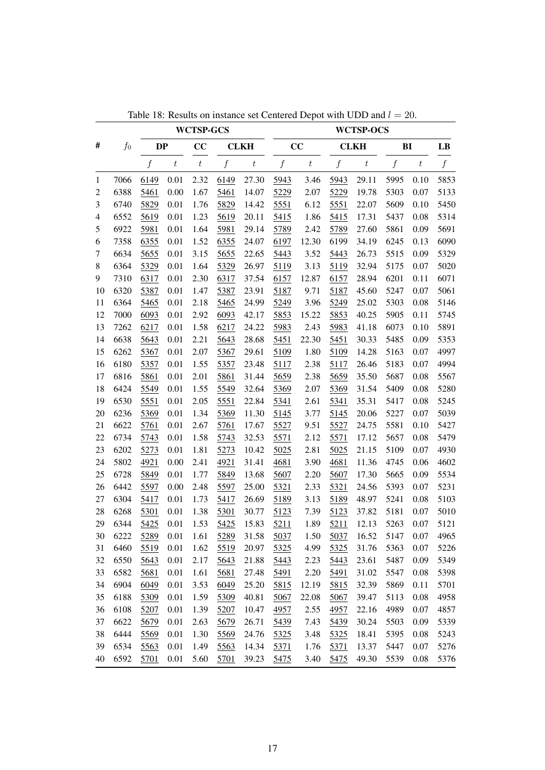Table 18: Results on instance set Centered Depot with UDD and $l = 20$.

| # | $f_0$ | WCTSP-GCS | | | | | WCTSP-OCS | | | | | | |
|---|---|---|---|---|---|---|---|---|---|---|---|---|---|
| | | DP | | CC | CLKH | | CC | | CLKH | | BI | | LB |
| | | $f$ | $t$ | $t$ | $f$ | $t$ | $f$ | $t$ | $f$ | $t$ | $f$ | $t$ | $f$ |
| 1 | 7066 | 6149 | 0.01 | 2.32 | 6149 | 27.30 | 5943 | 3.46 | 5943 | 29.11 | 5995 | 0.10 | 5853 |
| 2 | 6388 | 5461 | 0.00 | 1.67 | 5461 | 14.07 | 5229 | 2.07 | 5229 | 19.78 | 5303 | 0.07 | 5133 |
| 3 | 6740 | 5829 | 0.01 | 1.76 | 5829 | 14.42 | 5551 | 6.12 | 5551 | 22.07 | 5609 | 0.10 | 5450 |
| 4 | 6552 | 5619 | 0.01 | 1.23 | 5619 | 20.11 | 5415 | 1.86 | 5415 | 17.31 | 5437 | 0.08 | 5314 |
| 5 | 6922 | 5981 | 0.01 | 1.64 | 5981 | 29.14 | 5789 | 2.42 | 5789 | 27.60 | 5861 | 0.09 | 5691 |
| 6 | 7358 | 6355 | 0.01 | 1.52 | 6355 | 24.07 | 6197 | 12.30 | 6199 | 34.19 | 6245 | 0.13 | 6090 |
| 7 | 6634 | 5655 | 0.01 | 3.15 | 5655 | 22.65 | 5443 | 3.52 | 5443 | 26.73 | 5515 | 0.09 | 5329 |
| 8 | 6364 | 5329 | 0.01 | 1.64 | 5329 | 26.97 | 5119 | 3.13 | 5119 | 32.94 | 5175 | 0.07 | 5020 |
| 9 | 7310 | 6317 | 0.01 | 2.30 | 6317 | 37.54 | 6157 | 12.87 | 6157 | 28.94 | 6201 | 0.11 | 6071 |
| 10 | 6320 | 5387 | 0.01 | 1.47 | 5387 | 23.91 | 5187 | 9.71 | 5187 | 45.60 | 5247 | 0.07 | 5061 |
| 11 | 6364 | 5465 | 0.01 | 2.18 | 5465 | 24.99 | 5249 | 3.96 | 5249 | 25.02 | 5303 | 0.08 | 5146 |
| 12 | 7000 | 6093 | 0.01 | 2.92 | 6093 | 42.17 | 5853 | 15.22 | 5853 | 40.25 | 5905 | 0.11 | 5745 |
| 13 | 7262 | 6217 | 0.01 | 1.58 | 6217 | 24.22 | 5983 | 2.43 | 5983 | 41.18 | 6073 | 0.10 | 5891 |
| 14 | 6638 | 5643 | 0.01 | 2.21 | 5643 | 28.68 | 5451 | 22.30 | 5451 | 30.33 | 5485 | 0.09 | 5353 |
| 15 | 6262 | 5367 | 0.01 | 2.07 | 5367 | 29.61 | 5109 | 1.80 | 5109 | 14.28 | 5163 | 0.07 | 4997 |
| 16 | 6180 | 5357 | 0.01 | 1.55 | 5357 | 23.48 | 5117 | 2.38 | 5117 | 26.46 | 5183 | 0.07 | 4994 |
| 17 | 6816 | 5861 | 0.01 | 2.01 | 5861 | 31.44 | 5659 | 2.38 | 5659 | 35.50 | 5687 | 0.08 | 5567 |
| 18 | 6424 | 5549 | 0.01 | 1.55 | 5549 | 32.64 | 5369 | 2.07 | 5369 | 31.54 | 5409 | 0.08 | 5280 |
| 19 | 6530 | 5551 | 0.01 | 2.05 | 5551 | 22.84 | 5341 | 2.61 | 5341 | 35.31 | 5417 | 0.08 | 5245 |
| 20 | 6236 | 5369 | 0.01 | 1.34 | 5369 | 11.30 | 5145 | 3.77 | 5145 | 20.06 | 5227 | 0.07 | 5039 |
| 21 | 6622 | 5761 | 0.01 | 2.67 | 5761 | 17.67 | 5527 | 9.51 | 5527 | 24.75 | 5581 | 0.10 | 5427 |
| 22 | 6734 | 5743 | 0.01 | 1.58 | 5743 | 32.53 | 5571 | 2.12 | 5571 | 17.12 | 5657 | 0.08 | 5479 |
| 23 | 6202 | 5273 | 0.01 | 1.81 | 5273 | 10.42 | 5025 | 2.81 | 5025 | 21.15 | 5109 | 0.07 | 4930 |
| 24 | 5802 | 4921 | 0.00 | 2.41 | 4921 | 31.41 | 4681 | 3.90 | 4681 | 11.36 | 4745 | 0.06 | 4602 |
| 25 | 6728 | 5849 | 0.01 | 1.77 | 5849 | 13.68 | 5607 | 2.20 | 5607 | 17.30 | 5665 | 0.09 | 5534 |
| 26 | 6442 | 5597 | 0.00 | 2.48 | 5597 | 25.00 | 5321 | 2.33 | 5321 | 24.56 | 5393 | 0.07 | 5231 |
| 27 | 6304 | 5417 | 0.01 | 1.73 | 5417 | 26.69 | 5189 | 3.13 | 5189 | 48.97 | 5241 | 0.08 | 5103 |
| 28 | 6268 | 5301 | 0.01 | 1.38 | 5301 | 30.77 | 5123 | 7.39 | 5123 | 37.82 | 5181 | 0.07 | 5010 |
| 29 | 6344 | 5425 | 0.01 | 1.53 | 5425 | 15.83 | 5211 | 1.89 | 5211 | 12.13 | 5263 | 0.07 | 5121 |
| 30 | 6222 | 5289 | 0.01 | 1.61 | 5289 | 31.58 | 5037 | 1.50 | 5037 | 16.52 | 5147 | 0.07 | 4965 |
| 31 | 6460 | 5519 | 0.01 | 1.62 | 5519 | 20.97 | 5325 | 4.99 | 5325 | 31.76 | 5363 | 0.07 | 5226 |
| 32 | 6550 | 5643 | 0.01 | 2.17 | 5643 | 21.88 | 5443 | 2.23 | 5443 | 23.61 | 5487 | 0.09 | 5349 |
| 33 | 6582 | 5681 | 0.01 | 1.61 | 5681 | 27.48 | 5491 | 2.20 | 5491 | 31.02 | 5547 | 0.08 | 5398 |
| 34 | 6904 | 6049 | 0.01 | 3.53 | 6049 | 25.20 | 5815 | 12.19 | 5815 | 32.39 | 5869 | 0.11 | 5701 |
| 35 | 6188 | 5309 | 0.01 | 1.59 | 5309 | 40.81 | 5067 | 22.08 | 5067 | 39.47 | 5113 | 0.08 | 4958 |
| 36 | 6108 | 5207 | 0.01 | 1.39 | 5207 | 10.47 | 4957 | 2.55 | 4957 | 22.16 | 4989 | 0.07 | 4857 |
| 37 | 6622 | 5679 | 0.01 | 2.63 | 5679 | 26.71 | 5439 | 7.43 | 5439 | 30.24 | 5503 | 0.09 | 5339 |
| 38 | 6444 | 5569 | 0.01 | 1.30 | 5569 | 24.76 | 5325 | 3.48 | 5325 | 18.41 | 5395 | 0.08 | 5243 |
| 39 | 6534 | 5563 | 0.01 | 1.49 | 5563 | 14.34 | 5371 | 1.76 | 5371 | 13.37 | 5447 | 0.07 | 5276 |
| 40 | 6592 | 5701 | 0.01 | 5.60 | 5701 | 39.23 | 5475 | 3.40 | 5475 | 49.30 | 5539 | 0.08 | 5376 |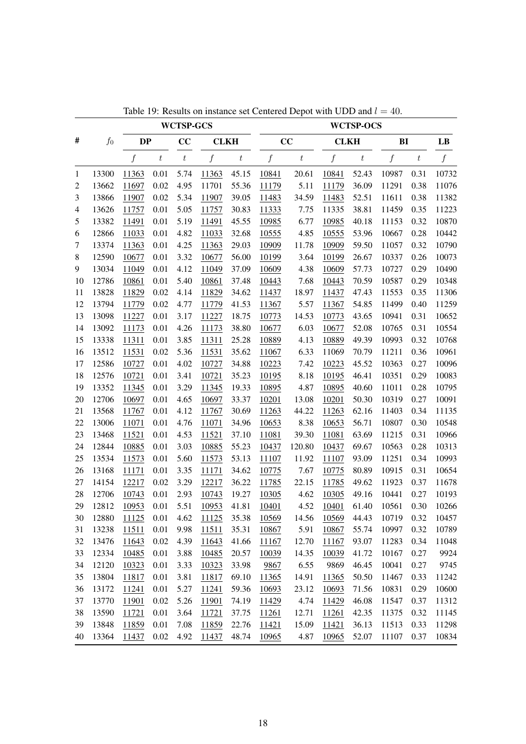Table 19: Results on instance set Centered Depot with UDD and $l = 40$.

| # | $f_0$ | WCTSP-GCS | | | | | WCTSP-OCS | | | | | | |
|---|---|---|---|---|---|---|---|---|---|---|---|---|---|
| | | DP | | CC | CLKH | | CC | | CLKH | | BI | | LB |
| | | $f$ | $t$ | $t$ | $f$ | $t$ | $f$ | $t$ | $f$ | $t$ | $f$ | $t$ | $f$ |
| 1 | 13300 | 11363 | 0.01 | 5.74 | 11363 | 45.15 | 10841 | 20.61 | 10841 | 52.43 | 10987 | 0.31 | 10732 |
| 2 | 13662 | 11697 | 0.02 | 4.95 | 11701 | 55.36 | 11179 | 5.11 | 11179 | 36.09 | 11291 | 0.38 | 11076 |
| 3 | 13866 | 11907 | 0.02 | 5.34 | 11907 | 39.05 | 11483 | 34.59 | 11483 | 52.51 | 11611 | 0.38 | 11382 |
| 4 | 13626 | 11757 | 0.01 | 5.05 | 11757 | 30.83 | 11333 | 7.75 | 11335 | 38.81 | 11459 | 0.35 | 11223 |
| 5 | 13382 | 11491 | 0.01 | 5.19 | 11491 | 45.55 | 10985 | 6.77 | 10985 | 40.18 | 11153 | 0.32 | 10870 |
| 6 | 12866 | 11033 | 0.01 | 4.82 | 11033 | 32.68 | 10555 | 4.85 | 10555 | 53.96 | 10667 | 0.28 | 10442 |
| 7 | 13374 | 11363 | 0.01 | 4.25 | 11363 | 29.03 | 10909 | 11.78 | 10909 | 59.50 | 11057 | 0.32 | 10790 |
| 8 | 12590 | 10677 | 0.01 | 3.32 | 10677 | 56.00 | 10199 | 3.64 | 10199 | 26.67 | 10337 | 0.26 | 10073 |
| 9 | 13034 | 11049 | 0.01 | 4.12 | 11049 | 37.09 | 10609 | 4.38 | 10609 | 57.73 | 10727 | 0.29 | 10490 |
| 10 | 12786 | 10861 | 0.01 | 5.40 | 10861 | 37.48 | 10443 | 7.68 | 10443 | 70.59 | 10587 | 0.29 | 10348 |
| 11 | 13828 | 11829 | 0.02 | 4.14 | 11829 | 34.62 | 11437 | 18.97 | 11437 | 47.43 | 11553 | 0.35 | 11306 |
| 12 | 13794 | 11779 | 0.02 | 4.77 | 11779 | 41.53 | 11367 | 5.57 | 11367 | 54.85 | 11499 | 0.40 | 11259 |
| 13 | 13098 | 11227 | 0.01 | 3.17 | 11227 | 18.75 | 10773 | 14.53 | 10773 | 43.65 | 10941 | 0.31 | 10652 |
| 14 | 13092 | 11173 | 0.01 | 4.26 | 11173 | 38.80 | 10677 | 6.03 | 10677 | 52.08 | 10765 | 0.31 | 10554 |
| 15 | 13338 | 11311 | 0.01 | 3.85 | 11311 | 25.28 | 10889 | 4.13 | 10889 | 49.39 | 10993 | 0.32 | 10768 |
| 16 | 13512 | 11531 | 0.02 | 5.36 | 11531 | 35.62 | 11067 | 6.33 | 11069 | 70.79 | 11211 | 0.36 | 10961 |
| 17 | 12586 | 10727 | 0.01 | 4.02 | 10727 | 34.88 | 10223 | 7.42 | 10223 | 45.52 | 10363 | 0.27 | 10096 |
| 18 | 12576 | 10721 | 0.01 | 3.41 | 10721 | 35.23 | 10195 | 8.18 | 10195 | 46.41 | 10351 | 0.29 | 10083 |
| 19 | 13352 | 11345 | 0.01 | 3.29 | 11345 | 19.33 | 10895 | 4.87 | 10895 | 40.60 | 11011 | 0.28 | 10795 |
| 20 | 12706 | 10697 | 0.01 | 4.65 | 10697 | 33.37 | 10201 | 13.08 | 10201 | 50.30 | 10319 | 0.27 | 10091 |
| 21 | 13568 | 11767 | 0.01 | 4.12 | 11767 | 30.69 | 11263 | 44.22 | 11263 | 62.16 | 11403 | 0.34 | 11135 |
| 22 | 13006 | 11071 | 0.01 | 4.76 | 11071 | 34.96 | 10653 | 8.38 | 10653 | 56.71 | 10807 | 0.30 | 10548 |
| 23 | 13468 | 11521 | 0.01 | 4.53 | 11521 | 37.10 | 11081 | 39.30 | 11081 | 63.69 | 11215 | 0.31 | 10966 |
| 24 | 12844 | 10885 | 0.01 | 3.03 | 10885 | 55.23 | 10437 | 120.80 | 10437 | 69.67 | 10563 | 0.28 | 10313 |
| 25 | 13534 | 11573 | 0.01 | 5.60 | 11573 | 53.13 | 11107 | 11.92 | 11107 | 93.09 | 11251 | 0.34 | 10993 |
| 26 | 13168 | 11171 | 0.01 | 3.35 | 11171 | 34.62 | 10775 | 7.67 | 10775 | 80.89 | 10915 | 0.31 | 10654 |
| 27 | 14154 | 12217 | 0.02 | 3.29 | 12217 | 36.22 | 11785 | 22.15 | 11785 | 49.62 | 11923 | 0.37 | 11678 |
| 28 | 12706 | 10743 | 0.01 | 2.93 | 10743 | 19.27 | 10305 | 4.62 | 10305 | 49.16 | 10441 | 0.27 | 10193 |
| 29 | 12812 | 10953 | 0.01 | 5.51 | 10953 | 41.81 | 10401 | 4.52 | 10401 | 61.40 | 10561 | 0.30 | 10266 |
| 30 | 12880 | 11125 | 0.01 | 4.62 | 11125 | 35.38 | 10569 | 14.56 | 10569 | 44.43 | 10719 | 0.32 | 10457 |
| 31 | 13238 | 11511 | 0.01 | 9.98 | 11511 | 35.31 | 10867 | 5.91 | 10867 | 55.74 | 10997 | 0.32 | 10789 |
| 32 | 13476 | 11643 | 0.02 | 4.39 | 11643 | 41.66 | 11167 | 12.70 | 11167 | 93.07 | 11283 | 0.34 | 11048 |
| 33 | 12334 | 10485 | 0.01 | 3.88 | 10485 | 20.57 | 10039 | 14.35 | 10039 | 41.72 | 10167 | 0.27 | 9924 |
| 34 | 12120 | 10323 | 0.01 | 3.33 | 10323 | 33.98 | 9867 | 6.55 | 9869 | 46.45 | 10041 | 0.27 | 9745 |
| 35 | 13804 | 11817 | 0.01 | 3.81 | 11817 | 69.10 | 11365 | 14.91 | 11365 | 50.50 | 11467 | 0.33 | 11242 |
| 36 | 13172 | 11241 | 0.01 | 5.27 | 11241 | 59.36 | 10693 | 23.12 | 10693 | 71.56 | 10831 | 0.29 | 10600 |
| 37 | 13770 | 11901 | 0.02 | 5.26 | 11901 | 74.19 | 11429 | 4.74 | 11429 | 46.08 | 11547 | 0.37 | 11312 |
| 38 | 13590 | 11721 | 0.01 | 3.64 | 11721 | 37.75 | 11261 | 12.71 | 11261 | 42.35 | 11375 | 0.32 | 11145 |
| 39 | 13848 | 11859 | 0.01 | 7.08 | 11859 | 22.76 | 11421 | 15.09 | 11421 | 36.13 | 11513 | 0.33 | 11298 |
| 40 | 13364 | 11437 | 0.02 | 4.92 | 11437 | 48.74 | 10965 | 4.87 | 10965 | 52.07 | 11107 | 0.37 | 10834 |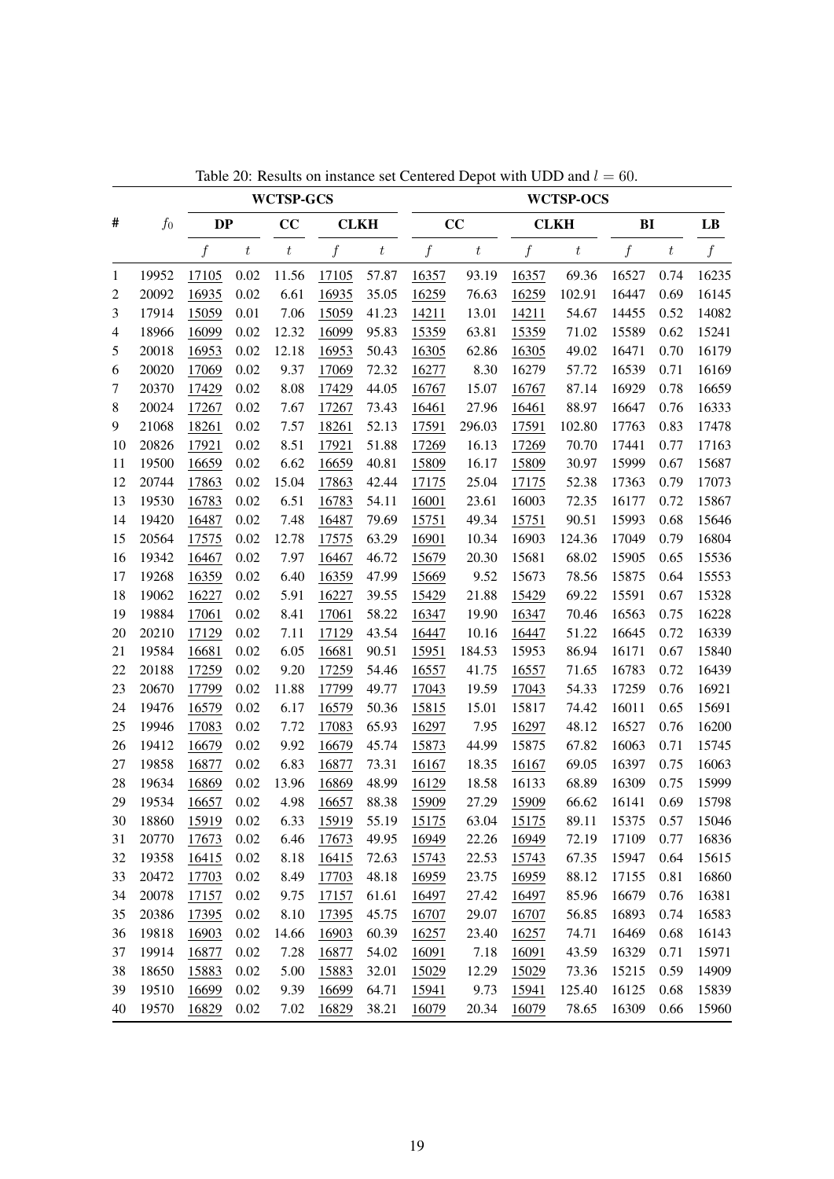Table 20: Results on instance set Centered Depot with UDD and $l = 60$.

| # | $f_0$ | WCTSP-GCS | | | | | WCTSP-OCS | | | | | | |
|---|---|---|---|---|---|---|---|---|---|---|---|---|---|
| | | DP | | CC | CLKH | | CC | | CLKH | | BI | | LB |
| | | $f$ | $t$ | $t$ | $f$ | $t$ | $f$ | $t$ | $f$ | $t$ | $f$ | $t$ | $f$ |
| 1 | 19952 | 17105 | 0.02 | 11.56 | 17105 | 57.87 | 16357 | 93.19 | 16357 | 69.36 | 16527 | 0.74 | 16235 |
| 2 | 20092 | 16935 | 0.02 | 6.61 | 16935 | 35.05 | 16259 | 76.63 | 16259 | 102.91 | 16447 | 0.69 | 16145 |
| 3 | 17914 | 15059 | 0.01 | 7.06 | 15059 | 41.23 | 14211 | 13.01 | 14211 | 54.67 | 14455 | 0.52 | 14082 |
| 4 | 18966 | 16099 | 0.02 | 12.32 | 16099 | 95.83 | 15359 | 63.81 | 15359 | 71.02 | 15589 | 0.62 | 15241 |
| 5 | 20018 | 16953 | 0.02 | 12.18 | 16953 | 50.43 | 16305 | 62.86 | 16305 | 49.02 | 16471 | 0.70 | 16179 |
| 6 | 20020 | 17069 | 0.02 | 9.37 | 17069 | 72.32 | 16277 | 8.30 | 16279 | 57.72 | 16539 | 0.71 | 16169 |
| 7 | 20370 | 17429 | 0.02 | 8.08 | 17429 | 44.05 | 16767 | 15.07 | 16767 | 87.14 | 16929 | 0.78 | 16659 |
| 8 | 20024 | 17267 | 0.02 | 7.67 | 17267 | 73.43 | 16461 | 27.96 | 16461 | 88.97 | 16647 | 0.76 | 16333 |
| 9 | 21068 | 18261 | 0.02 | 7.57 | 18261 | 52.13 | 17591 | 296.03 | 17591 | 102.80 | 17763 | 0.83 | 17478 |
| 10 | 20826 | 17921 | 0.02 | 8.51 | 17921 | 51.88 | 17269 | 16.13 | 17269 | 70.70 | 17441 | 0.77 | 17163 |
| 11 | 19500 | 16659 | 0.02 | 6.62 | 16659 | 40.81 | 15809 | 16.17 | 15809 | 30.97 | 15999 | 0.67 | 15687 |
| 12 | 20744 | 17863 | 0.02 | 15.04 | 17863 | 42.44 | 17175 | 25.04 | 17175 | 52.38 | 17363 | 0.79 | 17073 |
| 13 | 19530 | 16783 | 0.02 | 6.51 | 16783 | 54.11 | 16001 | 23.61 | 16003 | 72.35 | 16177 | 0.72 | 15867 |
| 14 | 19420 | 16487 | 0.02 | 7.48 | 16487 | 79.69 | 15751 | 49.34 | 15751 | 90.51 | 15993 | 0.68 | 15646 |
| 15 | 20564 | 17575 | 0.02 | 12.78 | 17575 | 63.29 | 16901 | 10.34 | 16903 | 124.36 | 17049 | 0.79 | 16804 |
| 16 | 19342 | 16467 | 0.02 | 7.97 | 16467 | 46.72 | 15679 | 20.30 | 15681 | 68.02 | 15905 | 0.65 | 15536 |
| 17 | 19268 | 16359 | 0.02 | 6.40 | 16359 | 47.99 | 15669 | 9.52 | 15673 | 78.56 | 15875 | 0.64 | 15553 |
| 18 | 19062 | 16227 | 0.02 | 5.91 | 16227 | 39.55 | 15429 | 21.88 | 15429 | 69.22 | 15591 | 0.67 | 15328 |
| 19 | 19884 | 17061 | 0.02 | 8.41 | 17061 | 58.22 | 16347 | 19.90 | 16347 | 70.46 | 16563 | 0.75 | 16228 |
| 20 | 20210 | 17129 | 0.02 | 7.11 | 17129 | 43.54 | 16447 | 10.16 | 16447 | 51.22 | 16645 | 0.72 | 16339 |
| 21 | 19584 | 16681 | 0.02 | 6.05 | 16681 | 90.51 | 15951 | 184.53 | 15953 | 86.94 | 16171 | 0.67 | 15840 |
| 22 | 20188 | 17259 | 0.02 | 9.20 | 17259 | 54.46 | 16557 | 41.75 | 16557 | 71.65 | 16783 | 0.72 | 16439 |
| 23 | 20670 | 17799 | 0.02 | 11.88 | 17799 | 49.77 | 17043 | 19.59 | 17043 | 54.33 | 17259 | 0.76 | 16921 |
| 24 | 19476 | 16579 | 0.02 | 6.17 | 16579 | 50.36 | 15815 | 15.01 | 15817 | 74.42 | 16011 | 0.65 | 15691 |
| 25 | 19946 | 17083 | 0.02 | 7.72 | 17083 | 65.93 | 16297 | 7.95 | 16297 | 48.12 | 16527 | 0.76 | 16200 |
| 26 | 19412 | 16679 | 0.02 | 9.92 | 16679 | 45.74 | 15873 | 44.99 | 15875 | 67.82 | 16063 | 0.71 | 15745 |
| 27 | 19858 | 16877 | 0.02 | 6.83 | 16877 | 73.31 | 16167 | 18.35 | 16167 | 69.05 | 16397 | 0.75 | 16063 |
| 28 | 19634 | 16869 | 0.02 | 13.96 | 16869 | 48.99 | 16129 | 18.58 | 16133 | 68.89 | 16309 | 0.75 | 15999 |
| 29 | 19534 | 16657 | 0.02 | 4.98 | 16657 | 88.38 | 15909 | 27.29 | 15909 | 66.62 | 16141 | 0.69 | 15798 |
| 30 | 18860 | 15919 | 0.02 | 6.33 | 15919 | 55.19 | 15175 | 63.04 | 15175 | 89.11 | 15375 | 0.57 | 15046 |
| 31 | 20770 | 17673 | 0.02 | 6.46 | 17673 | 49.95 | 16949 | 22.26 | 16949 | 72.19 | 17109 | 0.77 | 16836 |
| 32 | 19358 | 16415 | 0.02 | 8.18 | 16415 | 72.63 | 15743 | 22.53 | 15743 | 67.35 | 15947 | 0.64 | 15615 |
| 33 | 20472 | 17703 | 0.02 | 8.49 | 17703 | 48.18 | 16959 | 23.75 | 16959 | 88.12 | 17155 | 0.81 | 16860 |
| 34 | 20078 | 17157 | 0.02 | 9.75 | 17157 | 61.61 | 16497 | 27.42 | 16497 | 85.96 | 16679 | 0.76 | 16381 |
| 35 | 20386 | 17395 | 0.02 | 8.10 | 17395 | 45.75 | 16707 | 29.07 | 16707 | 56.85 | 16893 | 0.74 | 16583 |
| 36 | 19818 | 16903 | 0.02 | 14.66 | 16903 | 60.39 | 16257 | 23.40 | 16257 | 74.71 | 16469 | 0.68 | 16143 |
| 37 | 19914 | 16877 | 0.02 | 7.28 | 16877 | 54.02 | 16091 | 7.18 | 16091 | 43.59 | 16329 | 0.71 | 15971 |
| 38 | 18650 | 15883 | 0.02 | 5.00 | 15883 | 32.01 | 15029 | 12.29 | 15029 | 73.36 | 15215 | 0.59 | 14909 |
| 39 | 19510 | 16699 | 0.02 | 9.39 | 16699 | 64.71 | 15941 | 9.73 | 15941 | 125.40 | 16125 | 0.68 | 15839 |
| 40 | 19570 | 16829 | 0.02 | 7.02 | 16829 | 38.21 | 16079 | 20.34 | 16079 | 78.65 | 16309 | 0.66 | 15960 |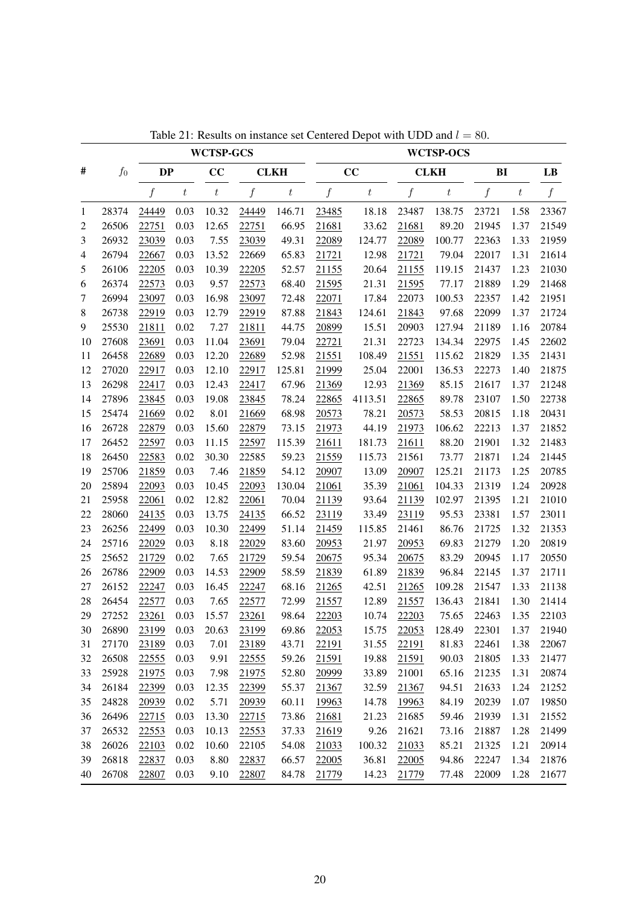Table 21: Results on instance set Centered Depot with UDD and $l = 80$.

| # | $f_0$ | WCTSP-GCS | | | | | WCTSP-OCS | | | | | | |
|---|---|---|---|---|---|---|---|---|---|---|---|---|---|
| | | DP | | CC | CLKH | | CC | | CLKH | | BI | | LB |
| | | $f$ | $t$ | $t$ | $f$ | $t$ | $f$ | $t$ | $f$ | $t$ | $f$ | $t$ | $f$ |
| 1 | 28374 | 24449 | 0.03 | 10.32 | 24449 | 146.71 | 23485 | 18.18 | 23487 | 138.75 | 23721 | 1.58 | 23367 |
| 2 | 26506 | 22751 | 0.03 | 12.65 | 22751 | 66.95 | 21681 | 33.62 | 21681 | 89.20 | 21945 | 1.37 | 21549 |
| 3 | 26932 | 23039 | 0.03 | 7.55 | 23039 | 49.31 | 22089 | 124.77 | 22089 | 100.77 | 22363 | 1.33 | 21959 |
| 4 | 26794 | 22667 | 0.03 | 13.52 | 22669 | 65.83 | 21721 | 12.98 | 21721 | 79.04 | 22017 | 1.31 | 21614 |
| 5 | 26106 | 22205 | 0.03 | 10.39 | 22205 | 52.57 | 21155 | 20.64 | 21155 | 119.15 | 21437 | 1.23 | 21030 |
| 6 | 26374 | 22573 | 0.03 | 9.57 | 22573 | 68.40 | 21595 | 21.31 | 21595 | 77.17 | 21889 | 1.29 | 21468 |
| 7 | 26994 | 23097 | 0.03 | 16.98 | 23097 | 72.48 | 22071 | 17.84 | 22073 | 100.53 | 22357 | 1.42 | 21951 |
| 8 | 26738 | 22919 | 0.03 | 12.79 | 22919 | 87.88 | 21843 | 124.61 | 21843 | 97.68 | 22099 | 1.37 | 21724 |
| 9 | 25530 | 21811 | 0.02 | 7.27 | 21811 | 44.75 | 20899 | 15.51 | 20903 | 127.94 | 21189 | 1.16 | 20784 |
| 10 | 27608 | 23691 | 0.03 | 11.04 | 23691 | 79.04 | 22721 | 21.31 | 22723 | 134.34 | 22975 | 1.45 | 22602 |
| 11 | 26458 | 22689 | 0.03 | 12.20 | 22689 | 52.98 | 21551 | 108.49 | 21551 | 115.62 | 21829 | 1.35 | 21431 |
| 12 | 27020 | 22917 | 0.03 | 12.10 | 22917 | 125.81 | 21999 | 25.04 | 22001 | 136.53 | 22273 | 1.40 | 21875 |
| 13 | 26298 | 22417 | 0.03 | 12.43 | 22417 | 67.96 | 21369 | 12.93 | 21369 | 85.15 | 21617 | 1.37 | 21248 |
| 14 | 27896 | 23845 | 0.03 | 19.08 | 23845 | 78.24 | 22865 | 4113.51 | 22865 | 89.78 | 23107 | 1.50 | 22738 |
| 15 | 25474 | 21669 | 0.02 | 8.01 | 21669 | 68.98 | 20573 | 78.21 | 20573 | 58.53 | 20815 | 1.18 | 20431 |
| 16 | 26728 | 22879 | 0.03 | 15.60 | 22879 | 73.15 | 21973 | 44.19 | 21973 | 106.62 | 22213 | 1.37 | 21852 |
| 17 | 26452 | 22597 | 0.03 | 11.15 | 22597 | 115.39 | 21611 | 181.73 | 21611 | 88.20 | 21901 | 1.32 | 21483 |
| 18 | 26450 | 22583 | 0.02 | 30.30 | 22585 | 59.23 | 21559 | 115.73 | 21561 | 73.77 | 21871 | 1.24 | 21445 |
| 19 | 25706 | 21859 | 0.03 | 7.46 | 21859 | 54.12 | 20907 | 13.09 | 20907 | 125.21 | 21173 | 1.25 | 20785 |
| 20 | 25894 | 22093 | 0.03 | 10.45 | 22093 | 130.04 | 21061 | 35.39 | 21061 | 104.33 | 21319 | 1.24 | 20928 |
| 21 | 25958 | 22061 | 0.02 | 12.82 | 22061 | 70.04 | 21139 | 93.64 | 21139 | 102.97 | 21395 | 1.21 | 21010 |
| 22 | 28060 | 24135 | 0.03 | 13.75 | 24135 | 66.52 | 23119 | 33.49 | 23119 | 95.53 | 23381 | 1.57 | 23011 |
| 23 | 26256 | 22499 | 0.03 | 10.30 | 22499 | 51.14 | 21459 | 115.85 | 21461 | 86.76 | 21725 | 1.32 | 21353 |
| 24 | 25716 | 22029 | 0.03 | 8.18 | 22029 | 83.60 | 20953 | 21.97 | 20953 | 69.83 | 21279 | 1.20 | 20819 |
| 25 | 25652 | 21729 | 0.02 | 7.65 | 21729 | 59.54 | 20675 | 95.34 | 20675 | 83.29 | 20945 | 1.17 | 20550 |
| 26 | 26786 | 22909 | 0.03 | 14.53 | 22909 | 58.59 | 21839 | 61.89 | 21839 | 96.84 | 22145 | 1.37 | 21711 |
| 27 | 26152 | 22247 | 0.03 | 16.45 | 22247 | 68.16 | 21265 | 42.51 | 21265 | 109.28 | 21547 | 1.33 | 21138 |
| 28 | 26454 | 22577 | 0.03 | 7.65 | 22577 | 72.99 | 21557 | 12.89 | 21557 | 136.43 | 21841 | 1.30 | 21414 |
| 29 | 27252 | 23261 | 0.03 | 15.57 | 23261 | 98.64 | 22203 | 10.74 | 22203 | 75.65 | 22463 | 1.35 | 22103 |
| 30 | 26890 | 23199 | 0.03 | 20.63 | 23199 | 69.86 | 22053 | 15.75 | 22053 | 128.49 | 22301 | 1.37 | 21940 |
| 31 | 27170 | 23189 | 0.03 | 7.01 | 23189 | 43.71 | 22191 | 31.55 | 22191 | 81.83 | 22461 | 1.38 | 22067 |
| 32 | 26508 | 22555 | 0.03 | 9.91 | 22555 | 59.26 | 21591 | 19.88 | 21591 | 90.03 | 21805 | 1.33 | 21477 |
| 33 | 25928 | 21975 | 0.03 | 7.98 | 21975 | 52.80 | 20999 | 33.89 | 21001 | 65.16 | 21235 | 1.31 | 20874 |
| 34 | 26184 | 22399 | 0.03 | 12.35 | 22399 | 55.37 | 21367 | 32.59 | 21367 | 94.51 | 21633 | 1.24 | 21252 |
| 35 | 24828 | 20939 | 0.02 | 5.71 | 20939 | 60.11 | 19963 | 14.78 | 19963 | 84.19 | 20239 | 1.07 | 19850 |
| 36 | 26496 | 22715 | 0.03 | 13.30 | 22715 | 73.86 | 21681 | 21.23 | 21685 | 59.46 | 21939 | 1.31 | 21552 |
| 37 | 26532 | 22553 | 0.03 | 10.13 | 22553 | 37.33 | 21619 | 9.26 | 21621 | 73.16 | 21887 | 1.28 | 21499 |
| 38 | 26026 | 22103 | 0.02 | 10.60 | 22105 | 54.08 | 21033 | 100.32 | 21033 | 85.21 | 21325 | 1.21 | 20914 |
| 39 | 26818 | 22837 | 0.03 | 8.80 | 22837 | 66.57 | 22005 | 36.81 | 22005 | 94.86 | 22247 | 1.34 | 21876 |
| 40 | 26708 | 22807 | 0.03 | 9.10 | 22807 | 84.78 | 21779 | 14.23 | 21779 | 77.48 | 22009 | 1.28 | 21677 |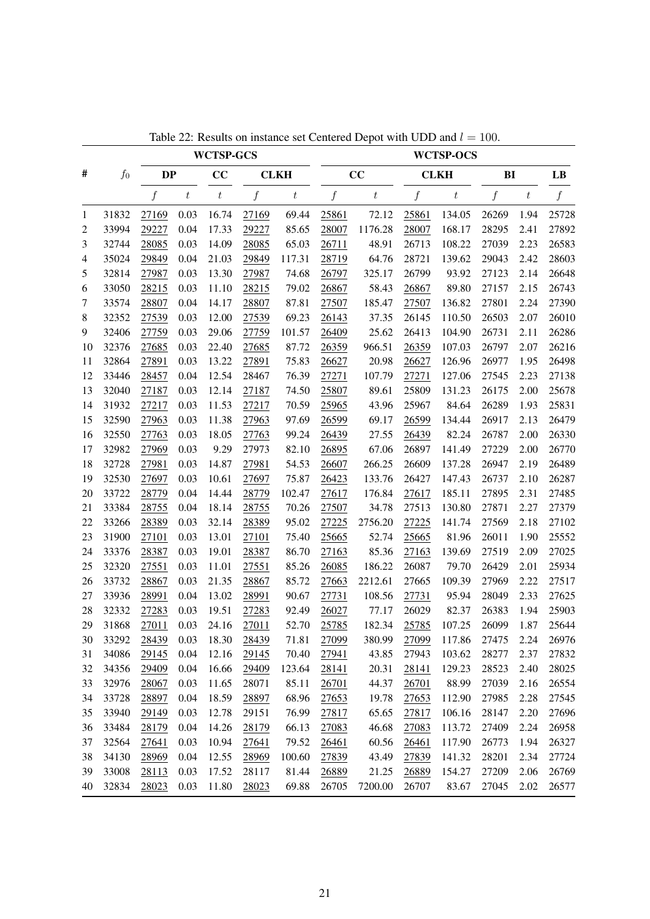Table 22: Results on instance set Centered Depot with UDD and $l = 100$.

| # | $f_0$ | WCTSP-GCS | | | | | WCTSP-OCS | | | | | | |
|---|---|---|---|---|---|---|---|---|---|---|---|---|---|
| | | DP | | CC | CLKH | | CC | | CLKH | | BI | | LB |
| | | $f$ | $t$ | $t$ | $f$ | $t$ | $f$ | $t$ | $f$ | $t$ | $f$ | $t$ | $f$ |
| 1 | 31832 | 27169 | 0.03 | 16.74 | 27169 | 69.44 | 25861 | 72.12 | 25861 | 134.05 | 26269 | 1.94 | 25728 |
| 2 | 33994 | 29227 | 0.04 | 17.33 | 29227 | 85.65 | 28007 | 1176.28 | 28007 | 168.17 | 28295 | 2.41 | 27892 |
| 3 | 32744 | 28085 | 0.03 | 14.09 | 28085 | 65.03 | 26711 | 48.91 | 26713 | 108.22 | 27039 | 2.23 | 26583 |
| 4 | 35024 | 29849 | 0.04 | 21.03 | 29849 | 117.31 | 28719 | 64.76 | 28721 | 139.62 | 29043 | 2.42 | 28603 |
| 5 | 32814 | 27987 | 0.03 | 13.30 | 27987 | 74.68 | 26797 | 325.17 | 26799 | 93.92 | 27123 | 2.14 | 26648 |
| 6 | 33050 | 28215 | 0.03 | 11.10 | 28215 | 79.02 | 26867 | 58.43 | 26867 | 89.80 | 27157 | 2.15 | 26743 |
| 7 | 33574 | 28807 | 0.04 | 14.17 | 28807 | 87.81 | 27507 | 185.47 | 27507 | 136.82 | 27801 | 2.24 | 27390 |
| 8 | 32352 | 27539 | 0.03 | 12.00 | 27539 | 69.23 | 26143 | 37.35 | 26145 | 110.50 | 26503 | 2.07 | 26010 |
| 9 | 32406 | 27759 | 0.03 | 29.06 | 27759 | 101.57 | 26409 | 25.62 | 26413 | 104.90 | 26731 | 2.11 | 26286 |
| 10 | 32376 | 27685 | 0.03 | 22.40 | 27685 | 87.72 | 26359 | 966.51 | 26359 | 107.03 | 26797 | 2.07 | 26216 |
| 11 | 32864 | 27891 | 0.03 | 13.22 | 27891 | 75.83 | 26627 | 20.98 | 26627 | 126.96 | 26977 | 1.95 | 26498 |
| 12 | 33446 | 28457 | 0.04 | 12.54 | 28467 | 76.39 | 27271 | 107.79 | 27271 | 127.06 | 27545 | 2.23 | 27138 |
| 13 | 32040 | 27187 | 0.03 | 12.14 | 27187 | 74.50 | 25807 | 89.61 | 25809 | 131.23 | 26175 | 2.00 | 25678 |
| 14 | 31932 | 27217 | 0.03 | 11.53 | 27217 | 70.59 | 25965 | 43.96 | 25967 | 84.64 | 26289 | 1.93 | 25831 |
| 15 | 32590 | 27963 | 0.03 | 11.38 | 27963 | 97.69 | 26599 | 69.17 | 26599 | 134.44 | 26917 | 2.13 | 26479 |
| 16 | 32550 | 27763 | 0.03 | 18.05 | 27763 | 99.24 | 26439 | 27.55 | 26439 | 82.24 | 26787 | 2.00 | 26330 |
| 17 | 32982 | 27969 | 0.03 | 9.29 | 27973 | 82.10 | 26895 | 67.06 | 26897 | 141.49 | 27229 | 2.00 | 26770 |
| 18 | 32728 | 27981 | 0.03 | 14.87 | 27981 | 54.53 | 26607 | 266.25 | 26609 | 137.28 | 26947 | 2.19 | 26489 |
| 19 | 32530 | 27697 | 0.03 | 10.61 | 27697 | 75.87 | 26423 | 133.76 | 26427 | 147.43 | 26737 | 2.10 | 26287 |
| 20 | 33722 | 28779 | 0.04 | 14.44 | 28779 | 102.47 | 27617 | 176.84 | 27617 | 185.11 | 27895 | 2.31 | 27485 |
| 21 | 33384 | 28755 | 0.04 | 18.14 | 28755 | 70.26 | 27507 | 34.78 | 27513 | 130.80 | 27871 | 2.27 | 27379 |
| 22 | 33266 | 28389 | 0.03 | 32.14 | 28389 | 95.02 | 27225 | 2756.20 | 27225 | 141.74 | 27569 | 2.18 | 27102 |
| 23 | 31900 | 27101 | 0.03 | 13.01 | 27101 | 75.40 | 25665 | 52.74 | 25665 | 81.96 | 26011 | 1.90 | 25552 |
| 24 | 33376 | 28387 | 0.03 | 19.01 | 28387 | 86.70 | 27163 | 85.36 | 27163 | 139.69 | 27519 | 2.09 | 27025 |
| 25 | 32320 | 27551 | 0.03 | 11.01 | 27551 | 85.26 | 26085 | 186.22 | 26087 | 79.70 | 26429 | 2.01 | 25934 |
| 26 | 33732 | 28867 | 0.03 | 21.35 | 28867 | 85.72 | 27663 | 2212.61 | 27665 | 109.39 | 27969 | 2.22 | 27517 |
| 27 | 33936 | 28991 | 0.04 | 13.02 | 28991 | 90.67 | 27731 | 108.56 | 27731 | 95.94 | 28049 | 2.33 | 27625 |
| 28 | 32332 | 27283 | 0.03 | 19.51 | 27283 | 92.49 | 26027 | 77.17 | 26029 | 82.37 | 26383 | 1.94 | 25903 |
| 29 | 31868 | 27011 | 0.03 | 24.16 | 27011 | 52.70 | 25785 | 182.34 | 25785 | 107.25 | 26099 | 1.87 | 25644 |
| 30 | 33292 | 28439 | 0.03 | 18.30 | 28439 | 71.81 | 27099 | 380.99 | 27099 | 117.86 | 27475 | 2.24 | 26976 |
| 31 | 34086 | 29145 | 0.04 | 12.16 | 29145 | 70.40 | 27941 | 43.85 | 27943 | 103.62 | 28277 | 2.37 | 27832 |
| 32 | 34356 | 29409 | 0.04 | 16.66 | 29409 | 123.64 | 28141 | 20.31 | 28141 | 129.23 | 28523 | 2.40 | 28025 |
| 33 | 32976 | 28067 | 0.03 | 11.65 | 28071 | 85.11 | 26701 | 44.37 | 26701 | 88.99 | 27039 | 2.16 | 26554 |
| 34 | 33728 | 28897 | 0.04 | 18.59 | 28897 | 68.96 | 27653 | 19.78 | 27653 | 112.90 | 27985 | 2.28 | 27545 |
| 35 | 33940 | 29149 | 0.03 | 12.78 | 29151 | 76.99 | 27817 | 65.65 | 27817 | 106.16 | 28147 | 2.20 | 27696 |
| 36 | 33484 | 28179 | 0.04 | 14.26 | 28179 | 66.13 | 27083 | 46.68 | 27083 | 113.72 | 27409 | 2.24 | 26958 |
| 37 | 32564 | 27641 | 0.03 | 10.94 | 27641 | 79.52 | 26461 | 60.56 | 26461 | 117.90 | 26773 | 1.94 | 26327 |
| 38 | 34130 | 28969 | 0.04 | 12.55 | 28969 | 100.60 | 27839 | 43.49 | 27839 | 141.32 | 28201 | 2.34 | 27724 |
| 39 | 33008 | 28113 | 0.03 | 17.52 | 28117 | 81.44 | 26889 | 21.25 | 26889 | 154.27 | 27209 | 2.06 | 26769 |
| 40 | 32834 | 28023 | 0.03 | 11.80 | 28023 | 69.88 | 26705 | 7200.00 | 26707 | 83.67 | 27045 | 2.02 | 26577 |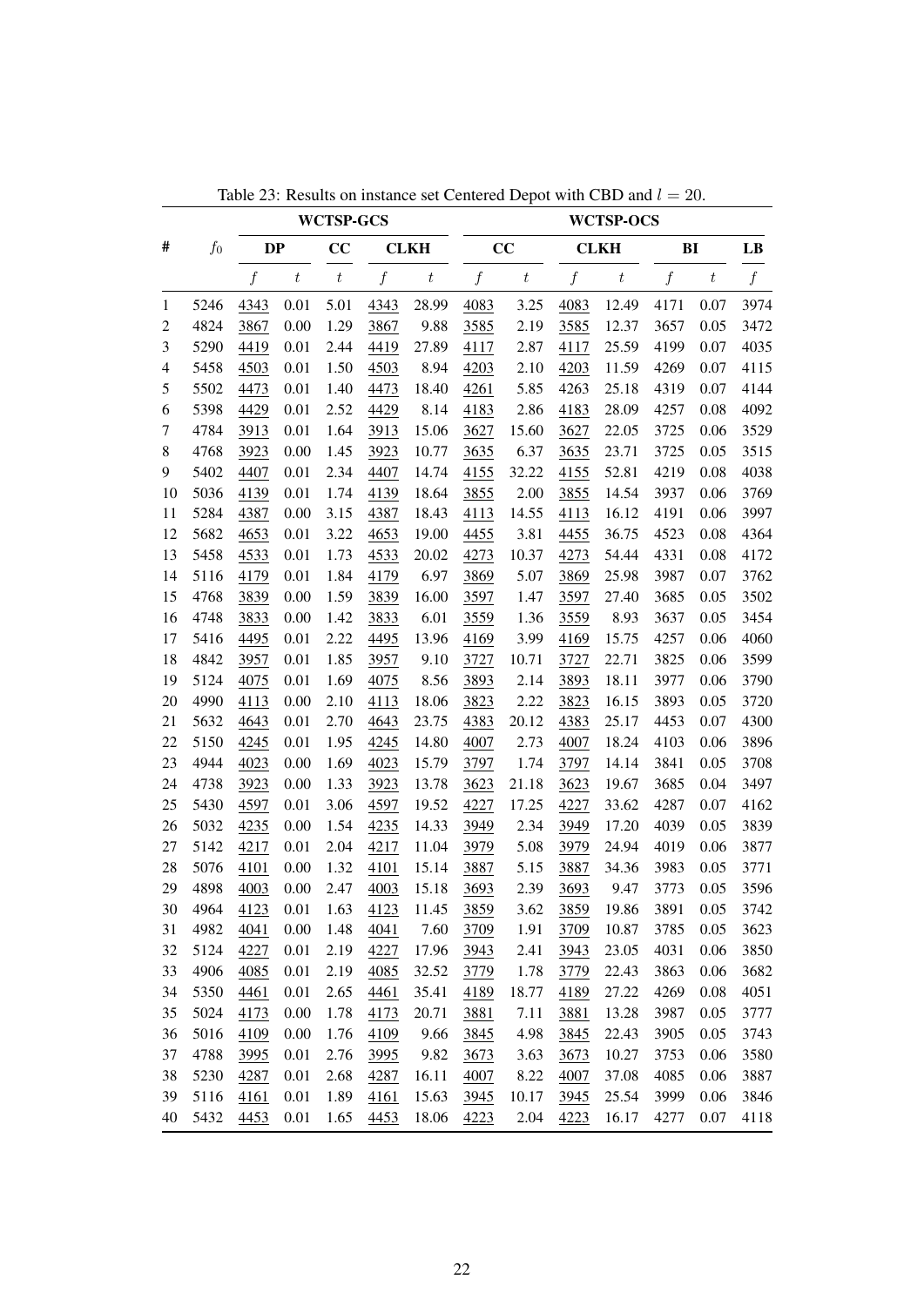Table 23: Results on instance set Centered Depot with CBD and $l = 20$.

| # | $f_0$ | WCTSP-GCS | | | | | WCTSP-OCS | | | | | | |
|---|---|---|---|---|---|---|---|---|---|---|---|---|---|
| | | DP | | CC | CLKH | | CC | | CLKH | | BI | | LB |
| | | $f$ | $t$ | $t$ | $f$ | $t$ | $f$ | $t$ | $f$ | $t$ | $f$ | $t$ | $f$ |
| 1 | 5246 | 4343 | 0.01 | 5.01 | 4343 | 28.99 | 4083 | 3.25 | 4083 | 12.49 | 4171 | 0.07 | 3974 |
| 2 | 4824 | 3867 | 0.00 | 1.29 | 3867 | 9.88 | 3585 | 2.19 | 3585 | 12.37 | 3657 | 0.05 | 3472 |
| 3 | 5290 | 4419 | 0.01 | 2.44 | 4419 | 27.89 | 4117 | 2.87 | 4117 | 25.59 | 4199 | 0.07 | 4035 |
| 4 | 5458 | 4503 | 0.01 | 1.50 | 4503 | 8.94 | 4203 | 2.10 | 4203 | 11.59 | 4269 | 0.07 | 4115 |
| 5 | 5502 | 4473 | 0.01 | 1.40 | 4473 | 18.40 | 4261 | 5.85 | 4263 | 25.18 | 4319 | 0.07 | 4144 |
| 6 | 5398 | 4429 | 0.01 | 2.52 | 4429 | 8.14 | 4183 | 2.86 | 4183 | 28.09 | 4257 | 0.08 | 4092 |
| 7 | 4784 | 3913 | 0.01 | 1.64 | 3913 | 15.06 | 3627 | 15.60 | 3627 | 22.05 | 3725 | 0.06 | 3529 |
| 8 | 4768 | 3923 | 0.00 | 1.45 | 3923 | 10.77 | 3635 | 6.37 | 3635 | 23.71 | 3725 | 0.05 | 3515 |
| 9 | 5402 | 4407 | 0.01 | 2.34 | 4407 | 14.74 | 4155 | 32.22 | 4155 | 52.81 | 4219 | 0.08 | 4038 |
| 10 | 5036 | 4139 | 0.01 | 1.74 | 4139 | 18.64 | 3855 | 2.00 | 3855 | 14.54 | 3937 | 0.06 | 3769 |
| 11 | 5284 | 4387 | 0.00 | 3.15 | 4387 | 18.43 | 4113 | 14.55 | 4113 | 16.12 | 4191 | 0.06 | 3997 |
| 12 | 5682 | 4653 | 0.01 | 3.22 | 4653 | 19.00 | 4455 | 3.81 | 4455 | 36.75 | 4523 | 0.08 | 4364 |
| 13 | 5458 | 4533 | 0.01 | 1.73 | 4533 | 20.02 | 4273 | 10.37 | 4273 | 54.44 | 4331 | 0.08 | 4172 |
| 14 | 5116 | 4179 | 0.01 | 1.84 | 4179 | 6.97 | 3869 | 5.07 | 3869 | 25.98 | 3987 | 0.07 | 3762 |
| 15 | 4768 | 3839 | 0.00 | 1.59 | 3839 | 16.00 | 3597 | 1.47 | 3597 | 27.40 | 3685 | 0.05 | 3502 |
| 16 | 4748 | 3833 | 0.00 | 1.42 | 3833 | 6.01 | 3559 | 1.36 | 3559 | 8.93 | 3637 | 0.05 | 3454 |
| 17 | 5416 | 4495 | 0.01 | 2.22 | 4495 | 13.96 | 4169 | 3.99 | 4169 | 15.75 | 4257 | 0.06 | 4060 |
| 18 | 4842 | 3957 | 0.01 | 1.85 | 3957 | 9.10 | 3727 | 10.71 | 3727 | 22.71 | 3825 | 0.06 | 3599 |
| 19 | 5124 | 4075 | 0.01 | 1.69 | 4075 | 8.56 | 3893 | 2.14 | 3893 | 18.11 | 3977 | 0.06 | 3790 |
| 20 | 4990 | 4113 | 0.00 | 2.10 | 4113 | 18.06 | 3823 | 2.22 | 3823 | 16.15 | 3893 | 0.05 | 3720 |
| 21 | 5632 | 4643 | 0.01 | 2.70 | 4643 | 23.75 | 4383 | 20.12 | 4383 | 25.17 | 4453 | 0.07 | 4300 |
| 22 | 5150 | 4245 | 0.01 | 1.95 | 4245 | 14.80 | 4007 | 2.73 | 4007 | 18.24 | 4103 | 0.06 | 3896 |
| 23 | 4944 | 4023 | 0.00 | 1.69 | 4023 | 15.79 | 3797 | 1.74 | 3797 | 14.14 | 3841 | 0.05 | 3708 |
| 24 | 4738 | 3923 | 0.00 | 1.33 | 3923 | 13.78 | 3623 | 21.18 | 3623 | 19.67 | 3685 | 0.04 | 3497 |
| 25 | 5430 | 4597 | 0.01 | 3.06 | 4597 | 19.52 | 4227 | 17.25 | 4227 | 33.62 | 4287 | 0.07 | 4162 |
| 26 | 5032 | 4235 | 0.00 | 1.54 | 4235 | 14.33 | 3949 | 2.34 | 3949 | 17.20 | 4039 | 0.05 | 3839 |
| 27 | 5142 | 4217 | 0.01 | 2.04 | 4217 | 11.04 | 3979 | 5.08 | 3979 | 24.94 | 4019 | 0.06 | 3877 |
| 28 | 5076 | 4101 | 0.00 | 1.32 | 4101 | 15.14 | 3887 | 5.15 | 3887 | 34.36 | 3983 | 0.05 | 3771 |
| 29 | 4898 | 4003 | 0.00 | 2.47 | 4003 | 15.18 | 3693 | 2.39 | 3693 | 9.47 | 3773 | 0.05 | 3596 |
| 30 | 4964 | 4123 | 0.01 | 1.63 | 4123 | 11.45 | 3859 | 3.62 | 3859 | 19.86 | 3891 | 0.05 | 3742 |
| 31 | 4982 | 4041 | 0.00 | 1.48 | 4041 | 7.60 | 3709 | 1.91 | 3709 | 10.87 | 3785 | 0.05 | 3623 |
| 32 | 5124 | 4227 | 0.01 | 2.19 | 4227 | 17.96 | 3943 | 2.41 | 3943 | 23.05 | 4031 | 0.06 | 3850 |
| 33 | 4906 | 4085 | 0.01 | 2.19 | 4085 | 32.52 | 3779 | 1.78 | 3779 | 22.43 | 3863 | 0.06 | 3682 |
| 34 | 5350 | 4461 | 0.01 | 2.65 | 4461 | 35.41 | 4189 | 18.77 | 4189 | 27.22 | 4269 | 0.08 | 4051 |
| 35 | 5024 | 4173 | 0.00 | 1.78 | 4173 | 20.71 | 3881 | 7.11 | 3881 | 13.28 | 3987 | 0.05 | 3777 |
| 36 | 5016 | 4109 | 0.00 | 1.76 | 4109 | 9.66 | 3845 | 4.98 | 3845 | 22.43 | 3905 | 0.05 | 3743 |
| 37 | 4788 | 3995 | 0.01 | 2.76 | 3995 | 9.82 | 3673 | 3.63 | 3673 | 10.27 | 3753 | 0.06 | 3580 |
| 38 | 5230 | 4287 | 0.01 | 2.68 | 4287 | 16.11 | 4007 | 8.22 | 4007 | 37.08 | 4085 | 0.06 | 3887 |
| 39 | 5116 | 4161 | 0.01 | 1.89 | 4161 | 15.63 | 3945 | 10.17 | 3945 | 25.54 | 3999 | 0.06 | 3846 |
| 40 | 5432 | 4453 | 0.01 | 1.65 | 4453 | 18.06 | 4223 | 2.04 | 4223 | 16.17 | 4277 | 0.07 | 4118 |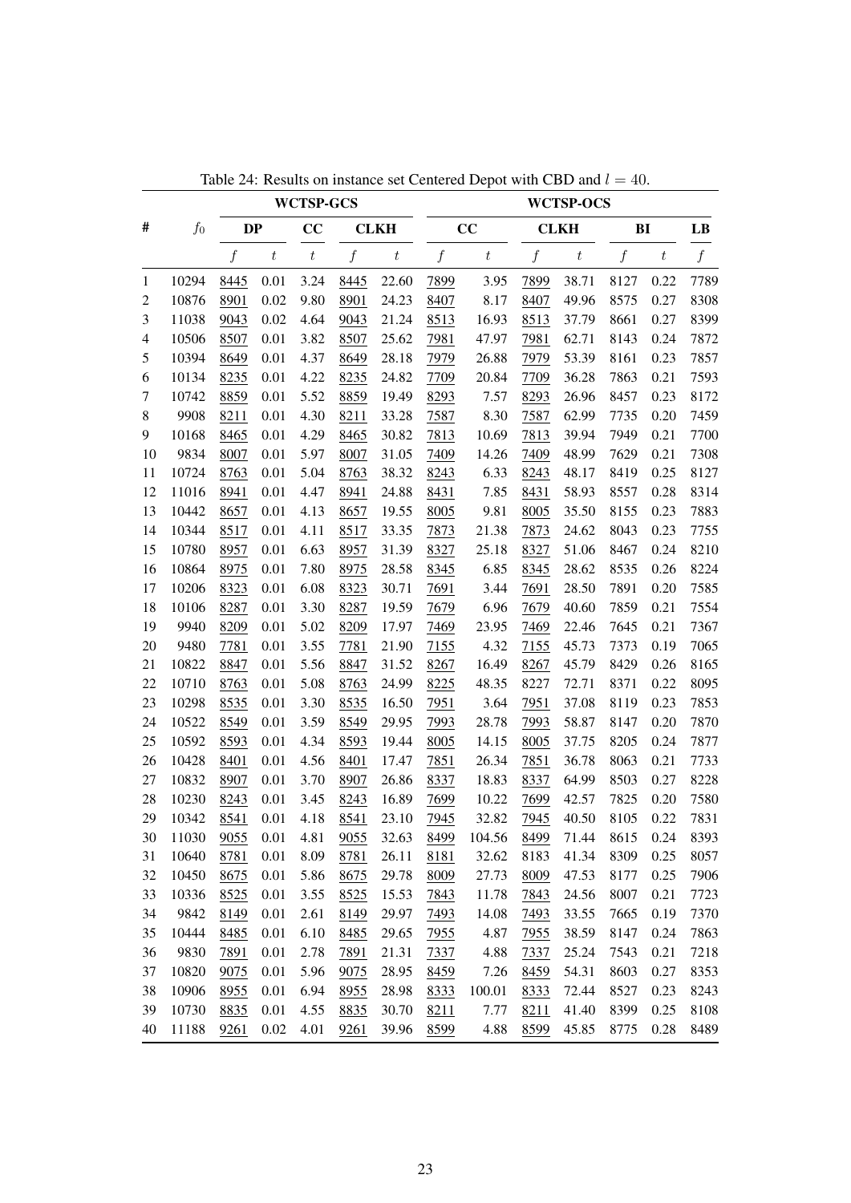Table 24: Results on instance set Centered Depot with CBD and $l = 40$.

| # | $f_0$ | WCTSP-GCS | | | | | WCTSP-OCS | | | | | | |
|---|---|---|---|---|---|---|---|---|---|---|---|---|---|
| | | DP | | CC | CLKH | | CC | | CLKH | | BI | | LB |
| | | $f$ | $t$ | $t$ | $f$ | $t$ | $f$ | $t$ | $f$ | $t$ | $f$ | $t$ | $f$ |
| 1 | 10294 | 8445 | 0.01 | 3.24 | 8445 | 22.60 | 7899 | 3.95 | 7899 | 38.71 | 8127 | 0.22 | 7789 |
| 2 | 10876 | 8901 | 0.02 | 9.80 | 8901 | 24.23 | 8407 | 8.17 | 8407 | 49.96 | 8575 | 0.27 | 8308 |
| 3 | 11038 | 9043 | 0.02 | 4.64 | 9043 | 21.24 | 8513 | 16.93 | 8513 | 37.79 | 8661 | 0.27 | 8399 |
| 4 | 10506 | 8507 | 0.01 | 3.82 | 8507 | 25.62 | 7981 | 47.97 | 7981 | 62.71 | 8143 | 0.24 | 7872 |
| 5 | 10394 | 8649 | 0.01 | 4.37 | 8649 | 28.18 | 7979 | 26.88 | 7979 | 53.39 | 8161 | 0.23 | 7857 |
| 6 | 10134 | 8235 | 0.01 | 4.22 | 8235 | 24.82 | 7709 | 20.84 | 7709 | 36.28 | 7863 | 0.21 | 7593 |
| 7 | 10742 | 8859 | 0.01 | 5.52 | 8859 | 19.49 | 8293 | 7.57 | 8293 | 26.96 | 8457 | 0.23 | 8172 |
| 8 | 9908 | 8211 | 0.01 | 4.30 | 8211 | 33.28 | 7587 | 8.30 | 7587 | 62.99 | 7735 | 0.20 | 7459 |
| 9 | 10168 | 8465 | 0.01 | 4.29 | 8465 | 30.82 | 7813 | 10.69 | 7813 | 39.94 | 7949 | 0.21 | 7700 |
| 10 | 9834 | 8007 | 0.01 | 5.97 | 8007 | 31.05 | 7409 | 14.26 | 7409 | 48.99 | 7629 | 0.21 | 7308 |
| 11 | 10724 | 8763 | 0.01 | 5.04 | 8763 | 38.32 | 8243 | 6.33 | 8243 | 48.17 | 8419 | 0.25 | 8127 |
| 12 | 11016 | 8941 | 0.01 | 4.47 | 8941 | 24.88 | 8431 | 7.85 | 8431 | 58.93 | 8557 | 0.28 | 8314 |
| 13 | 10442 | 8657 | 0.01 | 4.13 | 8657 | 19.55 | 8005 | 9.81 | 8005 | 35.50 | 8155 | 0.23 | 7883 |
| 14 | 10344 | 8517 | 0.01 | 4.11 | 8517 | 33.35 | 7873 | 21.38 | 7873 | 24.62 | 8043 | 0.23 | 7755 |
| 15 | 10780 | 8957 | 0.01 | 6.63 | 8957 | 31.39 | 8327 | 25.18 | 8327 | 51.06 | 8467 | 0.24 | 8210 |
| 16 | 10864 | 8975 | 0.01 | 7.80 | 8975 | 28.58 | 8345 | 6.85 | 8345 | 28.62 | 8535 | 0.26 | 8224 |
| 17 | 10206 | 8323 | 0.01 | 6.08 | 8323 | 30.71 | 7691 | 3.44 | 7691 | 28.50 | 7891 | 0.20 | 7585 |
| 18 | 10106 | 8287 | 0.01 | 3.30 | 8287 | 19.59 | 7679 | 6.96 | 7679 | 40.60 | 7859 | 0.21 | 7554 |
| 19 | 9940 | 8209 | 0.01 | 5.02 | 8209 | 17.97 | 7469 | 23.95 | 7469 | 22.46 | 7645 | 0.21 | 7367 |
| 20 | 9480 | 7781 | 0.01 | 3.55 | 7781 | 21.90 | 7155 | 4.32 | 7155 | 45.73 | 7373 | 0.19 | 7065 |
| 21 | 10822 | 8847 | 0.01 | 5.56 | 8847 | 31.52 | 8267 | 16.49 | 8267 | 45.79 | 8429 | 0.26 | 8165 |
| 22 | 10710 | 8763 | 0.01 | 5.08 | 8763 | 24.99 | 8225 | 48.35 | 8227 | 72.71 | 8371 | 0.22 | 8095 |
| 23 | 10298 | 8535 | 0.01 | 3.30 | 8535 | 16.50 | 7951 | 3.64 | 7951 | 37.08 | 8119 | 0.23 | 7853 |
| 24 | 10522 | 8549 | 0.01 | 3.59 | 8549 | 29.95 | 7993 | 28.78 | 7993 | 58.87 | 8147 | 0.20 | 7870 |
| 25 | 10592 | 8593 | 0.01 | 4.34 | 8593 | 19.44 | 8005 | 14.15 | 8005 | 37.75 | 8205 | 0.24 | 7877 |
| 26 | 10428 | 8401 | 0.01 | 4.56 | 8401 | 17.47 | 7851 | 26.34 | 7851 | 36.78 | 8063 | 0.21 | 7733 |
| 27 | 10832 | 8907 | 0.01 | 3.70 | 8907 | 26.86 | 8337 | 18.83 | 8337 | 64.99 | 8503 | 0.27 | 8228 |
| 28 | 10230 | 8243 | 0.01 | 3.45 | 8243 | 16.89 | 7699 | 10.22 | 7699 | 42.57 | 7825 | 0.20 | 7580 |
| 29 | 10342 | 8541 | 0.01 | 4.18 | 8541 | 23.10 | 7945 | 32.82 | 7945 | 40.50 | 8105 | 0.22 | 7831 |
| 30 | 11030 | 9055 | 0.01 | 4.81 | 9055 | 32.63 | 8499 | 104.56 | 8499 | 71.44 | 8615 | 0.24 | 8393 |
| 31 | 10640 | 8781 | 0.01 | 8.09 | 8781 | 26.11 | 8181 | 32.62 | 8183 | 41.34 | 8309 | 0.25 | 8057 |
| 32 | 10450 | 8675 | 0.01 | 5.86 | 8675 | 29.78 | 8009 | 27.73 | 8009 | 47.53 | 8177 | 0.25 | 7906 |
| 33 | 10336 | 8525 | 0.01 | 3.55 | 8525 | 15.53 | 7843 | 11.78 | 7843 | 24.56 | 8007 | 0.21 | 7723 |
| 34 | 9842 | 8149 | 0.01 | 2.61 | 8149 | 29.97 | 7493 | 14.08 | 7493 | 33.55 | 7665 | 0.19 | 7370 |
| 35 | 10444 | 8485 | 0.01 | 6.10 | 8485 | 29.65 | 7955 | 4.87 | 7955 | 38.59 | 8147 | 0.24 | 7863 |
| 36 | 9830 | 7891 | 0.01 | 2.78 | 7891 | 21.31 | 7337 | 4.88 | 7337 | 25.24 | 7543 | 0.21 | 7218 |
| 37 | 10820 | 9075 | 0.01 | 5.96 | 9075 | 28.95 | 8459 | 7.26 | 8459 | 54.31 | 8603 | 0.27 | 8353 |
| 38 | 10906 | 8955 | 0.01 | 6.94 | 8955 | 28.98 | 8333 | 100.01 | 8333 | 72.44 | 8527 | 0.23 | 8243 |
| 39 | 10730 | 8835 | 0.01 | 4.55 | 8835 | 30.70 | 8211 | 7.77 | 8211 | 41.40 | 8399 | 0.25 | 8108 |
| 40 | 11188 | 9261 | 0.02 | 4.01 | 9261 | 39.96 | 8599 | 4.88 | 8599 | 45.85 | 8775 | 0.28 | 8489 |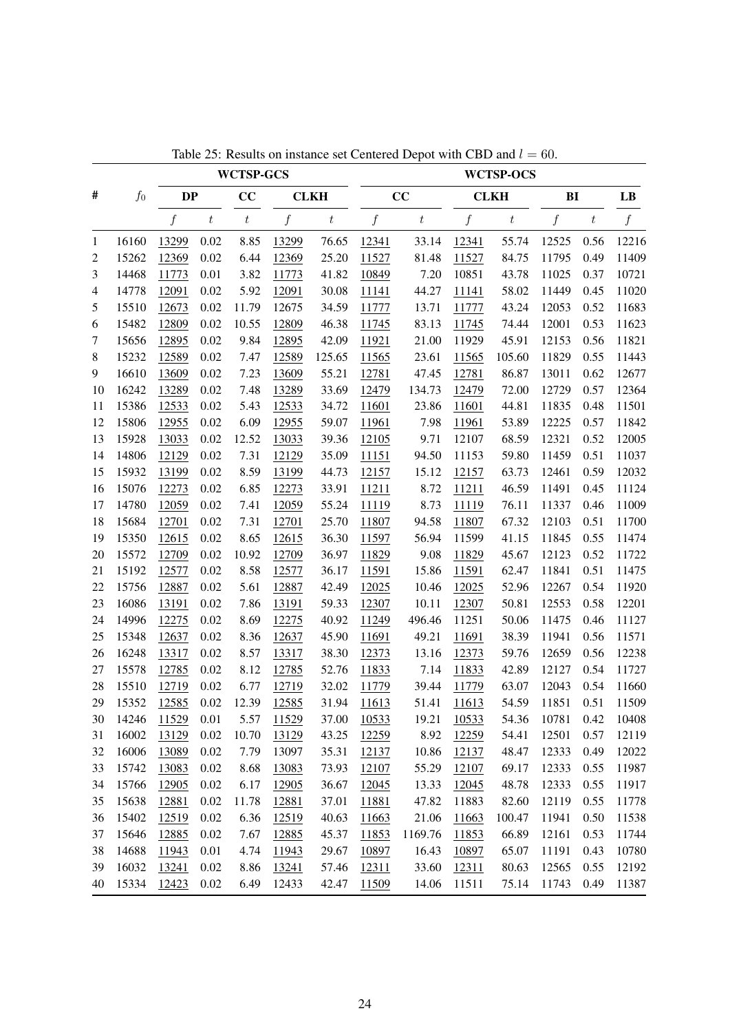Table 25: Results on instance set Centered Depot with CBD and $l = 60$.

| # | $f_0$ | WCTSP-GCS | | | | | WCTSP-OCS | | | | | | |
|---|---|---|---|---|---|---|---|---|---|---|---|---|---|
| | | DP | | CC | CLKH | | CC | | CLKH | | BI | | LB |
| | | $f$ | $t$ | $t$ | $f$ | $t$ | $f$ | $t$ | $f$ | $t$ | $f$ | $t$ | $f$ |
| 1 | 16160 | 13299 | 0.02 | 8.85 | 13299 | 76.65 | 12341 | 33.14 | 12341 | 55.74 | 12525 | 0.56 | 12216 |
| 2 | 15262 | 12369 | 0.02 | 6.44 | 12369 | 25.20 | 11527 | 81.48 | 11527 | 84.75 | 11795 | 0.49 | 11409 |
| 3 | 14468 | 11773 | 0.01 | 3.82 | 11773 | 41.82 | 10849 | 7.20 | 10851 | 43.78 | 11025 | 0.37 | 10721 |
| 4 | 14778 | 12091 | 0.02 | 5.92 | 12091 | 30.08 | 11141 | 44.27 | 11141 | 58.02 | 11449 | 0.45 | 11020 |
| 5 | 15510 | 12673 | 0.02 | 11.79 | 12675 | 34.59 | 11777 | 13.71 | 11777 | 43.24 | 12053 | 0.52 | 11683 |
| 6 | 15482 | 12809 | 0.02 | 10.55 | 12809 | 46.38 | 11745 | 83.13 | 11745 | 74.44 | 12001 | 0.53 | 11623 |
| 7 | 15656 | 12895 | 0.02 | 9.84 | 12895 | 42.09 | 11921 | 21.00 | 11929 | 45.91 | 12153 | 0.56 | 11821 |
| 8 | 15232 | 12589 | 0.02 | 7.47 | 12589 | 125.65 | 11565 | 23.61 | 11565 | 105.60 | 11829 | 0.55 | 11443 |
| 9 | 16610 | 13609 | 0.02 | 7.23 | 13609 | 55.21 | 12781 | 47.45 | 12781 | 86.87 | 13011 | 0.62 | 12677 |
| 10 | 16242 | 13289 | 0.02 | 7.48 | 13289 | 33.69 | 12479 | 134.73 | 12479 | 72.00 | 12729 | 0.57 | 12364 |
| 11 | 15386 | 12533 | 0.02 | 5.43 | 12533 | 34.72 | 11601 | 23.86 | 11601 | 44.81 | 11835 | 0.48 | 11501 |
| 12 | 15806 | 12955 | 0.02 | 6.09 | 12955 | 59.07 | 11961 | 7.98 | 11961 | 53.89 | 12225 | 0.57 | 11842 |
| 13 | 15928 | 13033 | 0.02 | 12.52 | 13033 | 39.36 | 12105 | 9.71 | 12107 | 68.59 | 12321 | 0.52 | 12005 |
| 14 | 14806 | 12129 | 0.02 | 7.31 | 12129 | 35.09 | 11151 | 94.50 | 11153 | 59.80 | 11459 | 0.51 | 11037 |
| 15 | 15932 | 13199 | 0.02 | 8.59 | 13199 | 44.73 | 12157 | 15.12 | 12157 | 63.73 | 12461 | 0.59 | 12032 |
| 16 | 15076 | 12273 | 0.02 | 6.85 | 12273 | 33.91 | 11211 | 8.72 | 11211 | 46.59 | 11491 | 0.45 | 11124 |
| 17 | 14780 | 12059 | 0.02 | 7.41 | 12059 | 55.24 | 11119 | 8.73 | 11119 | 76.11 | 11337 | 0.46 | 11009 |
| 18 | 15684 | 12701 | 0.02 | 7.31 | 12701 | 25.70 | 11807 | 94.58 | 11807 | 67.32 | 12103 | 0.51 | 11700 |
| 19 | 15350 | 12615 | 0.02 | 8.65 | 12615 | 36.30 | 11597 | 56.94 | 11599 | 41.15 | 11845 | 0.55 | 11474 |
| 20 | 15572 | 12709 | 0.02 | 10.92 | 12709 | 36.97 | 11829 | 9.08 | 11829 | 45.67 | 12123 | 0.52 | 11722 |
| 21 | 15192 | 12577 | 0.02 | 8.58 | 12577 | 36.17 | 11591 | 15.86 | 11591 | 62.47 | 11841 | 0.51 | 11475 |
| 22 | 15756 | 12887 | 0.02 | 5.61 | 12887 | 42.49 | 12025 | 10.46 | 12025 | 52.96 | 12267 | 0.54 | 11920 |
| 23 | 16086 | 13191 | 0.02 | 7.86 | 13191 | 59.33 | 12307 | 10.11 | 12307 | 50.81 | 12553 | 0.58 | 12201 |
| 24 | 14996 | 12275 | 0.02 | 8.69 | 12275 | 40.92 | 11249 | 496.46 | 11251 | 50.06 | 11475 | 0.46 | 11127 |
| 25 | 15348 | 12637 | 0.02 | 8.36 | 12637 | 45.90 | 11691 | 49.21 | 11691 | 38.39 | 11941 | 0.56 | 11571 |
| 26 | 16248 | 13317 | 0.02 | 8.57 | 13317 | 38.30 | 12373 | 13.16 | 12373 | 59.76 | 12659 | 0.56 | 12238 |
| 27 | 15578 | 12785 | 0.02 | 8.12 | 12785 | 52.76 | 11833 | 7.14 | 11833 | 42.89 | 12127 | 0.54 | 11727 |
| 28 | 15510 | 12719 | 0.02 | 6.77 | 12719 | 32.02 | 11779 | 39.44 | 11779 | 63.07 | 12043 | 0.54 | 11660 |
| 29 | 15352 | 12585 | 0.02 | 12.39 | 12585 | 31.94 | 11613 | 51.41 | 11613 | 54.59 | 11851 | 0.51 | 11509 |
| 30 | 14246 | 11529 | 0.01 | 5.57 | 11529 | 37.00 | 10533 | 19.21 | 10533 | 54.36 | 10781 | 0.42 | 10408 |
| 31 | 16002 | 13129 | 0.02 | 10.70 | 13129 | 43.25 | 12259 | 8.92 | 12259 | 54.41 | 12501 | 0.57 | 12119 |
| 32 | 16006 | 13089 | 0.02 | 7.79 | 13097 | 35.31 | 12137 | 10.86 | 12137 | 48.47 | 12333 | 0.49 | 12022 |
| 33 | 15742 | 13083 | 0.02 | 8.68 | 13083 | 73.93 | 12107 | 55.29 | 12107 | 69.17 | 12333 | 0.55 | 11987 |
| 34 | 15766 | 12905 | 0.02 | 6.17 | 12905 | 36.67 | 12045 | 13.33 | 12045 | 48.78 | 12333 | 0.55 | 11917 |
| 35 | 15638 | 12881 | 0.02 | 11.78 | 12881 | 37.01 | 11881 | 47.82 | 11883 | 82.60 | 12119 | 0.55 | 11778 |
| 36 | 15402 | 12519 | 0.02 | 6.36 | 12519 | 40.63 | 11663 | 21.06 | 11663 | 100.47 | 11941 | 0.50 | 11538 |
| 37 | 15646 | 12885 | 0.02 | 7.67 | 12885 | 45.37 | 11853 | 1169.76 | 11853 | 66.89 | 12161 | 0.53 | 11744 |
| 38 | 14688 | 11943 | 0.01 | 4.74 | 11943 | 29.67 | 10897 | 16.43 | 10897 | 65.07 | 11191 | 0.43 | 10780 |
| 39 | 16032 | 13241 | 0.02 | 8.86 | 13241 | 57.46 | 12311 | 33.60 | 12311 | 80.63 | 12565 | 0.55 | 12192 |
| 40 | 15334 | 12423 | 0.02 | 6.49 | 12433 | 42.47 | 11509 | 14.06 | 11511 | 75.14 | 11743 | 0.49 | 11387 |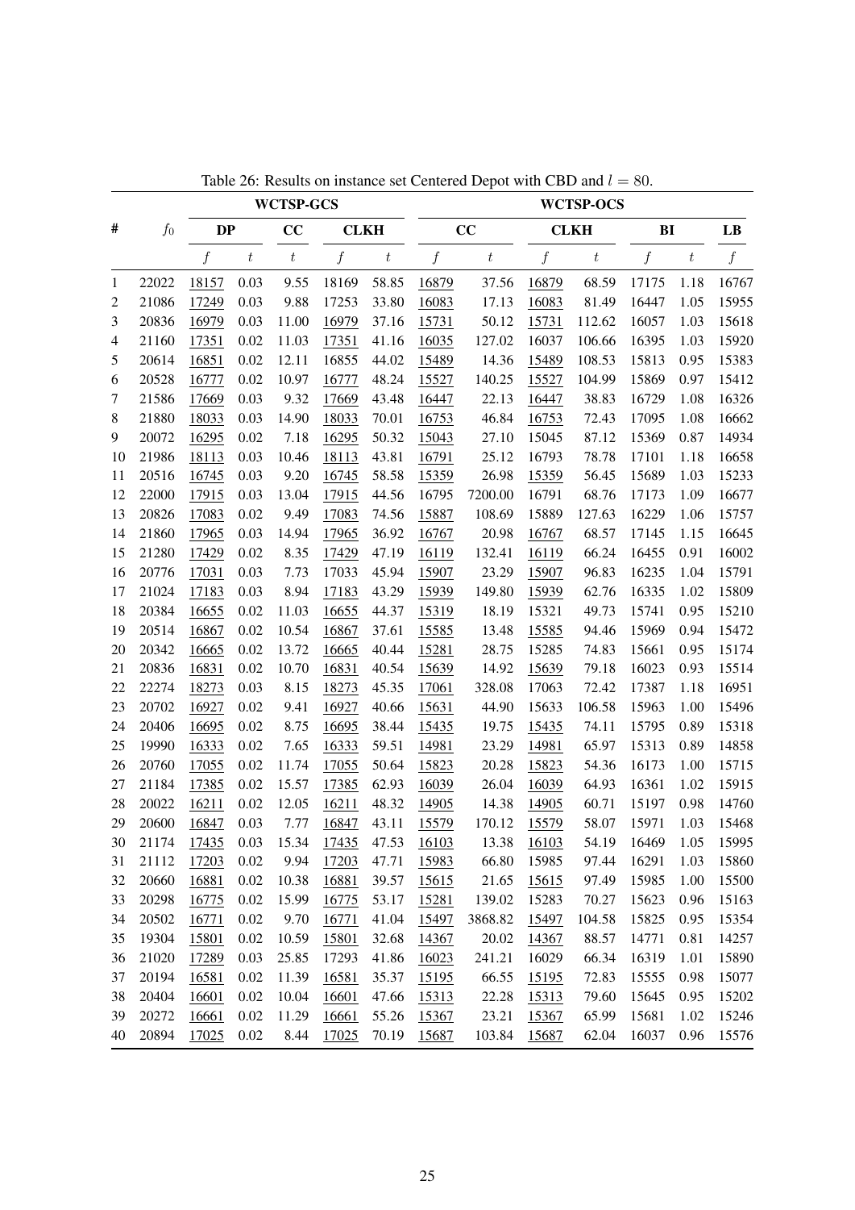Table 26: Results on instance set Centered Depot with CBD and $l = 80$.

| # | $f_0$ | WCTSP-GCS | | | | | WCTSP-OCS | | | | | | |
|---|---|---|---|---|---|---|---|---|---|---|---|---|---|
| | | DP | | CC | CLKH | | CC | | CLKH | | BI | | LB |
| | | $f$ | $t$ | $t$ | $f$ | $t$ | $f$ | $t$ | $f$ | $t$ | $f$ | $t$ | $f$ |
| 1 | 22022 | 18157 | 0.03 | 9.55 | 18169 | 58.85 | 16879 | 37.56 | 16879 | 68.59 | 17175 | 1.18 | 16767 |
| 2 | 21086 | 17249 | 0.03 | 9.88 | 17253 | 33.80 | 16083 | 17.13 | 16083 | 81.49 | 16447 | 1.05 | 15955 |
| 3 | 20836 | 16979 | 0.03 | 11.00 | 16979 | 37.16 | 15731 | 50.12 | 15731 | 112.62 | 16057 | 1.03 | 15618 |
| 4 | 21160 | 17351 | 0.02 | 11.03 | 17351 | 41.16 | 16035 | 127.02 | 16037 | 106.66 | 16395 | 1.03 | 15920 |
| 5 | 20614 | 16851 | 0.02 | 12.11 | 16855 | 44.02 | 15489 | 14.36 | 15489 | 108.53 | 15813 | 0.95 | 15383 |
| 6 | 20528 | 16777 | 0.02 | 10.97 | 16777 | 48.24 | 15527 | 140.25 | 15527 | 104.99 | 15869 | 0.97 | 15412 |
| 7 | 21586 | 17669 | 0.03 | 9.32 | 17669 | 43.48 | 16447 | 22.13 | 16447 | 38.83 | 16729 | 1.08 | 16326 |
| 8 | 21880 | 18033 | 0.03 | 14.90 | 18033 | 70.01 | 16753 | 46.84 | 16753 | 72.43 | 17095 | 1.08 | 16662 |
| 9 | 20072 | 16295 | 0.02 | 7.18 | 16295 | 50.32 | 15043 | 27.10 | 15045 | 87.12 | 15369 | 0.87 | 14934 |
| 10 | 21986 | 18113 | 0.03 | 10.46 | 18113 | 43.81 | 16791 | 25.12 | 16793 | 78.78 | 17101 | 1.18 | 16658 |
| 11 | 20516 | 16745 | 0.03 | 9.20 | 16745 | 58.58 | 15359 | 26.98 | 15359 | 56.45 | 15689 | 1.03 | 15233 |
| 12 | 22000 | 17915 | 0.03 | 13.04 | 17915 | 44.56 | 16795 | 7200.00 | 16791 | 68.76 | 17173 | 1.09 | 16677 |
| 13 | 20826 | 17083 | 0.02 | 9.49 | 17083 | 74.56 | 15887 | 108.69 | 15889 | 127.63 | 16229 | 1.06 | 15757 |
| 14 | 21860 | 17965 | 0.03 | 14.94 | 17965 | 36.92 | 16767 | 20.98 | 16767 | 68.57 | 17145 | 1.15 | 16645 |
| 15 | 21280 | 17429 | 0.02 | 8.35 | 17429 | 47.19 | 16119 | 132.41 | 16119 | 66.24 | 16455 | 0.91 | 16002 |
| 16 | 20776 | 17031 | 0.03 | 7.73 | 17033 | 45.94 | 15907 | 23.29 | 15907 | 96.83 | 16235 | 1.04 | 15791 |
| 17 | 21024 | 17183 | 0.03 | 8.94 | 17183 | 43.29 | 15939 | 149.80 | 15939 | 62.76 | 16335 | 1.02 | 15809 |
| 18 | 20384 | 16655 | 0.02 | 11.03 | 16655 | 44.37 | 15319 | 18.19 | 15321 | 49.73 | 15741 | 0.95 | 15210 |
| 19 | 20514 | 16867 | 0.02 | 10.54 | 16867 | 37.61 | 15585 | 13.48 | 15585 | 94.46 | 15969 | 0.94 | 15472 |
| 20 | 20342 | 16665 | 0.02 | 13.72 | 16665 | 40.44 | 15281 | 28.75 | 15285 | 74.83 | 15661 | 0.95 | 15174 |
| 21 | 20836 | 16831 | 0.02 | 10.70 | 16831 | 40.54 | 15639 | 14.92 | 15639 | 79.18 | 16023 | 0.93 | 15514 |
| 22 | 22274 | 18273 | 0.03 | 8.15 | 18273 | 45.35 | 17061 | 328.08 | 17063 | 72.42 | 17387 | 1.18 | 16951 |
| 23 | 20702 | 16927 | 0.02 | 9.41 | 16927 | 40.66 | 15631 | 44.90 | 15633 | 106.58 | 15963 | 1.00 | 15496 |
| 24 | 20406 | 16695 | 0.02 | 8.75 | 16695 | 38.44 | 15435 | 19.75 | 15435 | 74.11 | 15795 | 0.89 | 15318 |
| 25 | 19990 | 16333 | 0.02 | 7.65 | 16333 | 59.51 | 14981 | 23.29 | 14981 | 65.97 | 15313 | 0.89 | 14858 |
| 26 | 20760 | 17055 | 0.02 | 11.74 | 17055 | 50.64 | 15823 | 20.28 | 15823 | 54.36 | 16173 | 1.00 | 15715 |
| 27 | 21184 | 17385 | 0.02 | 15.57 | 17385 | 62.93 | 16039 | 26.04 | 16039 | 64.93 | 16361 | 1.02 | 15915 |
| 28 | 20022 | 16211 | 0.02 | 12.05 | 16211 | 48.32 | 14905 | 14.38 | 14905 | 60.71 | 15197 | 0.98 | 14760 |
| 29 | 20600 | 16847 | 0.03 | 7.77 | 16847 | 43.11 | 15579 | 170.12 | 15579 | 58.07 | 15971 | 1.03 | 15468 |
| 30 | 21174 | 17435 | 0.03 | 15.34 | 17435 | 47.53 | 16103 | 13.38 | 16103 | 54.19 | 16469 | 1.05 | 15995 |
| 31 | 21112 | 17203 | 0.02 | 9.94 | 17203 | 47.71 | 15983 | 66.80 | 15985 | 97.44 | 16291 | 1.03 | 15860 |
| 32 | 20660 | 16881 | 0.02 | 10.38 | 16881 | 39.57 | 15615 | 21.65 | 15615 | 97.49 | 15985 | 1.00 | 15500 |
| 33 | 20298 | 16775 | 0.02 | 15.99 | 16775 | 53.17 | 15281 | 139.02 | 15283 | 70.27 | 15623 | 0.96 | 15163 |
| 34 | 20502 | 16771 | 0.02 | 9.70 | 16771 | 41.04 | 15497 | 3868.82 | 15497 | 104.58 | 15825 | 0.95 | 15354 |
| 35 | 19304 | 15801 | 0.02 | 10.59 | 15801 | 32.68 | 14367 | 20.02 | 14367 | 88.57 | 14771 | 0.81 | 14257 |
| 36 | 21020 | 17289 | 0.03 | 25.85 | 17293 | 41.86 | 16023 | 241.21 | 16029 | 66.34 | 16319 | 1.01 | 15890 |
| 37 | 20194 | 16581 | 0.02 | 11.39 | 16581 | 35.37 | 15195 | 66.55 | 15195 | 72.83 | 15555 | 0.98 | 15077 |
| 38 | 20404 | 16601 | 0.02 | 10.04 | 16601 | 47.66 | 15313 | 22.28 | 15313 | 79.60 | 15645 | 0.95 | 15202 |
| 39 | 20272 | 16661 | 0.02 | 11.29 | 16661 | 55.26 | 15367 | 23.21 | 15367 | 65.99 | 15681 | 1.02 | 15246 |
| 40 | 20894 | 17025 | 0.02 | 8.44 | 17025 | 70.19 | 15687 | 103.84 | 15687 | 62.04 | 16037 | 0.96 | 15576 |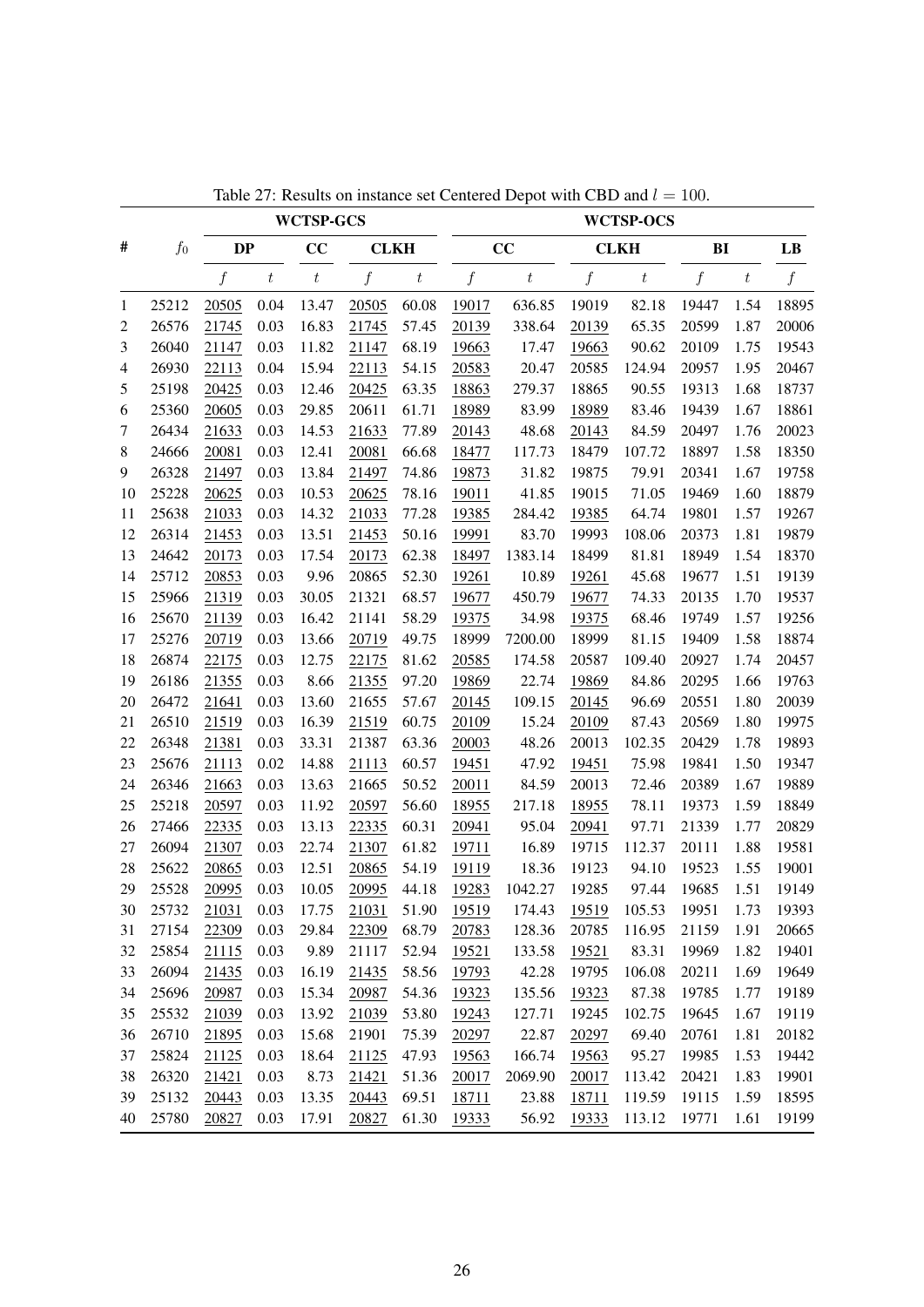Table 27: Results on instance set Centered Depot with CBD and $l = 100$.

| # | $f_0$ | WCTSP-GCS | | | | | WCTSP-OCS | | | | | | LB |
|---|---|---|---|---|---|---|---|---|---|---|---|---|---|
| | | DP | | CC | CLKH | | CC | | CLKH | | BI | | LB |
| | | $f$ | $t$ | $t$ | $f$ | $t$ | $f$ | $t$ | $f$ | $t$ | $f$ | $t$ | $f$ |
| 1 | 25212 | 20505 | 0.04 | 13.47 | 20505 | 60.08 | 19017 | 636.85 | 19019 | 82.18 | 19447 | 1.54 | 18895 |
| 2 | 26576 | 21745 | 0.03 | 16.83 | 21745 | 57.45 | 20139 | 338.64 | 20139 | 65.35 | 20599 | 1.87 | 20006 |
| 3 | 26040 | 21147 | 0.03 | 11.82 | 21147 | 68.19 | 19663 | 17.47 | 19663 | 90.62 | 20109 | 1.75 | 19543 |
| 4 | 26930 | 22113 | 0.04 | 15.94 | 22113 | 54.15 | 20583 | 20.47 | 20585 | 124.94 | 20957 | 1.95 | 20467 |
| 5 | 25198 | 20425 | 0.03 | 12.46 | 20425 | 63.35 | 18863 | 279.37 | 18865 | 90.55 | 19313 | 1.68 | 18737 |
| 6 | 25360 | 20605 | 0.03 | 29.85 | 20611 | 61.71 | 18989 | 83.99 | 18989 | 83.46 | 19439 | 1.67 | 18861 |
| 7 | 26434 | 21633 | 0.03 | 14.53 | 21633 | 77.89 | 20143 | 48.68 | 20143 | 84.59 | 20497 | 1.76 | 20023 |
| 8 | 24666 | 20081 | 0.03 | 12.41 | 20081 | 66.68 | 18477 | 117.73 | 18479 | 107.72 | 18897 | 1.58 | 18350 |
| 9 | 26328 | 21497 | 0.03 | 13.84 | 21497 | 74.86 | 19873 | 31.82 | 19875 | 79.91 | 20341 | 1.67 | 19758 |
| 10 | 25228 | 20625 | 0.03 | 10.53 | 20625 | 78.16 | 19011 | 41.85 | 19015 | 71.05 | 19469 | 1.60 | 18879 |
| 11 | 25638 | 21033 | 0.03 | 14.32 | 21033 | 77.28 | 19385 | 284.42 | 19385 | 64.74 | 19801 | 1.57 | 19267 |
| 12 | 26314 | 21453 | 0.03 | 13.51 | 21453 | 50.16 | 19991 | 83.70 | 19993 | 108.06 | 20373 | 1.81 | 19879 |
| 13 | 24642 | 20173 | 0.03 | 17.54 | 20173 | 62.38 | 18497 | 1383.14 | 18499 | 81.81 | 18949 | 1.54 | 18370 |
| 14 | 25712 | 20853 | 0.03 | 9.96 | 20865 | 52.30 | 19261 | 10.89 | 19261 | 45.68 | 19677 | 1.51 | 19139 |
| 15 | 25966 | 21319 | 0.03 | 30.05 | 21321 | 68.57 | 19677 | 450.79 | 19677 | 74.33 | 20135 | 1.70 | 19537 |
| 16 | 25670 | 21139 | 0.03 | 16.42 | 21141 | 58.29 | 19375 | 34.98 | 19375 | 68.46 | 19749 | 1.57 | 19256 |
| 17 | 25276 | 20719 | 0.03 | 13.66 | 20719 | 49.75 | 18999 | 7200.00 | 18999 | 81.15 | 19409 | 1.58 | 18874 |
| 18 | 26874 | 22175 | 0.03 | 12.75 | 22175 | 81.62 | 20585 | 174.58 | 20587 | 109.40 | 20927 | 1.74 | 20457 |
| 19 | 26186 | 21355 | 0.03 | 8.66 | 21355 | 97.20 | 19869 | 22.74 | 19869 | 84.86 | 20295 | 1.66 | 19763 |
| 20 | 26472 | 21641 | 0.03 | 13.60 | 21655 | 57.67 | 20145 | 109.15 | 20145 | 96.69 | 20551 | 1.80 | 20039 |
| 21 | 26510 | 21519 | 0.03 | 16.39 | 21519 | 60.75 | 20109 | 15.24 | 20109 | 87.43 | 20569 | 1.80 | 19975 |
| 22 | 26348 | 21381 | 0.03 | 33.31 | 21387 | 63.36 | 20003 | 48.26 | 20013 | 102.35 | 20429 | 1.78 | 19893 |
| 23 | 25676 | 21113 | 0.02 | 14.88 | 21113 | 60.57 | 19451 | 47.92 | 19451 | 75.98 | 19841 | 1.50 | 19347 |
| 24 | 26346 | 21663 | 0.03 | 13.63 | 21665 | 50.52 | 20011 | 84.59 | 20013 | 72.46 | 20389 | 1.67 | 19889 |
| 25 | 25218 | 20597 | 0.03 | 11.92 | 20597 | 56.60 | 18955 | 217.18 | 18955 | 78.11 | 19373 | 1.59 | 18849 |
| 26 | 27466 | 22335 | 0.03 | 13.13 | 22335 | 60.31 | 20941 | 95.04 | 20941 | 97.71 | 21339 | 1.77 | 20829 |
| 27 | 26094 | 21307 | 0.03 | 22.74 | 21307 | 61.82 | 19711 | 16.89 | 19715 | 112.37 | 20111 | 1.88 | 19581 |
| 28 | 25622 | 20865 | 0.03 | 12.51 | 20865 | 54.19 | 19119 | 18.36 | 19123 | 94.10 | 19523 | 1.55 | 19001 |
| 29 | 25528 | 20995 | 0.03 | 10.05 | 20995 | 44.18 | 19283 | 1042.27 | 19285 | 97.44 | 19685 | 1.51 | 19149 |
| 30 | 25732 | 21031 | 0.03 | 17.75 | 21031 | 51.90 | 19519 | 174.43 | 19519 | 105.53 | 19951 | 1.73 | 19393 |
| 31 | 27154 | 22309 | 0.03 | 29.84 | 22309 | 68.79 | 20783 | 128.36 | 20785 | 116.95 | 21159 | 1.91 | 20665 |
| 32 | 25854 | 21115 | 0.03 | 9.89 | 21117 | 52.94 | 19521 | 133.58 | 19521 | 83.31 | 19969 | 1.82 | 19401 |
| 33 | 26094 | 21435 | 0.03 | 16.19 | 21435 | 58.56 | 19793 | 42.28 | 19795 | 106.08 | 20211 | 1.69 | 19649 |
| 34 | 25696 | 20987 | 0.03 | 15.34 | 20987 | 54.36 | 19323 | 135.56 | 19323 | 87.38 | 19785 | 1.77 | 19189 |
| 35 | 25532 | 21039 | 0.03 | 13.92 | 21039 | 53.80 | 19243 | 127.71 | 19245 | 102.75 | 19645 | 1.67 | 19119 |
| 36 | 26710 | 21895 | 0.03 | 15.68 | 21901 | 75.39 | 20297 | 22.87 | 20297 | 69.40 | 20761 | 1.81 | 20182 |
| 37 | 25824 | 21125 | 0.03 | 18.64 | 21125 | 47.93 | 19563 | 166.74 | 19563 | 95.27 | 19985 | 1.53 | 19442 |
| 38 | 26320 | 21421 | 0.03 | 8.73 | 21421 | 51.36 | 20017 | 2069.90 | 20017 | 113.42 | 20421 | 1.83 | 19901 |
| 39 | 25132 | 20443 | 0.03 | 13.35 | 20443 | 69.51 | 18711 | 23.88 | 18711 | 119.59 | 19115 | 1.59 | 18595 |
| 40 | 25780 | 20827 | 0.03 | 17.91 | 20827 | 61.30 | 19333 | 56.92 | 19333 | 113.12 | 19771 | 1.61 | 19199 |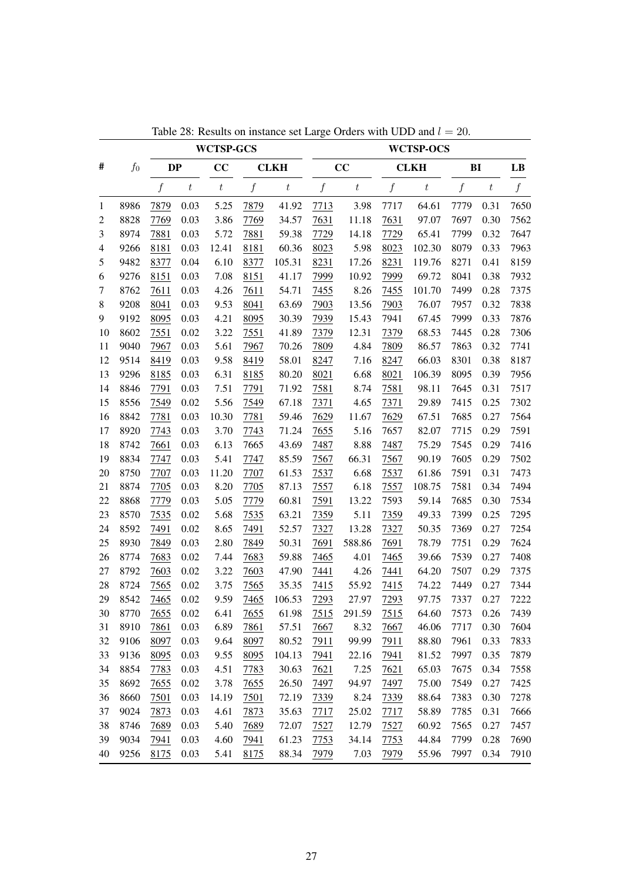Table 28: Results on instance set Large Orders with UDD and $l = 20$.

| # | $f_0$ | WCTSP-GCS | | | | | WCTSP-OCS | | | | | | LB |
|---|---|---|---|---|---|---|---|---|---|---|---|---|---|
| | | DP | | CC | CLKH | | CC | | CLKH | | BI | | LB |
| | | $f$ | $t$ | $t$ | $f$ | $t$ | $f$ | $t$ | $f$ | $t$ | $f$ | $t$ | $f$ |
| 1 | 8986 | 7879 | 0.03 | 5.25 | 7879 | 41.92 | 7713 | 3.98 | 7717 | 64.61 | 7779 | 0.31 | 7650 |
| 2 | 8828 | 7769 | 0.03 | 3.86 | 7769 | 34.57 | 7631 | 11.18 | 7631 | 97.07 | 7697 | 0.30 | 7562 |
| 3 | 8974 | 7881 | 0.03 | 5.72 | 7881 | 59.38 | 7729 | 14.18 | 7729 | 65.41 | 7799 | 0.32 | 7647 |
| 4 | 9266 | 8181 | 0.03 | 12.41 | 8181 | 60.36 | 8023 | 5.98 | 8023 | 102.30 | 8079 | 0.33 | 7963 |
| 5 | 9482 | 8377 | 0.04 | 6.10 | 8377 | 105.31 | 8231 | 17.26 | 8231 | 119.76 | 8271 | 0.41 | 8159 |
| 6 | 9276 | 8151 | 0.03 | 7.08 | 8151 | 41.17 | 7999 | 10.92 | 7999 | 69.72 | 8041 | 0.38 | 7932 |
| 7 | 8762 | 7611 | 0.03 | 4.26 | 7611 | 54.71 | 7455 | 8.26 | 7455 | 101.70 | 7499 | 0.28 | 7375 |
| 8 | 9208 | 8041 | 0.03 | 9.53 | 8041 | 63.69 | 7903 | 13.56 | 7903 | 76.07 | 7957 | 0.32 | 7838 |
| 9 | 9192 | 8095 | 0.03 | 4.21 | 8095 | 30.39 | 7939 | 15.43 | 7941 | 67.45 | 7999 | 0.33 | 7876 |
| 10 | 8602 | 7551 | 0.02 | 3.22 | 7551 | 41.89 | 7379 | 12.31 | 7379 | 68.53 | 7445 | 0.28 | 7306 |
| 11 | 9040 | 7967 | 0.03 | 5.61 | 7967 | 70.26 | 7809 | 4.84 | 7809 | 86.57 | 7863 | 0.32 | 7741 |
| 12 | 9514 | 8419 | 0.03 | 9.58 | 8419 | 58.01 | 8247 | 7.16 | 8247 | 66.03 | 8301 | 0.38 | 8187 |
| 13 | 9296 | 8185 | 0.03 | 6.31 | 8185 | 80.20 | 8021 | 6.68 | 8021 | 106.39 | 8095 | 0.39 | 7956 |
| 14 | 8846 | 7791 | 0.03 | 7.51 | 7791 | 71.92 | 7581 | 8.74 | 7581 | 98.11 | 7645 | 0.31 | 7517 |
| 15 | 8556 | 7549 | 0.02 | 5.56 | 7549 | 67.18 | 7371 | 4.65 | 7371 | 29.89 | 7415 | 0.25 | 7302 |
| 16 | 8842 | 7781 | 0.03 | 10.30 | 7781 | 59.46 | 7629 | 11.67 | 7629 | 67.51 | 7685 | 0.27 | 7564 |
| 17 | 8920 | 7743 | 0.03 | 3.70 | 7743 | 71.24 | 7655 | 5.16 | 7657 | 82.07 | 7715 | 0.29 | 7591 |
| 18 | 8742 | 7661 | 0.03 | 6.13 | 7665 | 43.69 | 7487 | 8.88 | 7487 | 75.29 | 7545 | 0.29 | 7416 |
| 19 | 8834 | 7747 | 0.03 | 5.41 | 7747 | 85.59 | 7567 | 66.31 | 7567 | 90.19 | 7605 | 0.29 | 7502 |
| 20 | 8750 | 7707 | 0.03 | 11.20 | 7707 | 61.53 | 7537 | 6.68 | 7537 | 61.86 | 7591 | 0.31 | 7473 |
| 21 | 8874 | 7705 | 0.03 | 8.20 | 7705 | 87.13 | 7557 | 6.18 | 7557 | 108.75 | 7581 | 0.34 | 7494 |
| 22 | 8868 | 7779 | 0.03 | 5.05 | 7779 | 60.81 | 7591 | 13.22 | 7593 | 59.14 | 7685 | 0.30 | 7534 |
| 23 | 8570 | 7535 | 0.02 | 5.68 | 7535 | 63.21 | 7359 | 5.11 | 7359 | 49.33 | 7399 | 0.25 | 7295 |
| 24 | 8592 | 7491 | 0.02 | 8.65 | 7491 | 52.57 | 7327 | 13.28 | 7327 | 50.35 | 7369 | 0.27 | 7254 |
| 25 | 8930 | 7849 | 0.03 | 2.80 | 7849 | 50.31 | 7691 | 588.86 | 7691 | 78.79 | 7751 | 0.29 | 7624 |
| 26 | 8774 | 7683 | 0.02 | 7.44 | 7683 | 59.88 | 7465 | 4.01 | 7465 | 39.66 | 7539 | 0.27 | 7408 |
| 27 | 8792 | 7603 | 0.02 | 3.22 | 7603 | 47.90 | 7441 | 4.26 | 7441 | 64.20 | 7507 | 0.29 | 7375 |
| 28 | 8724 | 7565 | 0.02 | 3.75 | 7565 | 35.35 | 7415 | 55.92 | 7415 | 74.22 | 7449 | 0.27 | 7344 |
| 29 | 8542 | 7465 | 0.02 | 9.59 | 7465 | 106.53 | 7293 | 27.97 | 7293 | 97.75 | 7337 | 0.27 | 7222 |
| 30 | 8770 | 7655 | 0.02 | 6.41 | 7655 | 61.98 | 7515 | 291.59 | 7515 | 64.60 | 7573 | 0.26 | 7439 |
| 31 | 8910 | 7861 | 0.03 | 6.89 | 7861 | 57.51 | 7667 | 8.32 | 7667 | 46.06 | 7717 | 0.30 | 7604 |
| 32 | 9106 | 8097 | 0.03 | 9.64 | 8097 | 80.52 | 7911 | 99.99 | 7911 | 88.80 | 7961 | 0.33 | 7833 |
| 33 | 9136 | 8095 | 0.03 | 9.55 | 8095 | 104.13 | 7941 | 22.16 | 7941 | 81.52 | 7997 | 0.35 | 7879 |
| 34 | 8854 | 7783 | 0.03 | 4.51 | 7783 | 30.63 | 7621 | 7.25 | 7621 | 65.03 | 7675 | 0.34 | 7558 |
| 35 | 8692 | 7655 | 0.02 | 3.78 | 7655 | 26.50 | 7497 | 94.97 | 7497 | 75.00 | 7549 | 0.27 | 7425 |
| 36 | 8660 | 7501 | 0.03 | 14.19 | 7501 | 72.19 | 7339 | 8.24 | 7339 | 88.64 | 7383 | 0.30 | 7278 |
| 37 | 9024 | 7873 | 0.03 | 4.61 | 7873 | 35.63 | 7717 | 25.02 | 7717 | 58.89 | 7785 | 0.31 | 7666 |
| 38 | 8746 | 7689 | 0.03 | 5.40 | 7689 | 72.07 | 7527 | 12.79 | 7527 | 60.92 | 7565 | 0.27 | 7457 |
| 39 | 9034 | 7941 | 0.03 | 4.60 | 7941 | 61.23 | 7753 | 34.14 | 7753 | 44.84 | 7799 | 0.28 | 7690 |
| 40 | 9256 | 8175 | 0.03 | 5.41 | 8175 | 88.34 | 7979 | 7.03 | 7979 | 55.96 | 7997 | 0.34 | 7910 |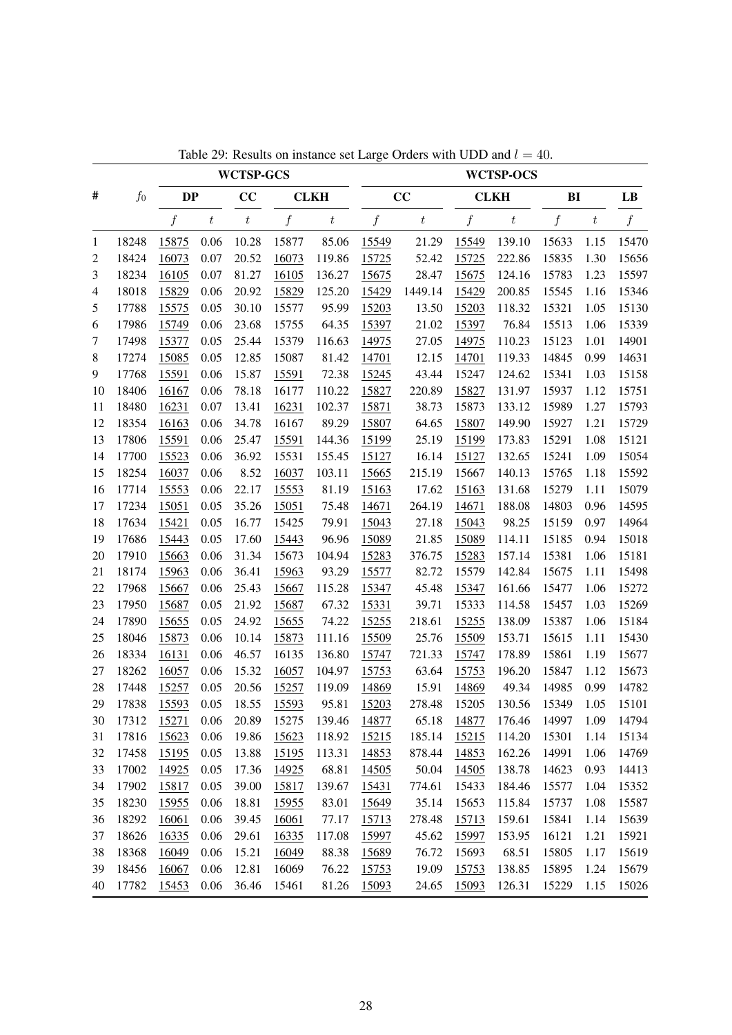Table 29: Results on instance set Large Orders with UDD and $l = 40$.

| # | $f_0$ | WCTSP-GCS | | | | | WCTSP-OCS | | | | | | |
|---|---|---|---|---|---|---|---|---|---|---|---|---|---|
| | | DP | | CC | CLKH | | CC | | CLKH | | BI | | LB |
| | | $f$ | $t$ | $t$ | $f$ | $t$ | $f$ | $t$ | $f$ | $t$ | $f$ | $t$ | $f$ |
| 1 | 18248 | 15875 | 0.06 | 10.28 | 15877 | 85.06 | 15549 | 21.29 | 15549 | 139.10 | 15633 | 1.15 | 15470 |
| 2 | 18424 | 16073 | 0.07 | 20.52 | 16073 | 119.86 | 15725 | 52.42 | 15725 | 222.86 | 15835 | 1.30 | 15656 |
| 3 | 18234 | 16105 | 0.07 | 81.27 | 16105 | 136.27 | 15675 | 28.47 | 15675 | 124.16 | 15783 | 1.23 | 15597 |
| 4 | 18018 | 15829 | 0.06 | 20.92 | 15829 | 125.20 | 15429 | 1449.14 | 15429 | 200.85 | 15545 | 1.16 | 15346 |
| 5 | 17788 | 15575 | 0.05 | 30.10 | 15577 | 95.99 | 15203 | 13.50 | 15203 | 118.32 | 15321 | 1.05 | 15130 |
| 6 | 17986 | 15749 | 0.06 | 23.68 | 15755 | 64.35 | 15397 | 21.02 | 15397 | 76.84 | 15513 | 1.06 | 15339 |
| 7 | 17498 | 15377 | 0.05 | 25.44 | 15379 | 116.63 | 14975 | 27.05 | 14975 | 110.23 | 15123 | 1.01 | 14901 |
| 8 | 17274 | 15085 | 0.05 | 12.85 | 15087 | 81.42 | 14701 | 12.15 | 14701 | 119.33 | 14845 | 0.99 | 14631 |
| 9 | 17768 | 15591 | 0.06 | 15.87 | 15591 | 72.38 | 15245 | 43.44 | 15247 | 124.62 | 15341 | 1.03 | 15158 |
| 10 | 18406 | 16167 | 0.06 | 78.18 | 16177 | 110.22 | 15827 | 220.89 | 15827 | 131.97 | 15937 | 1.12 | 15751 |
| 11 | 18480 | 16231 | 0.07 | 13.41 | 16231 | 102.37 | 15871 | 38.73 | 15873 | 133.12 | 15989 | 1.27 | 15793 |
| 12 | 18354 | 16163 | 0.06 | 34.78 | 16167 | 89.29 | 15807 | 64.65 | 15807 | 149.90 | 15927 | 1.21 | 15729 |
| 13 | 17806 | 15591 | 0.06 | 25.47 | 15591 | 144.36 | 15199 | 25.19 | 15199 | 173.83 | 15291 | 1.08 | 15121 |
| 14 | 17700 | 15523 | 0.06 | 36.92 | 15531 | 155.45 | 15127 | 16.14 | 15127 | 132.65 | 15241 | 1.09 | 15054 |
| 15 | 18254 | 16037 | 0.06 | 8.52 | 16037 | 103.11 | 15665 | 215.19 | 15667 | 140.13 | 15765 | 1.18 | 15592 |
| 16 | 17714 | 15553 | 0.06 | 22.17 | 15553 | 81.19 | 15163 | 17.62 | 15163 | 131.68 | 15279 | 1.11 | 15079 |
| 17 | 17234 | 15051 | 0.05 | 35.26 | 15051 | 75.48 | 14671 | 264.19 | 14671 | 188.08 | 14803 | 0.96 | 14595 |
| 18 | 17634 | 15421 | 0.05 | 16.77 | 15425 | 79.91 | 15043 | 27.18 | 15043 | 98.25 | 15159 | 0.97 | 14964 |
| 19 | 17686 | 15443 | 0.05 | 17.60 | 15443 | 96.96 | 15089 | 21.85 | 15089 | 114.11 | 15185 | 0.94 | 15018 |
| 20 | 17910 | 15663 | 0.06 | 31.34 | 15673 | 104.94 | 15283 | 376.75 | 15283 | 157.14 | 15381 | 1.06 | 15181 |
| 21 | 18174 | 15963 | 0.06 | 36.41 | 15963 | 93.29 | 15577 | 82.72 | 15579 | 142.84 | 15675 | 1.11 | 15498 |
| 22 | 17968 | 15667 | 0.06 | 25.43 | 15667 | 115.28 | 15347 | 45.48 | 15347 | 161.66 | 15477 | 1.06 | 15272 |
| 23 | 17950 | 15687 | 0.05 | 21.92 | 15687 | 67.32 | 15331 | 39.71 | 15333 | 114.58 | 15457 | 1.03 | 15269 |
| 24 | 17890 | 15655 | 0.05 | 24.92 | 15655 | 74.22 | 15255 | 218.61 | 15255 | 138.09 | 15387 | 1.06 | 15184 |
| 25 | 18046 | 15873 | 0.06 | 10.14 | 15873 | 111.16 | 15509 | 25.76 | 15509 | 153.71 | 15615 | 1.11 | 15430 |
| 26 | 18334 | 16131 | 0.06 | 46.57 | 16135 | 136.80 | 15747 | 721.33 | 15747 | 178.89 | 15861 | 1.19 | 15677 |
| 27 | 18262 | 16057 | 0.06 | 15.32 | 16057 | 104.97 | 15753 | 63.64 | 15753 | 196.20 | 15847 | 1.12 | 15673 |
| 28 | 17448 | 15257 | 0.05 | 20.56 | 15257 | 119.09 | 14869 | 15.91 | 14869 | 49.34 | 14985 | 0.99 | 14782 |
| 29 | 17838 | 15593 | 0.05 | 18.55 | 15593 | 95.81 | 15203 | 278.48 | 15205 | 130.56 | 15349 | 1.05 | 15101 |
| 30 | 17312 | 15271 | 0.06 | 20.89 | 15275 | 139.46 | 14877 | 65.18 | 14877 | 176.46 | 14997 | 1.09 | 14794 |
| 31 | 17816 | 15623 | 0.06 | 19.86 | 15623 | 118.92 | 15215 | 185.14 | 15215 | 114.20 | 15301 | 1.14 | 15134 |
| 32 | 17458 | 15195 | 0.05 | 13.88 | 15195 | 113.31 | 14853 | 878.44 | 14853 | 162.26 | 14991 | 1.06 | 14769 |
| 33 | 17002 | 14925 | 0.05 | 17.36 | 14925 | 68.81 | 14505 | 50.04 | 14505 | 138.78 | 14623 | 0.93 | 14413 |
| 34 | 17902 | 15817 | 0.05 | 39.00 | 15817 | 139.67 | 15431 | 774.61 | 15433 | 184.46 | 15577 | 1.04 | 15352 |
| 35 | 18230 | 15955 | 0.06 | 18.81 | 15955 | 83.01 | 15649 | 35.14 | 15653 | 115.84 | 15737 | 1.08 | 15587 |
| 36 | 18292 | 16061 | 0.06 | 39.45 | 16061 | 77.17 | 15713 | 278.48 | 15713 | 159.61 | 15841 | 1.14 | 15639 |
| 37 | 18626 | 16335 | 0.06 | 29.61 | 16335 | 117.08 | 15997 | 45.62 | 15997 | 153.95 | 16121 | 1.21 | 15921 |
| 38 | 18368 | 16049 | 0.06 | 15.21 | 16049 | 88.38 | 15689 | 76.72 | 15693 | 68.51 | 15805 | 1.17 | 15619 |
| 39 | 18456 | 16067 | 0.06 | 12.81 | 16069 | 76.22 | 15753 | 19.09 | 15753 | 138.85 | 15895 | 1.24 | 15679 |
| 40 | 17782 | 15453 | 0.06 | 36.46 | 15461 | 81.26 | 15093 | 24.65 | 15093 | 126.31 | 15229 | 1.15 | 15026 |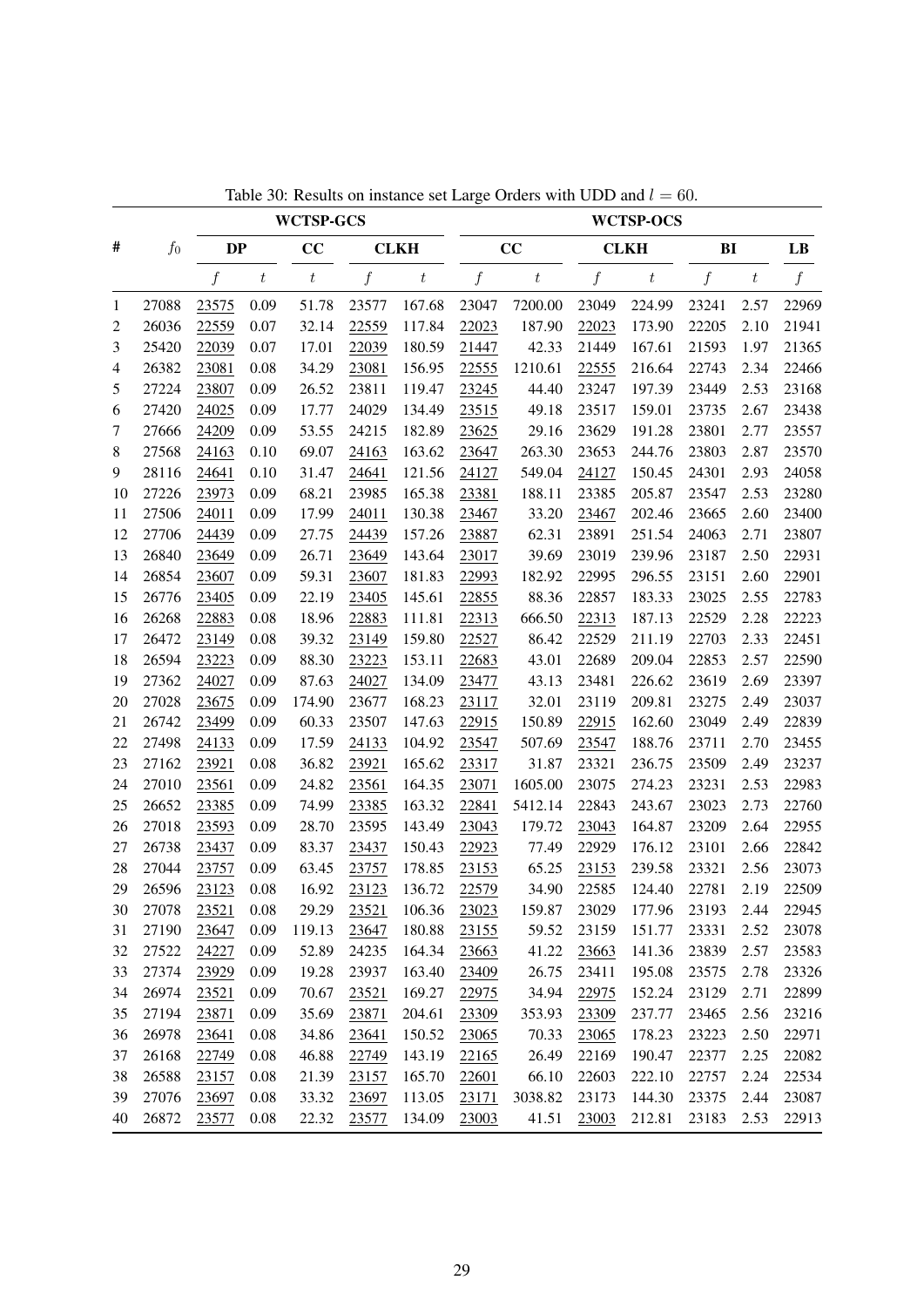Table 30: Results on instance set Large Orders with UDD and $l = 60$.

| # | $f_0$ | WCTSP-GCS | | | | | WCTSP-OCS | | | | | | |
|---|---|---|---|---|---|---|---|---|---|---|---|---|---|
| | | DP | | CC | CLKH | | CC | | CLKH | | BI | | LB |
| | | $f$ | $t$ | $t$ | $f$ | $t$ | $f$ | $t$ | $f$ | $t$ | $f$ | $t$ | $f$ |
| 1 | 27088 | 23575 | 0.09 | 51.78 | 23577 | 167.68 | 23047 | 7200.00 | 23049 | 224.99 | 23241 | 2.57 | 22969 |
| 2 | 26036 | 22559 | 0.07 | 32.14 | 22559 | 117.84 | 22023 | 187.90 | 22023 | 173.90 | 22205 | 2.10 | 21941 |
| 3 | 25420 | 22039 | 0.07 | 17.01 | 22039 | 180.59 | 21447 | 42.33 | 21449 | 167.61 | 21593 | 1.97 | 21365 |
| 4 | 26382 | 23081 | 0.08 | 34.29 | 23081 | 156.95 | 22555 | 1210.61 | 22555 | 216.64 | 22743 | 2.34 | 22466 |
| 5 | 27224 | 23807 | 0.09 | 26.52 | 23811 | 119.47 | 23245 | 44.40 | 23247 | 197.39 | 23449 | 2.53 | 23168 |
| 6 | 27420 | 24025 | 0.09 | 17.77 | 24029 | 134.49 | 23515 | 49.18 | 23517 | 159.01 | 23735 | 2.67 | 23438 |
| 7 | 27666 | 24209 | 0.09 | 53.55 | 24215 | 182.89 | 23625 | 29.16 | 23629 | 191.28 | 23801 | 2.77 | 23557 |
| 8 | 27568 | 24163 | 0.10 | 69.07 | 24163 | 163.62 | 23647 | 263.30 | 23653 | 244.76 | 23803 | 2.87 | 23570 |
| 9 | 28116 | 24641 | 0.10 | 31.47 | 24641 | 121.56 | 24127 | 549.04 | 24127 | 150.45 | 24301 | 2.93 | 24058 |
| 10 | 27226 | 23973 | 0.09 | 68.21 | 23985 | 165.38 | 23381 | 188.11 | 23385 | 205.87 | 23547 | 2.53 | 23280 |
| 11 | 27506 | 24011 | 0.09 | 17.99 | 24011 | 130.38 | 23467 | 33.20 | 23467 | 202.46 | 23665 | 2.60 | 23400 |
| 12 | 27706 | 24439 | 0.09 | 27.75 | 24439 | 157.26 | 23887 | 62.31 | 23891 | 251.54 | 24063 | 2.71 | 23807 |
| 13 | 26840 | 23649 | 0.09 | 26.71 | 23649 | 143.64 | 23017 | 39.69 | 23019 | 239.96 | 23187 | 2.50 | 22931 |
| 14 | 26854 | 23607 | 0.09 | 59.31 | 23607 | 181.83 | 22993 | 182.92 | 22995 | 296.55 | 23151 | 2.60 | 22901 |
| 15 | 26776 | 23405 | 0.09 | 22.19 | 23405 | 145.61 | 22855 | 88.36 | 22857 | 183.33 | 23025 | 2.55 | 22783 |
| 16 | 26268 | 22883 | 0.08 | 18.96 | 22883 | 111.81 | 22313 | 666.50 | 22313 | 187.13 | 22529 | 2.28 | 22223 |
| 17 | 26472 | 23149 | 0.08 | 39.32 | 23149 | 159.80 | 22527 | 86.42 | 22529 | 211.19 | 22703 | 2.33 | 22451 |
| 18 | 26594 | 23223 | 0.09 | 88.30 | 23223 | 153.11 | 22683 | 43.01 | 22689 | 209.04 | 22853 | 2.57 | 22590 |
| 19 | 27362 | 24027 | 0.09 | 87.63 | 24027 | 134.09 | 23477 | 43.13 | 23481 | 226.62 | 23619 | 2.69 | 23397 |
| 20 | 27028 | 23675 | 0.09 | 174.90 | 23677 | 168.23 | 23117 | 32.01 | 23119 | 209.81 | 23275 | 2.49 | 23037 |
| 21 | 26742 | 23499 | 0.09 | 60.33 | 23507 | 147.63 | 22915 | 150.89 | 22915 | 162.60 | 23049 | 2.49 | 22839 |
| 22 | 27498 | 24133 | 0.09 | 17.59 | 24133 | 104.92 | 23547 | 507.69 | 23547 | 188.76 | 23711 | 2.70 | 23455 |
| 23 | 27162 | 23921 | 0.08 | 36.82 | 23921 | 165.62 | 23317 | 31.87 | 23321 | 236.75 | 23509 | 2.49 | 23237 |
| 24 | 27010 | 23561 | 0.09 | 24.82 | 23561 | 164.35 | 23071 | 1605.00 | 23075 | 274.23 | 23231 | 2.53 | 22983 |
| 25 | 26652 | 23385 | 0.09 | 74.99 | 23385 | 163.32 | 22841 | 5412.14 | 22843 | 243.67 | 23023 | 2.73 | 22760 |
| 26 | 27018 | 23593 | 0.09 | 28.70 | 23595 | 143.49 | 23043 | 179.72 | 23043 | 164.87 | 23209 | 2.64 | 22955 |
| 27 | 26738 | 23437 | 0.09 | 83.37 | 23437 | 150.43 | 22923 | 77.49 | 22929 | 176.12 | 23101 | 2.66 | 22842 |
| 28 | 27044 | 23757 | 0.09 | 63.45 | 23757 | 178.85 | 23153 | 65.25 | 23153 | 239.58 | 23321 | 2.56 | 23073 |
| 29 | 26596 | 23123 | 0.08 | 16.92 | 23123 | 136.72 | 22579 | 34.90 | 22585 | 124.40 | 22781 | 2.19 | 22509 |
| 30 | 27078 | 23521 | 0.08 | 29.29 | 23521 | 106.36 | 23023 | 159.87 | 23029 | 177.96 | 23193 | 2.44 | 22945 |
| 31 | 27190 | 23647 | 0.09 | 119.13 | 23647 | 180.88 | 23155 | 59.52 | 23159 | 151.77 | 23331 | 2.52 | 23078 |
| 32 | 27522 | 24227 | 0.09 | 52.89 | 24235 | 164.34 | 23663 | 41.22 | 23663 | 141.36 | 23839 | 2.57 | 23583 |
| 33 | 27374 | 23929 | 0.09 | 19.28 | 23937 | 163.40 | 23409 | 26.75 | 23411 | 195.08 | 23575 | 2.78 | 23326 |
| 34 | 26974 | 23521 | 0.09 | 70.67 | 23521 | 169.27 | 22975 | 34.94 | 22975 | 152.24 | 23129 | 2.71 | 22899 |
| 35 | 27194 | 23871 | 0.09 | 35.69 | 23871 | 204.61 | 23309 | 353.93 | 23309 | 237.77 | 23465 | 2.56 | 23216 |
| 36 | 26978 | 23641 | 0.08 | 34.86 | 23641 | 150.52 | 23065 | 70.33 | 23065 | 178.23 | 23223 | 2.50 | 22971 |
| 37 | 26168 | 22749 | 0.08 | 46.88 | 22749 | 143.19 | 22165 | 26.49 | 22169 | 190.47 | 22377 | 2.25 | 22082 |
| 38 | 26588 | 23157 | 0.08 | 21.39 | 23157 | 165.70 | 22601 | 66.10 | 22603 | 222.10 | 22757 | 2.24 | 22534 |
| 39 | 27076 | 23697 | 0.08 | 33.32 | 23697 | 113.05 | 23171 | 3038.82 | 23173 | 144.30 | 23375 | 2.44 | 23087 |
| 40 | 26872 | 23577 | 0.08 | 22.32 | 23577 | 134.09 | 23003 | 41.51 | 23003 | 212.81 | 23183 | 2.53 | 22913 |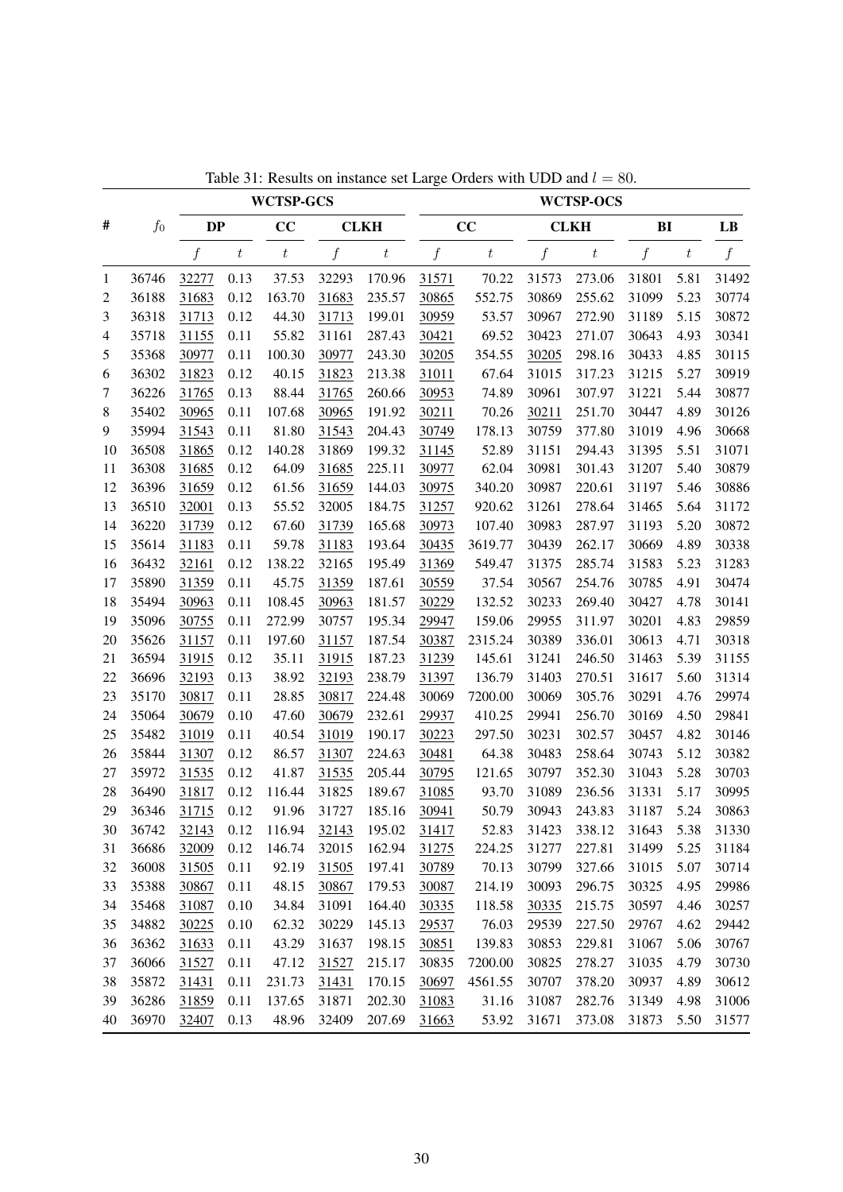Table 31: Results on instance set Large Orders with UDD and $l = 80$.

| # | $f_0$ | WCTSP-GCS | | | | | WCTSP-OCS | | | | | | |
|---|---|---|---|---|---|---|---|---|---|---|---|---|---|
| | | DP | | CC | CLKH | | CC | | CLKH | | BI | | LB |
| | | $f$ | $t$ | $t$ | $f$ | $t$ | $f$ | $t$ | $f$ | $t$ | $f$ | $t$ | $f$ |
| 1 | 36746 | 32277 | 0.13 | 37.53 | 32293 | 170.96 | 31571 | 70.22 | 31573 | 273.06 | 31801 | 5.81 | 31492 |
| 2 | 36188 | 31683 | 0.12 | 163.70 | 31683 | 235.57 | 30865 | 552.75 | 30869 | 255.62 | 31099 | 5.23 | 30774 |
| 3 | 36318 | 31713 | 0.12 | 44.30 | 31713 | 199.01 | 30959 | 53.57 | 30967 | 272.90 | 31189 | 5.15 | 30872 |
| 4 | 35718 | 31155 | 0.11 | 55.82 | 31161 | 287.43 | 30421 | 69.52 | 30423 | 271.07 | 30643 | 4.93 | 30341 |
| 5 | 35368 | 30977 | 0.11 | 100.30 | 30977 | 243.30 | 30205 | 354.55 | 30205 | 298.16 | 30433 | 4.85 | 30115 |
| 6 | 36302 | 31823 | 0.12 | 40.15 | 31823 | 213.38 | 31011 | 67.64 | 31015 | 317.23 | 31215 | 5.27 | 30919 |
| 7 | 36226 | 31765 | 0.13 | 88.44 | 31765 | 260.66 | 30953 | 74.89 | 30961 | 307.97 | 31221 | 5.44 | 30877 |
| 8 | 35402 | 30965 | 0.11 | 107.68 | 30965 | 191.92 | 30211 | 70.26 | 30211 | 251.70 | 30447 | 4.89 | 30126 |
| 9 | 35994 | 31543 | 0.11 | 81.80 | 31543 | 204.43 | 30749 | 178.13 | 30759 | 377.80 | 31019 | 4.96 | 30668 |
| 10 | 36508 | 31865 | 0.12 | 140.28 | 31869 | 199.32 | 31145 | 52.89 | 31151 | 294.43 | 31395 | 5.51 | 31071 |
| 11 | 36308 | 31685 | 0.12 | 64.09 | 31685 | 225.11 | 30977 | 62.04 | 30981 | 301.43 | 31207 | 5.40 | 30879 |
| 12 | 36396 | 31659 | 0.12 | 61.56 | 31659 | 144.03 | 30975 | 340.20 | 30987 | 220.61 | 31197 | 5.46 | 30886 |
| 13 | 36510 | 32001 | 0.13 | 55.52 | 32005 | 184.75 | 31257 | 920.62 | 31261 | 278.64 | 31465 | 5.64 | 31172 |
| 14 | 36220 | 31739 | 0.12 | 67.60 | 31739 | 165.68 | 30973 | 107.40 | 30983 | 287.97 | 31193 | 5.20 | 30872 |
| 15 | 35614 | 31183 | 0.11 | 59.78 | 31183 | 193.64 | 30435 | 3619.77 | 30439 | 262.17 | 30669 | 4.89 | 30338 |
| 16 | 36432 | 32161 | 0.12 | 138.22 | 32165 | 195.49 | 31369 | 549.47 | 31375 | 285.74 | 31583 | 5.23 | 31283 |
| 17 | 35890 | 31359 | 0.11 | 45.75 | 31359 | 187.61 | 30559 | 37.54 | 30567 | 254.76 | 30785 | 4.91 | 30474 |
| 18 | 35494 | 30963 | 0.11 | 108.45 | 30963 | 181.57 | 30229 | 132.52 | 30233 | 269.40 | 30427 | 4.78 | 30141 |
| 19 | 35096 | 30755 | 0.11 | 272.99 | 30757 | 195.34 | 29947 | 159.06 | 29955 | 311.97 | 30201 | 4.83 | 29859 |
| 20 | 35626 | 31157 | 0.11 | 197.60 | 31157 | 187.54 | 30387 | 2315.24 | 30389 | 336.01 | 30613 | 4.71 | 30318 |
| 21 | 36594 | 31915 | 0.12 | 35.11 | 31915 | 187.23 | 31239 | 145.61 | 31241 | 246.50 | 31463 | 5.39 | 31155 |
| 22 | 36696 | 32193 | 0.13 | 38.92 | 32193 | 238.79 | 31397 | 136.79 | 31403 | 270.51 | 31617 | 5.60 | 31314 |
| 23 | 35170 | 30817 | 0.11 | 28.85 | 30817 | 224.48 | 30069 | 7200.00 | 30069 | 305.76 | 30291 | 4.76 | 29974 |
| 24 | 35064 | 30679 | 0.10 | 47.60 | 30679 | 232.61 | 29937 | 410.25 | 29941 | 256.70 | 30169 | 4.50 | 29841 |
| 25 | 35482 | 31019 | 0.11 | 40.54 | 31019 | 190.17 | 30223 | 297.50 | 30231 | 302.57 | 30457 | 4.82 | 30146 |
| 26 | 35844 | 31307 | 0.12 | 86.57 | 31307 | 224.63 | 30481 | 64.38 | 30483 | 258.64 | 30743 | 5.12 | 30382 |
| 27 | 35972 | 31535 | 0.12 | 41.87 | 31535 | 205.44 | 30795 | 121.65 | 30797 | 352.30 | 31043 | 5.28 | 30703 |
| 28 | 36490 | 31817 | 0.12 | 116.44 | 31825 | 189.67 | 31085 | 93.70 | 31089 | 236.56 | 31331 | 5.17 | 30995 |
| 29 | 36346 | 31715 | 0.12 | 91.96 | 31727 | 185.16 | 30941 | 50.79 | 30943 | 243.83 | 31187 | 5.24 | 30863 |
| 30 | 36742 | 32143 | 0.12 | 116.94 | 32143 | 195.02 | 31417 | 52.83 | 31423 | 338.12 | 31643 | 5.38 | 31330 |
| 31 | 36686 | 32009 | 0.12 | 146.74 | 32015 | 162.94 | 31275 | 224.25 | 31277 | 227.81 | 31499 | 5.25 | 31184 |
| 32 | 36008 | 31505 | 0.11 | 92.19 | 31505 | 197.41 | 30789 | 70.13 | 30799 | 327.66 | 31015 | 5.07 | 30714 |
| 33 | 35388 | 30867 | 0.11 | 48.15 | 30867 | 179.53 | 30087 | 214.19 | 30093 | 296.75 | 30325 | 4.95 | 29986 |
| 34 | 35468 | 31087 | 0.10 | 34.84 | 31091 | 164.40 | 30335 | 118.58 | 30335 | 215.75 | 30597 | 4.46 | 30257 |
| 35 | 34882 | 30225 | 0.10 | 62.32 | 30229 | 145.13 | 29537 | 76.03 | 29539 | 227.50 | 29767 | 4.62 | 29442 |
| 36 | 36362 | 31633 | 0.11 | 43.29 | 31637 | 198.15 | 30851 | 139.83 | 30853 | 229.81 | 31067 | 5.06 | 30767 |
| 37 | 36066 | 31527 | 0.11 | 47.12 | 31527 | 215.17 | 30835 | 7200.00 | 30825 | 278.27 | 31035 | 4.79 | 30730 |
| 38 | 35872 | 31431 | 0.11 | 231.73 | 31431 | 170.15 | 30697 | 4561.55 | 30707 | 378.20 | 30937 | 4.89 | 30612 |
| 39 | 36286 | 31859 | 0.11 | 137.65 | 31871 | 202.30 | 31083 | 31.16 | 31087 | 282.76 | 31349 | 4.98 | 31006 |
| 40 | 36970 | 32407 | 0.13 | 48.96 | 32409 | 207.69 | 31663 | 53.92 | 31671 | 373.08 | 31873 | 5.50 | 31577 |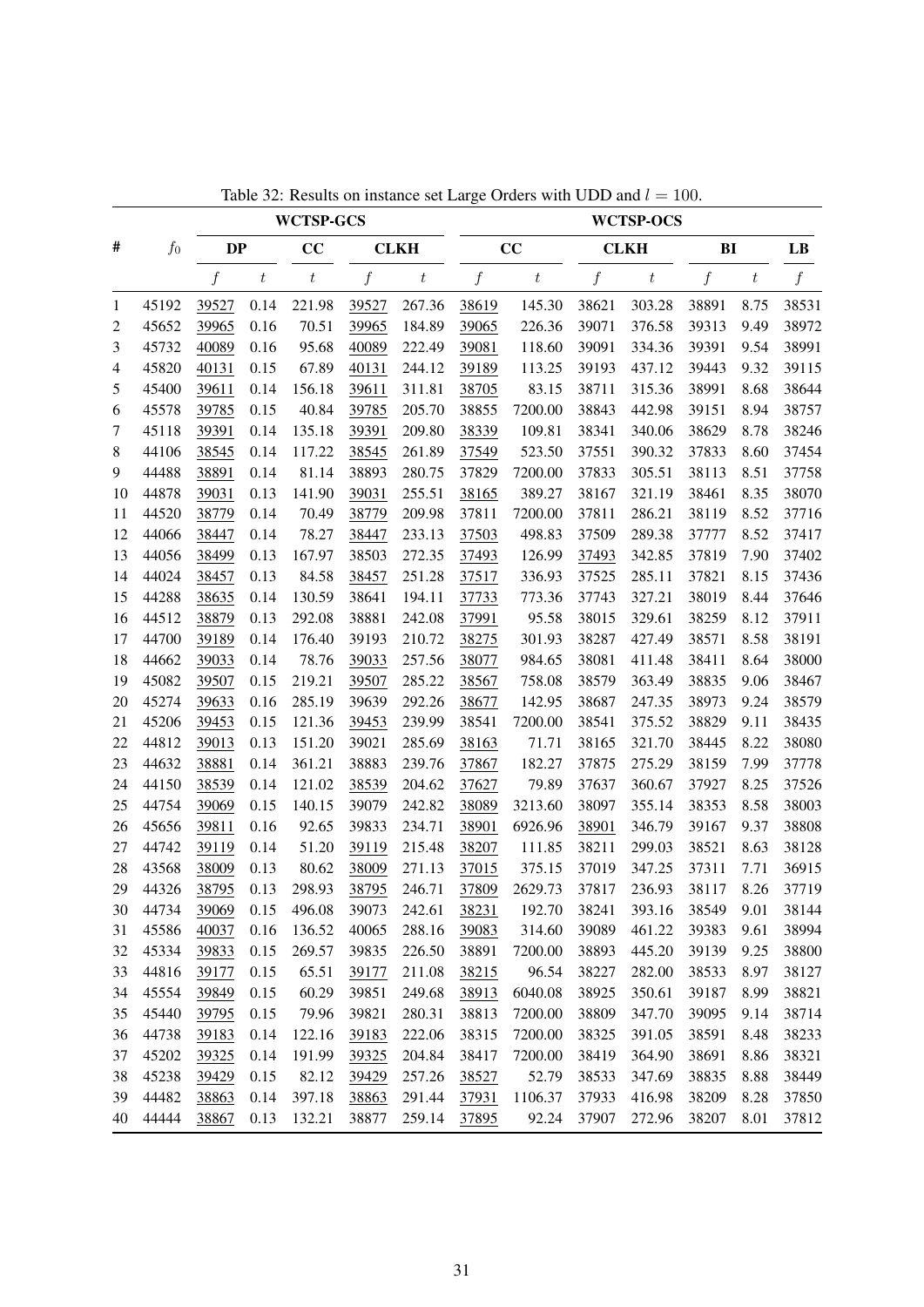Table 32: Results on instance set Large Orders with UDD and $l = 100$.

| # | $f_0$ | WCTSP-GCS | | | | | WCTSP-OCS | | | | | | |
|---|---|---|---|---|---|---|---|---|---|---|---|---|---|
| | | DP | | CC | CLKH | | CC | | CLKH | | BI | | LB |
| | | $f$ | $t$ | $t$ | $f$ | $t$ | $f$ | $t$ | $f$ | $t$ | $f$ | $t$ | $f$ |
| 1 | 45192 | 39527 | 0.14 | 221.98 | 39527 | 267.36 | 38619 | 145.30 | 38621 | 303.28 | 38891 | 8.75 | 38531 |
| 2 | 45652 | 39965 | 0.16 | 70.51 | 39965 | 184.89 | 39065 | 226.36 | 39071 | 376.58 | 39313 | 9.49 | 38972 |
| 3 | 45732 | 40089 | 0.16 | 95.68 | 40089 | 222.49 | 39081 | 118.60 | 39091 | 334.36 | 39391 | 9.54 | 38991 |
| 4 | 45820 | 40131 | 0.15 | 67.89 | 40131 | 244.12 | 39189 | 113.25 | 39193 | 437.12 | 39443 | 9.32 | 39115 |
| 5 | 45400 | 39611 | 0.14 | 156.18 | 39611 | 311.81 | 38705 | 83.15 | 38711 | 315.36 | 38991 | 8.68 | 38644 |
| 6 | 45578 | 39785 | 0.15 | 40.84 | 39785 | 205.70 | 38855 | 7200.00 | 38843 | 442.98 | 39151 | 8.94 | 38757 |
| 7 | 45118 | 39391 | 0.14 | 135.18 | 39391 | 209.80 | 38339 | 109.81 | 38341 | 340.06 | 38629 | 8.78 | 38246 |
| 8 | 44106 | 38545 | 0.14 | 117.22 | 38545 | 261.89 | 37549 | 523.50 | 37551 | 390.32 | 37833 | 8.60 | 37454 |
| 9 | 44488 | 38891 | 0.14 | 81.14 | 38893 | 280.75 | 37829 | 7200.00 | 37833 | 305.51 | 38113 | 8.51 | 37758 |
| 10 | 44878 | 39031 | 0.13 | 141.90 | 39031 | 255.51 | 38165 | 389.27 | 38167 | 321.19 | 38461 | 8.35 | 38070 |
| 11 | 44520 | 38779 | 0.14 | 70.49 | 38779 | 209.98 | 37811 | 7200.00 | 37811 | 286.21 | 38119 | 8.52 | 37716 |
| 12 | 44066 | 38447 | 0.14 | 78.27 | 38447 | 233.13 | 37503 | 498.83 | 37509 | 289.38 | 37777 | 8.52 | 37417 |
| 13 | 44056 | 38499 | 0.13 | 167.97 | 38503 | 272.35 | 37493 | 126.99 | 37493 | 342.85 | 37819 | 7.90 | 37402 |
| 14 | 44024 | 38457 | 0.13 | 84.58 | 38457 | 251.28 | 37517 | 336.93 | 37525 | 285.11 | 37821 | 8.15 | 37436 |
| 15 | 44288 | 38635 | 0.14 | 130.59 | 38641 | 194.11 | 37733 | 773.36 | 37743 | 327.21 | 38019 | 8.44 | 37646 |
| 16 | 44512 | 38879 | 0.13 | 292.08 | 38881 | 242.08 | 37991 | 95.58 | 38015 | 329.61 | 38259 | 8.12 | 37911 |
| 17 | 44700 | 39189 | 0.14 | 176.40 | 39193 | 210.72 | 38275 | 301.93 | 38287 | 427.49 | 38571 | 8.58 | 38191 |
| 18 | 44662 | 39033 | 0.14 | 78.76 | 39033 | 257.56 | 38077 | 984.65 | 38081 | 411.48 | 38411 | 8.64 | 38000 |
| 19 | 45082 | 39507 | 0.15 | 219.21 | 39507 | 285.22 | 38567 | 758.08 | 38579 | 363.49 | 38835 | 9.06 | 38467 |
| 20 | 45274 | 39633 | 0.16 | 285.19 | 39639 | 292.26 | 38677 | 142.95 | 38687 | 247.35 | 38973 | 9.24 | 38579 |
| 21 | 45206 | 39453 | 0.15 | 121.36 | 39453 | 239.99 | 38541 | 7200.00 | 38541 | 375.52 | 38829 | 9.11 | 38435 |
| 22 | 44812 | 39013 | 0.13 | 151.20 | 39021 | 285.69 | 38163 | 71.71 | 38165 | 321.70 | 38445 | 8.22 | 38080 |
| 23 | 44632 | 38881 | 0.14 | 361.21 | 38883 | 239.76 | 37867 | 182.27 | 37875 | 275.29 | 38159 | 7.99 | 37778 |
| 24 | 44150 | 38539 | 0.14 | 121.02 | 38539 | 204.62 | 37627 | 79.89 | 37637 | 360.67 | 37927 | 8.25 | 37526 |
| 25 | 44754 | 39069 | 0.15 | 140.15 | 39079 | 242.82 | 38089 | 3213.60 | 38097 | 355.14 | 38353 | 8.58 | 38003 |
| 26 | 45656 | 39811 | 0.16 | 92.65 | 39833 | 234.71 | 38901 | 6926.96 | 38901 | 346.79 | 39167 | 9.37 | 38808 |
| 27 | 44742 | 39119 | 0.14 | 51.20 | 39119 | 215.48 | 38207 | 111.85 | 38211 | 299.03 | 38521 | 8.63 | 38128 |
| 28 | 43568 | 38009 | 0.13 | 80.62 | 38009 | 271.13 | 37015 | 375.15 | 37019 | 347.25 | 37311 | 7.71 | 36915 |
| 29 | 44326 | 38795 | 0.13 | 298.93 | 38795 | 246.71 | 37809 | 2629.73 | 37817 | 236.93 | 38117 | 8.26 | 37719 |
| 30 | 44734 | 39069 | 0.15 | 496.08 | 39073 | 242.61 | 38231 | 192.70 | 38241 | 393.16 | 38549 | 9.01 | 38144 |
| 31 | 45586 | 40037 | 0.16 | 136.52 | 40065 | 288.16 | 39083 | 314.60 | 39089 | 461.22 | 39383 | 9.61 | 38994 |
| 32 | 45334 | 39833 | 0.15 | 269.57 | 39835 | 226.50 | 38891 | 7200.00 | 38893 | 445.20 | 39139 | 9.25 | 38800 |
| 33 | 44816 | 39177 | 0.15 | 65.51 | 39177 | 211.08 | 38215 | 96.54 | 38227 | 282.00 | 38533 | 8.97 | 38127 |
| 34 | 45554 | 39849 | 0.15 | 60.29 | 39851 | 249.68 | 38913 | 6040.08 | 38925 | 350.61 | 39187 | 8.99 | 38821 |
| 35 | 45440 | 39795 | 0.15 | 79.96 | 39821 | 280.31 | 38813 | 7200.00 | 38809 | 347.70 | 39095 | 9.14 | 38714 |
| 36 | 44738 | 39183 | 0.14 | 122.16 | 39183 | 222.06 | 38315 | 7200.00 | 38325 | 391.05 | 38591 | 8.48 | 38233 |
| 37 | 45202 | 39325 | 0.14 | 191.99 | 39325 | 204.84 | 38417 | 7200.00 | 38419 | 364.90 | 38691 | 8.86 | 38321 |
| 38 | 45238 | 39429 | 0.15 | 82.12 | 39429 | 257.26 | 38527 | 52.79 | 38533 | 347.69 | 38835 | 8.88 | 38449 |
| 39 | 44482 | 38863 | 0.14 | 397.18 | 38863 | 291.44 | 37931 | 1106.37 | 37933 | 416.98 | 38209 | 8.28 | 37850 |
| 40 | 44444 | 38867 | 0.13 | 132.21 | 38877 | 259.14 | 37895 | 92.24 | 37907 | 272.96 | 38207 | 8.01 | 37812 |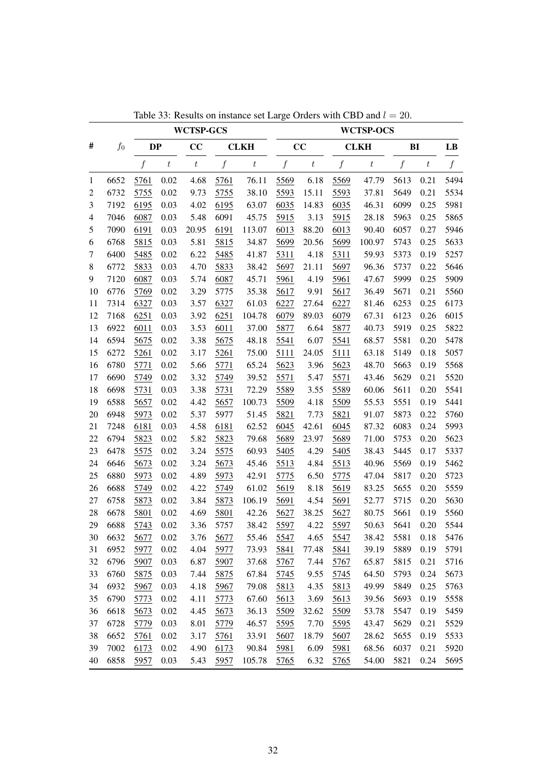Table 33: Results on instance set Large Orders with CBD and $l = 20$.

| # | $f_0$ | WCTSP-GCS | | | | | WCTSP-OCS | | | | | | LB |
|---|---|---|---|---|---|---|---|---|---|---|---|---|---|
| | | DP | | CC | CLKH | | CC | | CLKH | | BI | | LB |
| | | $f$ | $t$ | $t$ | $f$ | $t$ | $f$ | $t$ | $f$ | $t$ | $f$ | $t$ | $f$ |
| 1 | 6652 | 5761 | 0.02 | 4.68 | 5761 | 76.11 | 5569 | 6.18 | 5569 | 47.79 | 5613 | 0.21 | 5494 |
| 2 | 6732 | 5755 | 0.02 | 9.73 | 5755 | 38.10 | 5593 | 15.11 | 5593 | 37.81 | 5649 | 0.21 | 5534 |
| 3 | 7192 | 6195 | 0.03 | 4.02 | 6195 | 63.07 | 6035 | 14.83 | 6035 | 46.31 | 6099 | 0.25 | 5981 |
| 4 | 7046 | 6087 | 0.03 | 5.48 | 6091 | 45.75 | 5915 | 3.13 | 5915 | 28.18 | 5963 | 0.25 | 5865 |
| 5 | 7090 | 6191 | 0.03 | 20.95 | 6191 | 113.07 | 6013 | 88.20 | 6013 | 90.40 | 6057 | 0.27 | 5946 |
| 6 | 6768 | 5815 | 0.03 | 5.81 | 5815 | 34.87 | 5699 | 20.56 | 5699 | 100.97 | 5743 | 0.25 | 5633 |
| 7 | 6400 | 5485 | 0.02 | 6.22 | 5485 | 41.87 | 5311 | 4.18 | 5311 | 59.93 | 5373 | 0.19 | 5257 |
| 8 | 6772 | 5833 | 0.03 | 4.70 | 5833 | 38.42 | 5697 | 21.11 | 5697 | 96.36 | 5737 | 0.22 | 5646 |
| 9 | 7120 | 6087 | 0.03 | 5.74 | 6087 | 45.71 | 5961 | 4.19 | 5961 | 47.67 | 5999 | 0.25 | 5909 |
| 10 | 6776 | 5769 | 0.02 | 3.29 | 5775 | 35.38 | 5617 | 9.91 | 5617 | 36.49 | 5671 | 0.21 | 5560 |
| 11 | 7314 | 6327 | 0.03 | 3.57 | 6327 | 61.03 | 6227 | 27.64 | 6227 | 81.46 | 6253 | 0.25 | 6173 |
| 12 | 7168 | 6251 | 0.03 | 3.92 | 6251 | 104.78 | 6079 | 89.03 | 6079 | 67.31 | 6123 | 0.26 | 6015 |
| 13 | 6922 | 6011 | 0.03 | 3.53 | 6011 | 37.00 | 5877 | 6.64 | 5877 | 40.73 | 5919 | 0.25 | 5822 |
| 14 | 6594 | 5675 | 0.02 | 3.38 | 5675 | 48.18 | 5541 | 6.07 | 5541 | 68.57 | 5581 | 0.20 | 5478 |
| 15 | 6272 | 5261 | 0.02 | 3.17 | 5261 | 75.00 | 5111 | 24.05 | 5111 | 63.18 | 5149 | 0.18 | 5057 |
| 16 | 6780 | 5771 | 0.02 | 5.66 | 5771 | 65.24 | 5623 | 3.96 | 5623 | 48.70 | 5663 | 0.19 | 5568 |
| 17 | 6690 | 5749 | 0.02 | 3.32 | 5749 | 39.52 | 5571 | 5.47 | 5571 | 43.46 | 5629 | 0.21 | 5520 |
| 18 | 6698 | 5731 | 0.03 | 3.38 | 5731 | 72.29 | 5589 | 3.55 | 5589 | 60.06 | 5611 | 0.20 | 5541 |
| 19 | 6588 | 5657 | 0.02 | 4.42 | 5657 | 100.73 | 5509 | 4.18 | 5509 | 55.53 | 5551 | 0.19 | 5441 |
| 20 | 6948 | 5973 | 0.02 | 5.37 | 5977 | 51.45 | 5821 | 7.73 | 5821 | 91.07 | 5873 | 0.22 | 5760 |
| 21 | 7248 | 6181 | 0.03 | 4.58 | 6181 | 62.52 | 6045 | 42.61 | 6045 | 87.32 | 6083 | 0.24 | 5993 |
| 22 | 6794 | 5823 | 0.02 | 5.82 | 5823 | 79.68 | 5689 | 23.97 | 5689 | 71.00 | 5753 | 0.20 | 5623 |
| 23 | 6478 | 5575 | 0.02 | 3.24 | 5575 | 60.93 | 5405 | 4.29 | 5405 | 38.43 | 5445 | 0.17 | 5337 |
| 24 | 6646 | 5673 | 0.02 | 3.24 | 5673 | 45.46 | 5513 | 4.84 | 5513 | 40.96 | 5569 | 0.19 | 5462 |
| 25 | 6880 | 5973 | 0.02 | 4.89 | 5973 | 42.91 | 5775 | 6.50 | 5775 | 47.04 | 5817 | 0.20 | 5723 |
| 26 | 6688 | 5749 | 0.02 | 4.22 | 5749 | 61.02 | 5619 | 8.18 | 5619 | 83.25 | 5655 | 0.20 | 5559 |
| 27 | 6758 | 5873 | 0.02 | 3.84 | 5873 | 106.19 | 5691 | 4.54 | 5691 | 52.77 | 5715 | 0.20 | 5630 |
| 28 | 6678 | 5801 | 0.02 | 4.69 | 5801 | 42.26 | 5627 | 38.25 | 5627 | 80.75 | 5661 | 0.19 | 5560 |
| 29 | 6688 | 5743 | 0.02 | 3.36 | 5757 | 38.42 | 5597 | 4.22 | 5597 | 50.63 | 5641 | 0.20 | 5544 |
| 30 | 6632 | 5677 | 0.02 | 3.76 | 5677 | 55.46 | 5547 | 4.65 | 5547 | 38.42 | 5581 | 0.18 | 5476 |
| 31 | 6952 | 5977 | 0.02 | 4.04 | 5977 | 73.93 | 5841 | 77.48 | 5841 | 39.19 | 5889 | 0.19 | 5791 |
| 32 | 6796 | 5907 | 0.03 | 6.87 | 5907 | 37.68 | 5767 | 7.44 | 5767 | 65.87 | 5815 | 0.21 | 5716 |
| 33 | 6760 | 5875 | 0.03 | 7.44 | 5875 | 67.84 | 5745 | 9.55 | 5745 | 64.50 | 5793 | 0.24 | 5673 |
| 34 | 6932 | 5967 | 0.03 | 4.18 | 5967 | 79.08 | 5813 | 4.35 | 5813 | 49.99 | 5849 | 0.25 | 5763 |
| 35 | 6790 | 5773 | 0.02 | 4.11 | 5773 | 67.60 | 5613 | 3.69 | 5613 | 39.56 | 5693 | 0.19 | 5558 |
| 36 | 6618 | 5673 | 0.02 | 4.45 | 5673 | 36.13 | 5509 | 32.62 | 5509 | 53.78 | 5547 | 0.19 | 5459 |
| 37 | 6728 | 5779 | 0.03 | 8.01 | 5779 | 46.57 | 5595 | 7.70 | 5595 | 43.47 | 5629 | 0.21 | 5529 |
| 38 | 6652 | 5761 | 0.02 | 3.17 | 5761 | 33.91 | 5607 | 18.79 | 5607 | 28.62 | 5655 | 0.19 | 5533 |
| 39 | 7002 | 6173 | 0.02 | 4.90 | 6173 | 90.84 | 5981 | 6.09 | 5981 | 68.56 | 6037 | 0.21 | 5920 |
| 40 | 6858 | 5957 | 0.03 | 5.43 | 5957 | 105.78 | 5765 | 6.32 | 5765 | 54.00 | 5821 | 0.24 | 5695 |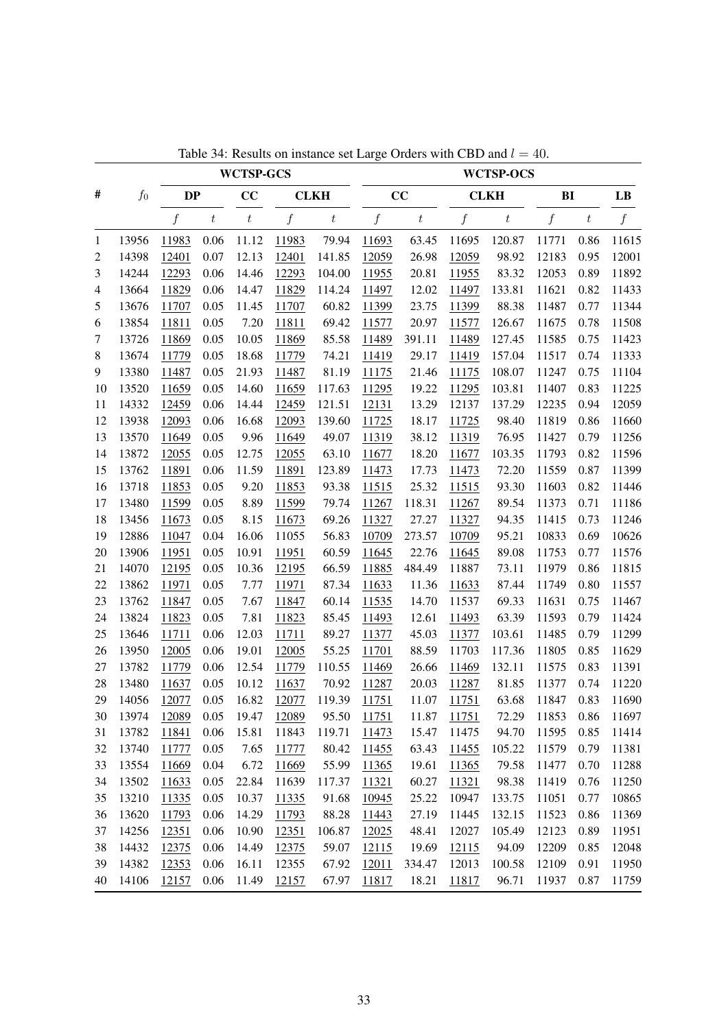Table 34: Results on instance set Large Orders with CBD and $l = 40$.

| # | $f_0$ | **WCTSP-GCS** | | | | | **WCTSP-OCS** | | | | | | |
|---|---|---|---|---|---|---|---|---|---|---|---|---|---|
| | | **DP** | | **CC** | **CLKH** | | **CC** | | **CLKH** | | **BI** | | **LB** |
| | | $f$ | $t$ | $t$ | $f$ | $t$ | $f$ | $t$ | $f$ | $t$ | $f$ | $t$ | $f$ |
| 1 | 13956 | 11983 | 0.06 | 11.12 | 11983 | 79.94 | 11693 | 63.45 | 11695 | 120.87 | 11771 | 0.86 | 11615 |
| 2 | 14398 | 12401 | 0.07 | 12.13 | 12401 | 141.85 | 12059 | 26.98 | 12059 | 98.92 | 12183 | 0.95 | 12001 |
| 3 | 14244 | 12293 | 0.06 | 14.46 | 12293 | 104.00 | 11955 | 20.81 | 11955 | 83.32 | 12053 | 0.89 | 11892 |
| 4 | 13664 | 11829 | 0.06 | 14.47 | 11829 | 114.24 | 11497 | 12.02 | 11497 | 133.81 | 11621 | 0.82 | 11433 |
| 5 | 13676 | 11707 | 0.05 | 11.45 | 11707 | 60.82 | 11399 | 23.75 | 11399 | 88.38 | 11487 | 0.77 | 11344 |
| 6 | 13854 | 11811 | 0.05 | 7.20 | 11811 | 69.42 | 11577 | 20.97 | 11577 | 126.67 | 11675 | 0.78 | 11508 |
| 7 | 13726 | 11869 | 0.05 | 10.05 | 11869 | 85.58 | 11489 | 391.11 | 11489 | 127.45 | 11585 | 0.75 | 11423 |
| 8 | 13674 | 11779 | 0.05 | 18.68 | 11779 | 74.21 | 11419 | 29.17 | 11419 | 157.04 | 11517 | 0.74 | 11333 |
| 9 | 13380 | 11487 | 0.05 | 21.93 | 11487 | 81.19 | 11175 | 21.46 | 11175 | 108.07 | 11247 | 0.75 | 11104 |
| 10 | 13520 | 11659 | 0.05 | 14.60 | 11659 | 117.63 | 11295 | 19.22 | 11295 | 103.81 | 11407 | 0.83 | 11225 |
| 11 | 14332 | 12459 | 0.06 | 14.44 | 12459 | 121.51 | 12131 | 13.29 | 12137 | 137.29 | 12235 | 0.94 | 12059 |
| 12 | 13938 | 12093 | 0.06 | 16.68 | 12093 | 139.60 | 11725 | 18.17 | 11725 | 98.40 | 11819 | 0.86 | 11660 |
| 13 | 13570 | 11649 | 0.05 | 9.96 | 11649 | 49.07 | 11319 | 38.12 | 11319 | 76.95 | 11427 | 0.79 | 11256 |
| 14 | 13872 | 12055 | 0.05 | 12.75 | 12055 | 63.10 | 11677 | 18.20 | 11677 | 103.35 | 11793 | 0.82 | 11596 |
| 15 | 13762 | 11891 | 0.06 | 11.59 | 11891 | 123.89 | 11473 | 17.73 | 11473 | 72.20 | 11559 | 0.87 | 11399 |
| 16 | 13718 | 11853 | 0.05 | 9.20 | 11853 | 93.38 | 11515 | 25.32 | 11515 | 93.30 | 11603 | 0.82 | 11446 |
| 17 | 13480 | 11599 | 0.05 | 8.89 | 11599 | 79.74 | 11267 | 118.31 | 11267 | 89.54 | 11373 | 0.71 | 11186 |
| 18 | 13456 | 11673 | 0.05 | 8.15 | 11673 | 69.26 | 11327 | 27.27 | 11327 | 94.35 | 11415 | 0.73 | 11246 |
| 19 | 12886 | 11047 | 0.04 | 16.06 | 11055 | 56.83 | 10709 | 273.57 | 10709 | 95.21 | 10833 | 0.69 | 10626 |
| 20 | 13906 | 11951 | 0.05 | 10.91 | 11951 | 60.59 | 11645 | 22.76 | 11645 | 89.08 | 11753 | 0.77 | 11576 |
| 21 | 14070 | 12195 | 0.05 | 10.36 | 12195 | 66.59 | 11885 | 484.49 | 11887 | 73.11 | 11979 | 0.86 | 11815 |
| 22 | 13862 | 11971 | 0.05 | 7.77 | 11971 | 87.34 | 11633 | 11.36 | 11633 | 87.44 | 11749 | 0.80 | 11557 |
| 23 | 13762 | 11847 | 0.05 | 7.67 | 11847 | 60.14 | 11535 | 14.70 | 11537 | 69.33 | 11631 | 0.75 | 11467 |
| 24 | 13824 | 11823 | 0.05 | 7.81 | 11823 | 85.45 | 11493 | 12.61 | 11493 | 63.39 | 11593 | 0.79 | 11424 |
| 25 | 13646 | 11711 | 0.06 | 12.03 | 11711 | 89.27 | 11377 | 45.03 | 11377 | 103.61 | 11485 | 0.79 | 11299 |
| 26 | 13950 | 12005 | 0.06 | 19.01 | 12005 | 55.25 | 11701 | 88.59 | 11703 | 117.36 | 11805 | 0.85 | 11629 |
| 27 | 13782 | 11779 | 0.06 | 12.54 | 11779 | 110.55 | 11469 | 26.66 | 11469 | 132.11 | 11575 | 0.83 | 11391 |
| 28 | 13480 | 11637 | 0.05 | 10.12 | 11637 | 70.92 | 11287 | 20.03 | 11287 | 81.85 | 11377 | 0.74 | 11220 |
| 29 | 14056 | 12077 | 0.05 | 16.82 | 12077 | 119.39 | 11751 | 11.07 | 11751 | 63.68 | 11847 | 0.83 | 11690 |
| 30 | 13974 | 12089 | 0.05 | 19.47 | 12089 | 95.50 | 11751 | 11.87 | 11751 | 72.29 | 11853 | 0.86 | 11697 |
| 31 | 13782 | 11841 | 0.06 | 15.81 | 11843 | 119.71 | 11473 | 15.47 | 11475 | 94.70 | 11595 | 0.85 | 11414 |
| 32 | 13740 | 11777 | 0.05 | 7.65 | 11777 | 80.42 | 11455 | 63.43 | 11455 | 105.22 | 11579 | 0.79 | 11381 |
| 33 | 13554 | 11669 | 0.04 | 6.72 | 11669 | 55.99 | 11365 | 19.61 | 11365 | 79.58 | 11477 | 0.70 | 11288 |
| 34 | 13502 | 11633 | 0.05 | 22.84 | 11639 | 117.37 | 11321 | 60.27 | 11321 | 98.38 | 11419 | 0.76 | 11250 |
| 35 | 13210 | 11335 | 0.05 | 10.37 | 11335 | 91.68 | 10945 | 25.22 | 10947 | 133.75 | 11051 | 0.77 | 10865 |
| 36 | 13620 | 11793 | 0.06 | 14.29 | 11793 | 88.28 | 11443 | 27.19 | 11445 | 132.15 | 11523 | 0.86 | 11369 |
| 37 | 14256 | 12351 | 0.06 | 10.90 | 12351 | 106.87 | 12025 | 48.41 | 12027 | 105.49 | 12123 | 0.89 | 11951 |
| 38 | 14432 | 12375 | 0.06 | 14.49 | 12375 | 59.07 | 12115 | 19.69 | 12115 | 94.09 | 12209 | 0.85 | 12048 |
| 39 | 14382 | 12353 | 0.06 | 16.11 | 12355 | 67.92 | 12011 | 334.47 | 12013 | 100.58 | 12109 | 0.91 | 11950 |
| 40 | 14106 | 12157 | 0.06 | 11.49 | 12157 | 67.97 | 11817 | 18.21 | 11817 | 96.71 | 11937 | 0.87 | 11759 |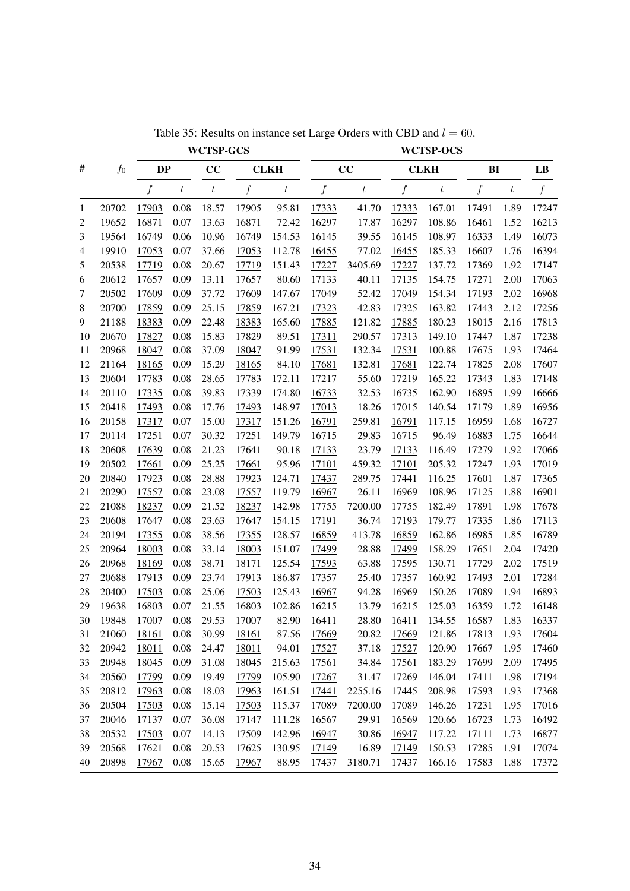Table 35: Results on instance set Large Orders with CBD and $l = 60$.

| # | $f_0$ | WCTSP-GCS | | | | | WCTSP-OCS | | | | | | |
|---|---|---|---|---|---|---|---|---|---|---|---|---|---|
| | | **DP** | | **CC** | **CLKH** | | **CC** | | **CLKH** | | **BI** | | **LB** |
| | | $f$ | $t$ | $t$ | $f$ | $t$ | $f$ | $t$ | $f$ | $t$ | $f$ | $t$ | $f$ |
| 1 | 20702 | 17903 | 0.08 | 18.57 | 17905 | 95.81 | 17333 | 41.70 | 17333 | 167.01 | 17491 | 1.89 | 17247 |
| 2 | 19652 | 16871 | 0.07 | 13.63 | 16871 | 72.42 | 16297 | 17.87 | 16297 | 108.86 | 16461 | 1.52 | 16213 |
| 3 | 19564 | 16749 | 0.06 | 10.96 | 16749 | 154.53 | 16145 | 39.55 | 16145 | 108.97 | 16333 | 1.49 | 16073 |
| 4 | 19910 | 17053 | 0.07 | 37.66 | 17053 | 112.78 | 16455 | 77.02 | 16455 | 185.33 | 16607 | 1.76 | 16394 |
| 5 | 20538 | 17719 | 0.08 | 20.67 | 17719 | 151.43 | 17227 | 3405.69 | 17227 | 137.72 | 17369 | 1.92 | 17147 |
| 6 | 20612 | 17657 | 0.09 | 13.11 | 17657 | 80.60 | 17133 | 40.11 | 17135 | 154.75 | 17271 | 2.00 | 17063 |
| 7 | 20502 | 17609 | 0.09 | 37.72 | 17609 | 147.67 | 17049 | 52.42 | 17049 | 154.34 | 17193 | 2.02 | 16968 |
| 8 | 20700 | 17859 | 0.09 | 25.15 | 17859 | 167.21 | 17323 | 42.83 | 17325 | 163.82 | 17443 | 2.12 | 17256 |
| 9 | 21188 | 18383 | 0.09 | 22.48 | 18383 | 165.60 | 17885 | 121.82 | 17885 | 180.23 | 18015 | 2.16 | 17813 |
| 10 | 20670 | 17827 | 0.08 | 15.83 | 17829 | 89.51 | 17311 | 290.57 | 17313 | 149.10 | 17447 | 1.87 | 17238 |
| 11 | 20968 | 18047 | 0.08 | 37.09 | 18047 | 91.99 | 17531 | 132.34 | 17531 | 100.88 | 17675 | 1.93 | 17464 |
| 12 | 21164 | 18165 | 0.09 | 15.29 | 18165 | 84.10 | 17681 | 132.81 | 17681 | 122.74 | 17825 | 2.08 | 17607 |
| 13 | 20604 | 17783 | 0.08 | 28.65 | 17783 | 172.11 | 17217 | 55.60 | 17219 | 165.22 | 17343 | 1.83 | 17148 |
| 14 | 20110 | 17335 | 0.08 | 39.83 | 17339 | 174.80 | 16733 | 32.53 | 16735 | 162.90 | 16895 | 1.99 | 16666 |
| 15 | 20418 | 17493 | 0.08 | 17.76 | 17493 | 148.97 | 17013 | 18.26 | 17015 | 140.54 | 17179 | 1.89 | 16956 |
| 16 | 20158 | 17317 | 0.07 | 15.00 | 17317 | 151.26 | 16791 | 259.81 | 16791 | 117.15 | 16959 | 1.68 | 16727 |
| 17 | 20114 | 17251 | 0.07 | 30.32 | 17251 | 149.79 | 16715 | 29.83 | 16715 | 96.49 | 16883 | 1.75 | 16644 |
| 18 | 20608 | 17639 | 0.08 | 21.23 | 17641 | 90.18 | 17133 | 23.79 | 17133 | 116.49 | 17279 | 1.92 | 17066 |
| 19 | 20502 | 17661 | 0.09 | 25.25 | 17661 | 95.96 | 17101 | 459.32 | 17101 | 205.32 | 17247 | 1.93 | 17019 |
| 20 | 20840 | 17923 | 0.08 | 28.88 | 17923 | 124.71 | 17437 | 289.75 | 17441 | 116.25 | 17601 | 1.87 | 17365 |
| 21 | 20290 | 17557 | 0.08 | 23.08 | 17557 | 119.79 | 16967 | 26.11 | 16969 | 108.96 | 17125 | 1.88 | 16901 |
| 22 | 21088 | 18237 | 0.09 | 21.52 | 18237 | 142.98 | 17755 | 7200.00 | 17755 | 182.49 | 17891 | 1.98 | 17678 |
| 23 | 20608 | 17647 | 0.08 | 23.63 | 17647 | 154.15 | 17191 | 36.74 | 17193 | 179.77 | 17335 | 1.86 | 17113 |
| 24 | 20194 | 17355 | 0.08 | 38.56 | 17355 | 128.57 | 16859 | 413.78 | 16859 | 162.86 | 16985 | 1.85 | 16789 |
| 25 | 20964 | 18003 | 0.08 | 33.14 | 18003 | 151.07 | 17499 | 28.88 | 17499 | 158.29 | 17651 | 2.04 | 17420 |
| 26 | 20968 | 18169 | 0.08 | 38.71 | 18171 | 125.54 | 17593 | 63.88 | 17595 | 130.71 | 17729 | 2.02 | 17519 |
| 27 | 20688 | 17913 | 0.09 | 23.74 | 17913 | 186.87 | 17357 | 25.40 | 17357 | 160.92 | 17493 | 2.01 | 17284 |
| 28 | 20400 | 17503 | 0.08 | 25.06 | 17503 | 125.43 | 16967 | 94.28 | 16969 | 150.26 | 17089 | 1.94 | 16893 |
| 29 | 19638 | 16803 | 0.07 | 21.55 | 16803 | 102.86 | 16215 | 13.79 | 16215 | 125.03 | 16359 | 1.72 | 16148 |
| 30 | 19848 | 17007 | 0.08 | 29.53 | 17007 | 82.90 | 16411 | 28.80 | 16411 | 134.55 | 16587 | 1.83 | 16337 |
| 31 | 21060 | 18161 | 0.08 | 30.99 | 18161 | 87.56 | 17669 | 20.82 | 17669 | 121.86 | 17813 | 1.93 | 17604 |
| 32 | 20942 | 18011 | 0.08 | 24.47 | 18011 | 94.01 | 17527 | 37.18 | 17527 | 120.90 | 17667 | 1.95 | 17460 |
| 33 | 20948 | 18045 | 0.09 | 31.08 | 18045 | 215.63 | 17561 | 34.84 | 17561 | 183.29 | 17699 | 2.09 | 17495 |
| 34 | 20560 | 17799 | 0.09 | 19.49 | 17799 | 105.90 | 17267 | 31.47 | 17269 | 146.04 | 17411 | 1.98 | 17194 |
| 35 | 20812 | 17963 | 0.08 | 18.03 | 17963 | 161.51 | 17441 | 2255.16 | 17445 | 208.98 | 17593 | 1.93 | 17368 |
| 36 | 20504 | 17503 | 0.08 | 15.14 | 17503 | 115.37 | 17089 | 7200.00 | 17089 | 146.26 | 17231 | 1.95 | 17016 |
| 37 | 20046 | 17137 | 0.07 | 36.08 | 17147 | 111.28 | 16567 | 29.91 | 16569 | 120.66 | 16723 | 1.73 | 16492 |
| 38 | 20532 | 17503 | 0.07 | 14.13 | 17509 | 142.96 | 16947 | 30.86 | 16947 | 117.22 | 17111 | 1.73 | 16877 |
| 39 | 20568 | 17621 | 0.08 | 20.53 | 17625 | 130.95 | 17149 | 16.89 | 17149 | 150.53 | 17285 | 1.91 | 17074 |
| 40 | 20898 | 17967 | 0.08 | 15.65 | 17967 | 88.95 | 17437 | 3180.71 | 17437 | 166.16 | 17583 | 1.88 | 17372 |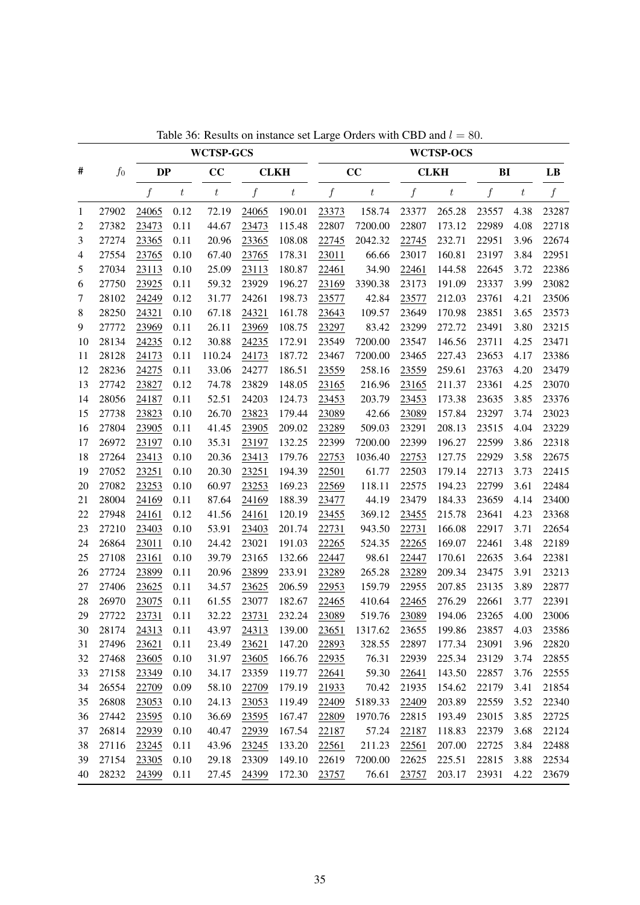Table 36: Results on instance set Large Orders with CBD and $l = 80$.

| # | $f_0$ | WCTSP-GCS | | | | | WCTSP-OCS | | | | | | |
|---|---|---|---|---|---|---|---|---|---|---|---|---|---|
| | | DP | | CC | CLKH | | CC | | CLKH | | BI | | LB |
| | | $f$ | $t$ | $t$ | $f$ | $t$ | $f$ | $t$ | $f$ | $t$ | $f$ | $t$ | $f$ |
| 1 | 27902 | 24065 | 0.12 | 72.19 | 24065 | 190.01 | 23373 | 158.74 | 23377 | 265.28 | 23557 | 4.38 | 23287 |
| 2 | 27382 | 23473 | 0.11 | 44.67 | 23473 | 115.48 | 22807 | 7200.00 | 22807 | 173.12 | 22989 | 4.08 | 22718 |
| 3 | 27274 | 23365 | 0.11 | 20.96 | 23365 | 108.08 | 22745 | 2042.32 | 22745 | 232.71 | 22951 | 3.96 | 22674 |
| 4 | 27554 | 23765 | 0.10 | 67.40 | 23765 | 178.31 | 23011 | 66.66 | 23017 | 160.81 | 23197 | 3.84 | 22951 |
| 5 | 27034 | 23113 | 0.10 | 25.09 | 23113 | 180.87 | 22461 | 34.90 | 22461 | 144.58 | 22645 | 3.72 | 22386 |
| 6 | 27750 | 23925 | 0.11 | 59.32 | 23929 | 196.27 | 23169 | 3390.38 | 23173 | 191.09 | 23337 | 3.99 | 23082 |
| 7 | 28102 | 24249 | 0.12 | 31.77 | 24261 | 198.73 | 23577 | 42.84 | 23577 | 212.03 | 23761 | 4.21 | 23506 |
| 8 | 28250 | 24321 | 0.10 | 67.18 | 24321 | 161.78 | 23643 | 109.57 | 23649 | 170.98 | 23851 | 3.65 | 23573 |
| 9 | 27772 | 23969 | 0.11 | 26.11 | 23969 | 108.75 | 23297 | 83.42 | 23299 | 272.72 | 23491 | 3.80 | 23215 |
| 10 | 28134 | 24235 | 0.12 | 30.88 | 24235 | 172.91 | 23549 | 7200.00 | 23547 | 146.56 | 23711 | 4.25 | 23471 |
| 11 | 28128 | 24173 | 0.11 | 110.24 | 24173 | 187.72 | 23467 | 7200.00 | 23465 | 227.43 | 23653 | 4.17 | 23386 |
| 12 | 28236 | 24275 | 0.11 | 33.06 | 24277 | 186.51 | 23559 | 258.16 | 23559 | 259.61 | 23763 | 4.20 | 23479 |
| 13 | 27742 | 23827 | 0.12 | 74.78 | 23829 | 148.05 | 23165 | 216.96 | 23165 | 211.37 | 23361 | 4.25 | 23070 |
| 14 | 28056 | 24187 | 0.11 | 52.51 | 24203 | 124.73 | 23453 | 203.79 | 23453 | 173.38 | 23635 | 3.85 | 23376 |
| 15 | 27738 | 23823 | 0.10 | 26.70 | 23823 | 179.44 | 23089 | 42.66 | 23089 | 157.84 | 23297 | 3.74 | 23023 |
| 16 | 27804 | 23905 | 0.11 | 41.45 | 23905 | 209.02 | 23289 | 509.03 | 23291 | 208.13 | 23515 | 4.04 | 23229 |
| 17 | 26972 | 23197 | 0.10 | 35.31 | 23197 | 132.25 | 22399 | 7200.00 | 22399 | 196.27 | 22599 | 3.86 | 22318 |
| 18 | 27264 | 23413 | 0.10 | 20.36 | 23413 | 179.76 | 22753 | 1036.40 | 22753 | 127.75 | 22929 | 3.58 | 22675 |
| 19 | 27052 | 23251 | 0.10 | 20.30 | 23251 | 194.39 | 22501 | 61.77 | 22503 | 179.14 | 22713 | 3.73 | 22415 |
| 20 | 27082 | 23253 | 0.10 | 60.97 | 23253 | 169.23 | 22569 | 118.11 | 22575 | 194.23 | 22799 | 3.61 | 22484 |
| 21 | 28004 | 24169 | 0.11 | 87.64 | 24169 | 188.39 | 23477 | 44.19 | 23479 | 184.33 | 23659 | 4.14 | 23400 |
| 22 | 27948 | 24161 | 0.12 | 41.56 | 24161 | 120.19 | 23455 | 369.12 | 23455 | 215.78 | 23641 | 4.23 | 23368 |
| 23 | 27210 | 23403 | 0.10 | 53.91 | 23403 | 201.74 | 22731 | 943.50 | 22731 | 166.08 | 22917 | 3.71 | 22654 |
| 24 | 26864 | 23011 | 0.10 | 24.42 | 23021 | 191.03 | 22265 | 524.35 | 22265 | 169.07 | 22461 | 3.48 | 22189 |
| 25 | 27108 | 23161 | 0.10 | 39.79 | 23165 | 132.66 | 22447 | 98.61 | 22447 | 170.61 | 22635 | 3.64 | 22381 |
| 26 | 27724 | 23899 | 0.11 | 20.96 | 23899 | 233.91 | 23289 | 265.28 | 23289 | 209.34 | 23475 | 3.91 | 23213 |
| 27 | 27406 | 23625 | 0.11 | 34.57 | 23625 | 206.59 | 22953 | 159.79 | 22955 | 207.85 | 23135 | 3.89 | 22877 |
| 28 | 26970 | 23075 | 0.11 | 61.55 | 23077 | 182.67 | 22465 | 410.64 | 22465 | 276.29 | 22661 | 3.77 | 22391 |
| 29 | 27722 | 23731 | 0.11 | 32.22 | 23731 | 232.24 | 23089 | 519.76 | 23089 | 194.06 | 23265 | 4.00 | 23006 |
| 30 | 28174 | 24313 | 0.11 | 43.97 | 24313 | 139.00 | 23651 | 1317.62 | 23655 | 199.86 | 23857 | 4.03 | 23586 |
| 31 | 27496 | 23621 | 0.11 | 23.49 | 23621 | 147.20 | 22893 | 328.55 | 22897 | 177.34 | 23091 | 3.96 | 22820 |
| 32 | 27468 | 23605 | 0.10 | 31.97 | 23605 | 166.76 | 22935 | 76.31 | 22939 | 225.34 | 23129 | 3.74 | 22855 |
| 33 | 27158 | 23349 | 0.10 | 34.17 | 23359 | 119.77 | 22641 | 59.30 | 22641 | 143.50 | 22857 | 3.76 | 22555 |
| 34 | 26554 | 22709 | 0.09 | 58.10 | 22709 | 179.19 | 21933 | 70.42 | 21935 | 154.62 | 22179 | 3.41 | 21854 |
| 35 | 26808 | 23053 | 0.10 | 24.13 | 23053 | 119.49 | 22409 | 5189.33 | 22409 | 203.89 | 22559 | 3.52 | 22340 |
| 36 | 27442 | 23595 | 0.10 | 36.69 | 23595 | 167.47 | 22809 | 1970.76 | 22815 | 193.49 | 23015 | 3.85 | 22725 |
| 37 | 26814 | 22939 | 0.10 | 40.47 | 22939 | 167.54 | 22187 | 57.24 | 22187 | 118.83 | 22379 | 3.68 | 22124 |
| 38 | 27116 | 23245 | 0.11 | 43.96 | 23245 | 133.20 | 22561 | 211.23 | 22561 | 207.00 | 22725 | 3.84 | 22488 |
| 39 | 27154 | 23305 | 0.10 | 29.18 | 23309 | 149.10 | 22619 | 7200.00 | 22625 | 225.51 | 22815 | 3.88 | 22534 |
| 40 | 28232 | 24399 | 0.11 | 27.45 | 24399 | 172.30 | 23757 | 76.61 | 23757 | 203.17 | 23931 | 4.22 | 23679 |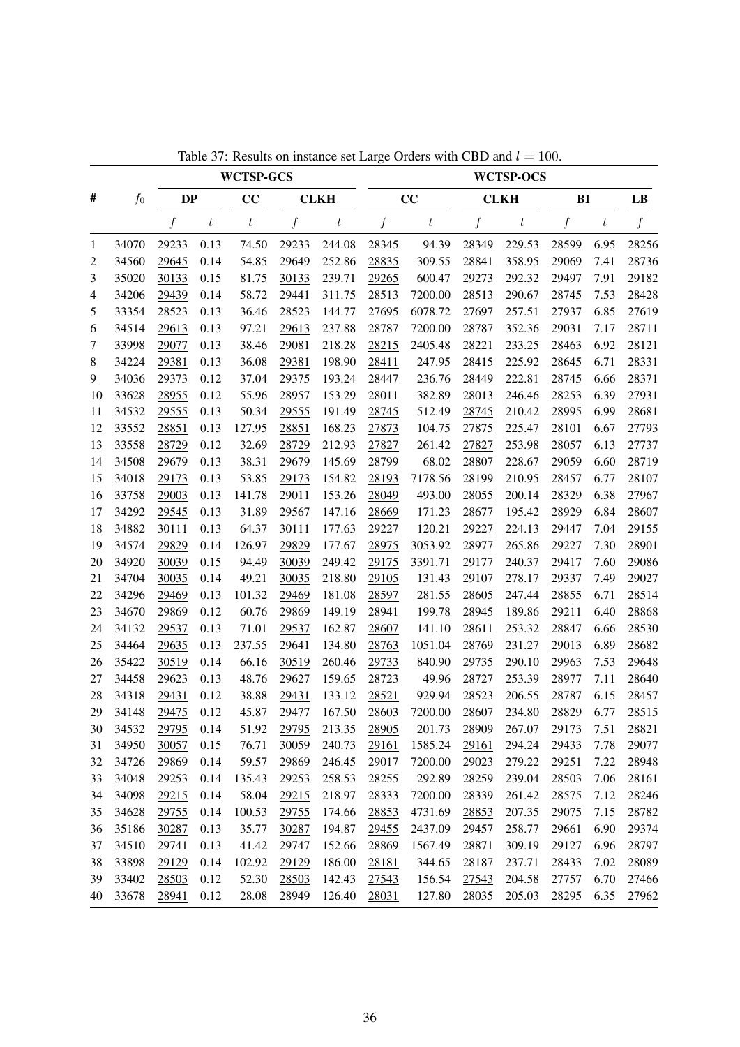Table 37: Results on instance set Large Orders with CBD and $l = 100$.

| # | $f_0$ | **WCTSP-GCS** | | | | | **WCTSP-OCS** | | | | | | |
|---|---|---|---|---|---|---|---|---|---|---|---|---|---|
| | | **DP** | | **CC** | **CLKH** | | **CC** | | **CLKH** | | **BI** | | **LB** |
| | | $f$ | $t$ | $t$ | $f$ | $t$ | $f$ | $t$ | $f$ | $t$ | $f$ | $t$ | $f$ |
| 1 | 34070 | 29233 | 0.13 | 74.50 | 29233 | 244.08 | 28345 | 94.39 | 28349 | 229.53 | 28599 | 6.95 | 28256 |
| 2 | 34560 | 29645 | 0.14 | 54.85 | 29649 | 252.86 | 28835 | 309.55 | 28841 | 358.95 | 29069 | 7.41 | 28736 |
| 3 | 35020 | 30133 | 0.15 | 81.75 | 30133 | 239.71 | 29265 | 600.47 | 29273 | 292.32 | 29497 | 7.91 | 29182 |
| 4 | 34206 | 29439 | 0.14 | 58.72 | 29441 | 311.75 | 28513 | 7200.00 | 28513 | 290.67 | 28745 | 7.53 | 28428 |
| 5 | 33354 | 28523 | 0.13 | 36.46 | 28523 | 144.77 | 27695 | 6078.72 | 27697 | 257.51 | 27937 | 6.85 | 27619 |
| 6 | 34514 | 29613 | 0.13 | 97.21 | 29613 | 237.88 | 28787 | 7200.00 | 28787 | 352.36 | 29031 | 7.17 | 28711 |
| 7 | 33998 | 29077 | 0.13 | 38.46 | 29081 | 218.28 | 28215 | 2405.48 | 28221 | 233.25 | 28463 | 6.92 | 28121 |
| 8 | 34224 | 29381 | 0.13 | 36.08 | 29381 | 198.90 | 28411 | 247.95 | 28415 | 225.92 | 28645 | 6.71 | 28331 |
| 9 | 34036 | 29373 | 0.12 | 37.04 | 29375 | 193.24 | 28447 | 236.76 | 28449 | 222.81 | 28745 | 6.66 | 28371 |
| 10 | 33628 | 28955 | 0.12 | 55.96 | 28957 | 153.29 | 28011 | 382.89 | 28013 | 246.46 | 28253 | 6.39 | 27931 |
| 11 | 34532 | 29555 | 0.13 | 50.34 | 29555 | 191.49 | 28745 | 512.49 | 28745 | 210.42 | 28995 | 6.99 | 28681 |
| 12 | 33552 | 28851 | 0.13 | 127.95 | 28851 | 168.23 | 27873 | 104.75 | 27875 | 225.47 | 28101 | 6.67 | 27793 |
| 13 | 33558 | 28729 | 0.12 | 32.69 | 28729 | 212.93 | 27827 | 261.42 | 27827 | 253.98 | 28057 | 6.13 | 27737 |
| 14 | 34508 | 29679 | 0.13 | 38.31 | 29679 | 145.69 | 28799 | 68.02 | 28807 | 228.67 | 29059 | 6.60 | 28719 |
| 15 | 34018 | 29173 | 0.13 | 53.85 | 29173 | 154.82 | 28193 | 7178.56 | 28199 | 210.95 | 28457 | 6.77 | 28107 |
| 16 | 33758 | 29003 | 0.13 | 141.78 | 29011 | 153.26 | 28049 | 493.00 | 28055 | 200.14 | 28329 | 6.38 | 27967 |
| 17 | 34292 | 29545 | 0.13 | 31.89 | 29567 | 147.16 | 28669 | 171.23 | 28677 | 195.42 | 28929 | 6.84 | 28607 |
| 18 | 34882 | 30111 | 0.13 | 64.37 | 30111 | 177.63 | 29227 | 120.21 | 29227 | 224.13 | 29447 | 7.04 | 29155 |
| 19 | 34574 | 29829 | 0.14 | 126.97 | 29829 | 177.67 | 28975 | 3053.92 | 28977 | 265.86 | 29227 | 7.30 | 28901 |
| 20 | 34920 | 30039 | 0.15 | 94.49 | 30039 | 249.42 | 29175 | 3391.71 | 29177 | 240.37 | 29417 | 7.60 | 29086 |
| 21 | 34704 | 30035 | 0.14 | 49.21 | 30035 | 218.80 | 29105 | 131.43 | 29107 | 278.17 | 29337 | 7.49 | 29027 |
| 22 | 34296 | 29469 | 0.13 | 101.32 | 29469 | 181.08 | 28597 | 281.55 | 28605 | 247.44 | 28855 | 6.71 | 28514 |
| 23 | 34670 | 29869 | 0.12 | 60.76 | 29869 | 149.19 | 28941 | 199.78 | 28945 | 189.86 | 29211 | 6.40 | 28868 |
| 24 | 34132 | 29537 | 0.13 | 71.01 | 29537 | 162.87 | 28607 | 141.10 | 28611 | 253.32 | 28847 | 6.66 | 28530 |
| 25 | 34464 | 29635 | 0.13 | 237.55 | 29641 | 134.80 | 28763 | 1051.04 | 28769 | 231.27 | 29013 | 6.89 | 28682 |
| 26 | 35422 | 30519 | 0.14 | 66.16 | 30519 | 260.46 | 29733 | 840.90 | 29735 | 290.10 | 29963 | 7.53 | 29648 |
| 27 | 34458 | 29623 | 0.13 | 48.76 | 29627 | 159.65 | 28723 | 49.96 | 28727 | 253.39 | 28977 | 7.11 | 28640 |
| 28 | 34318 | 29431 | 0.12 | 38.88 | 29431 | 133.12 | 28521 | 929.94 | 28523 | 206.55 | 28787 | 6.15 | 28457 |
| 29 | 34148 | 29475 | 0.12 | 45.87 | 29477 | 167.50 | 28603 | 7200.00 | 28607 | 234.80 | 28829 | 6.77 | 28515 |
| 30 | 34532 | 29795 | 0.14 | 51.92 | 29795 | 213.35 | 28905 | 201.73 | 28909 | 267.07 | 29173 | 7.51 | 28821 |
| 31 | 34950 | 30057 | 0.15 | 76.71 | 30059 | 240.73 | 29161 | 1585.24 | 29161 | 294.24 | 29433 | 7.78 | 29077 |
| 32 | 34726 | 29869 | 0.14 | 59.57 | 29869 | 246.45 | 29017 | 7200.00 | 29023 | 279.22 | 29251 | 7.22 | 28948 |
| 33 | 34048 | 29253 | 0.14 | 135.43 | 29253 | 258.53 | 28255 | 292.89 | 28259 | 239.04 | 28503 | 7.06 | 28161 |
| 34 | 34098 | 29215 | 0.14 | 58.04 | 29215 | 218.97 | 28333 | 7200.00 | 28339 | 261.42 | 28575 | 7.12 | 28246 |
| 35 | 34628 | 29755 | 0.14 | 100.53 | 29755 | 174.66 | 28853 | 4731.69 | 28853 | 207.35 | 29075 | 7.15 | 28782 |
| 36 | 35186 | 30287 | 0.13 | 35.77 | 30287 | 194.87 | 29455 | 2437.09 | 29457 | 258.77 | 29661 | 6.90 | 29374 |
| 37 | 34510 | 29741 | 0.13 | 41.42 | 29747 | 152.66 | 28869 | 1567.49 | 28871 | 309.19 | 29127 | 6.96 | 28797 |
| 38 | 33898 | 29129 | 0.14 | 102.92 | 29129 | 186.00 | 28181 | 344.65 | 28187 | 237.71 | 28433 | 7.02 | 28089 |
| 39 | 33402 | 28503 | 0.12 | 52.30 | 28503 | 142.43 | 27543 | 156.54 | 27543 | 204.58 | 27757 | 6.70 | 27466 |
| 40 | 33678 | 28941 | 0.12 | 28.08 | 28949 | 126.40 | 28031 | 127.80 | 28035 | 205.03 | 28295 | 6.35 | 27962 |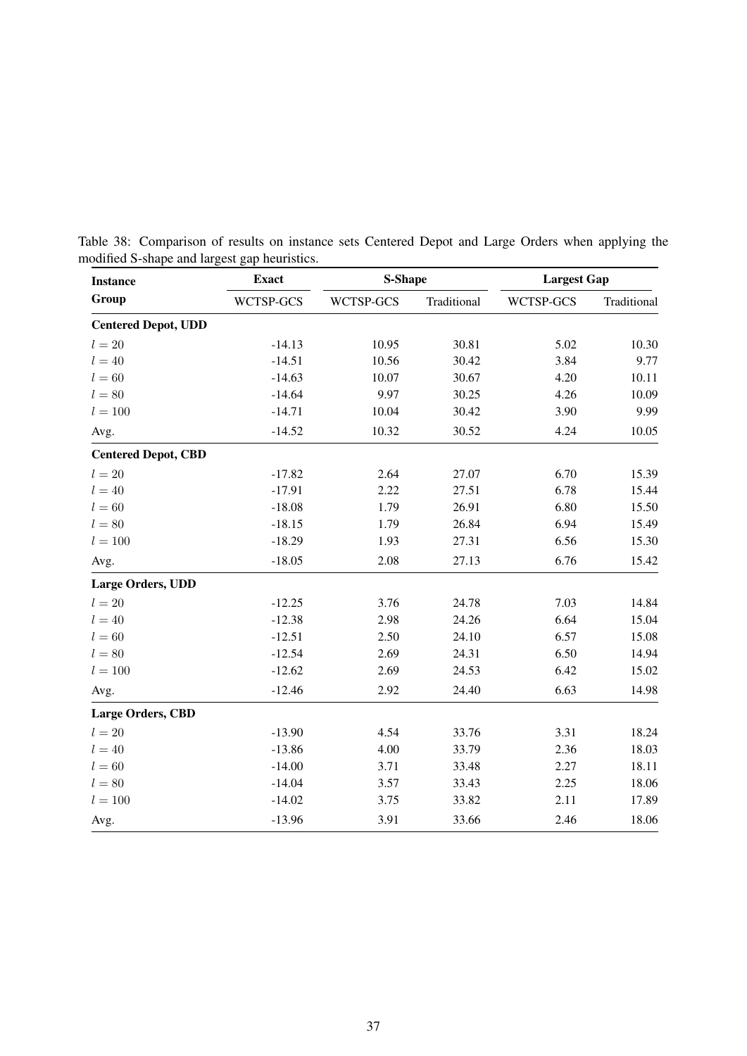Table 38: Comparison of results on instance sets Centered Depot and Large Orders when applying the modified S-shape and largest gap heuristics.

| Instance | Exact | S-Shape | | Largest Gap | |
|---|---|---|---|---|---|
| Group | WCTSP-GCS | WCTSP-GCS | Traditional | WCTSP-GCS | Traditional |
| **Centered Depot, UDD** | | | | | |
| $l = 20$ | -14.13 | 10.95 | 30.81 | 5.02 | 10.30 |
| $l = 40$ | -14.51 | 10.56 | 30.42 | 3.84 | 9.77 |
| $l = 60$ | -14.63 | 10.07 | 30.67 | 4.20 | 10.11 |
| $l = 80$ | -14.64 | 9.97 | 30.25 | 4.26 | 10.09 |
| $l = 100$ | -14.71 | 10.04 | 30.42 | 3.90 | 9.99 |
| Avg. | -14.52 | 10.32 | 30.52 | 4.24 | 10.05 |
| **Centered Depot, CBD** | | | | | |
| $l = 20$ | -17.82 | 2.64 | 27.07 | 6.70 | 15.39 |
| $l = 40$ | -17.91 | 2.22 | 27.51 | 6.78 | 15.44 |
| $l = 60$ | -18.08 | 1.79 | 26.91 | 6.80 | 15.50 |
| $l = 80$ | -18.15 | 1.79 | 26.84 | 6.94 | 15.49 |
| $l = 100$ | -18.29 | 1.93 | 27.31 | 6.56 | 15.30 |
| Avg. | -18.05 | 2.08 | 27.13 | 6.76 | 15.42 |
| **Large Orders, UDD** | | | | | |
| $l = 20$ | -12.25 | 3.76 | 24.78 | 7.03 | 14.84 |
| $l = 40$ | -12.38 | 2.98 | 24.26 | 6.64 | 15.04 |
| $l = 60$ | -12.51 | 2.50 | 24.10 | 6.57 | 15.08 |
| $l = 80$ | -12.54 | 2.69 | 24.31 | 6.50 | 14.94 |
| $l = 100$ | -12.62 | 2.69 | 24.53 | 6.42 | 15.02 |
| Avg. | -12.46 | 2.92 | 24.40 | 6.63 | 14.98 |
| **Large Orders, CBD** | | | | | |
| $l = 20$ | -13.90 | 4.54 | 33.76 | 3.31 | 18.24 |
| $l = 40$ | -13.86 | 4.00 | 33.79 | 2.36 | 18.03 |
| $l = 60$ | -14.00 | 3.71 | 33.48 | 2.27 | 18.11 |
| $l = 80$ | -14.04 | 3.57 | 33.43 | 2.25 | 18.06 |
| $l = 100$ | -14.02 | 3.75 | 33.82 | 2.11 | 17.89 |
| Avg. | -13.96 | 3.91 | 33.66 | 2.46 | 18.06 |